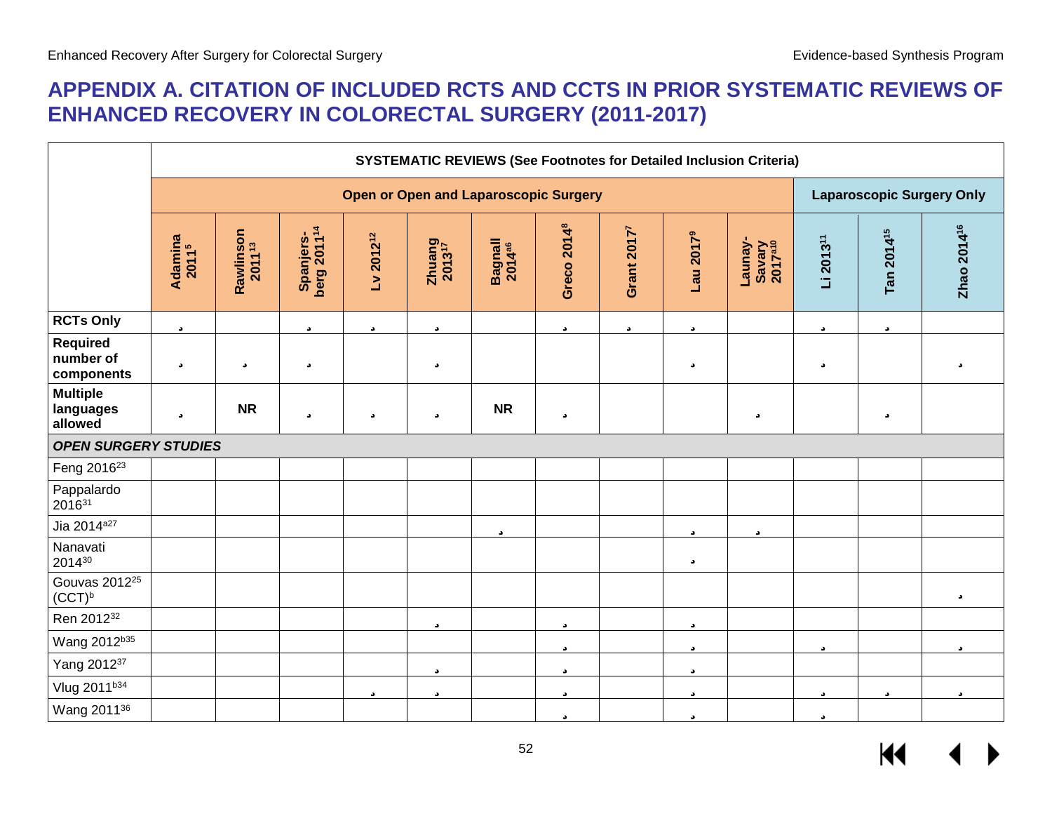# APPENDIX A. CITATION OF INCLUDED RCTS AND CCTS IN PRIOR SYSTEMATIC REVIEWS OF ENHANCED RECOVERY IN COLORECTAL SURGERY (2011-2017)

| | **SYSTEMATIC REVIEWS (See Footnotes for Detailed Inclusion Criteria)** | | | | | | | | | | | | |
|---|---|---|---|---|---|---|---|---|---|---|---|---|---|
| | **Open or Open and Laparoscopic Surgery** | | | | | | | | | | **Laparoscopic Surgery Only** | | |
| | **Adamina 2011[5]** | **Rawlinson 2011[13]** | **Spanjersberg 2011[14]** | **Lv 2012[12]** | **Zhuang 2013[17]** | **Bagnall 2014[a6]** | **Greco 2014[8]** | **Grant 2017[7]** | **Lau 2017[9]** | **Launay-Savary 2017[a10]** | **Li 2013[11]** | **Tan 2014[15]** | **Zhao 2014[16]** |
| **RCTs Only** | ✓ | | ✓ | ✓ | ✓ | | ✓ | ✓ | ✓ | | ✓ | ✓ | |
| **Required number of components** | ✓ | ✓ | ✓ | | ✓ | | | | ✓ | | ✓ | | ✓ |
| **Multiple languages allowed** | ✓ | **NR** | ✓ | ✓ | ✓ | **NR** | ✓ | | | ✓ | | ✓ | |
| ***OPEN SURGERY STUDIES*** | | | | | | | | | | | | | |
| Feng 2016[23] | | | | | | | | | | | | | |
| Pappalardo 2016[31] | | | | | | | | | | | | | |
| Jia 2014[a27] | | | | | | ✓ | | | ✓ | ✓ | | | |
| Nanavati 2014[30] | | | | | | | | | ✓ | | | | |
| Gouvas 2012[25] (CCT)[b] | | | | | | | | | | | | | ✓ |
| Ren 2012[32] | | | | | ✓ | | ✓ | | ✓ | | | | |
| Wang 2012[b35] | | | | | | | ✓ | | ✓ | | ✓ | | ✓ |
| Yang 2012[37] | | | | | ✓ | | ✓ | | ✓ | | | | |
| Vlug 2011[b34] | | | | ✓ | ✓ | | ✓ | | ✓ | | ✓ | ✓ | ✓ |
| Wang 2011[36] | | | | | | | ✓ | | ✓ | | ✓ | | |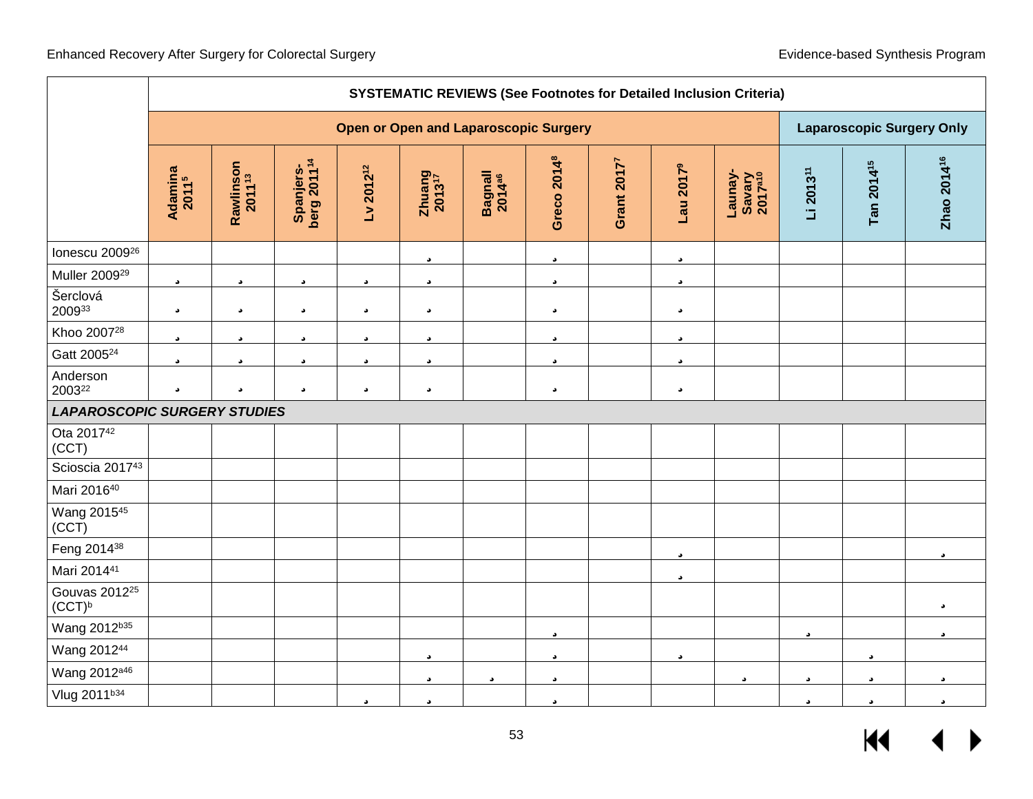| | SYSTEMATIC REVIEWS (See Footnotes for Detailed Inclusion Criteria) | | | | | | | | | | | | |
|---|---|---|---|---|---|---|---|---|---|---|---|---|---|
| | Open or Open and Laparoscopic Surgery | | | | | | | | | | Laparoscopic Surgery Only | | |
| | Adamina 2011[5] | Rawlinson 2011[13] | Spanjers-berg 2011[14] | Lv 2012[12] | Zhuang 2013[17] | Bagnall 2014[a6] | Greco 2014[8] | Grant 2017[7] | Lau 2017[9] | Launay-Savary 2017[a10] | Li 2013[11] | Tan 2014[15] | Zhao 2014[16] |
| Ionescu 2009[26] | | | | | ✓ | | ✓ | | ✓ | | | | |
| Muller 2009[29] | ✓ | ✓ | ✓ | ✓ | ✓ | | ✓ | | ✓ | | | | |
| Šerclová 2009[33] | ✓ | ✓ | ✓ | ✓ | ✓ | | ✓ | | ✓ | | | | |
| Khoo 2007[28] | ✓ | ✓ | ✓ | ✓ | ✓ | | ✓ | | ✓ | | | | |
| Gatt 2005[24] | ✓ | ✓ | ✓ | ✓ | ✓ | | ✓ | | ✓ | | | | |
| Anderson 2003[22] | ✓ | ✓ | ✓ | ✓ | ✓ | | ✓ | | ✓ | | | | |
| ***LAPAROSCOPIC SURGERY STUDIES*** | | | | | | | | | | | | | |
| Ota 2017[42] (CCT) | | | | | | | | | | | | | |
| Scioscia 2017[43] | | | | | | | | | | | | | |
| Mari 2016[40] | | | | | | | | | | | | | |
| Wang 2015[45] (CCT) | | | | | | | | | | | | | |
| Feng 2014[38] | | | | | | | | | ✓ | | | | ✓ |
| Mari 2014[41] | | | | | | | | | ✓ | | | | |
| Gouvas 2012[25] (CCT)[b] | | | | | | | | | | | | | ✓ |
| Wang 2012[b35] | | | | | | | ✓ | | | | ✓ | | ✓ |
| Wang 2012[44] | | | | | ✓ | | ✓ | | ✓ | | | ✓ | |
| Wang 2012[a46] | | | | | ✓ | ✓ | ✓ | | | ✓ | ✓ | ✓ | ✓ |
| Vlug 2011[b34] | | | | ✓ | ✓ | | ✓ | | | | ✓ | ✓ | ✓ |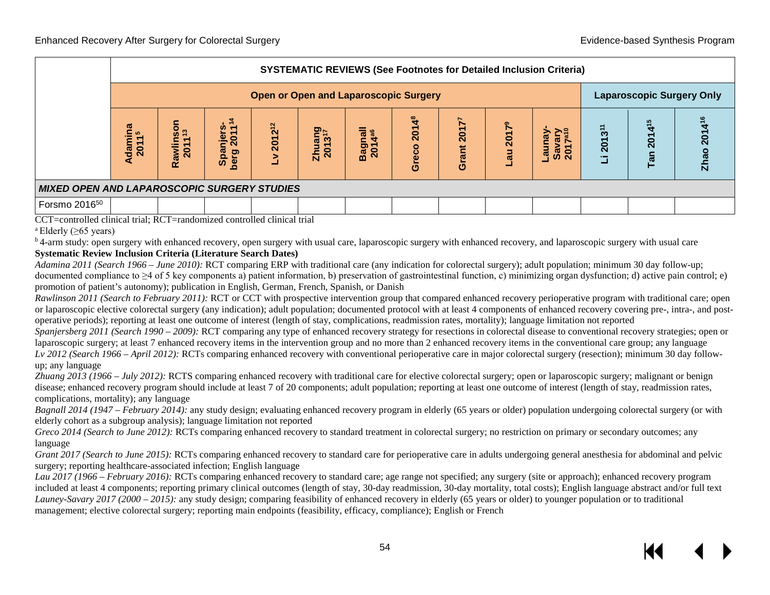| | SYSTEMATIC REVIEWS (See Footnotes for Detailed Inclusion Criteria) | | | | | | | | | | | | |
|---|---|---|---|---|---|---|---|---|---|---|---|---|---|
| | Open or Open and Laparoscopic Surgery | | | | | | | | | | Laparoscopic Surgery Only | | |
| | Adamina 2011[5] | Rawlinson 2011[13] | Spanjers-berg 2011[14] | Lv 2012[12] | Zhuang 2013[17] | Bagnall 2014[a6] | Greco 2014[8] | Grant 2017[7] | Lau 2017[9] | Launay-Savary 2017[a10] | Li 2013[11] | Tan 2014[15] | Zhao 2014[16] |
| ***MIXED OPEN AND LAPAROSCOPIC SURGERY STUDIES*** | | | | | | | | | | | | | |
| Forsmo 2016[50] | | | | | | | | | | | | | |

CCT=controlled clinical trial; RCT=randomized controlled clinical trial

[a] Elderly (≥65 years)

[b] 4-arm study: open surgery with enhanced recovery, open surgery with usual care, laparoscopic surgery with enhanced recovery, and laparoscopic surgery with usual care

**Systematic Review Inclusion Criteria (Literature Search Dates)**

*Adamina 2011 (Search 1966 – June 2010):* RCT comparing ERP with traditional care (any indication for colorectal surgery); adult population; minimum 30 day follow-up; documented compliance to ≥4 of 5 key components a) patient information, b) preservation of gastrointestinal function, c) minimizing organ dysfunction; d) active pain control; e) promotion of patient's autonomy); publication in English, German, French, Spanish, or Danish

*Rawlinson 2011 (Search to February 2011):* RCT or CCT with prospective intervention group that compared enhanced recovery perioperative program with traditional care; open or laparoscopic elective colorectal surgery (any indication); adult population; documented protocol with at least 4 components of enhanced recovery covering pre-, intra-, and post-operative periods); reporting at least one outcome of interest (length of stay, complications, readmission rates, mortality); language limitation not reported

*Spanjersberg 2011 (Search 1990 – 2009):* RCT comparing any type of enhanced recovery strategy for resections in colorectal disease to conventional recovery strategies; open or laparoscopic surgery; at least 7 enhanced recovery items in the intervention group and no more than 2 enhanced recovery items in the conventional care group; any language

*Lv 2012 (Search 1966 – April 2012):* RCTs comparing enhanced recovery with conventional perioperative care in major colorectal surgery (resection); minimum 30 day follow-up; any language

*Zhuang 2013 (1966 – July 2012):* RCTS comparing enhanced recovery with traditional care for elective colorectal surgery; open or laparoscopic surgery; malignant or benign disease; enhanced recovery program should include at least 7 of 20 components; adult population; reporting at least one outcome of interest (length of stay, readmission rates, complications, mortality); any language

*Bagnall 2014 (1947 – February 2014):* any study design; evaluating enhanced recovery program in elderly (65 years or older) population undergoing colorectal surgery (or with elderly cohort as a subgroup analysis); language limitation not reported

*Greco 2014 (Search to June 2012):* RCTs comparing enhanced recovery to standard treatment in colorectal surgery; no restriction on primary or secondary outcomes; any language

*Grant 2017 (Search to June 2015):* RCTs comparing enhanced recovery to standard care for perioperative care in adults undergoing general anesthesia for abdominal and pelvic surgery; reporting healthcare-associated infection; English language

*Lau 2017 (1966 – February 2016):* RCTs comparing enhanced recovery to standard care; age range not specified; any surgery (site or approach); enhanced recovery program included at least 4 components; reporting primary clinical outcomes (length of stay, 30-day readmission, 30-day mortality, total costs); English language abstract and/or full text

*Launey-Savary 2017 (2000 – 2015):* any study design; comparing feasibility of enhanced recovery in elderly (65 years or older) to younger population or to traditional management; elective colorectal surgery; reporting main endpoints (feasibility, efficacy, compliance); English or French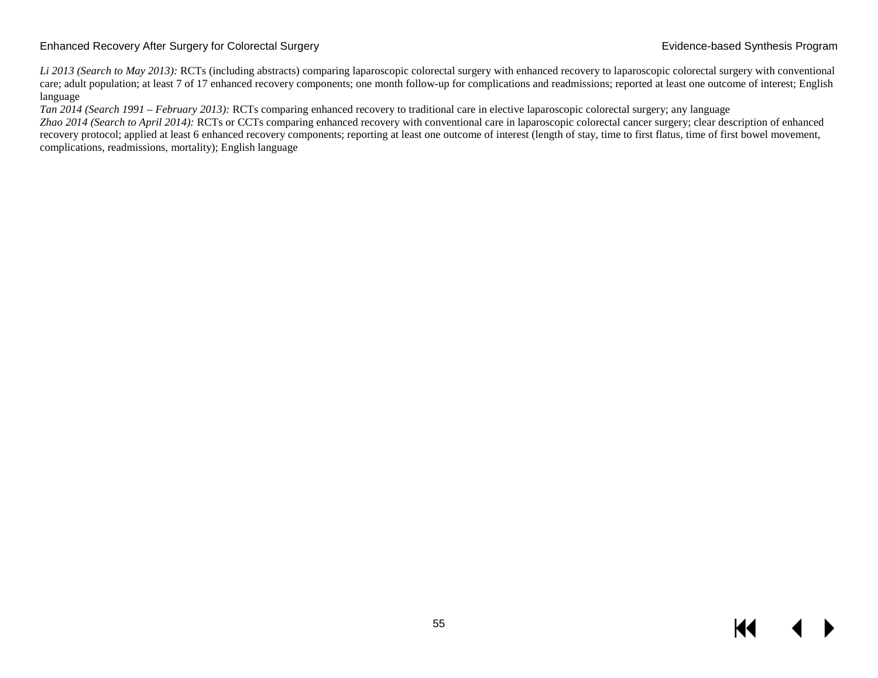*Li 2013 (Search to May 2013):* RCTs (including abstracts) comparing laparoscopic colorectal surgery with enhanced recovery to laparoscopic colorectal surgery with conventional care; adult population; at least 7 of 17 enhanced recovery components; one month follow-up for complications and readmissions; reported at least one outcome of interest; English language

*Tan 2014 (Search 1991 – February 2013):* RCTs comparing enhanced recovery to traditional care in elective laparoscopic colorectal surgery; any language

*Zhao 2014 (Search to April 2014):* RCTs or CCTs comparing enhanced recovery with conventional care in laparoscopic colorectal cancer surgery; clear description of enhanced recovery protocol; applied at least 6 enhanced recovery components; reporting at least one outcome of interest (length of stay, time to first flatus, time of first bowel movement, complications, readmissions, mortality); English language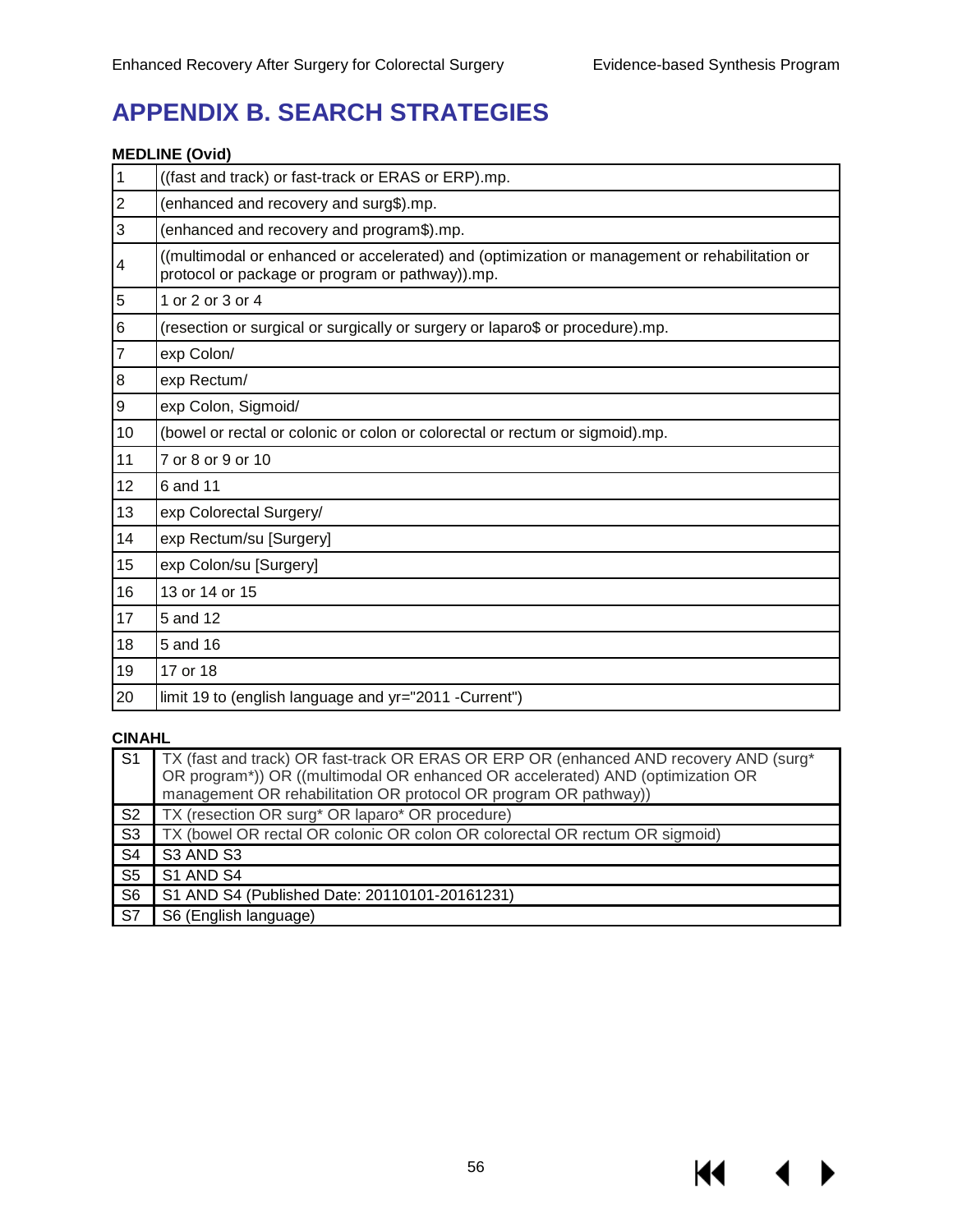# APPENDIX B. SEARCH STRATEGIES

**MEDLINE (Ovid)**

| | |
|---|---|
| 1 | ((fast and track) or fast-track or ERAS or ERP).mp. |
| 2 | (enhanced and recovery and surg$).mp. |
| 3 | (enhanced and recovery and program$).mp. |
| 4 | ((multimodal or enhanced or accelerated) and (optimization or management or rehabilitation or protocol or package or program or pathway)).mp. |
| 5 | 1 or 2 or 3 or 4 |
| 6 | (resection or surgical or surgically or surgery or laparo$ or procedure).mp. |
| 7 | exp Colon/ |
| 8 | exp Rectum/ |
| 9 | exp Colon, Sigmoid/ |
| 10 | (bowel or rectal or colonic or colon or colorectal or rectum or sigmoid).mp. |
| 11 | 7 or 8 or 9 or 10 |
| 12 | 6 and 11 |
| 13 | exp Colorectal Surgery/ |
| 14 | exp Rectum/su [Surgery] |
| 15 | exp Colon/su [Surgery] |
| 16 | 13 or 14 or 15 |
| 17 | 5 and 12 |
| 18 | 5 and 16 |
| 19 | 17 or 18 |
| 20 | limit 19 to (english language and yr="2011 -Current") |

**CINAHL**

| | |
|---|---|
| S1 | TX (fast and track) OR fast-track OR ERAS OR ERP OR (enhanced AND recovery AND (surg* OR program*)) OR ((multimodal OR enhanced OR accelerated) AND (optimization OR management OR rehabilitation OR protocol OR program OR pathway)) |
| S2 | TX (resection OR surg* OR laparo* OR procedure) |
| S3 | TX (bowel OR rectal OR colonic OR colon OR colorectal OR rectum OR sigmoid) |
| S4 | S3 AND S3 |
| S5 | S1 AND S4 |
| S6 | S1 AND S4 (Published Date: 20110101-20161231) |
| S7 | S6 (English language) |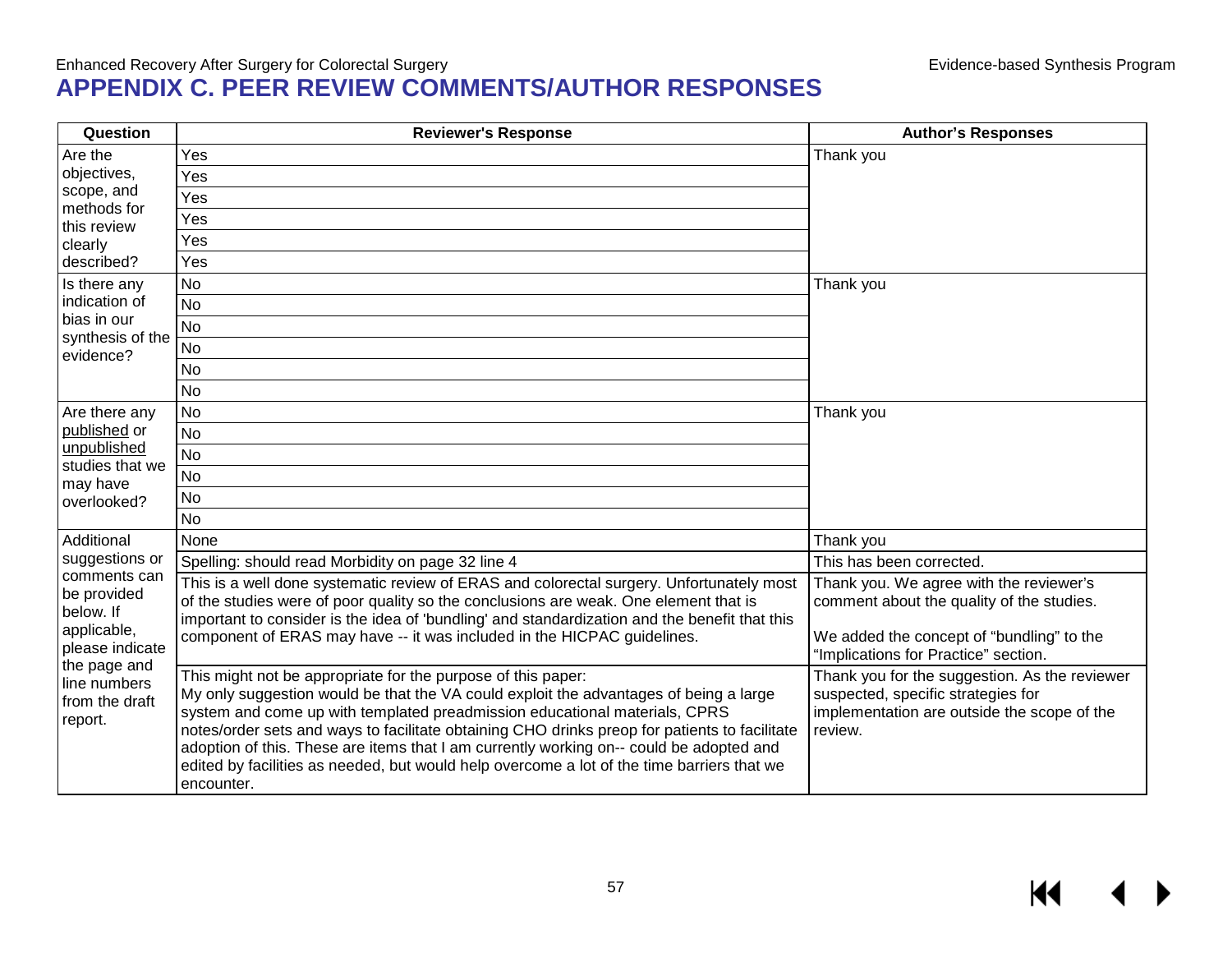# APPENDIX C. PEER REVIEW COMMENTS/AUTHOR RESPONSES

| Question | Reviewer's Response | Author's Responses |
|---|---|---|
| Are the objectives, scope, and methods for this review clearly described? | Yes | Thank you |
| | Yes | |
| | Yes | |
| | Yes | |
| | Yes | |
| | Yes | |
| Is there any indication of bias in our synthesis of the evidence? | No | Thank you |
| | No | |
| | No | |
| | No | |
| | No | |
| | No | |
| Are there any published or unpublished studies that we may have overlooked? | No | Thank you |
| | No | |
| | No | |
| | No | |
| | No | |
| | No | |
| Additional suggestions or comments can be provided below. If applicable, please indicate the page and line numbers from the draft report. | None | Thank you |
| | Spelling: should read Morbidity on page 32 line 4 | This has been corrected. |
| | This is a well done systematic review of ERAS and colorectal surgery. Unfortunately most of the studies were of poor quality so the conclusions are weak. One element that is important to consider is the idea of 'bundling' and standardization and the benefit that this component of ERAS may have -- it was included in the HICPAC guidelines. | Thank you. We agree with the reviewer's comment about the quality of the studies.<br><br>We added the concept of "bundling" to the "Implications for Practice" section. |
| | This might not be appropriate for the purpose of this paper:<br>My only suggestion would be that the VA could exploit the advantages of being a large system and come up with templated preadmission educational materials, CPRS notes/order sets and ways to facilitate obtaining CHO drinks preop for patients to facilitate adoption of this. These are items that I am currently working on-- could be adopted and edited by facilities as needed, but would help overcome a lot of the time barriers that we encounter. | Thank you for the suggestion. As the reviewer suspected, specific strategies for implementation are outside the scope of the review. |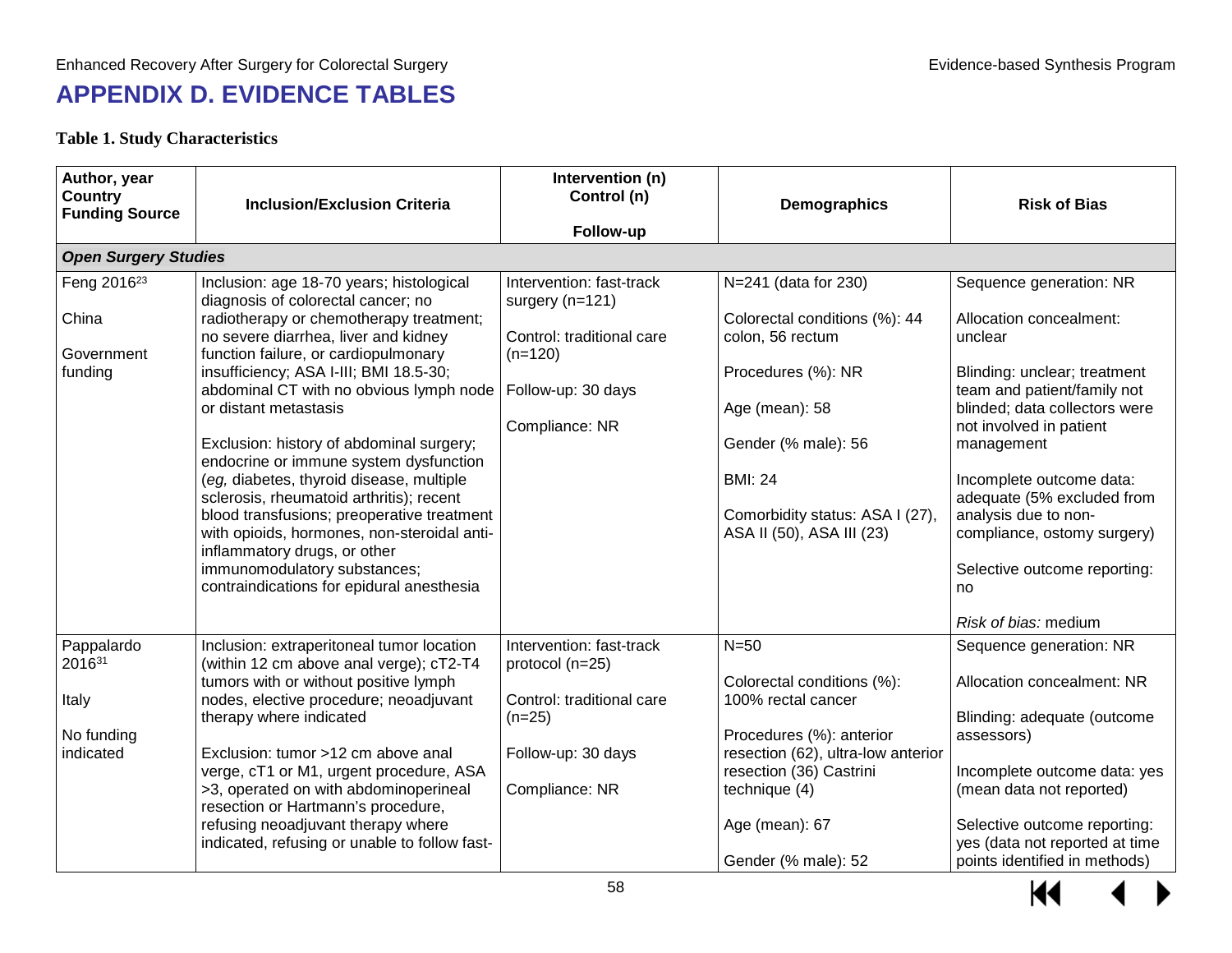# APPENDIX D. EVIDENCE TABLES

**Table 1. Study Characteristics**

| Author, year<br>Country<br>Funding Source | Inclusion/Exclusion Criteria | Intervention (n)<br>Control (n)<br><br>Follow-up | Demographics | Risk of Bias |
|---|---|---|---|---|
| ***Open Surgery Studies*** | | | | |
| Feng 2016[23]<br><br>China<br><br>Government funding | Inclusion: age 18-70 years; histological diagnosis of colorectal cancer; no radiotherapy or chemotherapy treatment; no severe diarrhea, liver and kidney function failure, or cardiopulmonary insufficiency; ASA I-III; BMI 18.5-30; abdominal CT with no obvious lymph node or distant metastasis<br><br>Exclusion: history of abdominal surgery; endocrine or immune system dysfunction (*eg,* diabetes, thyroid disease, multiple sclerosis, rheumatoid arthritis); recent blood transfusions; preoperative treatment with opioids, hormones, non-steroidal anti-inflammatory drugs, or other immunomodulatory substances; contraindications for epidural anesthesia | Intervention: fast-track surgery (n=121)<br><br>Control: traditional care (n=120)<br><br>Follow-up: 30 days<br><br>Compliance: NR | N=241 (data for 230)<br><br>Colorectal conditions (%): 44 colon, 56 rectum<br><br>Procedures (%): NR<br><br>Age (mean): 58<br><br>Gender (% male): 56<br><br>BMI: 24<br><br>Comorbidity status: ASA I (27), ASA II (50), ASA III (23) | Sequence generation: NR<br><br>Allocation concealment: unclear<br><br>Blinding: unclear; treatment team and patient/family not blinded; data collectors were not involved in patient management<br><br>Incomplete outcome data: adequate (5% excluded from analysis due to non-compliance, ostomy surgery)<br><br>Selective outcome reporting: no<br><br>*Risk of bias:* medium |
| Pappalardo 2016[31]<br><br>Italy<br><br>No funding indicated | Inclusion: extraperitoneal tumor location (within 12 cm above anal verge); cT2-T4 tumors with or without positive lymph nodes, elective procedure; neoadjuvant therapy where indicated<br><br>Exclusion: tumor >12 cm above anal verge, cT1 or M1, urgent procedure, ASA >3, operated on with abdominoperineal resection or Hartmann's procedure, refusing neoadjuvant therapy where indicated, refusing or unable to follow fast- | Intervention: fast-track protocol (n=25)<br><br>Control: traditional care (n=25)<br><br>Follow-up: 30 days<br><br>Compliance: NR | N=50<br><br>Colorectal conditions (%): 100% rectal cancer<br><br>Procedures (%): anterior resection (62), ultra-low anterior resection (36) Castrini technique (4)<br><br>Age (mean): 67<br><br>Gender (% male): 52 | Sequence generation: NR<br><br>Allocation concealment: NR<br><br>Blinding: adequate (outcome assessors)<br><br>Incomplete outcome data: yes (mean data not reported)<br><br>Selective outcome reporting: yes (data not reported at time points identified in methods) |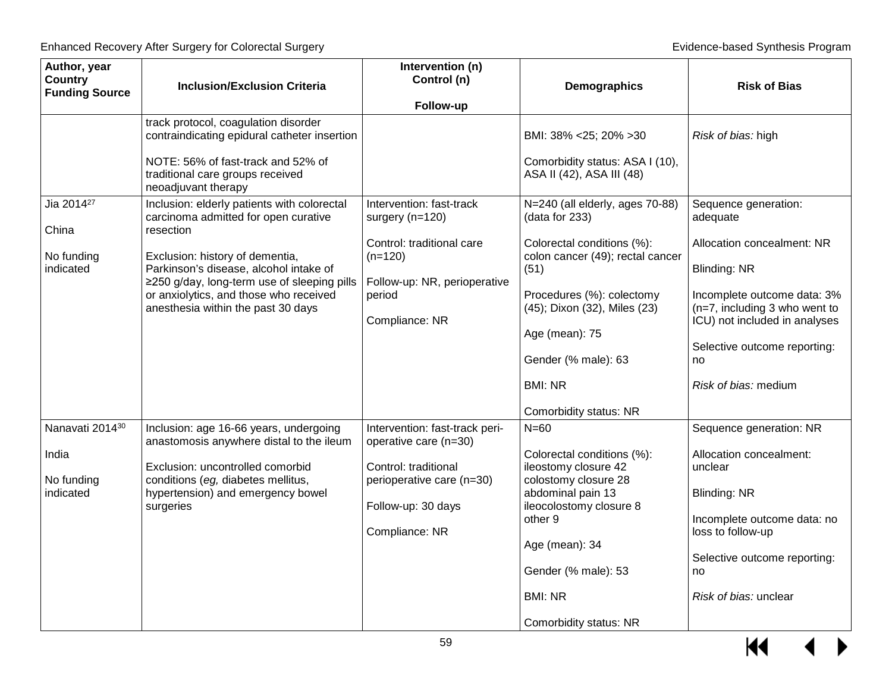| Author, year<br>Country<br>Funding Source | Inclusion/Exclusion Criteria | Intervention (n)<br>Control (n)<br><br>Follow-up | Demographics | Risk of Bias |
|---|---|---|---|---|
| | track protocol, coagulation disorder contraindicating epidural catheter insertion<br><br>NOTE: 56% of fast-track and 52% of traditional care groups received neoadjuvant therapy | | BMI: 38% <25; 20% >30<br><br>Comorbidity status: ASA I (10), ASA II (42), ASA III (48) | *Risk of bias:* high |
| Jia 2014[27]<br><br>China<br><br>No funding indicated | Inclusion: elderly patients with colorectal carcinoma admitted for open curative resection<br><br>Exclusion: history of dementia, Parkinson's disease, alcohol intake of ≥250 g/day, long-term use of sleeping pills or anxiolytics, and those who received anesthesia within the past 30 days | Intervention: fast-track surgery (n=120)<br><br>Control: traditional care (n=120)<br><br>Follow-up: NR, perioperative period<br><br>Compliance: NR | N=240 (all elderly, ages 70-88) (data for 233)<br><br>Colorectal conditions (%): colon cancer (49); rectal cancer (51)<br><br>Procedures (%): colectomy (45); Dixon (32), Miles (23)<br><br>Age (mean): 75<br><br>Gender (% male): 63<br><br>BMI: NR<br><br>Comorbidity status: NR | Sequence generation: adequate<br><br>Allocation concealment: NR<br><br>Blinding: NR<br><br>Incomplete outcome data: 3% (n=7, including 3 who went to ICU) not included in analyses<br><br>Selective outcome reporting: no<br><br>*Risk of bias:* medium |
| Nanavati 2014[30]<br><br>India<br><br>No funding indicated | Inclusion: age 16-66 years, undergoing anastomosis anywhere distal to the ileum<br><br>Exclusion: uncontrolled comorbid conditions (*eg,* diabetes mellitus, hypertension) and emergency bowel surgeries | Intervention: fast-track peri-operative care (n=30)<br><br>Control: traditional perioperative care (n=30)<br><br>Follow-up: 30 days<br><br>Compliance: NR | N=60<br><br>Colorectal conditions (%):<br>ileostomy closure 42<br>colostomy closure 28<br>abdominal pain 13<br>ileocolostomy closure 8<br>other 9<br><br>Age (mean): 34<br><br>Gender (% male): 53<br><br>BMI: NR<br><br>Comorbidity status: NR | Sequence generation: NR<br><br>Allocation concealment: unclear<br><br>Blinding: NR<br><br>Incomplete outcome data: no loss to follow-up<br><br>Selective outcome reporting: no<br><br>*Risk of bias:* unclear |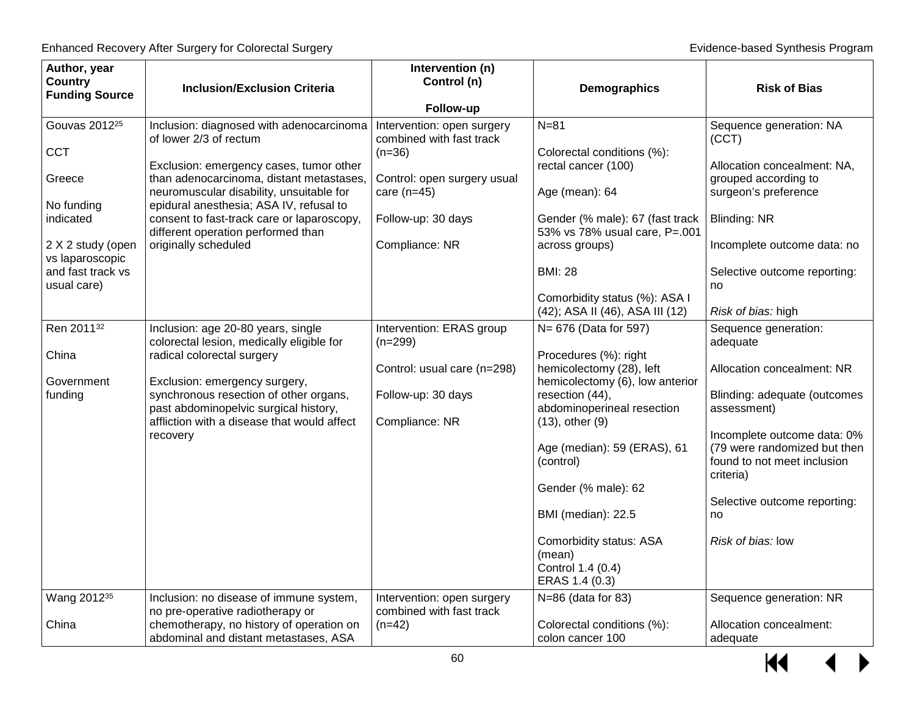| Author, year<br>Country<br>Funding Source | Inclusion/Exclusion Criteria | Intervention (n)<br>Control (n)<br><br>Follow-up | Demographics | Risk of Bias |
|---|---|---|---|---|
| Gouvas 2012[25]<br><br>CCT<br><br>Greece<br><br>No funding indicated<br><br>2 X 2 study (open vs laparoscopic and fast track vs usual care) | Inclusion: diagnosed with adenocarcinoma of lower 2/3 of rectum<br><br>Exclusion: emergency cases, tumor other than adenocarcinoma, distant metastases, neuromuscular disability, unsuitable for epidural anesthesia; ASA IV, refusal to consent to fast-track care or laparoscopy, different operation performed than originally scheduled | Intervention: open surgery combined with fast track (n=36)<br><br>Control: open surgery usual care (n=45)<br><br>Follow-up: 30 days<br><br>Compliance: NR | N=81<br><br>Colorectal conditions (%): rectal cancer (100)<br><br>Age (mean): 64<br><br>Gender (% male): 67 (fast track 53% vs 78% usual care, P=.001 across groups)<br><br>BMI: 28<br><br>Comorbidity status (%): ASA I (42); ASA II (46), ASA III (12) | Sequence generation: NA (CCT)<br><br>Allocation concealment: NA, grouped according to surgeon's preference<br><br>Blinding: NR<br><br>Incomplete outcome data: no<br><br>Selective outcome reporting: no<br><br>*Risk of bias:* high |
| Ren 2011[32]<br><br>China<br><br>Government funding | Inclusion: age 20-80 years, single colorectal lesion, medically eligible for radical colorectal surgery<br><br>Exclusion: emergency surgery, synchronous resection of other organs, past abdominopelvic surgical history, affliction with a disease that would affect recovery | Intervention: ERAS group (n=299)<br><br>Control: usual care (n=298)<br><br>Follow-up: 30 days<br><br>Compliance: NR | N= 676 (Data for 597)<br><br>Procedures (%): right hemicolectomy (28), left hemicolectomy (6), low anterior resection (44), abdominoperineal resection (13), other (9)<br><br>Age (median): 59 (ERAS), 61 (control)<br><br>Gender (% male): 62<br><br>BMI (median): 22.5<br><br>Comorbidity status: ASA (mean)<br>Control 1.4 (0.4)<br>ERAS 1.4 (0.3) | Sequence generation: adequate<br><br>Allocation concealment: NR<br><br>Blinding: adequate (outcomes assessment)<br><br>Incomplete outcome data: 0% (79 were randomized but then found to not meet inclusion criteria)<br><br>Selective outcome reporting: no<br><br>*Risk of bias:* low |
| Wang 2012[35]<br><br>China | Inclusion: no disease of immune system, no pre-operative radiotherapy or chemotherapy, no history of operation on abdominal and distant metastases, ASA | Intervention: open surgery combined with fast track (n=42) | N=86 (data for 83)<br><br>Colorectal conditions (%): colon cancer 100 | Sequence generation: NR<br><br>Allocation concealment: adequate |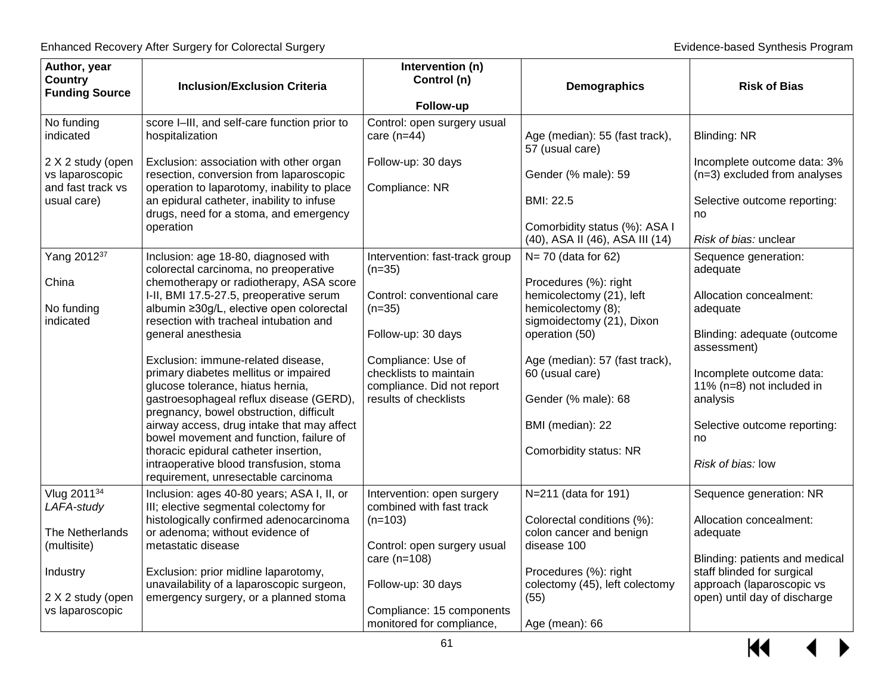| Author, year Country Funding Source | Inclusion/Exclusion Criteria | Intervention (n) Control (n) Follow-up | Demographics | Risk of Bias |
|---|---|---|---|---|
| No funding indicated<br><br>2 X 2 study (open vs laparoscopic and fast track vs usual care) | score I–III, and self-care function prior to hospitalization<br><br>Exclusion: association with other organ resection, conversion from laparoscopic operation to laparotomy, inability to place an epidural catheter, inability to infuse drugs, need for a stoma, and emergency operation | Control: open surgery usual care (n=44)<br><br>Follow-up: 30 days<br><br>Compliance: NR | Age (median): 55 (fast track), 57 (usual care)<br><br>Gender (% male): 59<br><br>BMI: 22.5<br><br>Comorbidity status (%): ASA I (40), ASA II (46), ASA III (14) | Blinding: NR<br><br>Incomplete outcome data: 3% (n=3) excluded from analyses<br><br>Selective outcome reporting: no<br><br>*Risk of bias:* unclear |
| Yang 2012[37]<br><br>China<br><br>No funding indicated | Inclusion: age 18-80, diagnosed with colorectal carcinoma, no preoperative chemotherapy or radiotherapy, ASA score I-II, BMI 17.5-27.5, preoperative serum albumin ≥30g/L, elective open colorectal resection with tracheal intubation and general anesthesia<br><br>Exclusion: immune-related disease, primary diabetes mellitus or impaired glucose tolerance, hiatus hernia, gastroesophageal reflux disease (GERD), pregnancy, bowel obstruction, difficult airway access, drug intake that may affect bowel movement and function, failure of thoracic epidural catheter insertion, intraoperative blood transfusion, stoma requirement, unresectable carcinoma | Intervention: fast-track group (n=35)<br><br>Control: conventional care (n=35)<br><br>Follow-up: 30 days<br><br>Compliance: Use of checklists to maintain compliance. Did not report results of checklists | N= 70 (data for 62)<br><br>Procedures (%): right hemicolectomy (21), left hemicolectomy (8); sigmoidectomy (21), Dixon operation (50)<br><br>Age (median): 57 (fast track), 60 (usual care)<br><br>Gender (% male): 68<br><br>BMI (median): 22<br><br>Comorbidity status: NR | Sequence generation: adequate<br><br>Allocation concealment: adequate<br><br>Blinding: adequate (outcome assessment)<br><br>Incomplete outcome data: 11% (n=8) not included in analysis<br><br>Selective outcome reporting: no<br><br>*Risk of bias:* low |
| Vlug 2011[34]<br>*LAFA-study*<br><br>The Netherlands (multisite)<br><br>Industry<br><br>2 X 2 study (open vs laparoscopic | Inclusion: ages 40-80 years; ASA I, II, or III; elective segmental colectomy for histologically confirmed adenocarcinoma or adenoma; without evidence of metastatic disease<br><br>Exclusion: prior midline laparotomy, unavailability of a laparoscopic surgeon, emergency surgery, or a planned stoma | Intervention: open surgery combined with fast track (n=103)<br><br>Control: open surgery usual care (n=108)<br><br>Follow-up: 30 days<br><br>Compliance: 15 components monitored for compliance, | N=211 (data for 191)<br><br>Colorectal conditions (%): colon cancer and benign disease 100<br><br>Procedures (%): right colectomy (45), left colectomy (55)<br><br>Age (mean): 66 | Sequence generation: NR<br><br>Allocation concealment: adequate<br><br>Blinding: patients and medical staff blinded for surgical approach (laparoscopic vs open) until day of discharge |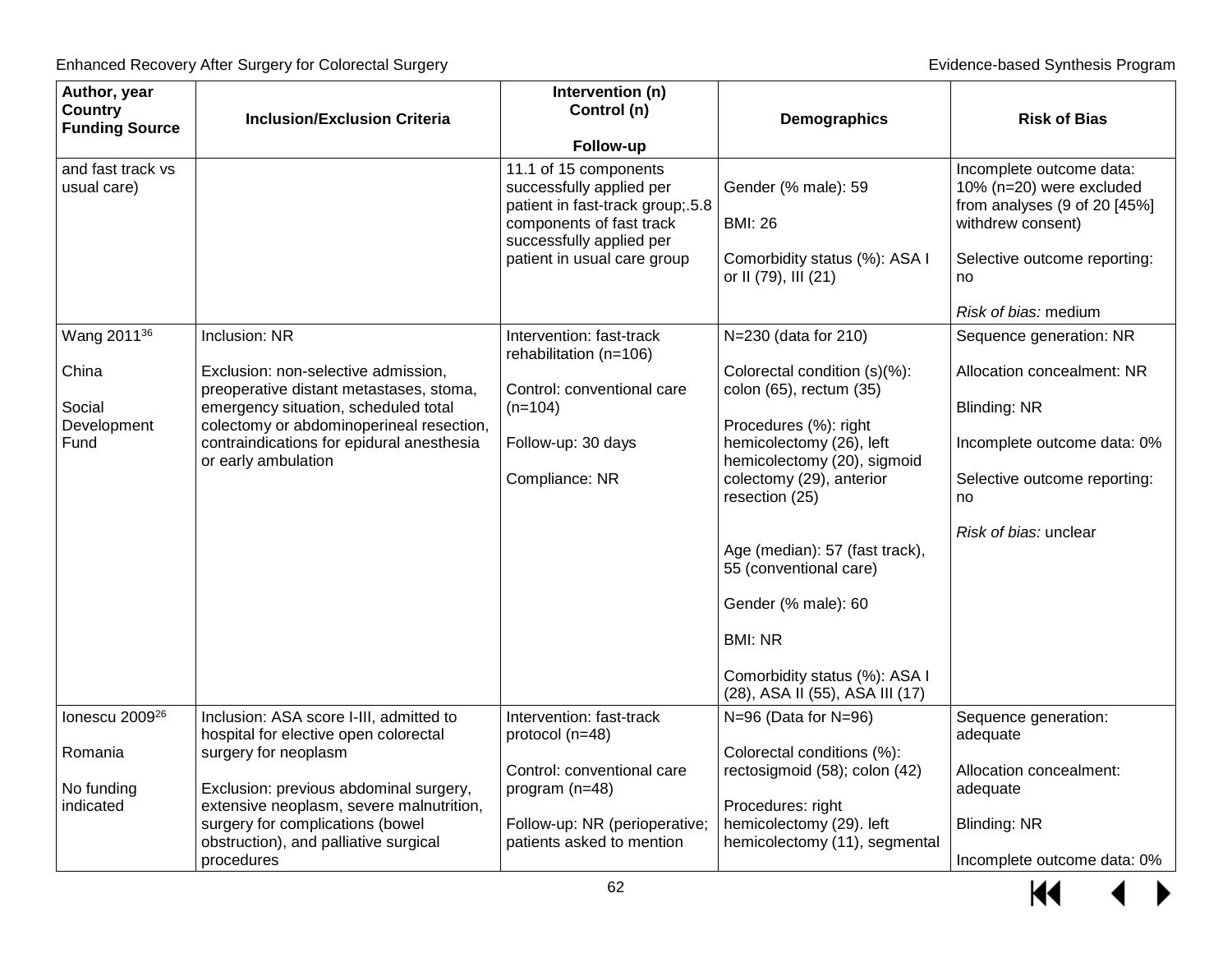| Author, year<br>Country<br>Funding Source | Inclusion/Exclusion Criteria | Intervention (n)<br>Control (n)<br><br>Follow-up | Demographics | Risk of Bias |
|---|---|---|---|---|
| and fast track vs usual care) | | 11.1 of 15 components successfully applied per patient in fast-track group;.5.8 components of fast track successfully applied per patient in usual care group | Gender (% male): 59<br><br>BMI: 26<br><br>Comorbidity status (%): ASA I or II (79), III (21) | Incomplete outcome data: 10% (n=20) were excluded from analyses (9 of 20 [45%] withdrew consent)<br><br>Selective outcome reporting: no<br><br>*Risk of bias:* medium |
| Wang 2011[36]<br><br>China<br><br>Social Development Fund | Inclusion: NR<br><br>Exclusion: non-selective admission, preoperative distant metastases, stoma, emergency situation, scheduled total colectomy or abdominoperineal resection, contraindications for epidural anesthesia or early ambulation | Intervention: fast-track rehabilitation (n=106)<br><br>Control: conventional care (n=104)<br><br>Follow-up: 30 days<br><br>Compliance: NR | N=230 (data for 210)<br><br>Colorectal condition (s)(%): colon (65), rectum (35)<br><br>Procedures (%): right hemicolectomy (26), left hemicolectomy (20), sigmoid colectomy (29), anterior resection (25)<br><br>Age (median): 57 (fast track), 55 (conventional care)<br><br>Gender (% male): 60<br><br>BMI: NR<br><br>Comorbidity status (%): ASA I (28), ASA II (55), ASA III (17) | Sequence generation: NR<br><br>Allocation concealment: NR<br><br>Blinding: NR<br><br>Incomplete outcome data: 0%<br><br>Selective outcome reporting: no<br><br>*Risk of bias:* unclear |
| Ionescu 2009[26]<br><br>Romania<br><br>No funding indicated | Inclusion: ASA score I-III, admitted to hospital for elective open colorectal surgery for neoplasm<br><br>Exclusion: previous abdominal surgery, extensive neoplasm, severe malnutrition, surgery for complications (bowel obstruction), and palliative surgical procedures | Intervention: fast-track protocol (n=48)<br><br>Control: conventional care program (n=48)<br><br>Follow-up: NR (perioperative; patients asked to mention | N=96 (Data for N=96)<br><br>Colorectal conditions (%): rectosigmoid (58); colon (42)<br><br>Procedures: right hemicolectomy (29). left hemicolectomy (11), segmental | Sequence generation: adequate<br><br>Allocation concealment: adequate<br><br>Blinding: NR<br><br>Incomplete outcome data: 0% |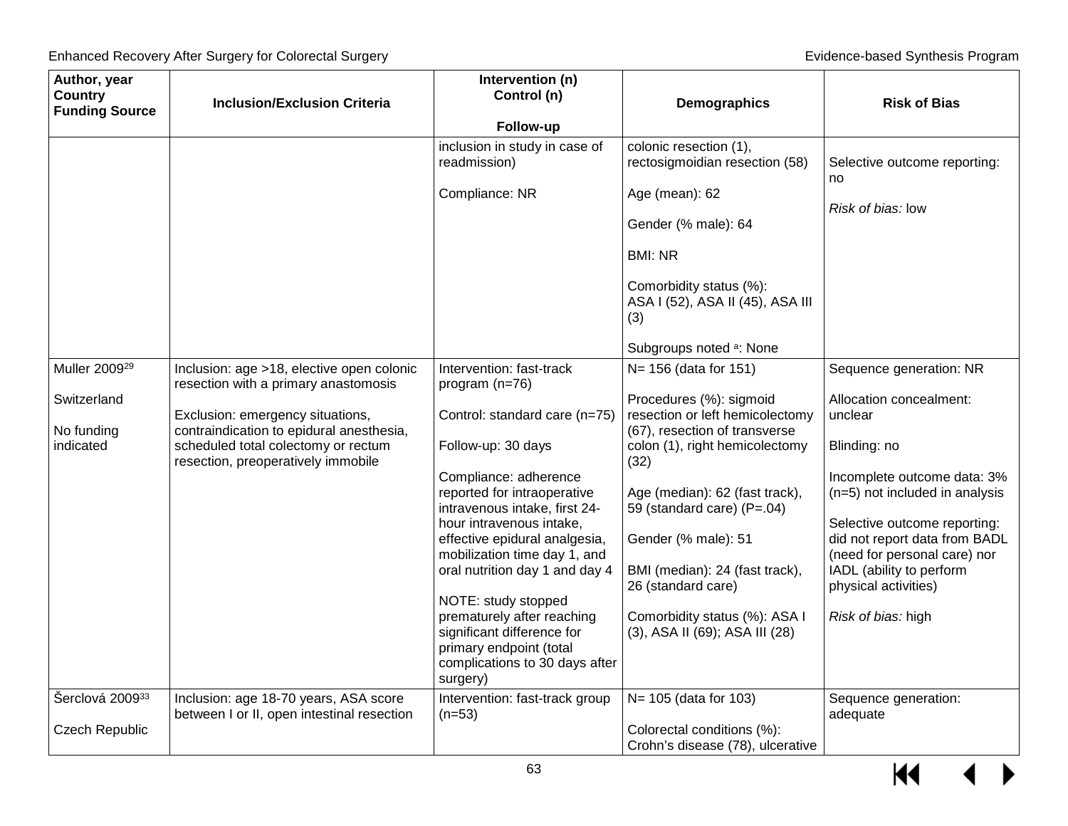| Author, year<br>Country<br>Funding Source | Inclusion/Exclusion Criteria | Intervention (n)<br>Control (n)<br><br>Follow-up | Demographics | Risk of Bias |
|---|---|---|---|---|
| | | inclusion in study in case of readmission)<br><br>Compliance: NR | colonic resection (1), rectosigmoidian resection (58)<br><br>Age (mean): 62<br><br>Gender (% male): 64<br><br>BMI: NR<br><br>Comorbidity status (%): ASA I (52), ASA II (45), ASA III (3)<br><br>Subgroups noted [a]: None | Selective outcome reporting: no<br><br>*Risk of bias:* low |
| Muller 2009[29]<br><br>Switzerland<br><br>No funding indicated | Inclusion: age >18, elective open colonic resection with a primary anastomosis<br><br>Exclusion: emergency situations, contraindication to epidural anesthesia, scheduled total colectomy or rectum resection, preoperatively immobile | Intervention: fast-track program (n=76)<br><br>Control: standard care (n=75)<br><br>Follow-up: 30 days<br><br>Compliance: adherence reported for intraoperative intravenous intake, first 24-hour intravenous intake, effective epidural analgesia, mobilization time day 1, and oral nutrition day 1 and day 4<br><br>NOTE: study stopped prematurely after reaching significant difference for primary endpoint (total complications to 30 days after surgery) | N= 156 (data for 151)<br><br>Procedures (%): sigmoid resection or left hemicolectomy (67), resection of transverse colon (1), right hemicolectomy (32)<br><br>Age (median): 62 (fast track), 59 (standard care) (P=.04)<br><br>Gender (% male): 51<br><br>BMI (median): 24 (fast track), 26 (standard care)<br><br>Comorbidity status (%): ASA I (3), ASA II (69); ASA III (28) | Sequence generation: NR<br><br>Allocation concealment: unclear<br><br>Blinding: no<br><br>Incomplete outcome data: 3% (n=5) not included in analysis<br><br>Selective outcome reporting: did not report data from BADL (need for personal care) nor IADL (ability to perform physical activities)<br><br>*Risk of bias:* high |
| Šerclová 2009[33]<br><br>Czech Republic | Inclusion: age 18-70 years, ASA score between I or II, open intestinal resection | Intervention: fast-track group (n=53) | N= 105 (data for 103)<br><br>Colorectal conditions (%): Crohn's disease (78), ulcerative | Sequence generation: adequate |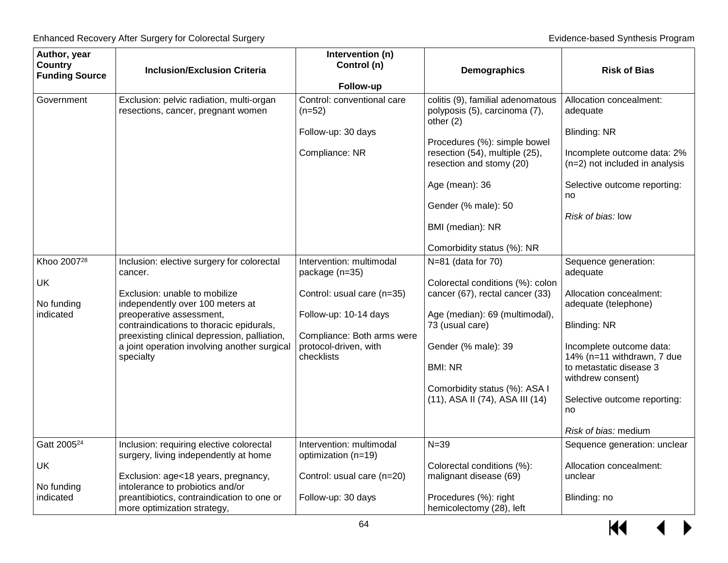| Author, year<br>Country<br>Funding Source | Inclusion/Exclusion Criteria | Intervention (n)<br>Control (n)<br><br>Follow-up | Demographics | Risk of Bias |
|---|---|---|---|---|
| Government | Exclusion: pelvic radiation, multi-organ resections, cancer, pregnant women | Control: conventional care (n=52)<br><br>Follow-up: 30 days<br><br>Compliance: NR | colitis (9), familial adenomatous polyposis (5), carcinoma (7), other (2)<br><br>Procedures (%): simple bowel resection (54), multiple (25), resection and stomy (20)<br><br>Age (mean): 36<br><br>Gender (% male): 50<br><br>BMI (median): NR<br><br>Comorbidity status (%): NR | Allocation concealment: adequate<br><br>Blinding: NR<br><br>Incomplete outcome data: 2% (n=2) not included in analysis<br><br>Selective outcome reporting: no<br><br>*Risk of bias:* low |
| Khoo 2007[28]<br><br>UK<br><br>No funding indicated | Inclusion: elective surgery for colorectal cancer.<br><br>Exclusion: unable to mobilize independently over 100 meters at preoperative assessment, contraindications to thoracic epidurals, preexisting clinical depression, palliation, a joint operation involving another surgical specialty | Intervention: multimodal package (n=35)<br><br>Control: usual care (n=35)<br><br>Follow-up: 10-14 days<br><br>Compliance: Both arms were protocol-driven, with checklists | N=81 (data for 70)<br><br>Colorectal conditions (%): colon cancer (67), rectal cancer (33)<br><br>Age (median): 69 (multimodal), 73 (usual care)<br><br>Gender (% male): 39<br><br>BMI: NR<br><br>Comorbidity status (%): ASA I (11), ASA II (74), ASA III (14) | Sequence generation: adequate<br><br>Allocation concealment: adequate (telephone)<br><br>Blinding: NR<br><br>Incomplete outcome data: 14% (n=11 withdrawn, 7 due to metastatic disease 3 withdrew consent)<br><br>Selective outcome reporting: no<br><br>*Risk of bias:* medium |
| Gatt 2005[24]<br><br>UK<br><br>No funding indicated | Inclusion: requiring elective colorectal surgery, living independently at home<br><br>Exclusion: age<18 years, pregnancy, intolerance to probiotics and/or preantibiotics, contraindication to one or more optimization strategy, | Intervention: multimodal optimization (n=19)<br><br>Control: usual care (n=20)<br><br>Follow-up: 30 days | N=39<br><br>Colorectal conditions (%): malignant disease (69)<br><br>Procedures (%): right hemicolectomy (28), left | Sequence generation: unclear<br><br>Allocation concealment: unclear<br><br>Blinding: no |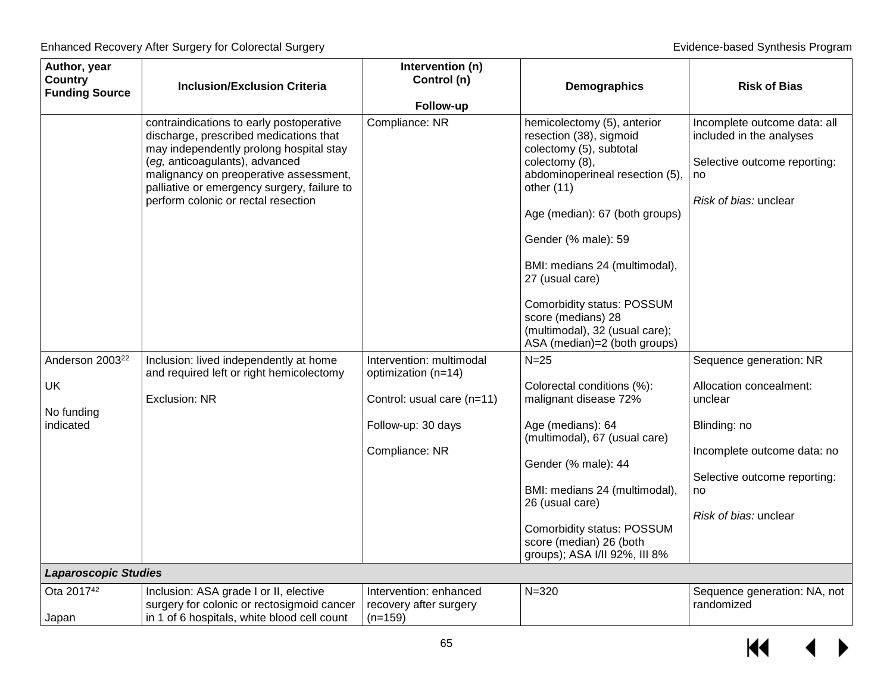| Author, year Country Funding Source | Inclusion/Exclusion Criteria | Intervention (n) Control (n) Follow-up | Demographics | Risk of Bias |
|---|---|---|---|---|
| | contraindications to early postoperative discharge, prescribed medications that may independently prolong hospital stay (*eg,* anticoagulants), advanced malignancy on preoperative assessment, palliative or emergency surgery, failure to perform colonic or rectal resection | Compliance: NR | hemicolectomy (5), anterior resection (38), sigmoid colectomy (5), subtotal colectomy (8), abdominoperineal resection (5), other (11)<br><br>Age (median): 67 (both groups)<br><br>Gender (% male): 59<br><br>BMI: medians 24 (multimodal), 27 (usual care)<br><br>Comorbidity status: POSSUM score (medians) 28 (multimodal), 32 (usual care); ASA (median)=2 (both groups) | Incomplete outcome data: all included in the analyses<br><br>Selective outcome reporting: no<br><br>*Risk of bias:* unclear |
| Anderson 2003[22]<br><br>UK<br><br>No funding indicated | Inclusion: lived independently at home and required left or right hemicolectomy<br><br>Exclusion: NR | Intervention: multimodal optimization (n=14)<br><br>Control: usual care (n=11)<br><br>Follow-up: 30 days<br><br>Compliance: NR | N=25<br><br>Colorectal conditions (%): malignant disease 72%<br><br>Age (medians): 64 (multimodal), 67 (usual care)<br><br>Gender (% male): 44<br><br>BMI: medians 24 (multimodal), 26 (usual care)<br><br>Comorbidity status: POSSUM score (median) 26 (both groups); ASA I/II 92%, III 8% | Sequence generation: NR<br><br>Allocation concealment: unclear<br><br>Blinding: no<br><br>Incomplete outcome data: no<br><br>Selective outcome reporting: no<br><br>*Risk of bias:* unclear |
| ***Laparoscopic Studies*** | | | | |
| Ota 2017[42]<br><br>Japan | Inclusion: ASA grade I or II, elective surgery for colonic or rectosigmoid cancer in 1 of 6 hospitals, white blood cell count | Intervention: enhanced recovery after surgery (n=159) | N=320 | Sequence generation: NA, not randomized |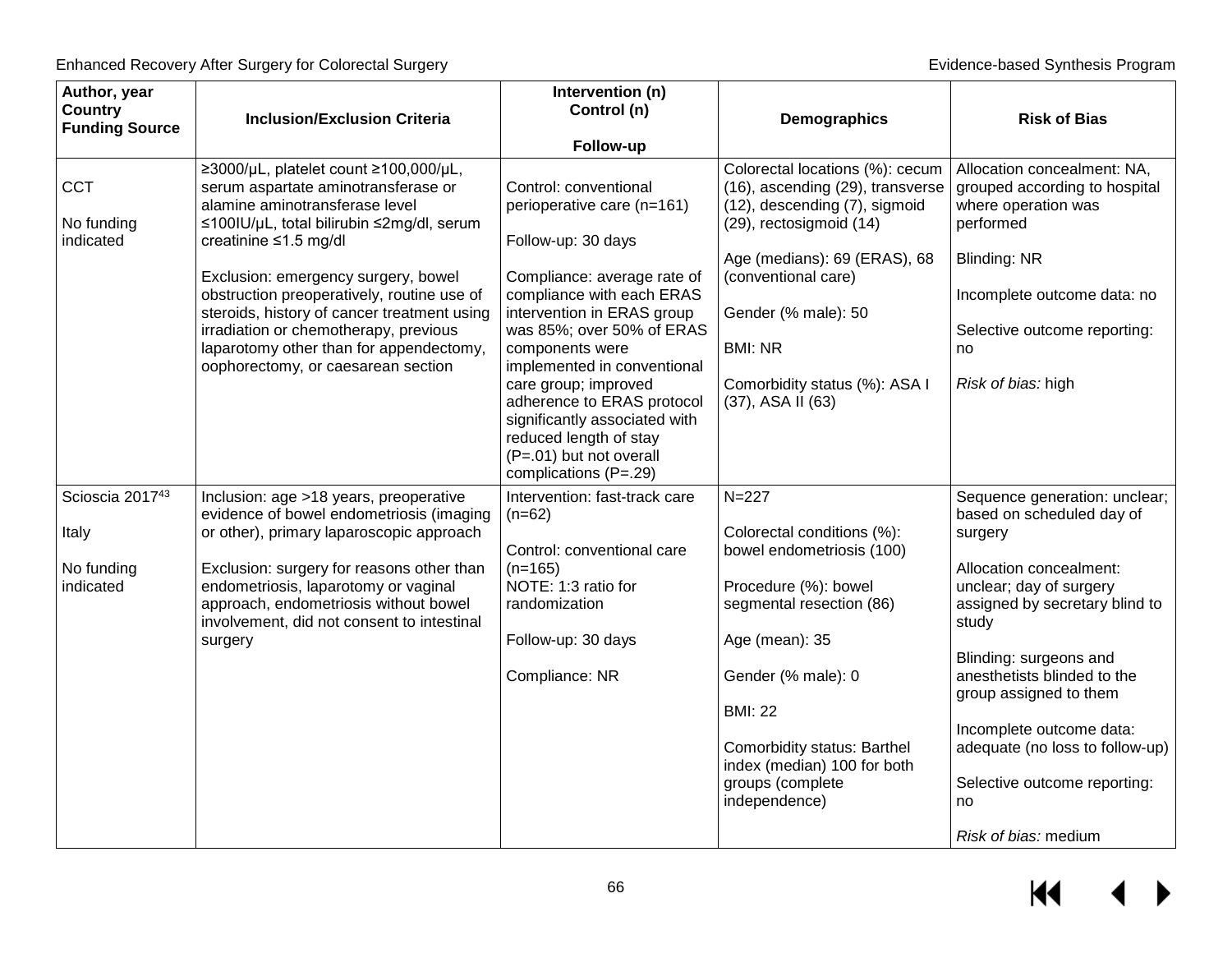| Author, year<br>Country<br>Funding Source | Inclusion/Exclusion Criteria | Intervention (n)<br>Control (n)<br><br>Follow-up | Demographics | Risk of Bias |
|---|---|---|---|---|
| CCT<br><br>No funding indicated | ≥3000/μL, platelet count ≥100,000/μL, serum aspartate aminotransferase or alamine aminotransferase level ≤100IU/μL, total bilirubin ≤2mg/dl, serum creatinine ≤1.5 mg/dl<br><br>Exclusion: emergency surgery, bowel obstruction preoperatively, routine use of steroids, history of cancer treatment using irradiation or chemotherapy, previous laparotomy other than for appendectomy, oophorectomy, or caesarean section | Control: conventional perioperative care (n=161)<br><br>Follow-up: 30 days<br><br>Compliance: average rate of compliance with each ERAS intervention in ERAS group was 85%; over 50% of ERAS components were implemented in conventional care group; improved adherence to ERAS protocol significantly associated with reduced length of stay (P=.01) but not overall complications (P=.29) | Colorectal locations (%): cecum (16), ascending (29), transverse (12), descending (7), sigmoid (29), rectosigmoid (14)<br><br>Age (medians): 69 (ERAS), 68 (conventional care)<br><br>Gender (% male): 50<br><br>BMI: NR<br><br>Comorbidity status (%): ASA I (37), ASA II (63) | Allocation concealment: NA, grouped according to hospital where operation was performed<br><br>Blinding: NR<br><br>Incomplete outcome data: no<br><br>Selective outcome reporting: no<br><br>*Risk of bias:* high |
| Scioscia 2017[43]<br><br>Italy<br><br>No funding indicated | Inclusion: age >18 years, preoperative evidence of bowel endometriosis (imaging or other), primary laparoscopic approach<br><br>Exclusion: surgery for reasons other than endometriosis, laparotomy or vaginal approach, endometriosis without bowel involvement, did not consent to intestinal surgery | Intervention: fast-track care (n=62)<br><br>Control: conventional care (n=165)<br>NOTE: 1:3 ratio for randomization<br><br>Follow-up: 30 days<br><br>Compliance: NR | N=227<br><br>Colorectal conditions (%): bowel endometriosis (100)<br><br>Procedure (%): bowel segmental resection (86)<br><br>Age (mean): 35<br><br>Gender (% male): 0<br><br>BMI: 22<br><br>Comorbidity status: Barthel index (median) 100 for both groups (complete independence) | Sequence generation: unclear; based on scheduled day of surgery<br><br>Allocation concealment: unclear; day of surgery assigned by secretary blind to study<br><br>Blinding: surgeons and anesthetists blinded to the group assigned to them<br><br>Incomplete outcome data: adequate (no loss to follow-up)<br><br>Selective outcome reporting: no<br><br>*Risk of bias:* medium |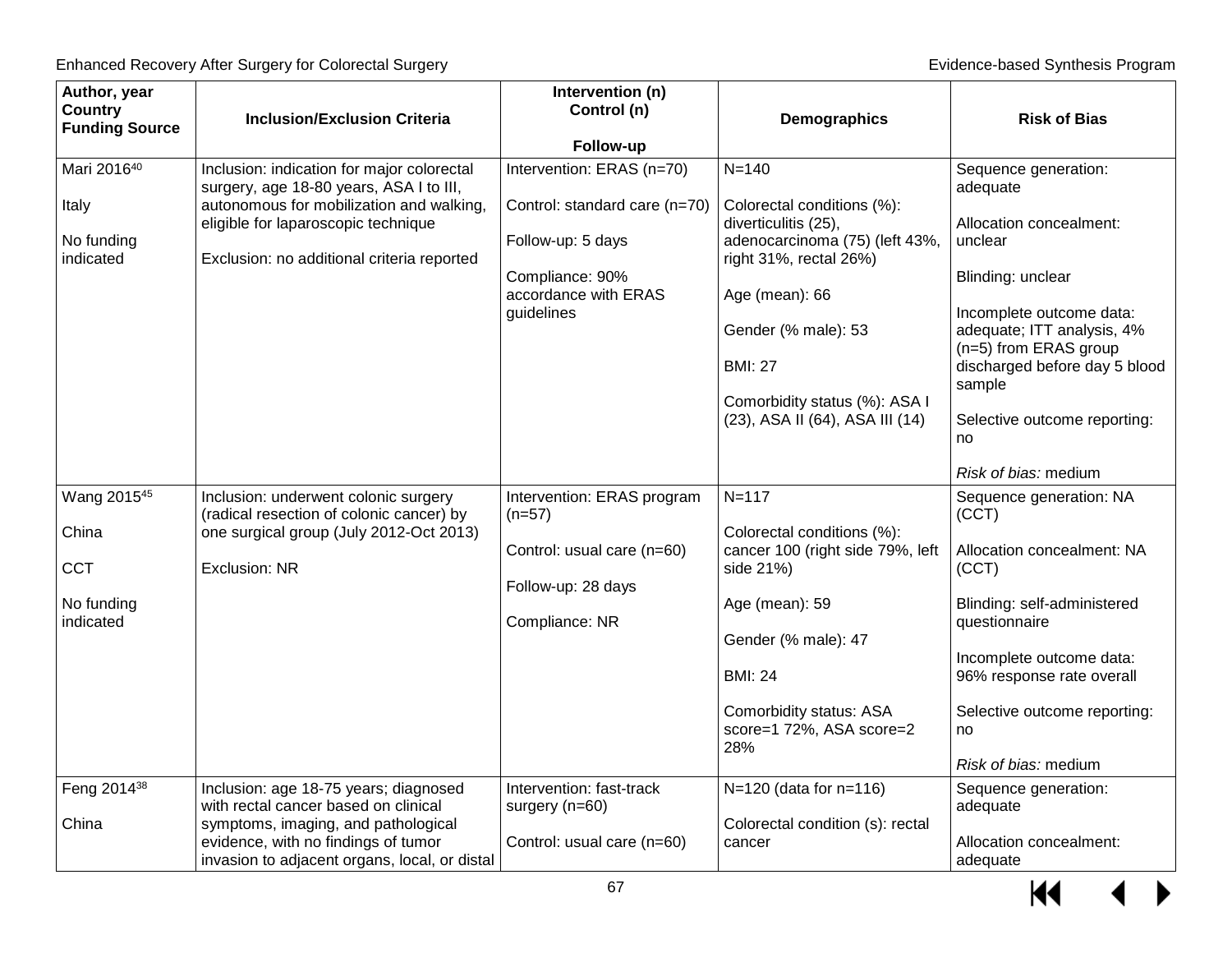| Author, year<br>Country<br>Funding Source | Inclusion/Exclusion Criteria | Intervention (n)<br>Control (n)<br><br>Follow-up | Demographics | Risk of Bias |
|---|---|---|---|---|
| Mari 2016[40]<br><br>Italy<br><br>No funding indicated | Inclusion: indication for major colorectal surgery, age 18-80 years, ASA I to III, autonomous for mobilization and walking, eligible for laparoscopic technique<br><br>Exclusion: no additional criteria reported | Intervention: ERAS (n=70)<br><br>Control: standard care (n=70)<br><br>Follow-up: 5 days<br><br>Compliance: 90% accordance with ERAS guidelines | N=140<br><br>Colorectal conditions (%): diverticulitis (25), adenocarcinoma (75) (left 43%, right 31%, rectal 26%)<br><br>Age (mean): 66<br><br>Gender (% male): 53<br><br>BMI: 27<br><br>Comorbidity status (%): ASA I (23), ASA II (64), ASA III (14) | Sequence generation: adequate<br><br>Allocation concealment: unclear<br><br>Blinding: unclear<br><br>Incomplete outcome data: adequate; ITT analysis, 4% (n=5) from ERAS group discharged before day 5 blood sample<br><br>Selective outcome reporting: no<br><br>*Risk of bias:* medium |
| Wang 2015[45]<br><br>China<br><br>CCT<br><br>No funding indicated | Inclusion: underwent colonic surgery (radical resection of colonic cancer) by one surgical group (July 2012-Oct 2013)<br><br>Exclusion: NR | Intervention: ERAS program (n=57)<br><br>Control: usual care (n=60)<br><br>Follow-up: 28 days<br><br>Compliance: NR | N=117<br><br>Colorectal conditions (%): cancer 100 (right side 79%, left side 21%)<br><br>Age (mean): 59<br><br>Gender (% male): 47<br><br>BMI: 24<br><br>Comorbidity status: ASA score=1 72%, ASA score=2 28% | Sequence generation: NA (CCT)<br><br>Allocation concealment: NA (CCT)<br><br>Blinding: self-administered questionnaire<br><br>Incomplete outcome data: 96% response rate overall<br><br>Selective outcome reporting: no<br><br>*Risk of bias:* medium |
| Feng 2014[38]<br><br>China | Inclusion: age 18-75 years; diagnosed with rectal cancer based on clinical symptoms, imaging, and pathological evidence, with no findings of tumor invasion to adjacent organs, local, or distal | Intervention: fast-track surgery (n=60)<br><br>Control: usual care (n=60) | N=120 (data for n=116)<br><br>Colorectal condition (s): rectal cancer | Sequence generation: adequate<br><br>Allocation concealment: adequate |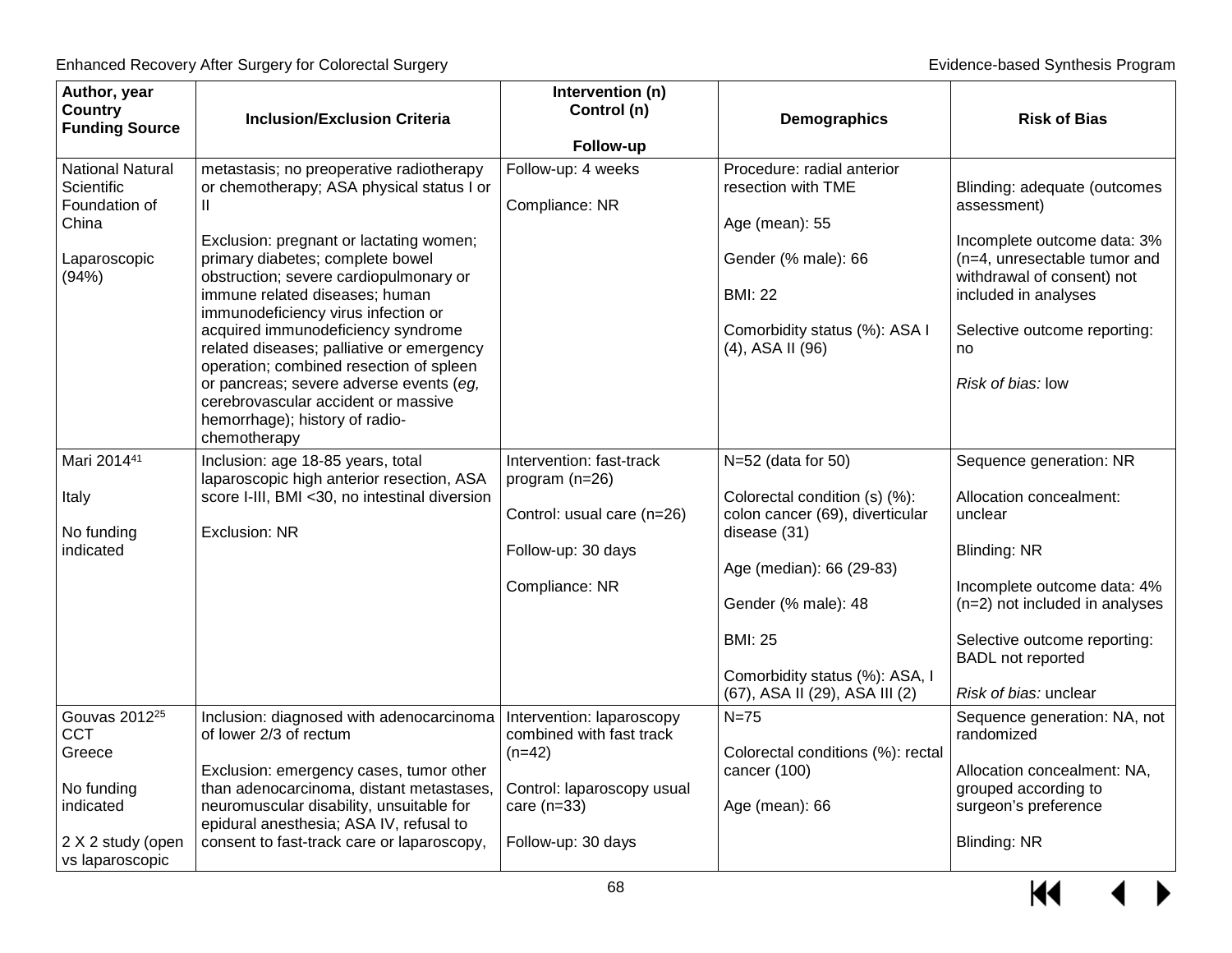| Author, year<br>Country<br>Funding Source | Inclusion/Exclusion Criteria | Intervention (n)<br>Control (n)<br><br>Follow-up | Demographics | Risk of Bias |
|---|---|---|---|---|
| National Natural Scientific Foundation of China<br><br>Laparoscopic (94%) | metastasis; no preoperative radiotherapy or chemotherapy; ASA physical status I or II<br><br>Exclusion: pregnant or lactating women; primary diabetes; complete bowel obstruction; severe cardiopulmonary or immune related diseases; human immunodeficiency virus infection or acquired immunodeficiency syndrome related diseases; palliative or emergency operation; combined resection of spleen or pancreas; severe adverse events (*eg,* cerebrovascular accident or massive hemorrhage); history of radio-chemotherapy | Follow-up: 4 weeks<br><br>Compliance: NR | Procedure: radial anterior resection with TME<br><br>Age (mean): 55<br><br>Gender (% male): 66<br><br>BMI: 22<br><br>Comorbidity status (%): ASA I (4), ASA II (96) | Blinding: adequate (outcomes assessment)<br><br>Incomplete outcome data: 3% (n=4, unresectable tumor and withdrawal of consent) not included in analyses<br><br>Selective outcome reporting: no<br><br>*Risk of bias:* low |
| Mari 2014[41]<br><br>Italy<br><br>No funding indicated | Inclusion: age 18-85 years, total laparoscopic high anterior resection, ASA score I-III, BMI <30, no intestinal diversion<br><br>Exclusion: NR | Intervention: fast-track program (n=26)<br><br>Control: usual care (n=26)<br><br>Follow-up: 30 days<br><br>Compliance: NR | N=52 (data for 50)<br><br>Colorectal condition (s) (%): colon cancer (69), diverticular disease (31)<br><br>Age (median): 66 (29-83)<br><br>Gender (% male): 48<br><br>BMI: 25<br><br>Comorbidity status (%): ASA, I (67), ASA II (29), ASA III (2) | Sequence generation: NR<br><br>Allocation concealment: unclear<br><br>Blinding: NR<br><br>Incomplete outcome data: 4% (n=2) not included in analyses<br><br>Selective outcome reporting: BADL not reported<br><br>*Risk of bias:* unclear |
| Gouvas 2012[25]<br>CCT<br>Greece<br><br>No funding indicated<br><br>2 X 2 study (open vs laparoscopic | Inclusion: diagnosed with adenocarcinoma of lower 2/3 of rectum<br><br>Exclusion: emergency cases, tumor other than adenocarcinoma, distant metastases, neuromuscular disability, unsuitable for epidural anesthesia; ASA IV, refusal to consent to fast-track care or laparoscopy, | Intervention: laparoscopy combined with fast track (n=42)<br><br>Control: laparoscopy usual care (n=33)<br><br>Follow-up: 30 days | N=75<br><br>Colorectal conditions (%): rectal cancer (100)<br><br>Age (mean): 66 | Sequence generation: NA, not randomized<br><br>Allocation concealment: NA, grouped according to surgeon's preference<br><br>Blinding: NR |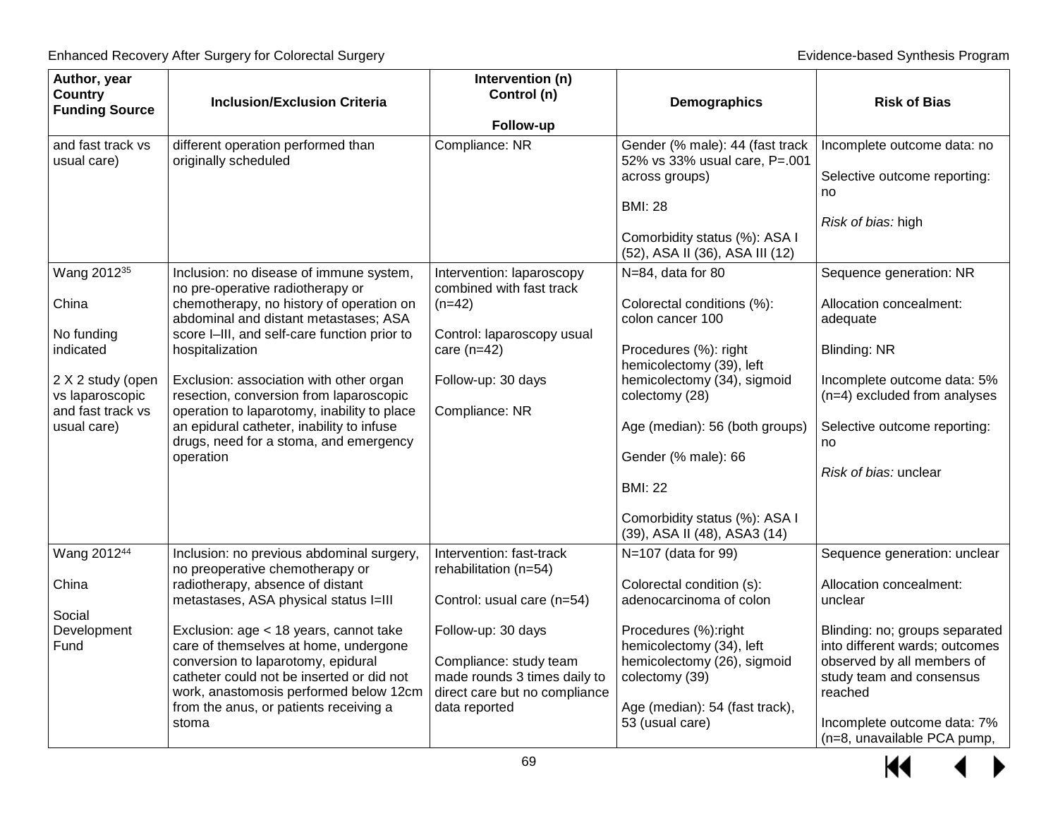| Author, year Country Funding Source | Inclusion/Exclusion Criteria | Intervention (n) Control (n) Follow-up | Demographics | Risk of Bias |
|---|---|---|---|---|
| and fast track vs usual care) | different operation performed than originally scheduled | Compliance: NR | Gender (% male): 44 (fast track 52% vs 33% usual care, P=.001 across groups)<br><br>BMI: 28<br><br>Comorbidity status (%): ASA I (52), ASA II (36), ASA III (12) | Incomplete outcome data: no<br><br>Selective outcome reporting: no<br><br>*Risk of bias:* high |
| Wang 2012[35]<br><br>China<br><br>No funding indicated<br><br>2 X 2 study (open vs laparoscopic and fast track vs usual care) | Inclusion: no disease of immune system, no pre-operative radiotherapy or chemotherapy, no history of operation on abdominal and distant metastases; ASA score I–III, and self-care function prior to hospitalization<br><br>Exclusion: association with other organ resection, conversion from laparoscopic operation to laparotomy, inability to place an epidural catheter, inability to infuse drugs, need for a stoma, and emergency operation | Intervention: laparoscopy combined with fast track (n=42)<br><br>Control: laparoscopy usual care (n=42)<br><br>Follow-up: 30 days<br><br>Compliance: NR | N=84, data for 80<br><br>Colorectal conditions (%): colon cancer 100<br><br>Procedures (%): right hemicolectomy (39), left hemicolectomy (34), sigmoid colectomy (28)<br><br>Age (median): 56 (both groups)<br><br>Gender (% male): 66<br><br>BMI: 22<br><br>Comorbidity status (%): ASA I (39), ASA II (48), ASA3 (14) | Sequence generation: NR<br><br>Allocation concealment: adequate<br><br>Blinding: NR<br><br>Incomplete outcome data: 5% (n=4) excluded from analyses<br><br>Selective outcome reporting: no<br><br>*Risk of bias:* unclear |
| Wang 2012[44]<br><br>China<br><br>Social Development Fund | Inclusion: no previous abdominal surgery, no preoperative chemotherapy or radiotherapy, absence of distant metastases, ASA physical status I=III<br><br>Exclusion: age < 18 years, cannot take care of themselves at home, undergone conversion to laparotomy, epidural catheter could not be inserted or did not work, anastomosis performed below 12cm from the anus, or patients receiving a stoma | Intervention: fast-track rehabilitation (n=54)<br><br>Control: usual care (n=54)<br><br>Follow-up: 30 days<br><br>Compliance: study team made rounds 3 times daily to direct care but no compliance data reported | N=107 (data for 99)<br><br>Colorectal condition (s): adenocarcinoma of colon<br><br>Procedures (%):right hemicolectomy (34), left hemicolectomy (26), sigmoid colectomy (39)<br><br>Age (median): 54 (fast track), 53 (usual care) | Sequence generation: unclear<br><br>Allocation concealment: unclear<br><br>Blinding: no; groups separated into different wards; outcomes observed by all members of study team and consensus reached<br><br>Incomplete outcome data: 7% (n=8, unavailable PCA pump, |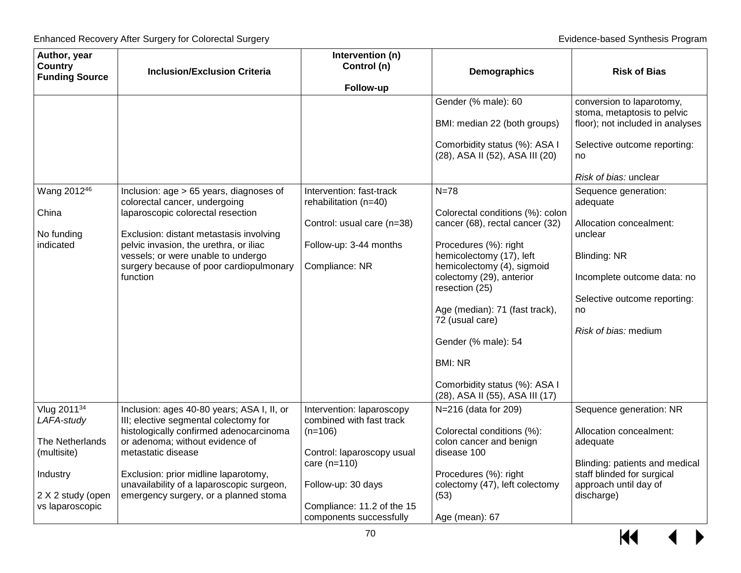| Author, year<br>Country<br>Funding Source | Inclusion/Exclusion Criteria | Intervention (n)<br>Control (n)<br><br>Follow-up | Demographics | Risk of Bias |
|---|---|---|---|---|
| | | | Gender (% male): 60<br><br>BMI: median 22 (both groups)<br><br>Comorbidity status (%): ASA I (28), ASA II (52), ASA III (20) | conversion to laparotomy, stoma, metaptosis to pelvic floor); not included in analyses<br><br>Selective outcome reporting: no<br><br>*Risk of bias:* unclear |
| Wang 2012[46]<br><br>China<br><br>No funding indicated | Inclusion: age > 65 years, diagnoses of colorectal cancer, undergoing laparoscopic colorectal resection<br><br>Exclusion: distant metastasis involving pelvic invasion, the urethra, or iliac vessels; or were unable to undergo surgery because of poor cardiopulmonary function | Intervention: fast-track rehabilitation (n=40)<br><br>Control: usual care (n=38)<br><br>Follow-up: 3-44 months<br><br>Compliance: NR | N=78<br><br>Colorectal conditions (%): colon cancer (68), rectal cancer (32)<br><br>Procedures (%): right hemicolectomy (17), left hemicolectomy (4), sigmoid colectomy (29), anterior resection (25)<br><br>Age (median): 71 (fast track), 72 (usual care)<br><br>Gender (% male): 54<br><br>BMI: NR<br><br>Comorbidity status (%): ASA I (28), ASA II (55), ASA III (17) | Sequence generation: adequate<br><br>Allocation concealment: unclear<br><br>Blinding: NR<br><br>Incomplete outcome data: no<br><br>Selective outcome reporting: no<br><br>*Risk of bias:* medium |
| Vlug 2011[34]<br>*LAFA-study*<br><br>The Netherlands (multisite)<br><br>Industry<br><br>2 X 2 study (open vs laparoscopic | Inclusion: ages 40-80 years; ASA I, II, or III; elective segmental colectomy for histologically confirmed adenocarcinoma or adenoma; without evidence of metastatic disease<br><br>Exclusion: prior midline laparotomy, unavailability of a laparoscopic surgeon, emergency surgery, or a planned stoma | Intervention: laparoscopy combined with fast track (n=106)<br><br>Control: laparoscopy usual care (n=110)<br><br>Follow-up: 30 days<br><br>Compliance: 11.2 of the 15 components successfully | N=216 (data for 209)<br><br>Colorectal conditions (%): colon cancer and benign disease 100<br><br>Procedures (%): right colectomy (47), left colectomy (53)<br><br>Age (mean): 67 | Sequence generation: NR<br><br>Allocation concealment: adequate<br><br>Blinding: patients and medical staff blinded for surgical approach until day of discharge) |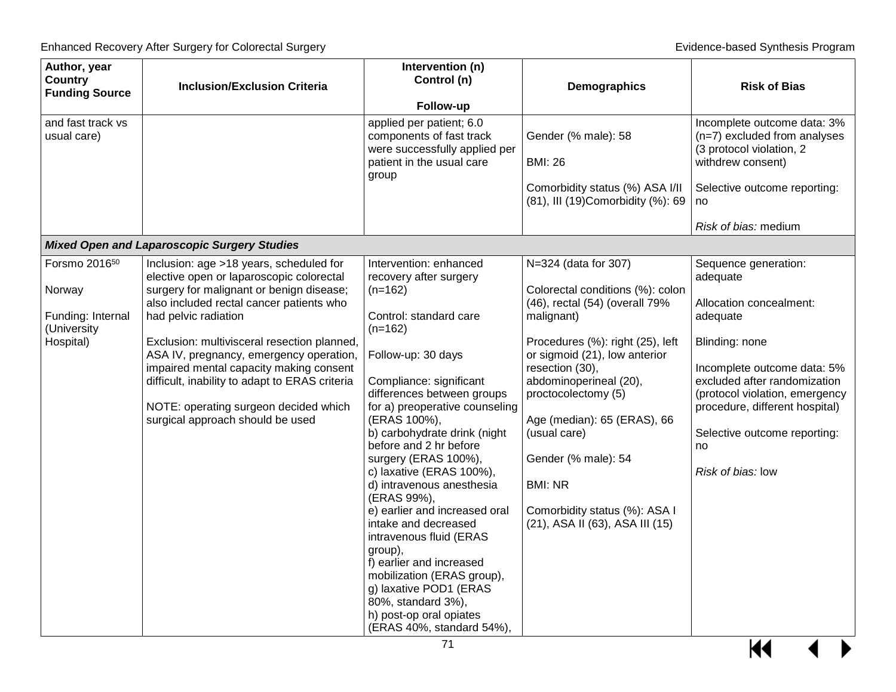| Author, year Country Funding Source | Inclusion/Exclusion Criteria | Intervention (n) Control (n) Follow-up | Demographics | Risk of Bias |
|---|---|---|---|---|
| and fast track vs usual care) | | applied per patient; 6.0 components of fast track were successfully applied per patient in the usual care group | Gender (% male): 58<br><br>BMI: 26<br><br>Comorbidity status (%) ASA I/II (81), III (19)Comorbidity (%): 69 | Incomplete outcome data: 3% (n=7) excluded from analyses (3 protocol violation, 2 withdrew consent)<br><br>Selective outcome reporting: no<br><br>*Risk of bias:* medium |
| ***Mixed Open and Laparoscopic Surgery Studies*** | | | | |
| Forsmo 2016[50]<br><br>Norway<br><br>Funding: Internal (University Hospital) | Inclusion: age >18 years, scheduled for elective open or laparoscopic colorectal surgery for malignant or benign disease; also included rectal cancer patients who had pelvic radiation<br><br>Exclusion: multivisceral resection planned, ASA IV, pregnancy, emergency operation, impaired mental capacity making consent difficult, inability to adapt to ERAS criteria<br><br>NOTE: operating surgeon decided which surgical approach should be used | Intervention: enhanced recovery after surgery (n=162)<br><br>Control: standard care (n=162)<br><br>Follow-up: 30 days<br><br>Compliance: significant differences between groups for a) preoperative counseling (ERAS 100%),<br>b) carbohydrate drink (night before and 2 hr before surgery (ERAS 100%),<br>c) laxative (ERAS 100%),<br>d) intravenous anesthesia (ERAS 99%),<br>e) earlier and increased oral intake and decreased intravenous fluid (ERAS group),<br>f) earlier and increased mobilization (ERAS group),<br>g) laxative POD1 (ERAS 80%, standard 3%),<br>h) post-op oral opiates (ERAS 40%, standard 54%), | N=324 (data for 307)<br><br>Colorectal conditions (%): colon (46), rectal (54) (overall 79% malignant)<br><br>Procedures (%): right (25), left or sigmoid (21), low anterior resection (30), abdominoperineal (20), proctocolectomy (5)<br><br>Age (median): 65 (ERAS), 66 (usual care)<br><br>Gender (% male): 54<br><br>BMI: NR<br><br>Comorbidity status (%): ASA I (21), ASA II (63), ASA III (15) | Sequence generation: adequate<br><br>Allocation concealment: adequate<br><br>Blinding: none<br><br>Incomplete outcome data: 5% excluded after randomization (protocol violation, emergency procedure, different hospital)<br><br>Selective outcome reporting: no<br><br>*Risk of bias:* low |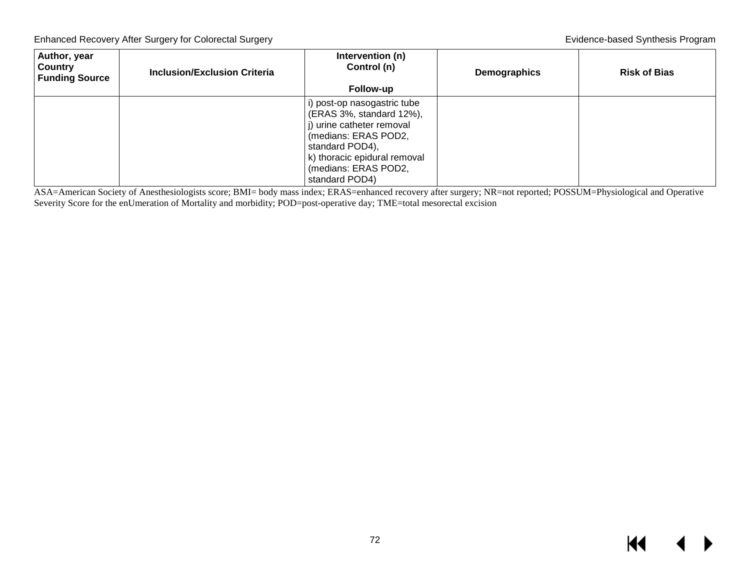| Author, year Country Funding Source | Inclusion/Exclusion Criteria | Intervention (n) Control (n) Follow-up | Demographics | Risk of Bias |
|---|---|---|---|---|
| | | i) post-op nasogastric tube (ERAS 3%, standard 12%), j) urine catheter removal (medians: ERAS POD2, standard POD4), k) thoracic epidural removal (medians: ERAS POD2, standard POD4) | | |

ASA=American Society of Anesthesiologists score; BMI= body mass index; ERAS=enhanced recovery after surgery; NR=not reported; POSSUM=Physiological and Operative Severity Score for the enUmeration of Mortality and morbidity; POD=post-operative day; TME=total mesorectal excision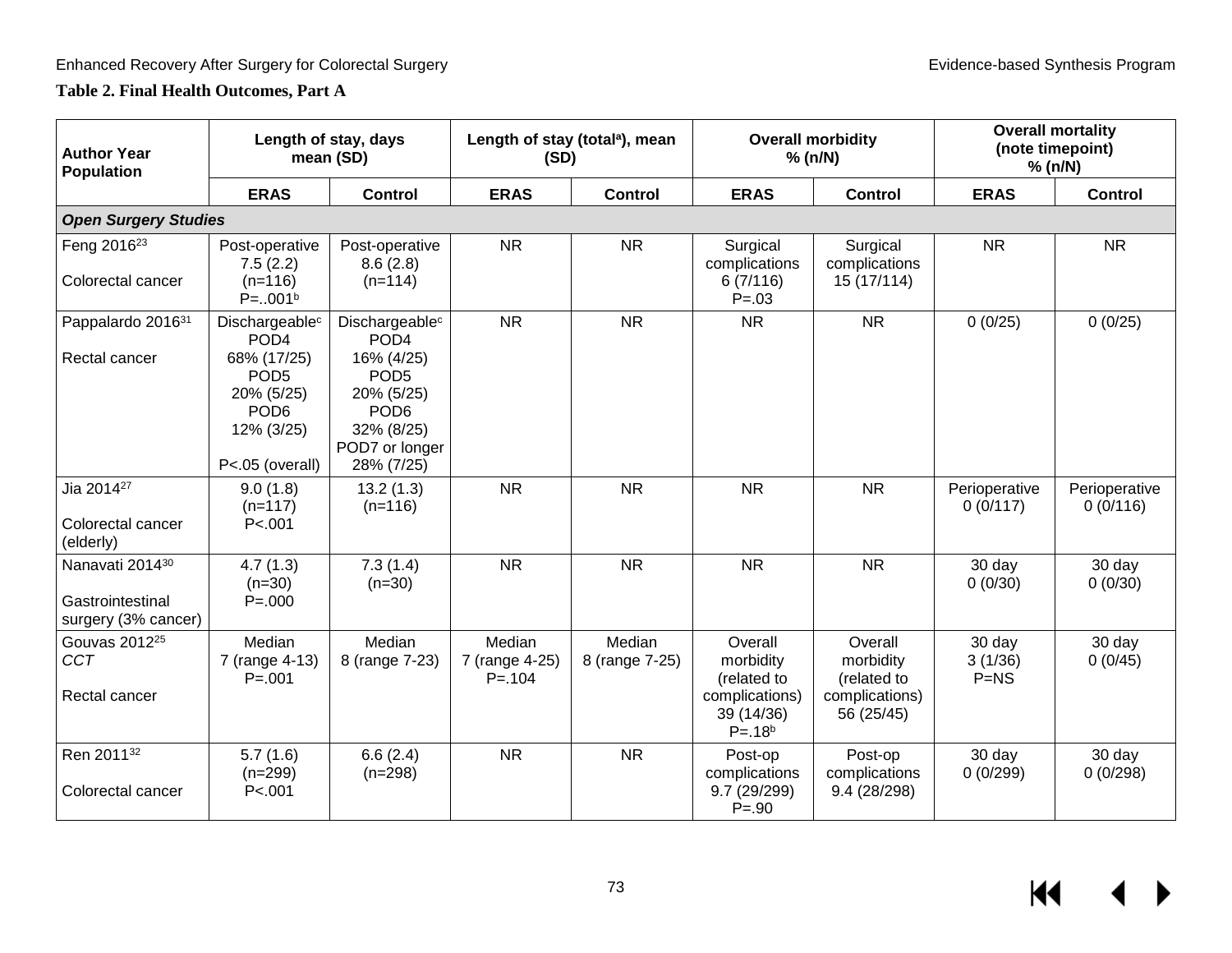**Table 2. Final Health Outcomes, Part A**

| Author Year Population | Length of stay, days mean (SD) | | Length of stay (total[a]), mean (SD) | | Overall morbidity % (n/N) | | Overall mortality (note timepoint) % (n/N) | |
|---|---|---|---|---|---|---|---|---|
| | ERAS | Control | ERAS | Control | ERAS | Control | ERAS | Control |
| ***Open Surgery Studies*** | | | | | | | | |
| Feng 2016[23]<br><br>Colorectal cancer | Post-operative<br>7.5 (2.2)<br>(n=116)<br>P=..001[b] | Post-operative<br>8.6 (2.8)<br>(n=114) | NR | NR | Surgical complications<br>6 (7/116)<br>P=.03 | Surgical complications<br>15 (17/114) | NR | NR |
| Pappalardo 2016[31]<br><br>Rectal cancer | Dischargeable[c]<br>POD4<br>68% (17/25)<br>POD5<br>20% (5/25)<br>POD6<br>12% (3/25)<br><br>P<.05 (overall) | Dischargeable[c]<br>POD4<br>16% (4/25)<br>POD5<br>20% (5/25)<br>POD6<br>32% (8/25)<br>POD7 or longer<br>28% (7/25) | NR | NR | NR | NR | 0 (0/25) | 0 (0/25) |
| Jia 2014[27]<br><br>Colorectal cancer (elderly) | 9.0 (1.8)<br>(n=117)<br>P<.001 | 13.2 (1.3)<br>(n=116) | NR | NR | NR | NR | Perioperative<br>0 (0/117) | Perioperative<br>0 (0/116) |
| Nanavati 2014[30]<br><br>Gastrointestinal surgery (3% cancer) | 4.7 (1.3)<br>(n=30)<br>P=.000 | 7.3 (1.4)<br>(n=30) | NR | NR | NR | NR | 30 day<br>0 (0/30) | 30 day<br>0 (0/30) |
| Gouvas 2012[25]<br>*CCT*<br><br>Rectal cancer | Median<br>7 (range 4-13)<br>P=.001 | Median<br>8 (range 7-23) | Median<br>7 (range 4-25)<br>P=.104 | Median<br>8 (range 7-25) | Overall morbidity (related to complications)<br>39 (14/36)<br>P=.18[b] | Overall morbidity (related to complications)<br>56 (25/45) | 30 day<br>3 (1/36)<br>P=NS | 30 day<br>0 (0/45) |
| Ren 2011[32]<br><br>Colorectal cancer | 5.7 (1.6)<br>(n=299)<br>P<.001 | 6.6 (2.4)<br>(n=298) | NR | NR | Post-op complications<br>9.7 (29/299)<br>P=.90 | Post-op complications<br>9.4 (28/298) | 30 day<br>0 (0/299) | 30 day<br>0 (0/298) |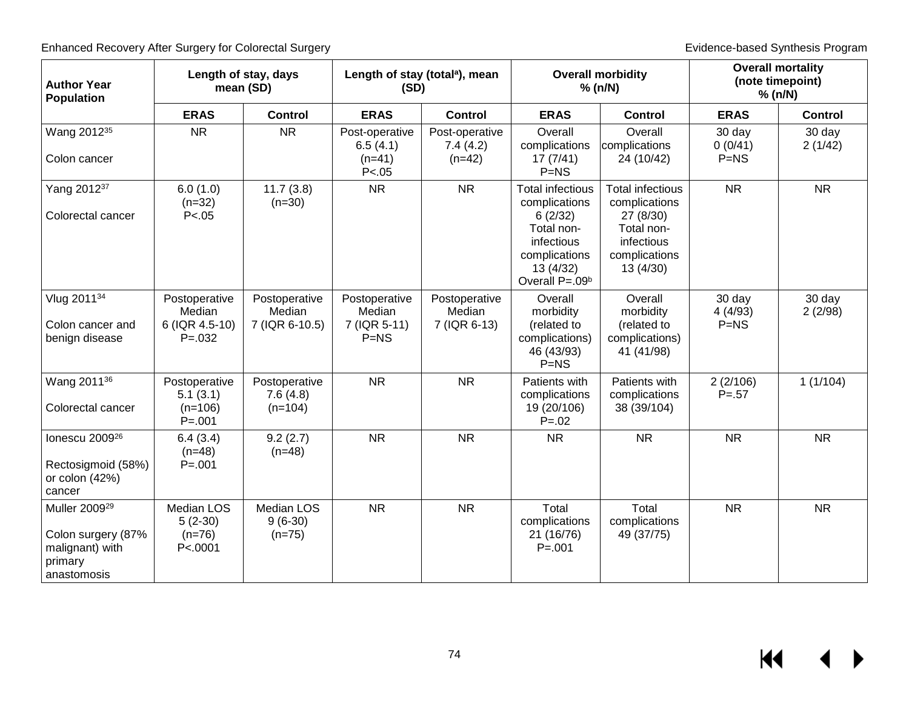| Author Year Population | Length of stay, days mean (SD) | | Length of stay (total[a]), mean (SD) | | Overall morbidity % (n/N) | | Overall mortality (note timepoint) % (n/N) | |
|---|---|---|---|---|---|---|---|---|
| | ERAS | Control | ERAS | Control | ERAS | Control | ERAS | Control |
| Wang 2012[35] Colon cancer | NR | NR | Post-operative 6.5 (4.1) (n=41) P<.05 | Post-operative 7.4 (4.2) (n=42) | Overall complications 17 (7/41) P=NS | Overall complications 24 (10/42) | 30 day 0 (0/41) P=NS | 30 day 2 (1/42) |
| Yang 2012[37] Colorectal cancer | 6.0 (1.0) (n=32) P<.05 | 11.7 (3.8) (n=30) | NR | NR | Total infectious complications 6 (2/32) Total non-infectious complications 13 (4/32) Overall P=.09[b] | Total infectious complications 27 (8/30) Total non-infectious complications 13 (4/30) | NR | NR |
| Vlug 2011[34] Colon cancer and benign disease | Postoperative Median 6 (IQR 4.5-10) P=.032 | Postoperative Median 7 (IQR 6-10.5) | Postoperative Median 7 (IQR 5-11) P=NS | Postoperative Median 7 (IQR 6-13) | Overall morbidity (related to complications) 46 (43/93) P=NS | Overall morbidity (related to complications) 41 (41/98) | 30 day 4 (4/93) P=NS | 30 day 2 (2/98) |
| Wang 2011[36] Colorectal cancer | Postoperative 5.1 (3.1) (n=106) P=.001 | Postoperative 7.6 (4.8) (n=104) | NR | NR | Patients with complications 19 (20/106) P=.02 | Patients with complications 38 (39/104) | 2 (2/106) P=.57 | 1 (1/104) |
| Ionescu 2009[26] Rectosigmoid (58%) or colon (42%) cancer | 6.4 (3.4) (n=48) P=.001 | 9.2 (2.7) (n=48) | NR | NR | NR | NR | NR | NR |
| Muller 2009[29] Colon surgery (87% malignant) with primary anastomosis | Median LOS 5 (2-30) (n=76) P<.0001 | Median LOS 9 (6-30) (n=75) | NR | NR | Total complications 21 (16/76) P=.001 | Total complications 49 (37/75) | NR | NR |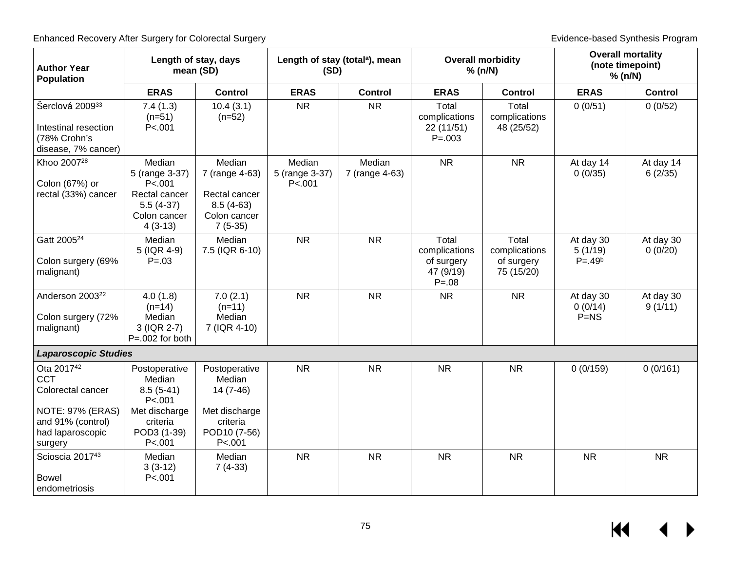| Author Year Population | Length of stay, days mean (SD) | | Length of stay (total[a]), mean (SD) | | Overall morbidity % (N/N) | | Overall mortality (note timepoint) % (n/N) | |
|---|---|---|---|---|---|---|---|---|
| | **ERAS** | **Control** | **ERAS** | **Control** | **ERAS** | **Control** | **ERAS** | **Control** |
| Šerclová 2009[33]<br><br>Intestinal resection (78% Crohn's disease, 7% cancer) | 7.4 (1.3)<br>(n=51)<br>P<.001 | 10.4 (3.1)<br>(n=52) | NR | NR | Total complications<br>22 (11/51)<br>P=.003 | Total complications<br>48 (25/52) | 0 (0/51) | 0 (0/52) |
| Khoo 2007[28]<br><br>Colon (67%) or rectal (33%) cancer | Median<br>5 (range 3-37)<br>P<.001<br>Rectal cancer<br>5.5 (4-37)<br>Colon cancer<br>4 (3-13) | Median<br>7 (range 4-63)<br><br>Rectal cancer<br>8.5 (4-63)<br>Colon cancer<br>7 (5-35) | Median<br>5 (range 3-37)<br>P<.001 | Median<br>7 (range 4-63) | NR | NR | At day 14<br>0 (0/35) | At day 14<br>6 (2/35) |
| Gatt 2005[24]<br><br>Colon surgery (69% malignant) | Median<br>5 (IQR 4-9)<br>P=.03 | Median<br>7.5 (IQR 6-10) | NR | NR | Total complications of surgery<br>47 (9/19)<br>P=.08 | Total complications of surgery<br>75 (15/20) | At day 30<br>5 (1/19)<br>P=.49[b] | At day 30<br>0 (0/20) |
| Anderson 2003[22]<br><br>Colon surgery (72% malignant) | 4.0 (1.8)<br>(n=14)<br>Median<br>3 (IQR 2-7)<br>P=.002 for both | 7.0 (2.1)<br>(n=11)<br>Median<br>7 (IQR 4-10) | NR | NR | NR | NR | At day 30<br>0 (0/14)<br>P=NS | At day 30<br>9 (1/11) |
| ***Laparoscopic Studies*** | | | | | | | | |
| Ota 2017[42]<br>CCT<br>Colorectal cancer<br><br>NOTE: 97% (ERAS) and 91% (control) had laparoscopic surgery | Postoperative<br>Median<br>8.5 (5-41)<br>P<.001<br>Met discharge criteria<br>POD3 (1-39)<br>P<.001 | Postoperative<br>Median<br>14 (7-46)<br><br>Met discharge criteria<br>POD10 (7-56)<br>P<.001 | NR | NR | NR | NR | 0 (0/159) | 0 (0/161) |
| Scioscia 2017[43]<br><br>Bowel endometriosis | Median<br>3 (3-12)<br>P<.001 | Median<br>7 (4-33) | NR | NR | NR | NR | NR | NR |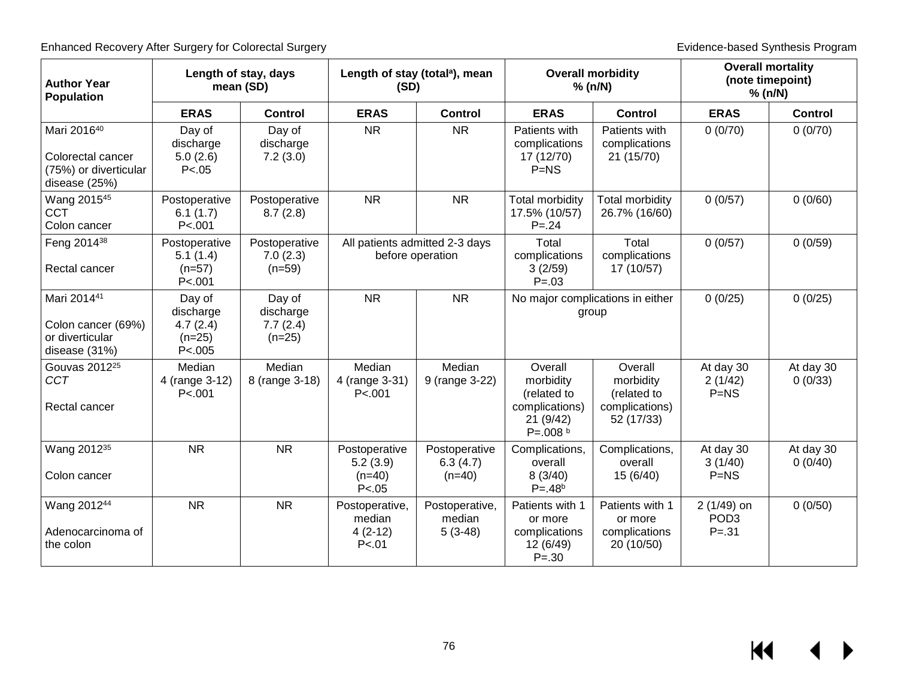| Author Year Population | Length of stay, days mean (SD) | | Length of stay (total[a]), mean (SD) | | Overall morbidity % (n/N) | | Overall mortality (note timepoint) % (n/N) | |
|---|---|---|---|---|---|---|---|---|
| | **ERAS** | **Control** | **ERAS** | **Control** | **ERAS** | **Control** | **ERAS** | **Control** |
| Mari 2016[40] Colorectal cancer (75%) or diverticular disease (25%) | Day of discharge 5.0 (2.6) P<.05 | Day of discharge 7.2 (3.0) | NR | NR | Patients with complications 17 (12/70) P=NS | Patients with complications 21 (15/70) | 0 (0/70) | 0 (0/70) |
| Wang 2015[45] CCT Colon cancer | Postoperative 6.1 (1.7) P<.001 | Postoperative 8.7 (2.8) | NR | NR | Total morbidity 17.5% (10/57) P=.24 | Total morbidity 26.7% (16/60) | 0 (0/57) | 0 (0/60) |
| Feng 2014[38] Rectal cancer | Postoperative 5.1 (1.4) (n=57) P<.001 | Postoperative 7.0 (2.3) (n=59) | All patients admitted 2-3 days before operation | | Total complications 3 (2/59) P=.03 | Total complications 17 (10/57) | 0 (0/57) | 0 (0/59) |
| Mari 2014[41] Colon cancer (69%) or diverticular disease (31%) | Day of discharge 4.7 (2.4) (n=25) P<.005 | Day of discharge 7.7 (2.4) (n=25) | NR | NR | No major complications in either group | | 0 (0/25) | 0 (0/25) |
| Gouvas 2012[25] *CCT* Rectal cancer | Median 4 (range 3-12) P<.001 | Median 8 (range 3-18) | Median 4 (range 3-31) P<.001 | Median 9 (range 3-22) | Overall morbidity (related to complications) 21 (9/42) P=.008 [b] | Overall morbidity (related to complications) 52 (17/33) | At day 30 2 (1/42) P=NS | At day 30 0 (0/33) |
| Wang 2012[35] Colon cancer | NR | NR | Postoperative 5.2 (3.9) (n=40) P<.05 | Postoperative 6.3 (4.7) (n=40) | Complications, overall 8 (3/40) P=.48[b] | Complications, overall 15 (6/40) | At day 30 3 (1/40) P=NS | At day 30 0 (0/40) |
| Wang 2012[44] Adenocarcinoma of the colon | NR | NR | Postoperative, median 4 (2-12) P<.01 | Postoperative, median 5 (3-48) | Patients with 1 or more complications 12 (6/49) P=.30 | Patients with 1 or more complications 20 (10/50) | 2 (1/49) on POD3 P=.31 | 0 (0/50) |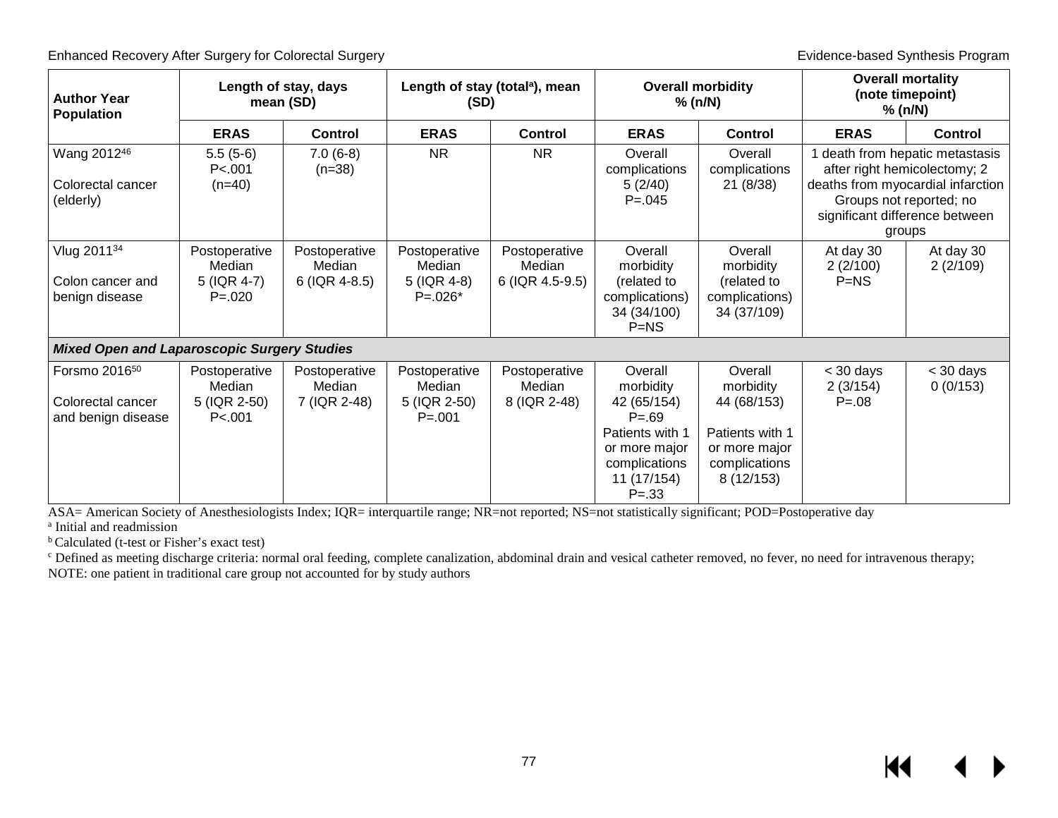| Author Year Population | Length of stay, days mean (SD) | | Length of stay (total[a]), mean (SD) | | Overall morbidity % (N/N) | | Overall mortality (note timepoint) % (n/N) | |
|---|---|---|---|---|---|---|---|---|
| | ERAS | Control | ERAS | Control | ERAS | Control | ERAS | Control |
| Wang 2012[46] Colorectal cancer (elderly) | 5.5 (5-6) P<.001 (n=40) | 7.0 (6-8) (n=38) | NR | NR | Overall complications 5 (2/40) P=.045 | Overall complications 21 (8/38) | 1 death from hepatic metastasis after right hemicolectomy; 2 deaths from myocardial infarction Groups not reported; no significant difference between groups | |
| Vlug 2011[34] Colon cancer and benign disease | Postoperative Median 5 (IQR 4-7) P=.020 | Postoperative Median 6 (IQR 4-8.5) | Postoperative Median 5 (IQR 4-8) P=.026* | Postoperative Median 6 (IQR 4.5-9.5) | Overall morbidity (related to complications) 34 (34/100) P=NS | Overall morbidity (related to complications) 34 (37/109) | At day 30 2 (2/100) P=NS | At day 30 2 (2/109) |
| ***Mixed Open and Laparoscopic Surgery Studies*** | | | | | | | | |
| Forsmo 2016[50] Colorectal cancer and benign disease | Postoperative Median 5 (IQR 2-50) P<.001 | Postoperative Median 7 (IQR 2-48) | Postoperative Median 5 (IQR 2-50) P=.001 | Postoperative Median 8 (IQR 2-48) | Overall morbidity 42 (65/154) P=.69 Patients with 1 or more major complications 11 (17/154) P=.33 | Overall morbidity 44 (68/153) Patients with 1 or more major complications 8 (12/153) | < 30 days 2 (3/154) P=.08 | < 30 days 0 (0/153) |

ASA= American Society of Anesthesiologists Index; IQR= interquartile range; NR=not reported; NS=not statistically significant; POD=Postoperative day

[a] Initial and readmission

[b] Calculated (t-test or Fisher's exact test)

[c] Defined as meeting discharge criteria: normal oral feeding, complete canalization, abdominal drain and vesical catheter removed, no fever, no need for intravenous therapy;

NOTE: one patient in traditional care group not accounted for by study authors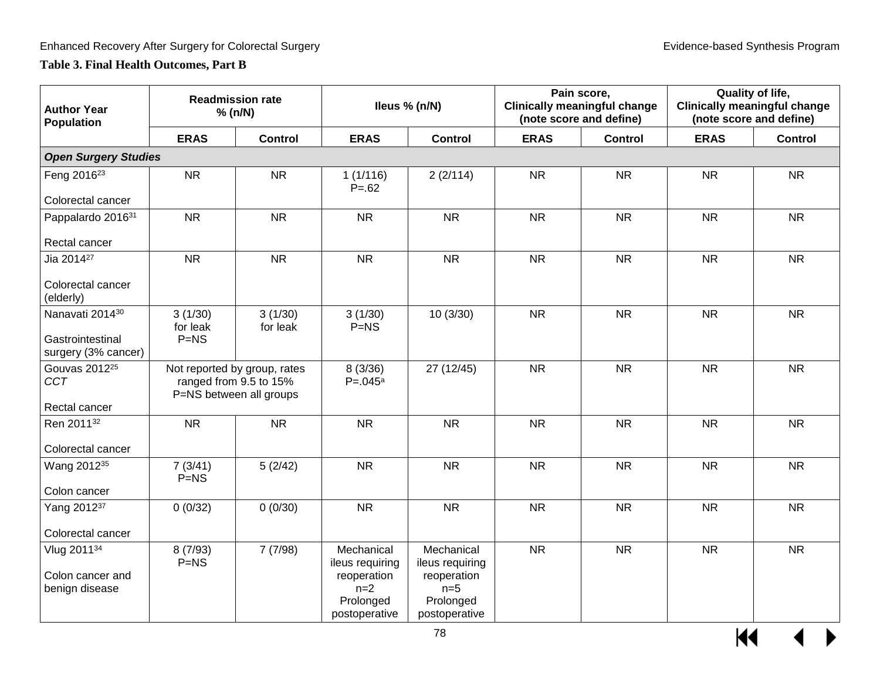## Table 3. Final Health Outcomes, Part B

| Author Year Population | Readmission rate % (n/N) | | Ileus % (n/N) | | Pain score, Clinically meaningful change (note score and define) | | Quality of life, Clinically meaningful change (note score and define) | |
|---|---|---|---|---|---|---|---|---|
| | **ERAS** | **Control** | **ERAS** | **Control** | **ERAS** | **Control** | **ERAS** | **Control** |
| ***Open Surgery Studies*** | | | | | | | | |
| Feng 2016[23] Colorectal cancer | NR | NR | 1 (1/116) P=.62 | 2 (2/114) | NR | NR | NR | NR |
| Pappalardo 2016[31] Rectal cancer | NR | NR | NR | NR | NR | NR | NR | NR |
| Jia 2014[27] Colorectal cancer (elderly) | NR | NR | NR | NR | NR | NR | NR | NR |
| Nanavati 2014[30] Gastrointestinal surgery (3% cancer) | 3 (1/30) for leak P=NS | 3 (1/30) for leak | 3 (1/30) P=NS | 10 (3/30) | NR | NR | NR | NR |
| Gouvas 2012[25] *CCT* Rectal cancer | Not reported by group, rates ranged from 9.5 to 15% P=NS between all groups | | 8 (3/36) P=.045[a] | 27 (12/45) | NR | NR | NR | NR |
| Ren 2011[32] Colorectal cancer | NR | NR | NR | NR | NR | NR | NR | NR |
| Wang 2012[35] Colon cancer | 7 (3/41) P=NS | 5 (2/42) | NR | NR | NR | NR | NR | NR |
| Yang 2012[37] Colorectal cancer | 0 (0/32) | 0 (0/30) | NR | NR | NR | NR | NR | NR |
| Vlug 2011[34] Colon cancer and benign disease | 8 (7/93) P=NS | 7 (7/98) | Mechanical ileus requiring reoperation n=2 Prolonged postoperative | Mechanical ileus requiring reoperation n=5 Prolonged postoperative | NR | NR | NR | NR |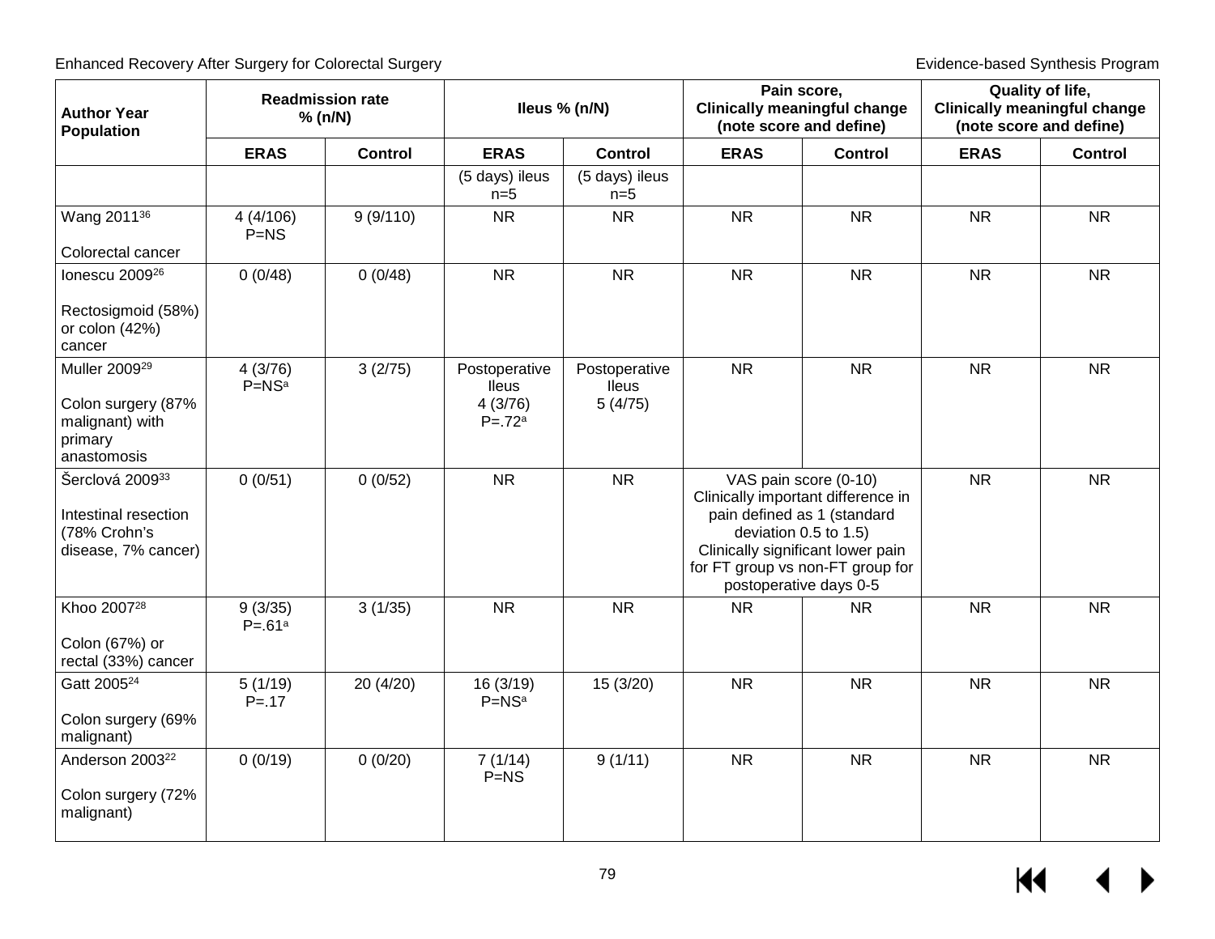| Author Year Population | Readmission rate % (n/N) | | Ileus % (n/N) | | Pain score, Clinically meaningful change (note score and define) | | Quality of life, Clinically meaningful change (note score and define) | |
|---|---|---|---|---|---|---|---|---|
| | ERAS | Control | ERAS | Control | ERAS | Control | ERAS | Control |
| | | | (5 days) ileus n=5 | (5 days) ileus n=5 | | | | |
| Wang 2011[36] Colorectal cancer | 4 (4/106) P=NS | 9 (9/110) | NR | NR | NR | NR | NR | NR |
| Ionescu 2009[26] Rectosigmoid (58%) or colon (42%) cancer | 0 (0/48) | 0 (0/48) | NR | NR | NR | NR | NR | NR |
| Muller 2009[29] Colon surgery (87% malignant) with primary anastomosis | 4 (3/76) P=NS[a] | 3 (2/75) | Postoperative Ileus 4 (3/76) P=.72[a] | Postoperative Ileus 5 (4/75) | NR | NR | NR | NR |
| Šerclová 2009[33] Intestinal resection (78% Crohn's disease, 7% cancer) | 0 (0/51) | 0 (0/52) | NR | NR | VAS pain score (0-10) Clinically important difference in pain defined as 1 (standard deviation 0.5 to 1.5) Clinically significant lower pain for FT group vs non-FT group for postoperative days 0-5 | | NR | NR |
| Khoo 2007[28] Colon (67%) or rectal (33%) cancer | 9 (3/35) P=.61[a] | 3 (1/35) | NR | NR | NR | NR | NR | NR |
| Gatt 2005[24] Colon surgery (69% malignant) | 5 (1/19) P=.17 | 20 (4/20) | 16 (3/19) P=NS[a] | 15 (3/20) | NR | NR | NR | NR |
| Anderson 2003[22] Colon surgery (72% malignant) | 0 (0/19) | 0 (0/20) | 7 (1/14) P=NS | 9 (1/11) | NR | NR | NR | NR |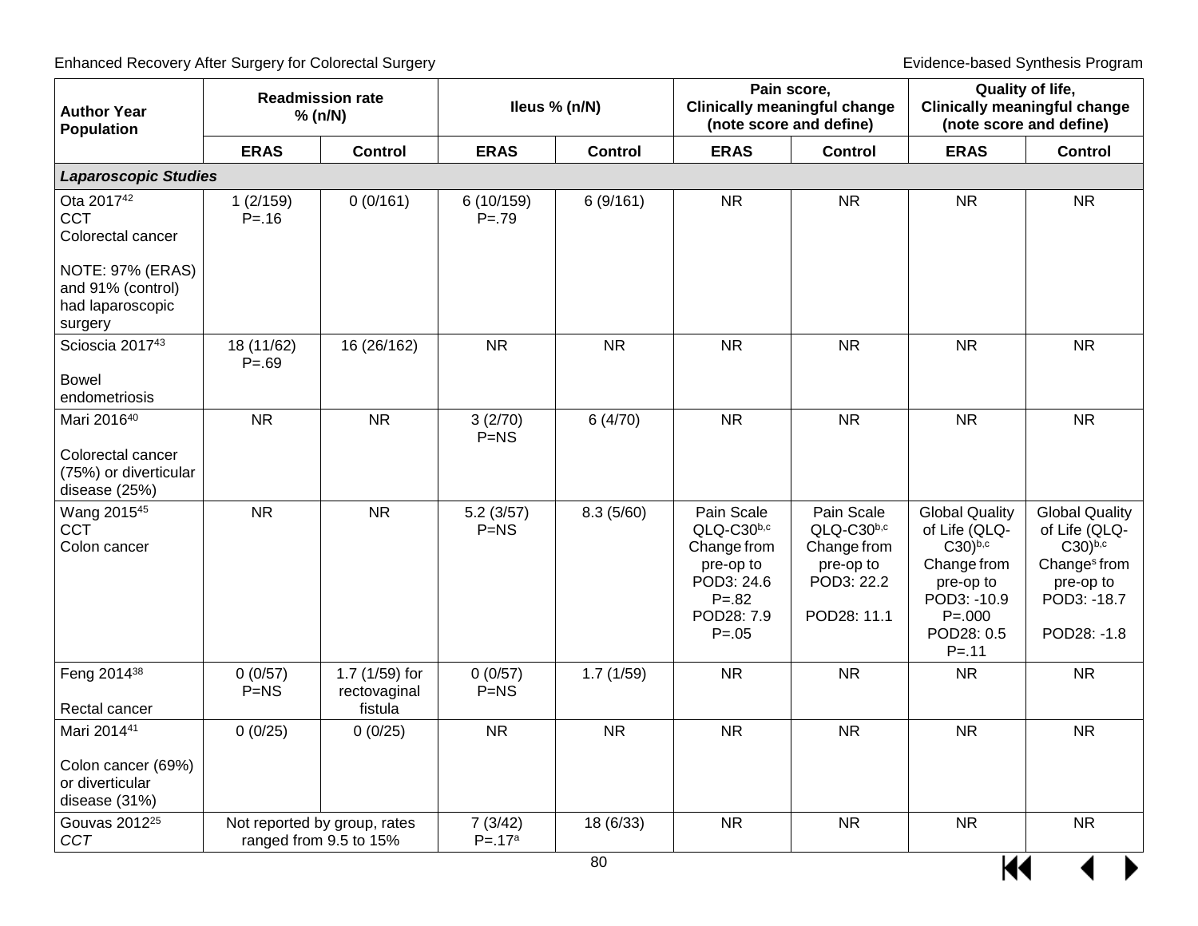| Author Year Population | Readmission rate % (n/N) | | Ileus % (n/N) | | Pain score, Clinically meaningful change (note score and define) | | Quality of life, Clinically meaningful change (note score and define) | |
|---|---|---|---|---|---|---|---|---|
| | ERAS | Control | ERAS | Control | ERAS | Control | ERAS | Control |
| ***Laparoscopic Studies*** | | | | | | | | |
| Ota 2017[42] CCT Colorectal cancer<br><br>NOTE: 97% (ERAS) and 91% (control) had laparoscopic surgery | 1 (2/159) P=.16 | 0 (0/161) | 6 (10/159) P=.79 | 6 (9/161) | NR | NR | NR | NR |
| Scioscia 2017[43]<br><br>Bowel endometriosis | 18 (11/62) P=.69 | 16 (26/162) | NR | NR | NR | NR | NR | NR |
| Mari 2016[40]<br><br>Colorectal cancer (75%) or diverticular disease (25%) | NR | NR | 3 (2/70) P=NS | 6 (4/70) | NR | NR | NR | NR |
| Wang 2015[45] CCT Colon cancer | NR | NR | 5.2 (3/57) P=NS | 8.3 (5/60) | Pain Scale QLQ-C30[b,c] Change from pre-op to POD3: 24.6 P=.82 POD28: 7.9 P=.05 | Pain Scale QLQ-C30[b,c] Change from pre-op to POD3: 22.2<br><br>POD28: 11.1 | Global Quality of Life (QLQ-C30)[b,c] Change from pre-op to POD3: -10.9 P=.000 POD28: 0.5 P=.11 | Global Quality of Life (QLQ-C30)[b,c] Change[s] from pre-op to POD3: -18.7<br><br>POD28: -1.8 |
| Feng 2014[38]<br><br>Rectal cancer | 0 (0/57) P=NS | 1.7 (1/59) for rectovaginal fistula | 0 (0/57) P=NS | 1.7 (1/59) | NR | NR | NR | NR |
| Mari 2014[41]<br><br>Colon cancer (69%) or diverticular disease (31%) | 0 (0/25) | 0 (0/25) | NR | NR | NR | NR | NR | NR |
| Gouvas 2012[25] *CCT* | Not reported by group, rates ranged from 9.5 to 15% | | 7 (3/42) P=.17[a] | 18 (6/33) | NR | NR | NR | NR |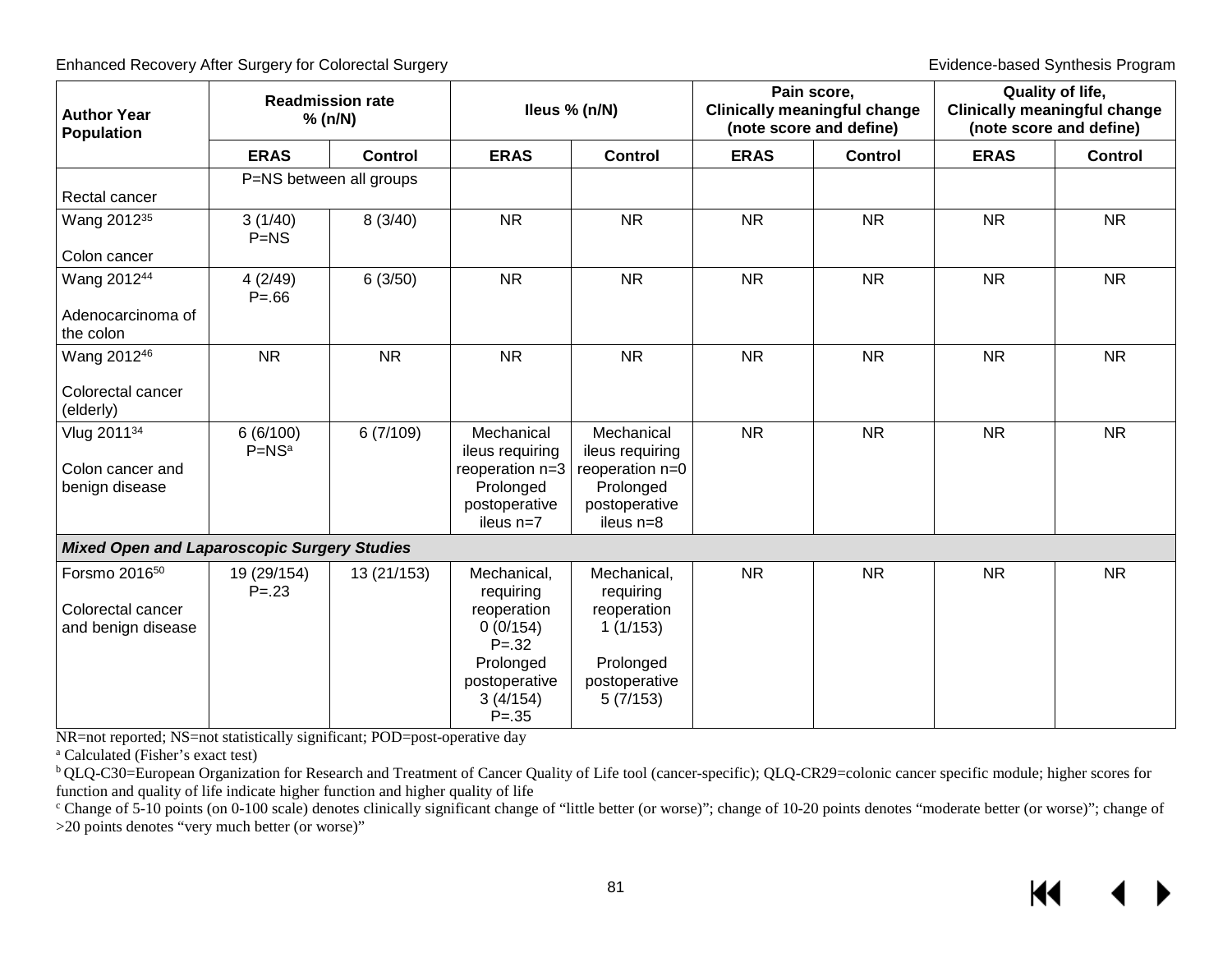| Author Year Population | Readmission rate % (n/N) | | Ileus % (n/N) | | Pain score, Clinically meaningful change (note score and define) | | Quality of life, Clinically meaningful change (note score and define) | |
|---|---|---|---|---|---|---|---|---|
| | ERAS | Control | ERAS | Control | ERAS | Control | ERAS | Control |
| Rectal cancer | P=NS between all groups | | | | | | | |
| Wang 2012[35] Colon cancer | 3 (1/40) P=NS | 8 (3/40) | NR | NR | NR | NR | NR | NR |
| Wang 2012[44] Adenocarcinoma of the colon | 4 (2/49) P=.66 | 6 (3/50) | NR | NR | NR | NR | NR | NR |
| Wang 2012[46] Colorectal cancer (elderly) | NR | NR | NR | NR | NR | NR | NR | NR |
| Vlug 2011[34] Colon cancer and benign disease | 6 (6/100) P=NS[a] | 6 (7/109) | Mechanical ileus requiring reoperation n=3 Prolonged postoperative ileus n=7 | Mechanical ileus requiring reoperation n=0 Prolonged postoperative ileus n=8 | NR | NR | NR | NR |
| ***Mixed Open and Laparoscopic Surgery Studies*** | | | | | | | | |
| Forsmo 2016[50] Colorectal cancer and benign disease | 19 (29/154) P=.23 | 13 (21/153) | Mechanical, requiring reoperation 0 (0/154) P=.32 Prolonged postoperative 3 (4/154) P=.35 | Mechanical, requiring reoperation 1 (1/153) Prolonged postoperative 5 (7/153) | NR | NR | NR | NR |

NR=not reported; NS=not statistically significant; POD=post-operative day

[a] Calculated (Fisher's exact test)

[b] QLQ-C30=European Organization for Research and Treatment of Cancer Quality of Life tool (cancer-specific); QLQ-CR29=colonic cancer specific module; higher scores for function and quality of life indicate higher function and higher quality of life

[c] Change of 5-10 points (on 0-100 scale) denotes clinically significant change of "little better (or worse)"; change of 10-20 points denotes "moderate better (or worse)"; change of >20 points denotes "very much better (or worse)"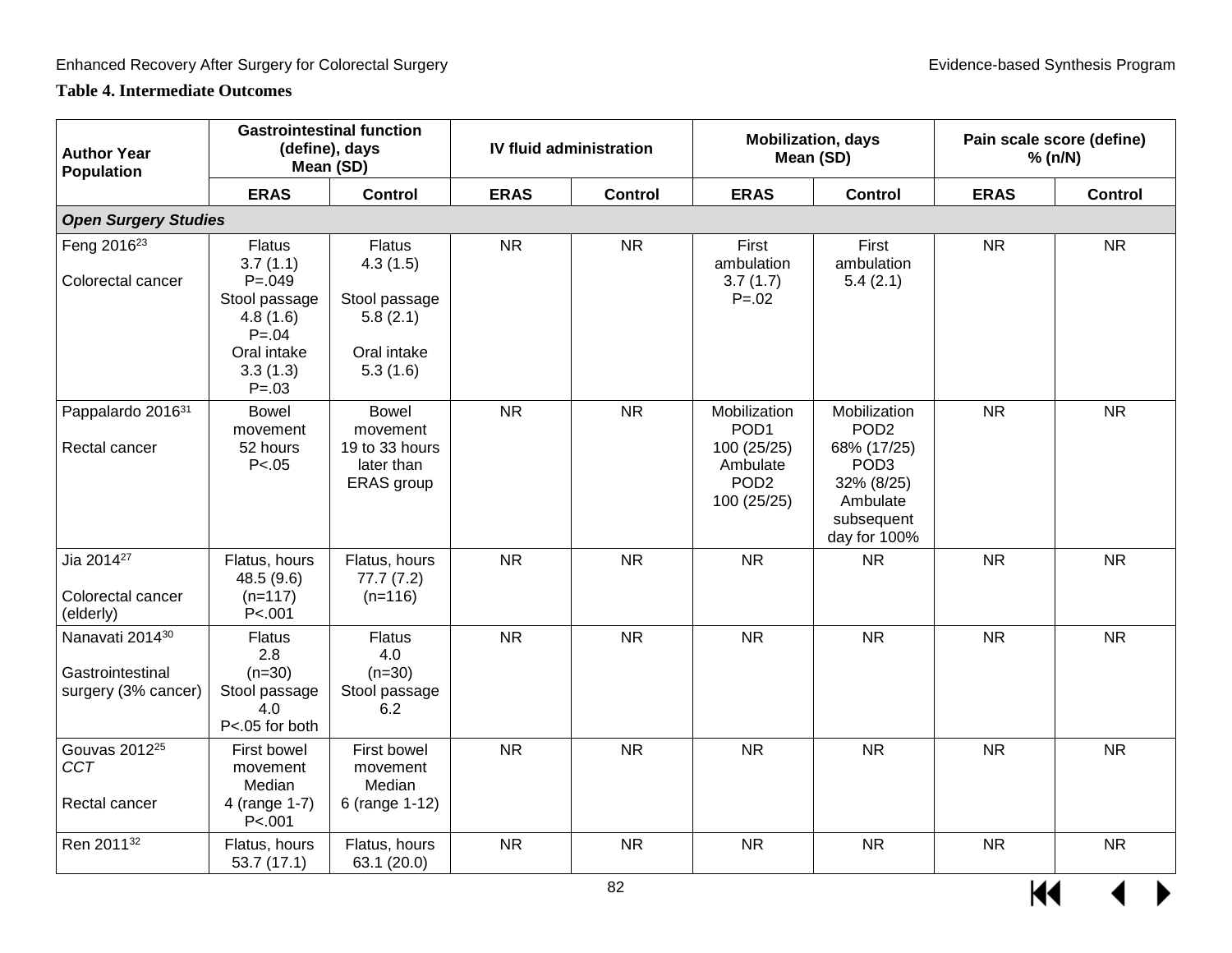**Table 4. Intermediate Outcomes**

| Author Year Population | Gastrointestinal function (define), days Mean (SD) | | IV fluid administration | | Mobilization, days Mean (SD) | | Pain scale score (define) % (n/N) | |
|---|---|---|---|---|---|---|---|---|
| | ERAS | Control | ERAS | Control | ERAS | Control | ERAS | Control |
| ***Open Surgery Studies*** | | | | | | | | |
| Feng 2016[23] Colorectal cancer | Flatus 3.7 (1.1) P=.049 Stool passage 4.8 (1.6) P=.04 Oral intake 3.3 (1.3) P=.03 | Flatus 4.3 (1.5) Stool passage 5.8 (2.1) Oral intake 5.3 (1.6) | NR | NR | First ambulation 3.7 (1.7) P=.02 | First ambulation 5.4 (2.1) | NR | NR |
| Pappalardo 2016[31] Rectal cancer | Bowel movement 52 hours P<.05 | Bowel movement 19 to 33 hours later than ERAS group | NR | NR | Mobilization POD1 100 (25/25) Ambulate POD2 100 (25/25) | Mobilization POD2 68% (17/25) POD3 32% (8/25) Ambulate subsequent day for 100% | NR | NR |
| Jia 2014[27] Colorectal cancer (elderly) | Flatus, hours 48.5 (9.6) (n=117) P<.001 | Flatus, hours 77.7 (7.2) (n=116) | NR | NR | NR | NR | NR | NR |
| Nanavati 2014[30] Gastrointestinal surgery (3% cancer) | Flatus 2.8 (n=30) Stool passage 4.0 P<.05 for both | Flatus 4.0 (n=30) Stool passage 6.2 | NR | NR | NR | NR | NR | NR |
| Gouvas 2012[25] *CCT* Rectal cancer | First bowel movement Median 4 (range 1-7) P<.001 | First bowel movement Median 6 (range 1-12) | NR | NR | NR | NR | NR | NR |
| Ren 2011[32] | Flatus, hours 53.7 (17.1) | Flatus, hours 63.1 (20.0) | NR | NR | NR | NR | NR | NR |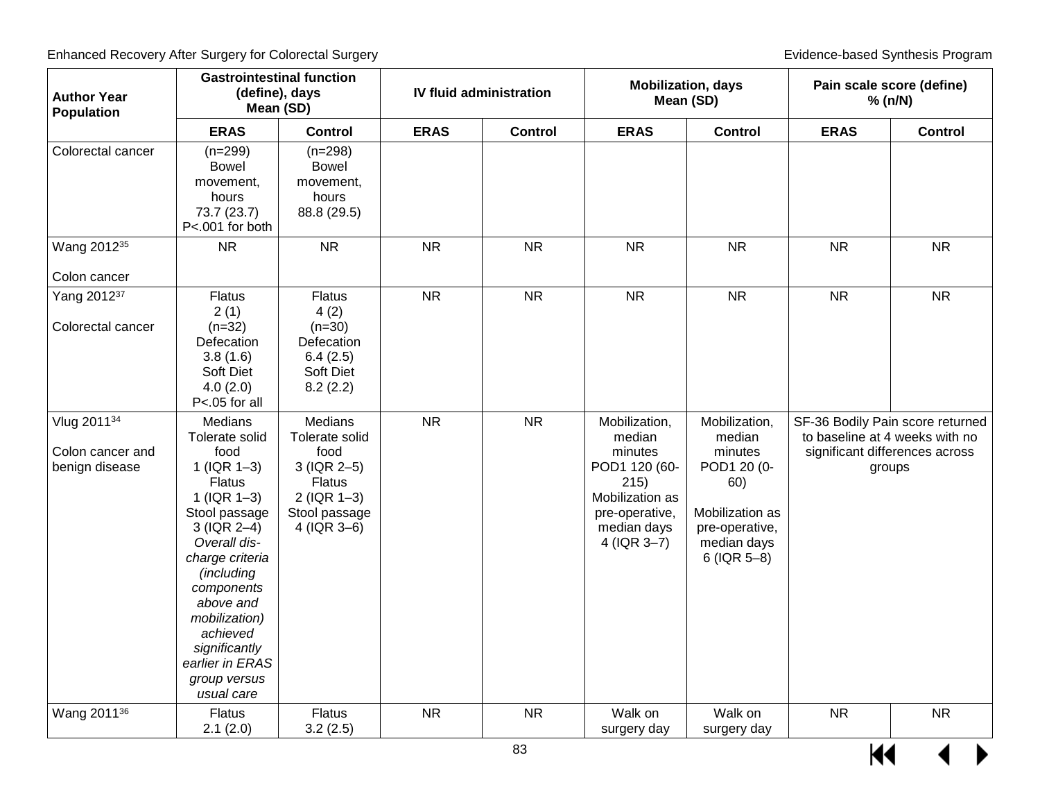| Author Year Population | Gastrointestinal function (define), days Mean (SD) | | IV fluid administration | | Mobilization, days Mean (SD) | | Pain scale score (define) % (n/N) | |
|---|---|---|---|---|---|---|---|---|
| | **ERAS** | **Control** | **ERAS** | **Control** | **ERAS** | **Control** | **ERAS** | **Control** |
| Colorectal cancer | (n=299) Bowel movement, hours 73.7 (23.7) P<.001 for both | (n=298) Bowel movement, hours 88.8 (29.5) | | | | | | |
| Wang 2012[35] Colon cancer | NR | NR | NR | NR | NR | NR | NR | NR |
| Yang 2012[37] Colorectal cancer | Flatus 2 (1) (n=32) Defecation 3.8 (1.6) Soft Diet 4.0 (2.0) P<.05 for all | Flatus 4 (2) (n=30) Defecation 6.4 (2.5) Soft Diet 8.2 (2.2) | NR | NR | NR | NR | NR | NR |
| Vlug 2011[34] Colon cancer and benign disease | Medians Tolerate solid food 1 (IQR 1–3) Flatus 1 (IQR 1–3) Stool passage 3 (IQR 2–4) *Overall discharge criteria (including components above and mobilization) achieved significantly earlier in ERAS group versus usual care* | Medians Tolerate solid food 3 (IQR 2–5) Flatus 2 (IQR 1–3) Stool passage 4 (IQR 3–6) | NR | NR | Mobilization, median minutes POD1 120 (60-215) Mobilization as pre-operative, median days 4 (IQR 3–7) | Mobilization, median minutes POD1 20 (0-60) Mobilization as pre-operative, median days 6 (IQR 5–8) | SF-36 Bodily Pain score returned to baseline at 4 weeks with no significant differences across groups | |
| Wang 2011[36] | Flatus 2.1 (2.0) | Flatus 3.2 (2.5) | NR | NR | Walk on surgery day | Walk on surgery day | NR | NR |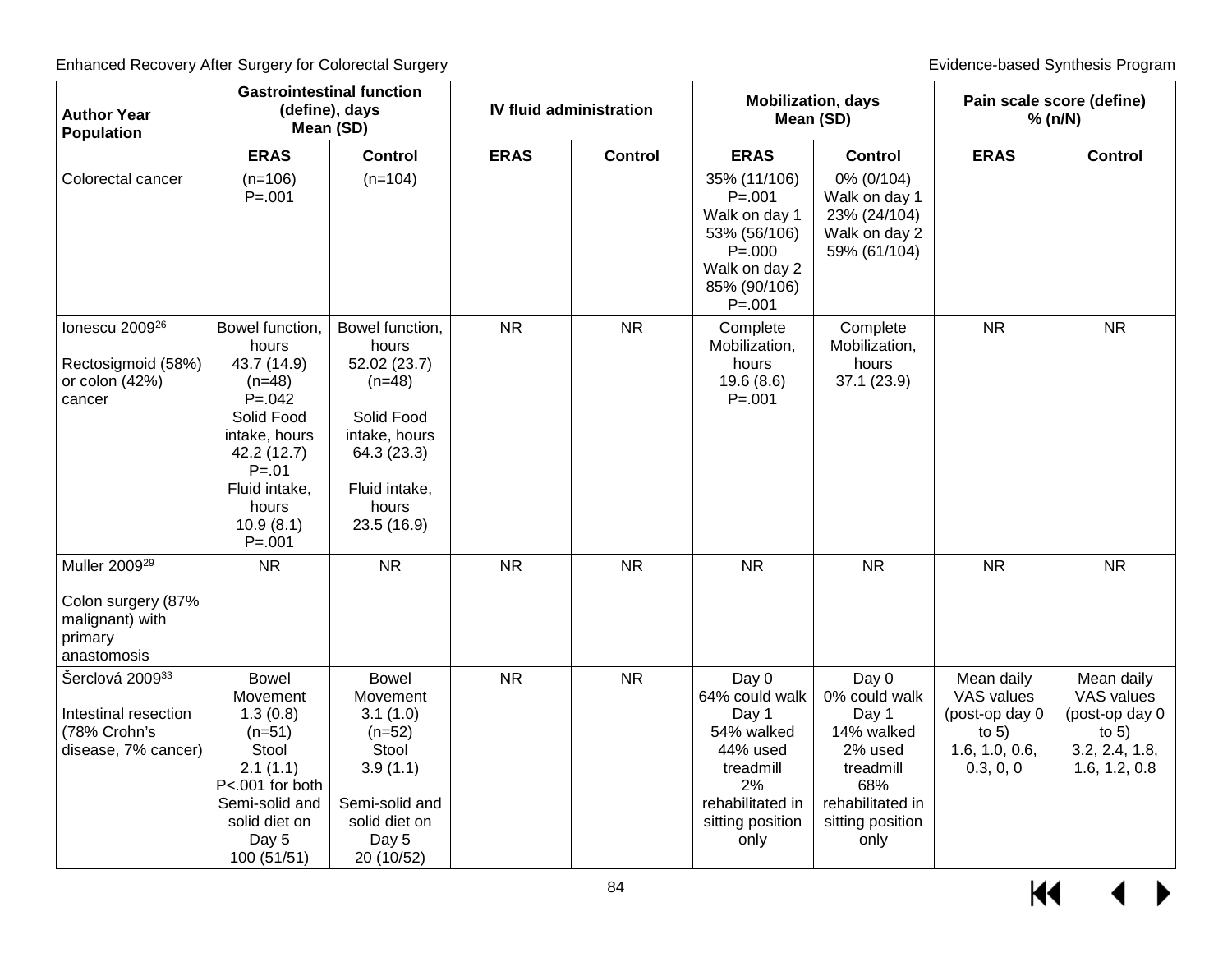| Author Year Population | Gastrointestinal function (define), days Mean (SD) | | IV fluid administration | | Mobilization, days Mean (SD) | | Pain scale score (define) % (n/N) | |
|---|---|---|---|---|---|---|---|---|
| | **ERAS** | **Control** | **ERAS** | **Control** | **ERAS** | **Control** | **ERAS** | **Control** |
| Colorectal cancer | (n=106) P=.001 | (n=104) | | | 35% (11/106) P=.001 Walk on day 1 53% (56/106) P=.000 Walk on day 2 85% (90/106) P=.001 | 0% (0/104) Walk on day 1 23% (24/104) Walk on day 2 59% (61/104) | | |
| Ionescu 2009[26] Rectosigmoid (58%) or colon (42%) cancer | Bowel function, hours 43.7 (14.9) (n=48) P=.042 Solid Food intake, hours 42.2 (12.7) P=.01 Fluid intake, hours 10.9 (8.1) P=.001 | Bowel function, hours 52.02 (23.7) (n=48) Solid Food intake, hours 64.3 (23.3) Fluid intake, hours 23.5 (16.9) | NR | NR | Complete Mobilization, hours 19.6 (8.6) P=.001 | Complete Mobilization, hours 37.1 (23.9) | NR | NR |
| Muller 2009[29] Colon surgery (87% malignant) with primary anastomosis | NR | NR | NR | NR | NR | NR | NR | NR |
| Šerclová 2009[33] Intestinal resection (78% Crohn's disease, 7% cancer) | Bowel Movement 1.3 (0.8) (n=51) Stool 2.1 (1.1) P<.001 for both Semi-solid and solid diet on Day 5 100 (51/51) | Bowel Movement 3.1 (1.0) (n=52) Stool 3.9 (1.1) Semi-solid and solid diet on Day 5 20 (10/52) | NR | NR | Day 0 64% could walk Day 1 54% walked 44% used treadmill 2% rehabilitated in sitting position only | Day 0 0% could walk Day 1 14% walked 2% used treadmill 68% rehabilitated in sitting position only | Mean daily VAS values (post-op day 0 to 5) 1.6, 1.0, 0.6, 0.3, 0, 0 | Mean daily VAS values (post-op day 0 to 5) 3.2, 2.4, 1.8, 1.6, 1.2, 0.8 |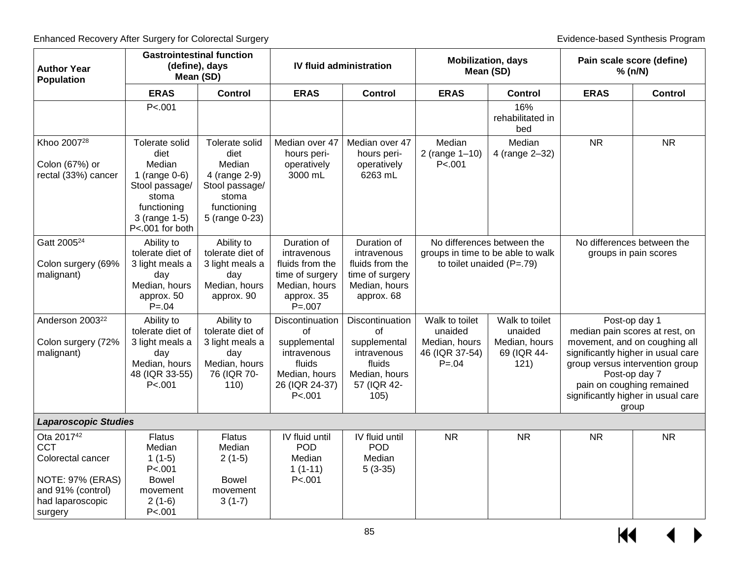| Author Year Population | Gastrointestinal function (define), days Mean (SD) | | IV fluid administration | | Mobilization, days Mean (SD) | | Pain scale score (define) % (n/N) | |
|---|---|---|---|---|---|---|---|---|
| | **ERAS** | **Control** | **ERAS** | **Control** | **ERAS** | **Control** | **ERAS** | **Control** |
| | P<.001 | | | | | 16% rehabilitated in bed | | |
| Khoo 2007[28] Colon (67%) or rectal (33%) cancer | Tolerate solid diet Median 1 (range 0-6) Stool passage/ stoma functioning 3 (range 1-5) P<.001 for both | Tolerate solid diet Median 4 (range 2-9) Stool passage/ stoma functioning 5 (range 0-23) | Median over 47 hours peri-operatively 3000 mL | Median over 47 hours peri-operatively 6263 mL | Median 2 (range 1–10) P<.001 | Median 4 (range 2–32) | NR | NR |
| Gatt 2005[24] Colon surgery (69% malignant) | Ability to tolerate diet of 3 light meals a day Median, hours approx. 50 P=.04 | Ability to tolerate diet of 3 light meals a day Median, hours approx. 90 | Duration of intravenous fluids from the time of surgery Median, hours approx. 35 P=.007 | Duration of intravenous fluids from the time of surgery Median, hours approx. 68 | No differences between the groups in time to be able to walk to toilet unaided (P=.79) | | No differences between the groups in pain scores | |
| Anderson 2003[22] Colon surgery (72% malignant) | Ability to tolerate diet of 3 light meals a day Median, hours 48 (IQR 33-55) P<.001 | Ability to tolerate diet of 3 light meals a day Median, hours 76 (IQR 70-110) | Discontinuation of supplemental intravenous fluids Median, hours 26 (IQR 24-37) P<.001 | Discontinuation of supplemental intravenous fluids Median, hours 57 (IQR 42-105) | Walk to toilet unaided Median, hours 46 (IQR 37-54) P=.04 | Walk to toilet unaided Median, hours 69 (IQR 44-121) | Post-op day 1 median pain scores at rest, on movement, and on coughing all significantly higher in usual care group versus intervention group Post-op day 7 pain on coughing remained significantly higher in usual care group | |
| ***Laparoscopic Studies*** | | | | | | | | |
| Ota 2017[42] CCT Colorectal cancer NOTE: 97% (ERAS) and 91% (control) had laparoscopic surgery | Flatus Median 1 (1-5) P<.001 Bowel movement 2 (1-6) P<.001 | Flatus Median 2 (1-5) Bowel movement 3 (1-7) | IV fluid until POD Median 1 (1-11) P<.001 | IV fluid until POD Median 5 (3-35) | NR | NR | NR | NR |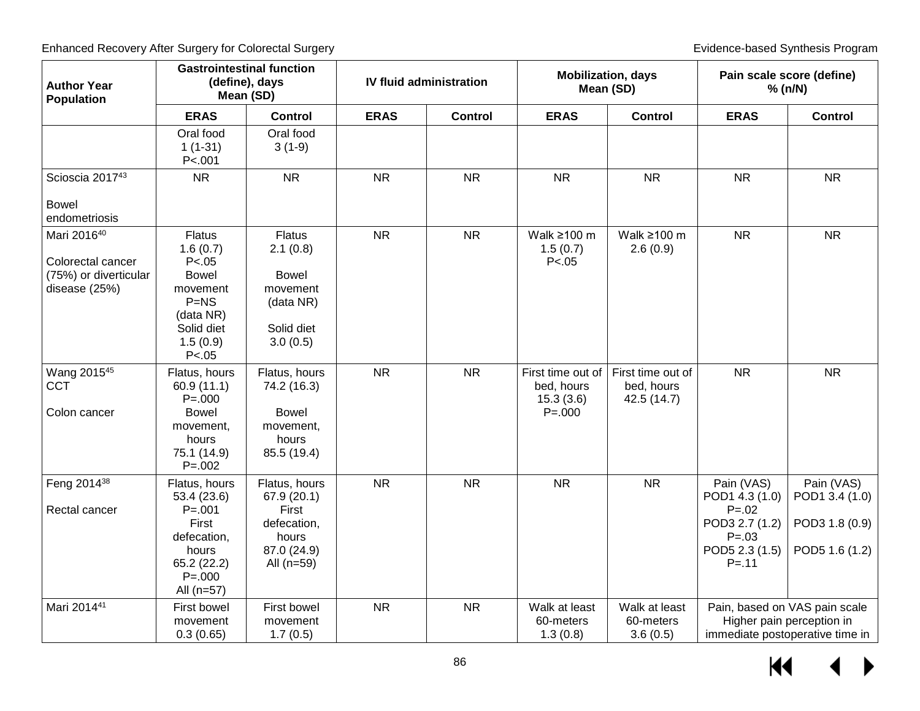| Author Year Population | Gastrointestinal function (define), days Mean (SD) | | IV fluid administration | | Mobilization, days Mean (SD) | | Pain scale score (define) % (n/N) | |
|---|---|---|---|---|---|---|---|---|
| | ERAS | Control | ERAS | Control | ERAS | Control | ERAS | Control |
| | Oral food 1 (1-31) P<.001 | Oral food 3 (1-9) | | | | | | |
| Scioscia 2017[43] Bowel endometriosis | NR | NR | NR | NR | NR | NR | NR | NR |
| Mari 2016[40] Colorectal cancer (75%) or diverticular disease (25%) | Flatus 1.6 (0.7) P<.05 Bowel movement P=NS (data NR) Solid diet 1.5 (0.9) P<.05 | Flatus 2.1 (0.8) Bowel movement (data NR) Solid diet 3.0 (0.5) | NR | NR | Walk ≥100 m 1.5 (0.7) P<.05 | Walk ≥100 m 2.6 (0.9) | NR | NR |
| Wang 2015[45] CCT Colon cancer | Flatus, hours 60.9 (11.1) P=.000 Bowel movement, hours 75.1 (14.9) P=.002 | Flatus, hours 74.2 (16.3) Bowel movement, hours 85.5 (19.4) | NR | NR | First time out of bed, hours 15.3 (3.6) P=.000 | First time out of bed, hours 42.5 (14.7) | NR | NR |
| Feng 2014[38] Rectal cancer | Flatus, hours 53.4 (23.6) P=.001 First defecation, hours 65.2 (22.2) P=.000 All (n=57) | Flatus, hours 67.9 (20.1) First defecation, hours 87.0 (24.9) All (n=59) | NR | NR | NR | NR | Pain (VAS) POD1 4.3 (1.0) P=.02 POD3 2.7 (1.2) P=.03 POD5 2.3 (1.5) P=.11 | Pain (VAS) POD1 3.4 (1.0) POD3 1.8 (0.9) POD5 1.6 (1.2) |
| Mari 2014[41] | First bowel movement 0.3 (0.65) | First bowel movement 1.7 (0.5) | NR | NR | Walk at least 60-meters 1.3 (0.8) | Walk at least 60-meters 3.6 (0.5) | Pain, based on VAS pain scale Higher pain perception in immediate postoperative time in | |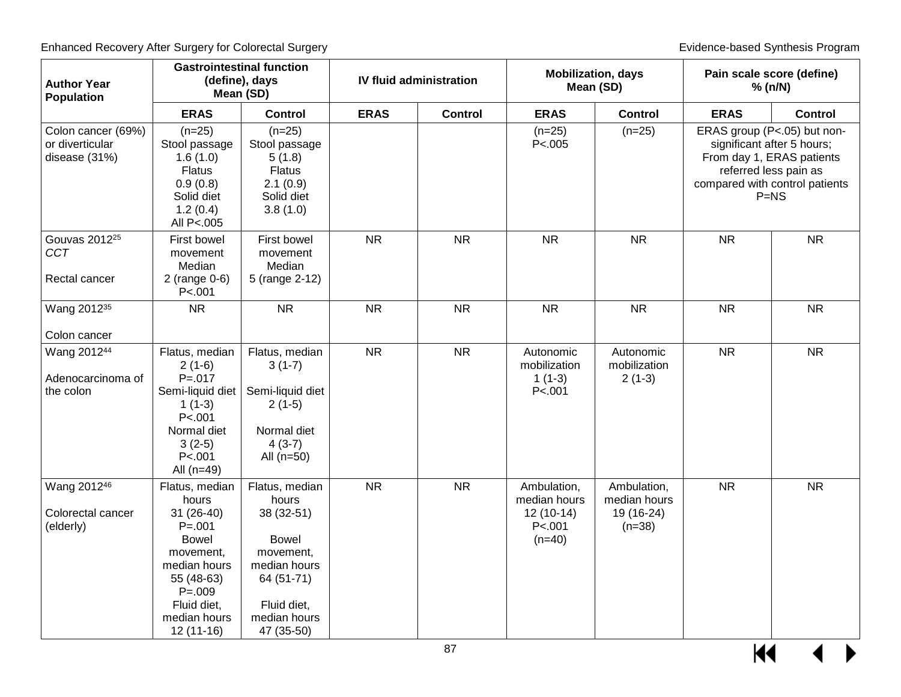| Author Year Population | Gastrointestinal function (define), days Mean (SD) | | IV fluid administration | | Mobilization, days Mean (SD) | | Pain scale score (define) % (n/N) | |
|---|---|---|---|---|---|---|---|---|
| | **ERAS** | **Control** | **ERAS** | **Control** | **ERAS** | **Control** | **ERAS** | **Control** |
| Colon cancer (69%) or diverticular disease (31%) | (n=25) Stool passage 1.6 (1.0) Flatus 0.9 (0.8) Solid diet 1.2 (0.4) All P<.005 | (n=25) Stool passage 5 (1.8) Flatus 2.1 (0.9) Solid diet 3.8 (1.0) | | | (n=25) P<.005 | (n=25) | ERAS group (P<.05) but non-significant after 5 hours; From day 1, ERAS patients referred less pain as compared with control patients P=NS | |
| Gouvas 2012[25] *CCT* Rectal cancer | First bowel movement Median 2 (range 0-6) P<.001 | First bowel movement Median 5 (range 2-12) | NR | NR | NR | NR | NR | NR |
| Wang 2012[35] Colon cancer | NR | NR | NR | NR | NR | NR | NR | NR |
| Wang 2012[44] Adenocarcinoma of the colon | Flatus, median 2 (1-6) P=.017 Semi-liquid diet 1 (1-3) P<.001 Normal diet 3 (2-5) P<.001 All (n=49) | Flatus, median 3 (1-7) Semi-liquid diet 2 (1-5) Normal diet 4 (3-7) All (n=50) | NR | NR | Autonomic mobilization 1 (1-3) P<.001 | Autonomic mobilization 2 (1-3) | NR | NR |
| Wang 2012[46] Colorectal cancer (elderly) | Flatus, median hours 31 (26-40) P=.001 Bowel movement, median hours 55 (48-63) P=.009 Fluid diet, median hours 12 (11-16) | Flatus, median hours 38 (32-51) Bowel movement, median hours 64 (51-71) Fluid diet, median hours 47 (35-50) | NR | NR | Ambulation, median hours 12 (10-14) P<.001 (n=40) | Ambulation, median hours 19 (16-24) (n=38) | NR | NR |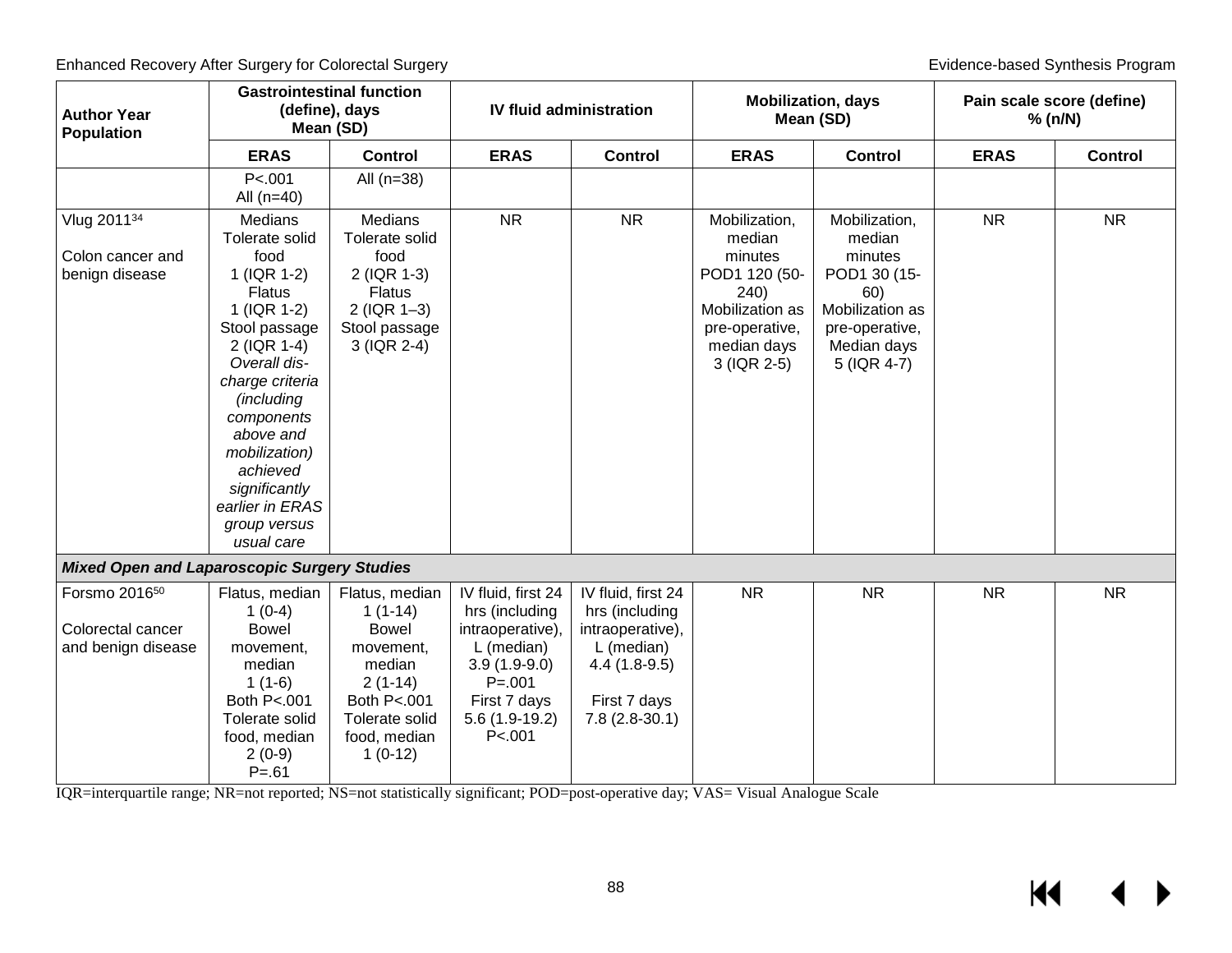| Author Year Population | Gastrointestinal function (define), days Mean (SD) | | IV fluid administration | | Mobilization, days Mean (SD) | | Pain scale score (define) % (n/N) | |
|---|---|---|---|---|---|---|---|---|
| | ERAS | Control | ERAS | Control | ERAS | Control | ERAS | Control |
| | P<.001 All (n=40) | All (n=38) | | | | | | |
| Vlug 2011[34] Colon cancer and benign disease | Medians Tolerate solid food 1 (IQR 1-2) Flatus 1 (IQR 1-2) Stool passage 2 (IQR 1-4) *Overall discharge criteria (including components above and mobilization) achieved significantly earlier in ERAS group versus usual care* | Medians Tolerate solid food 2 (IQR 1-3) Flatus 2 (IQR 1–3) Stool passage 3 (IQR 2-4) | NR | NR | Mobilization, median minutes POD1 120 (50-240) Mobilization as pre-operative, median days 3 (IQR 2-5) | Mobilization, median minutes POD1 30 (15-60) Mobilization as pre-operative, Median days 5 (IQR 4-7) | NR | NR |
| ***Mixed Open and Laparoscopic Surgery Studies*** | | | | | | | | |
| Forsmo 2016[50] Colorectal cancer and benign disease | Flatus, median 1 (0-4) Bowel movement, median 1 (1-6) Both P<.001 Tolerate solid food, median 2 (0-9) P=.61 | Flatus, median 1 (1-14) Bowel movement, median 2 (1-14) Both P<.001 Tolerate solid food, median 1 (0-12) | IV fluid, first 24 hrs (including intraoperative), L (median) 3.9 (1.9-9.0) P=.001 First 7 days 5.6 (1.9-19.2) P<.001 | IV fluid, first 24 hrs (including intraoperative), L (median) 4.4 (1.8-9.5) First 7 days 7.8 (2.8-30.1) | NR | NR | NR | NR |

IQR=interquartile range; NR=not reported; NS=not statistically significant; POD=post-operative day; VAS= Visual Analogue Scale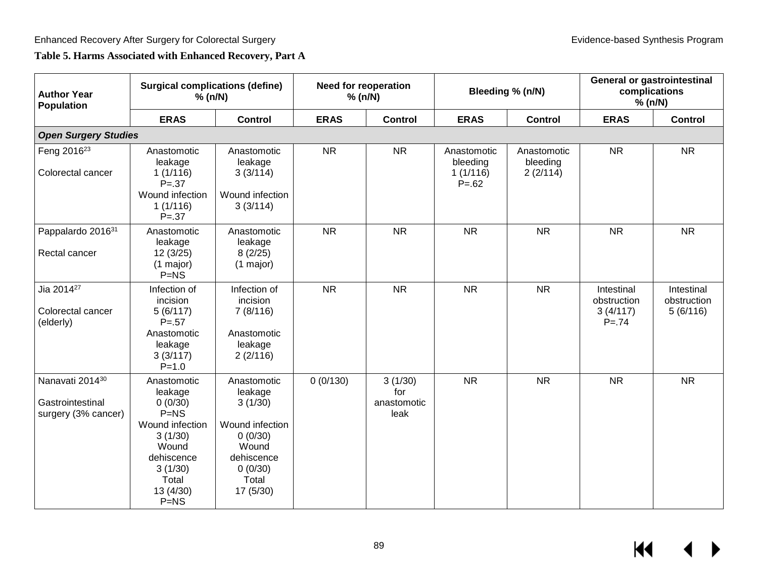**Table 5. Harms Associated with Enhanced Recovery, Part A**

| Author Year Population | Surgical complications (define) % (n/N) | | Need for reoperation % (n/N) | | Bleeding % (n/N) | | General or gastrointestinal complications % (n/N) | |
|---|---|---|---|---|---|---|---|---|
| | **ERAS** | **Control** | **ERAS** | **Control** | **ERAS** | **Control** | **ERAS** | **Control** |
| ***Open Surgery Studies*** | | | | | | | | |
| Feng 2016[23] Colorectal cancer | Anastomotic leakage 1 (1/116) P=.37 Wound infection 1 (1/116) P=.37 | Anastomotic leakage 3 (3/114) Wound infection 3 (3/114) | NR | NR | Anastomotic bleeding 1 (1/116) P=.62 | Anastomotic bleeding 2 (2/114) | NR | NR |
| Pappalardo 2016[31] Rectal cancer | Anastomotic leakage 12 (3/25) (1 major) P=NS | Anastomotic leakage 8 (2/25) (1 major) | NR | NR | NR | NR | NR | NR |
| Jia 2014[27] Colorectal cancer (elderly) | Infection of incision 5 (6/117) P=.57 Anastomotic leakage 3 (3/117) P=1.0 | Infection of incision 7 (8/116) Anastomotic leakage 2 (2/116) | NR | NR | NR | NR | Intestinal obstruction 3 (4/117) P=.74 | Intestinal obstruction 5 (6/116) |
| Nanavati 2014[30] Gastrointestinal surgery (3% cancer) | Anastomotic leakage 0 (0/30) P=NS Wound infection 3 (1/30) Wound dehiscence 3 (1/30) Total 13 (4/30) P=NS | Anastomotic leakage 3 (1/30) Wound infection 0 (0/30) Wound dehiscence 0 (0/30) Total 17 (5/30) | 0 (0/130) | 3 (1/30) for anastomotic leak | NR | NR | NR | NR |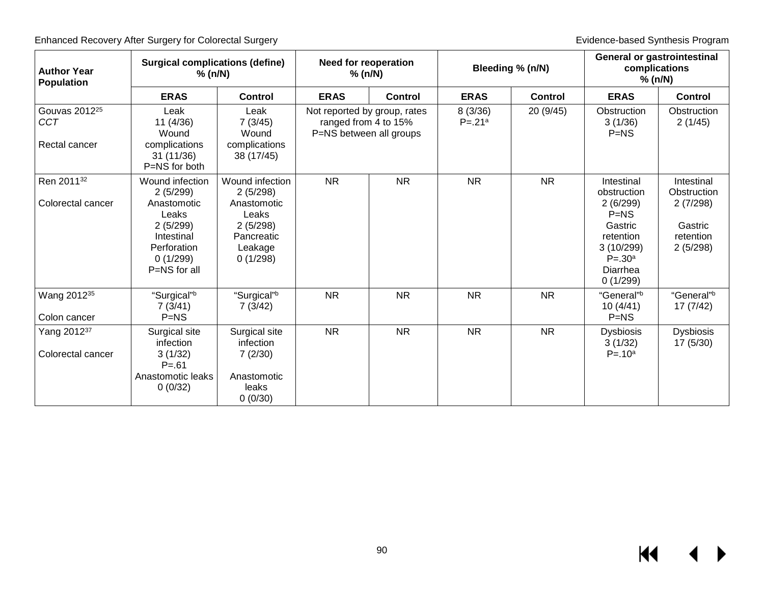| Author Year Population | Surgical complications (define) % (n/N) | | Need for reoperation % (n/N) | | Bleeding % (n/N) | | General or gastrointestinal complications % (n/N) | |
|---|---|---|---|---|---|---|---|---|
| | **ERAS** | **Control** | **ERAS** | **Control** | **ERAS** | **Control** | **ERAS** | **Control** |
| Gouvas 2012[25] *CCT* Rectal cancer | Leak 11 (4/36) Wound complications 31 (11/36) P=NS for both | Leak 7 (3/45) Wound complications 38 (17/45) | Not reported by group, rates ranged from 4 to 15% P=NS between all groups | | 8 (3/36) P=.21[a] | 20 (9/45) | Obstruction 3 (1/36) P=NS | Obstruction 2 (1/45) |
| Ren 2011[32] Colorectal cancer | Wound infection 2 (5/299) Anastomotic Leaks 2 (5/299) Intestinal Perforation 0 (1/299) P=NS for all | Wound infection 2 (5/298) Anastomotic Leaks 2 (5/298) Pancreatic Leakage 0 (1/298) | NR | NR | NR | NR | Intestinal obstruction 2 (6/299) P=NS Gastric retention 3 (10/299) P=.30[a] Diarrhea 0 (1/299) | Intestinal Obstruction 2 (7/298) Gastric retention 2 (5/298) |
| Wang 2012[35] Colon cancer | "Surgical"[b] 7 (3/41) P=NS | "Surgical"[b] 7 (3/42) | NR | NR | NR | NR | "General"[b] 10 (4/41) P=NS | "General"[b] 17 (7/42) |
| Yang 2012[37] Colorectal cancer | Surgical site infection 3 (1/32) P=.61 Anastomotic leaks 0 (0/32) | Surgical site infection 7 (2/30) Anastomotic leaks 0 (0/30) | NR | NR | NR | NR | Dysbiosis 3 (1/32) P=.10[a] | Dysbiosis 17 (5/30) |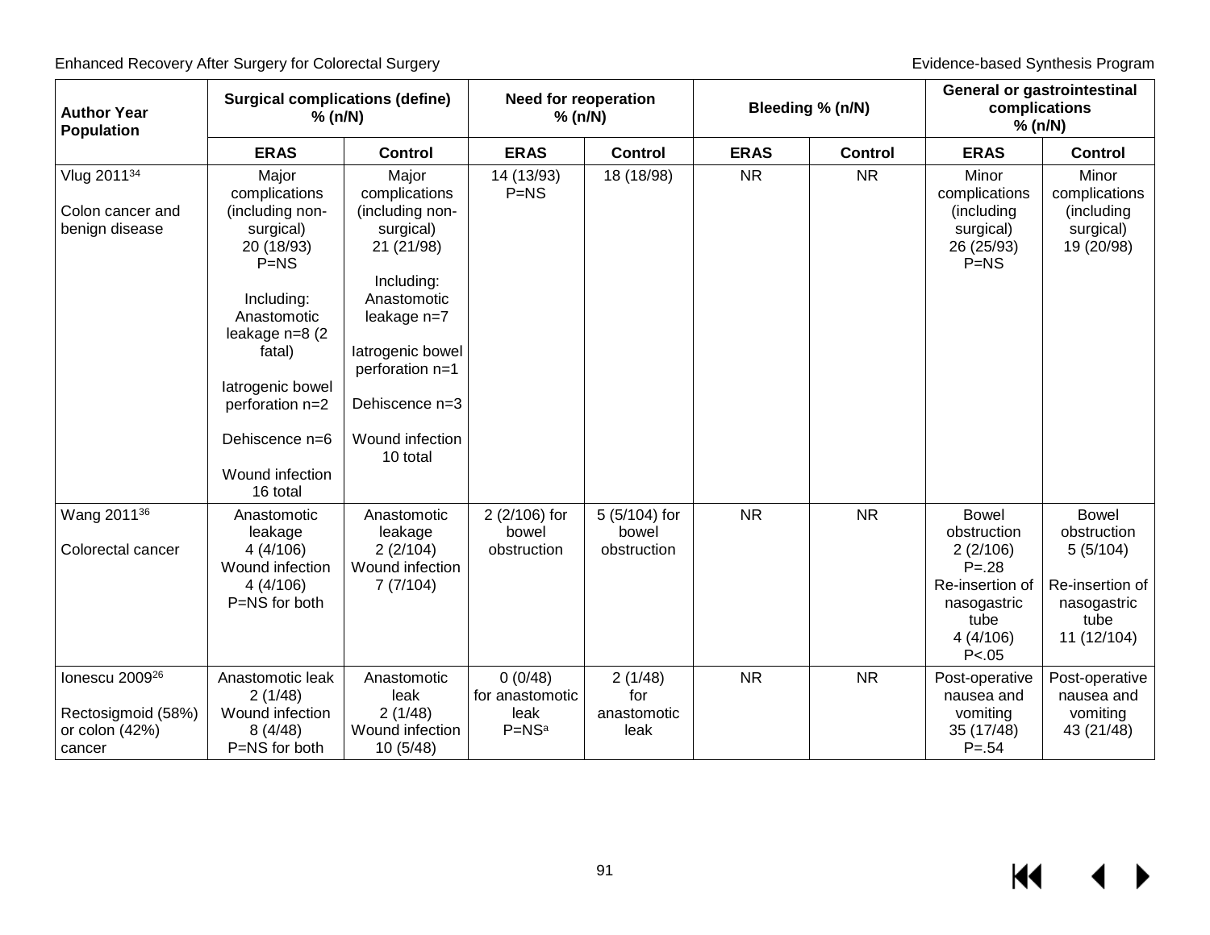| Author Year Population | Surgical complications (define) % (n/N) | | Need for reoperation % (n/N) | | Bleeding % (n/N) | | General or gastrointestinal complications % (n/N) | |
|---|---|---|---|---|---|---|---|---|
| | **ERAS** | **Control** | **ERAS** | **Control** | **ERAS** | **Control** | **ERAS** | **Control** |
| Vlug 2011[34] Colon cancer and benign disease | Major complications (including non-surgical) 20 (18/93) P=NS Including: Anastomotic leakage n=8 (2 fatal) Iatrogenic bowel perforation n=2 Dehiscence n=6 Wound infection 16 total | Major complications (including non-surgical) 21 (21/98) Including: Anastomotic leakage n=7 Iatrogenic bowel perforation n=1 Dehiscence n=3 Wound infection 10 total | 14 (13/93) P=NS | 18 (18/98) | NR | NR | Minor complications (including surgical) 26 (25/93) P=NS | Minor complications (including surgical) 19 (20/98) |
| Wang 2011[36] Colorectal cancer | Anastomotic leakage 4 (4/106) Wound infection 4 (4/106) P=NS for both | Anastomotic leakage 2 (2/104) Wound infection 7 (7/104) | 2 (2/106) for bowel obstruction | 5 (5/104) for bowel obstruction | NR | NR | Bowel obstruction 2 (2/106) P=.28 Re-insertion of nasogastric tube 4 (4/106) P<.05 | Bowel obstruction 5 (5/104) Re-insertion of nasogastric tube 11 (12/104) |
| Ionescu 2009[26] Rectosigmoid (58%) or colon (42%) cancer | Anastomotic leak 2 (1/48) Wound infection 8 (4/48) P=NS for both | Anastomotic leak 2 (1/48) Wound infection 10 (5/48) | 0 (0/48) for anastomotic leak P=NS[a] | 2 (1/48) for anastomotic leak | NR | NR | Post-operative nausea and vomiting 35 (17/48) P=.54 | Post-operative nausea and vomiting 43 (21/48) |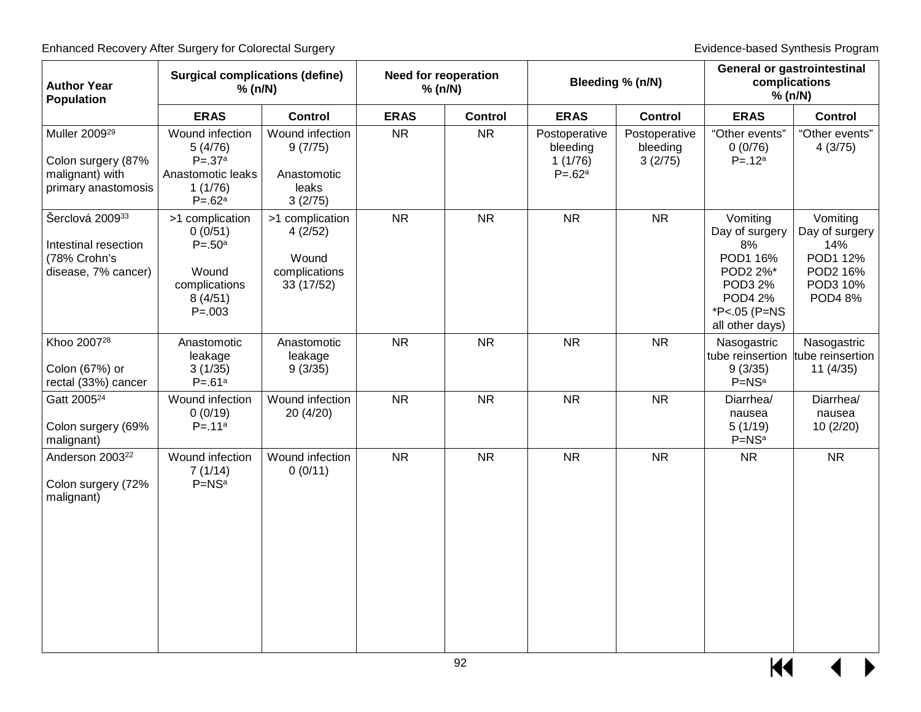| Author Year Population | Surgical complications (define) % (n/N) | | Need for reoperation % (n/N) | | Bleeding % (n/N) | | General or gastrointestinal complications % (n/N) | |
|---|---|---|---|---|---|---|---|---|
| | ERAS | Control | ERAS | Control | ERAS | Control | ERAS | Control |
| Muller 2009[29]<br><br>Colon surgery (87% malignant) with primary anastomosis | Wound infection 5 (4/76) P=.37[a]<br>Anastomotic leaks 1 (1/76) P=.62[a] | Wound infection 9 (7/75)<br><br>Anastomotic leaks 3 (2/75) | NR | NR | Postoperative bleeding 1 (1/76) P=.62[a] | Postoperative bleeding 3 (2/75) | "Other events" 0 (0/76) P=.12[a] | "Other events" 4 (3/75) |
| Šerclová 2009[33]<br><br>Intestinal resection (78% Crohn's disease, 7% cancer) | >1 complication 0 (0/51) P=.50[a]<br><br>Wound complications 8 (4/51) P=.003 | >1 complication 4 (2/52)<br><br>Wound complications 33 (17/52) | NR | NR | NR | NR | Vomiting<br>Day of surgery 8%<br>POD1 16%<br>POD2 2%*<br>POD3 2%<br>POD4 2%<br>*P<.05 (P=NS all other days) | Vomiting<br>Day of surgery 14%<br>POD1 12%<br>POD2 16%<br>POD3 10%<br>POD4 8% |
| Khoo 2007[28]<br><br>Colon (67%) or rectal (33%) cancer | Anastomotic leakage 3 (1/35) P=.61[a] | Anastomotic leakage 9 (3/35) | NR | NR | NR | NR | Nasogastric tube reinsertion 9 (3/35) P=NS[a] | Nasogastric tube reinsertion 11 (4/35) |
| Gatt 2005[24]<br><br>Colon surgery (69% malignant) | Wound infection 0 (0/19) P=.11[a] | Wound infection 20 (4/20) | NR | NR | NR | NR | Diarrhea/ nausea 5 (1/19) P=NS[a] | Diarrhea/ nausea 10 (2/20) |
| Anderson 2003[22]<br><br>Colon surgery (72% malignant) | Wound infection 7 (1/14) P=NS[a] | Wound infection 0 (0/11) | NR | NR | NR | NR | NR | NR |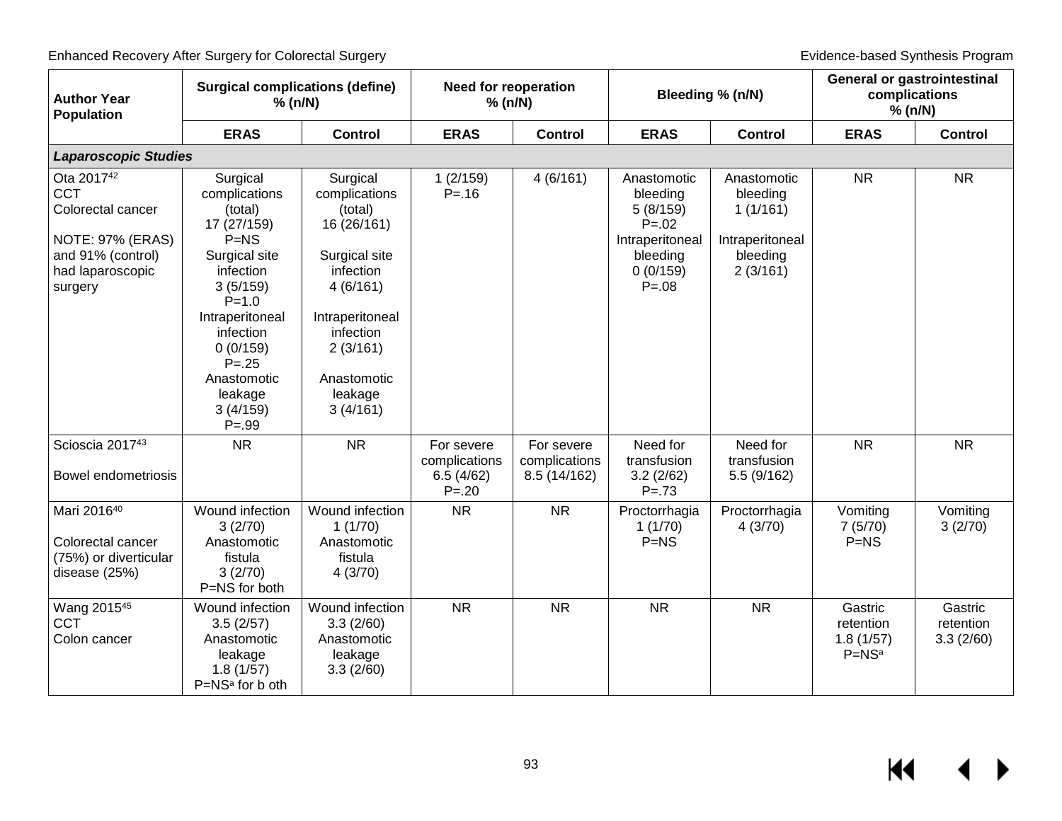| Author Year Population | Surgical complications (define) % (n/N) | | Need for reoperation % (n/N) | | Bleeding % (n/N) | | General or gastrointestinal complications % (n/N) | |
|---|---|---|---|---|---|---|---|---|
| | **ERAS** | **Control** | **ERAS** | **Control** | **ERAS** | **Control** | **ERAS** | **Control** |
| ***Laparoscopic Studies*** | | | | | | | | |
| Ota 2017[42] CCT Colorectal cancer NOTE: 97% (ERAS) and 91% (control) had laparoscopic surgery | Surgical complications (total) 17 (27/159) P=NS Surgical site infection 3 (5/159) P=1.0 Intraperitoneal infection 0 (0/159) P=.25 Anastomotic leakage 3 (4/159) P=.99 | Surgical complications (total) 16 (26/161) Surgical site infection 4 (6/161) Intraperitoneal infection 2 (3/161) Anastomotic leakage 3 (4/161) | 1 (2/159) P=.16 | 4 (6/161) | Anastomotic bleeding 5 (8/159) P=.02 Intraperitoneal bleeding 0 (0/159) P=.08 | Anastomotic bleeding 1 (1/161) Intraperitoneal bleeding 2 (3/161) | NR | NR |
| Scioscia 2017[43] Bowel endometriosis | NR | NR | For severe complications 6.5 (4/62) P=.20 | For severe complications 8.5 (14/162) | Need for transfusion 3.2 (2/62) P=.73 | Need for transfusion 5.5 (9/162) | NR | NR |
| Mari 2016[40] Colorectal cancer (75%) or diverticular disease (25%) | Wound infection 3 (2/70) Anastomotic fistula 3 (2/70) P=NS for both | Wound infection 1 (1/70) Anastomotic fistula 4 (3/70) | NR | NR | Proctorrhagia 1 (1/70) P=NS | Proctorrhagia 4 (3/70) | Vomiting 7 (5/70) P=NS | Vomiting 3 (2/70) |
| Wang 2015[45] CCT Colon cancer | Wound infection 3.5 (2/57) Anastomotic leakage 1.8 (1/57) P=NS[a] for b oth | Wound infection 3.3 (2/60) Anastomotic leakage 3.3 (2/60) | NR | NR | NR | NR | Gastric retention 1.8 (1/57) P=NS[a] | Gastric retention 3.3 (2/60) |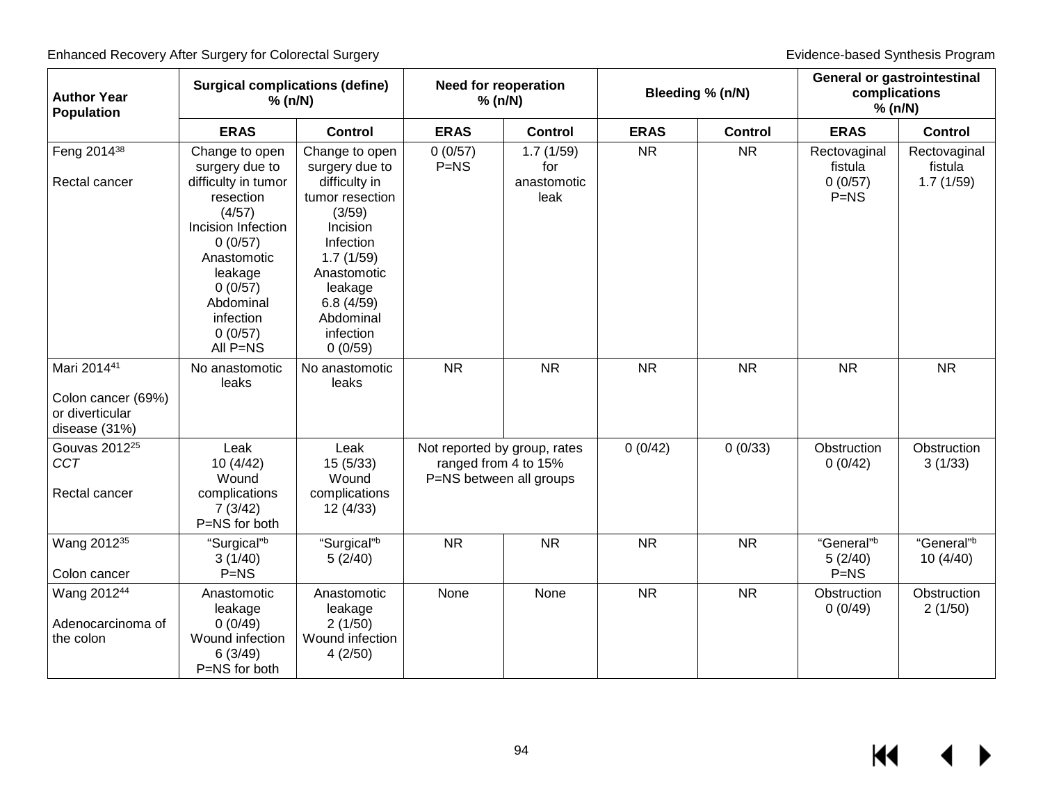| Author Year Population | Surgical complications (define) % (n/N) | | Need for reoperation % (n/N) | | Bleeding % (n/N) | | General or gastrointestinal complications % (n/N) | |
|---|---|---|---|---|---|---|---|---|
| | **ERAS** | **Control** | **ERAS** | **Control** | **ERAS** | **Control** | **ERAS** | **Control** |
| Feng 2014[38]<br><br>Rectal cancer | Change to open surgery due to difficulty in tumor resection (4/57)<br>Incision Infection 0 (0/57)<br>Anastomotic leakage 0 (0/57)<br>Abdominal infection 0 (0/57)<br>All P=NS | Change to open surgery due to difficulty in tumor resection (3/59)<br>Incision Infection 1.7 (1/59)<br>Anastomotic leakage 6.8 (4/59)<br>Abdominal infection 0 (0/59) | 0 (0/57)<br>P=NS | 1.7 (1/59) for anastomotic leak | NR | NR | Rectovaginal fistula 0 (0/57)<br>P=NS | Rectovaginal fistula 1.7 (1/59) |
| Mari 2014[41]<br><br>Colon cancer (69%) or diverticular disease (31%) | No anastomotic leaks | No anastomotic leaks | NR | NR | NR | NR | NR | NR |
| Gouvas 2012[25]<br>*CCT*<br><br>Rectal cancer | Leak 10 (4/42)<br>Wound complications 7 (3/42)<br>P=NS for both | Leak 15 (5/33)<br>Wound complications 12 (4/33) | Not reported by group, rates ranged from 4 to 15% P=NS between all groups | | 0 (0/42) | 0 (0/33) | Obstruction 0 (0/42) | Obstruction 3 (1/33) |
| Wang 2012[35]<br><br>Colon cancer | "Surgical"[b] 3 (1/40)<br>P=NS | "Surgical"[b] 5 (2/40) | NR | NR | NR | NR | "General"[b] 5 (2/40)<br>P=NS | "General"[b] 10 (4/40) |
| Wang 2012[44]<br><br>Adenocarcinoma of the colon | Anastomotic leakage 0 (0/49)<br>Wound infection 6 (3/49)<br>P=NS for both | Anastomotic leakage 2 (1/50)<br>Wound infection 4 (2/50) | None | None | NR | NR | Obstruction 0 (0/49) | Obstruction 2 (1/50) |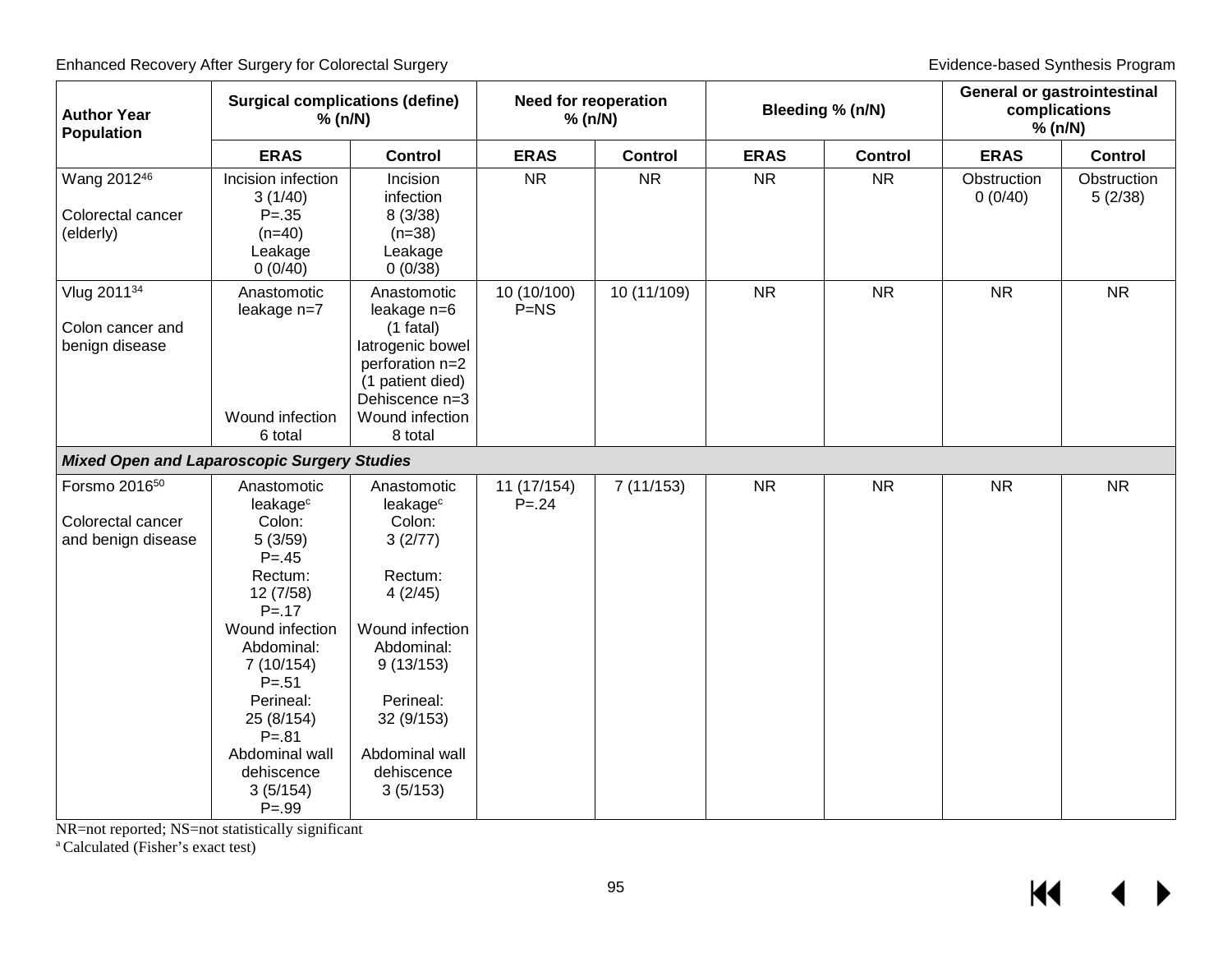| Author Year Population | Surgical complications (define) % (n/N) | | Need for reoperation % (n/N) | | Bleeding % (n/N) | | General or gastrointestinal complications % (n/N) | |
|---|---|---|---|---|---|---|---|---|
| | **ERAS** | **Control** | **ERAS** | **Control** | **ERAS** | **Control** | **ERAS** | **Control** |
| Wang 2012[46]<br><br>Colorectal cancer (elderly) | Incision infection<br>3 (1/40)<br>P=.35<br>(n=40)<br>Leakage<br>0 (0/40) | Incision infection<br>8 (3/38)<br>(n=38)<br>Leakage<br>0 (0/38) | NR | NR | NR | NR | Obstruction<br>0 (0/40) | Obstruction<br>5 (2/38) |
| Vlug 2011[34]<br><br>Colon cancer and benign disease | Anastomotic leakage n=7<br><br>Wound infection<br>6 total | Anastomotic leakage n=6<br>(1 fatal)<br>Iatrogenic bowel perforation n=2<br>(1 patient died)<br>Dehiscence n=3<br>Wound infection<br>8 total | 10 (10/100)<br>P=NS | 10 (11/109) | NR | NR | NR | NR |
| ***Mixed Open and Laparoscopic Surgery Studies*** | | | | | | | | |
| Forsmo 2016[50]<br><br>Colorectal cancer and benign disease | Anastomotic leakage[c]<br>Colon:<br>5 (3/59)<br>P=.45<br>Rectum:<br>12 (7/58)<br>P=.17<br>Wound infection<br>Abdominal:<br>7 (10/154)<br>P=.51<br>Perineal:<br>25 (8/154)<br>P=.81<br>Abdominal wall dehiscence<br>3 (5/154)<br>P=.99 | Anastomotic leakage[c]<br>Colon:<br>3 (2/77)<br><br>Rectum:<br>4 (2/45)<br><br>Wound infection<br>Abdominal:<br>9 (13/153)<br><br>Perineal:<br>32 (9/153)<br><br>Abdominal wall dehiscence<br>3 (5/153) | 11 (17/154)<br>P=.24 | 7 (11/153) | NR | NR | NR | NR |

NR=not reported; NS=not statistically significant

[a] Calculated (Fisher's exact test)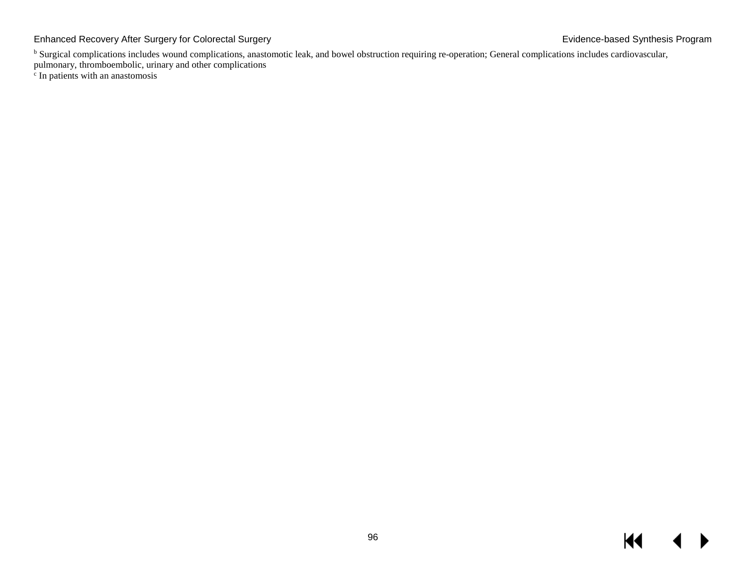[b] Surgical complications includes wound complications, anastomotic leak, and bowel obstruction requiring re-operation; General complications includes cardiovascular, pulmonary, thromboembolic, urinary and other complications

[c] In patients with an anastomosis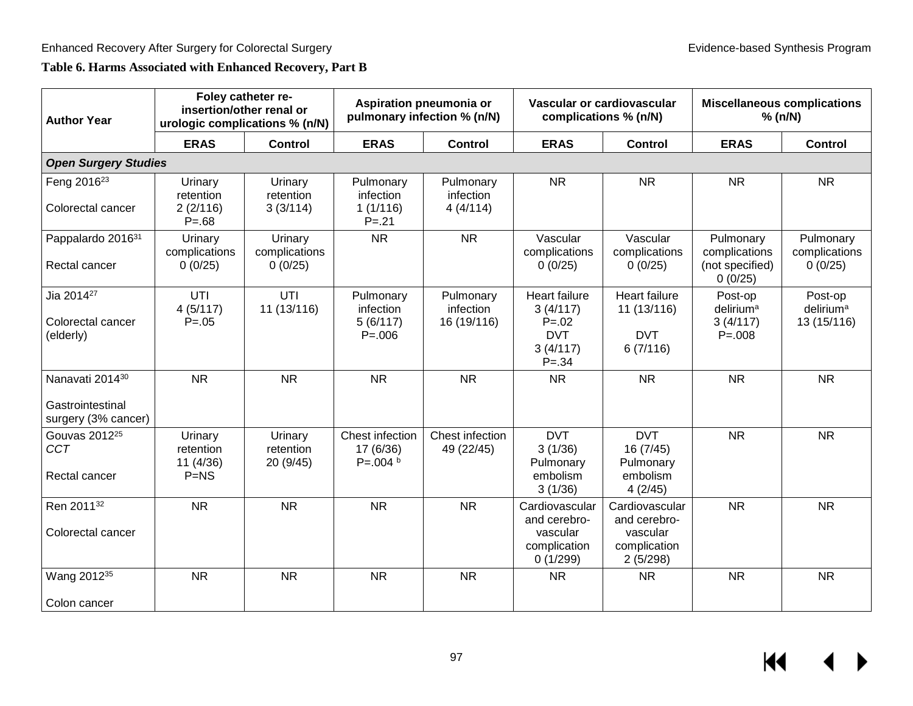**Table 6. Harms Associated with Enhanced Recovery, Part B**

| Author Year | Foley catheter re-insertion/other renal or urologic complications % (n/N) | | Aspiration pneumonia or pulmonary infection % (n/N) | | Vascular or cardiovascular complications % (n/N) | | Miscellaneous complications % (n/N) | |
|---|---|---|---|---|---|---|---|---|
| | ERAS | Control | ERAS | Control | ERAS | Control | ERAS | Control |
| ***Open Surgery Studies*** | | | | | | | | |
| Feng 2016[23]<br><br>Colorectal cancer | Urinary retention<br>2 (2/116)<br>P=.68 | Urinary retention<br>3 (3/114) | Pulmonary infection<br>1 (1/116)<br>P=.21 | Pulmonary infection<br>4 (4/114) | NR | NR | NR | NR |
| Pappalardo 2016[31]<br><br>Rectal cancer | Urinary complications<br>0 (0/25) | Urinary complications<br>0 (0/25) | NR | NR | Vascular complications<br>0 (0/25) | Vascular complications<br>0 (0/25) | Pulmonary complications (not specified)<br>0 (0/25) | Pulmonary complications<br>0 (0/25) |
| Jia 2014[27]<br><br>Colorectal cancer (elderly) | UTI<br>4 (5/117)<br>P=.05 | UTI<br>11 (13/116) | Pulmonary infection<br>5 (6/117)<br>P=.006 | Pulmonary infection<br>16 (19/116) | Heart failure<br>3 (4/117)<br>P=.02<br>DVT<br>3 (4/117)<br>P=.34 | Heart failure<br>11 (13/116)<br><br>DVT<br>6 (7/116) | Post-op delirium[a]<br>3 (4/117)<br>P=.008 | Post-op delirium[a]<br>13 (15/116) |
| Nanavati 2014[30]<br><br>Gastrointestinal surgery (3% cancer) | NR | NR | NR | NR | NR | NR | NR | NR |
| Gouvas 2012[25]<br>*CCT*<br><br>Rectal cancer | Urinary retention<br>11 (4/36)<br>P=NS | Urinary retention<br>20 (9/45) | Chest infection<br>17 (6/36)<br>P=.004 [b] | Chest infection<br>49 (22/45) | DVT<br>3 (1/36)<br>Pulmonary embolism<br>3 (1/36) | DVT<br>16 (7/45)<br>Pulmonary embolism<br>4 (2/45) | NR | NR |
| Ren 2011[32]<br><br>Colorectal cancer | NR | NR | NR | NR | Cardiovascular and cerebro-vascular complication<br>0 (1/299) | Cardiovascular and cerebro-vascular complication<br>2 (5/298) | NR | NR |
| Wang 2012[35]<br><br>Colon cancer | NR | NR | NR | NR | NR | NR | NR | NR |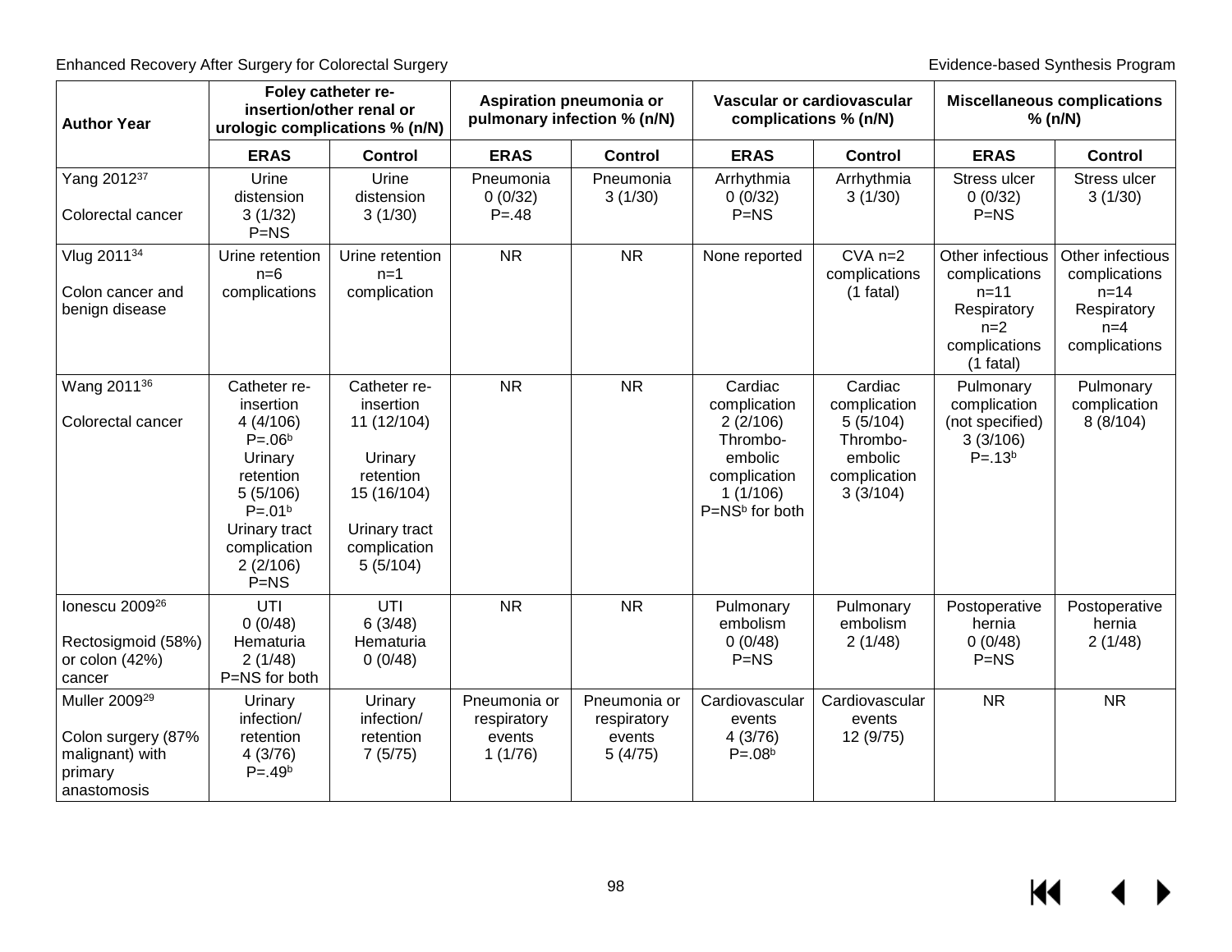| Author Year | Foley catheter re-insertion/other renal or urologic complications % (n/N) | | Aspiration pneumonia or pulmonary infection % (n/N) | | Vascular or cardiovascular complications % (n/N) | | Miscellaneous complications % (n/N) | |
|---|---|---|---|---|---|---|---|---|
| | **ERAS** | **Control** | **ERAS** | **Control** | **ERAS** | **Control** | **ERAS** | **Control** |
| Yang 2012[37] Colorectal cancer | Urine distension 3 (1/32) P=NS | Urine distension 3 (1/30) | Pneumonia 0 (0/32) P=.48 | Pneumonia 3 (1/30) | Arrhythmia 0 (0/32) P=NS | Arrhythmia 3 (1/30) | Stress ulcer 0 (0/32) P=NS | Stress ulcer 3 (1/30) |
| Vlug 2011[34] Colon cancer and benign disease | Urine retention n=6 complications | Urine retention n=1 complication | NR | NR | None reported | CVA n=2 complications (1 fatal) | Other infectious complications n=11 Respiratory n=2 complications (1 fatal) | Other infectious complications n=14 Respiratory n=4 complications |
| Wang 2011[36] Colorectal cancer | Catheter re-insertion 4 (4/106) P=.06[b] Urinary retention 5 (5/106) P=.01[b] Urinary tract complication 2 (2/106) P=NS | Catheter re-insertion 11 (12/104) Urinary retention 15 (16/104) Urinary tract complication 5 (5/104) | NR | NR | Cardiac complication 2 (2/106) Thrombo-embolic complication 1 (1/106) P=NS[b] for both | Cardiac complication 5 (5/104) Thrombo-embolic complication 3 (3/104) | Pulmonary complication (not specified) 3 (3/106) P=.13[b] | Pulmonary complication 8 (8/104) |
| Ionescu 2009[26] Rectosigmoid (58%) or colon (42%) cancer | UTI 0 (0/48) Hematuria 2 (1/48) P=NS for both | UTI 6 (3/48) Hematuria 0 (0/48) | NR | NR | Pulmonary embolism 0 (0/48) P=NS | Pulmonary embolism 2 (1/48) | Postoperative hernia 0 (0/48) P=NS | Postoperative hernia 2 (1/48) |
| Muller 2009[29] Colon surgery (87% malignant) with primary anastomosis | Urinary infection/ retention 4 (3/76) P=.49[b] | Urinary infection/ retention 7 (5/75) | Pneumonia or respiratory events 1 (1/76) | Pneumonia or respiratory events 5 (4/75) | Cardiovascular events 4 (3/76) P=.08[b] | Cardiovascular events 12 (9/75) | NR | NR |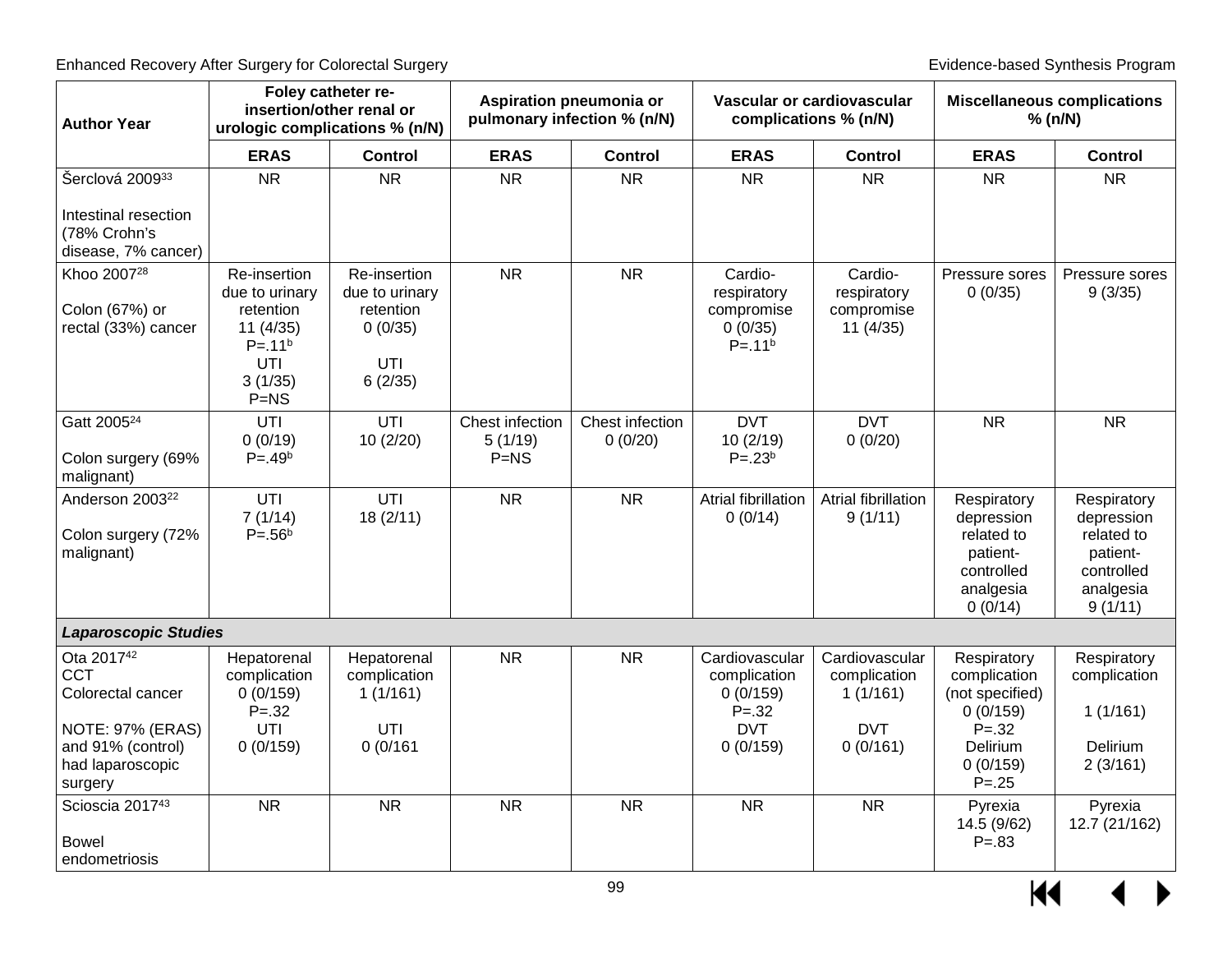| Author Year | Foley catheter re-insertion/other renal or urologic complications % (n/N) | | Aspiration pneumonia or pulmonary infection % (n/N) | | Vascular or cardiovascular complications % (n/N) | | Miscellaneous complications % (n/N) | |
|---|---|---|---|---|---|---|---|---|
| | ERAS | Control | ERAS | Control | ERAS | Control | ERAS | Control |
| Šerclová 2009[33]<br><br>Intestinal resection (78% Crohn's disease, 7% cancer) | NR | NR | NR | NR | NR | NR | NR | NR |
| Khoo 2007[28]<br><br>Colon (67%) or rectal (33%) cancer | Re-insertion due to urinary retention<br>11 (4/35)<br>P=.11[b]<br>UTI<br>3 (1/35)<br>P=NS | Re-insertion due to urinary retention<br>0 (0/35)<br><br>UTI<br>6 (2/35) | NR | NR | Cardio-respiratory compromise<br>0 (0/35)<br>P=.11[b] | Cardio-respiratory compromise<br>11 (4/35) | Pressure sores<br>0 (0/35) | Pressure sores<br>9 (3/35) |
| Gatt 2005[24]<br><br>Colon surgery (69% malignant) | UTI<br>0 (0/19)<br>P=.49[b] | UTI<br>10 (2/20) | Chest infection<br>5 (1/19)<br>P=NS | Chest infection<br>0 (0/20) | DVT<br>10 (2/19)<br>P=.23[b] | DVT<br>0 (0/20) | NR | NR |
| Anderson 2003[22]<br><br>Colon surgery (72% malignant) | UTI<br>7 (1/14)<br>P=.56[b] | UTI<br>18 (2/11) | NR | NR | Atrial fibrillation<br>0 (0/14) | Atrial fibrillation<br>9 (1/11) | Respiratory depression related to patient-controlled analgesia<br>0 (0/14) | Respiratory depression related to patient-controlled analgesia<br>9 (1/11) |
| ***Laparoscopic Studies*** | | | | | | | | |
| Ota 2017[42]<br>CCT<br>Colorectal cancer<br><br>NOTE: 97% (ERAS) and 91% (control) had laparoscopic surgery | Hepatorenal complication<br>0 (0/159)<br>P=.32<br>UTI<br>0 (0/159) | Hepatorenal complication<br>1 (1/161)<br><br>UTI<br>0 (0/161 | NR | NR | Cardiovascular complication<br>0 (0/159)<br>P=.32<br>DVT<br>0 (0/159) | Cardiovascular complication<br>1 (1/161)<br><br>DVT<br>0 (0/161) | Respiratory complication (not specified)<br>0 (0/159)<br>P=.32<br>Delirium<br>0 (0/159)<br>P=.25 | Respiratory complication<br><br>1 (1/161)<br><br>Delirium<br>2 (3/161) |
| Scioscia 2017[43]<br><br>Bowel endometriosis | NR | NR | NR | NR | NR | NR | Pyrexia<br>14.5 (9/62)<br>P=.83 | Pyrexia<br>12.7 (21/162) |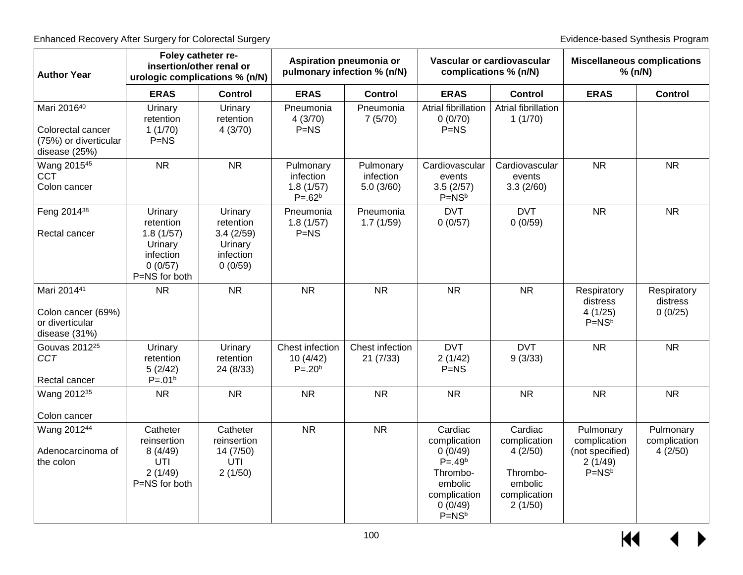| Author Year | Foley catheter re-insertion/other renal or urologic complications % (n/N) | | Aspiration pneumonia or pulmonary infection % (n/N) | | Vascular or cardiovascular complications % (n/N) | | Miscellaneous complications % (n/N) | |
|---|---|---|---|---|---|---|---|---|
| | ERAS | Control | ERAS | Control | ERAS | Control | ERAS | Control |
| Mari 2016[40]<br><br>Colorectal cancer (75%) or diverticular disease (25%) | Urinary retention<br>1 (1/70)<br>P=NS | Urinary retention<br>4 (3/70) | Pneumonia<br>4 (3/70)<br>P=NS | Pneumonia<br>7 (5/70) | Atrial fibrillation<br>0 (0/70)<br>P=NS | Atrial fibrillation<br>1 (1/70) | | |
| Wang 2015[45]<br>CCT<br>Colon cancer | NR | NR | Pulmonary infection<br>1.8 (1/57)<br>P=.62[b] | Pulmonary infection<br>5.0 (3/60) | Cardiovascular events<br>3.5 (2/57)<br>P=NS[b] | Cardiovascular events<br>3.3 (2/60) | NR | NR |
| Feng 2014[38]<br><br>Rectal cancer | Urinary retention<br>1.8 (1/57)<br>Urinary infection<br>0 (0/57)<br>P=NS for both | Urinary retention<br>3.4 (2/59)<br>Urinary infection<br>0 (0/59) | Pneumonia<br>1.8 (1/57)<br>P=NS | Pneumonia<br>1.7 (1/59) | DVT<br>0 (0/57) | DVT<br>0 (0/59) | NR | NR |
| Mari 2014[41]<br><br>Colon cancer (69%) or diverticular disease (31%) | NR | NR | NR | NR | NR | NR | Respiratory distress<br>4 (1/25)<br>P=NS[b] | Respiratory distress<br>0 (0/25) |
| Gouvas 2012[25]<br>*CCT*<br><br>Rectal cancer | Urinary retention<br>5 (2/42)<br>P=.01[b] | Urinary retention<br>24 (8/33) | Chest infection<br>10 (4/42)<br>P=.20[b] | Chest infection<br>21 (7/33) | DVT<br>2 (1/42)<br>P=NS | DVT<br>9 (3/33) | NR | NR |
| Wang 2012[35]<br><br>Colon cancer | NR | NR | NR | NR | NR | NR | NR | NR |
| Wang 2012[44]<br><br>Adenocarcinoma of the colon | Catheter reinsertion<br>8 (4/49)<br>UTI<br>2 (1/49)<br>P=NS for both | Catheter reinsertion<br>14 (7/50)<br>UTI<br>2 (1/50) | NR | NR | Cardiac complication<br>0 (0/49)<br>P=.49[b]<br>Thrombo-embolic complication<br>0 (0/49)<br>P=NS[b] | Cardiac complication<br>4 (2/50)<br><br>Thrombo-embolic complication<br>2 (1/50) | Pulmonary complication (not specified)<br>2 (1/49)<br>P=NS[b] | Pulmonary complication<br>4 (2/50) |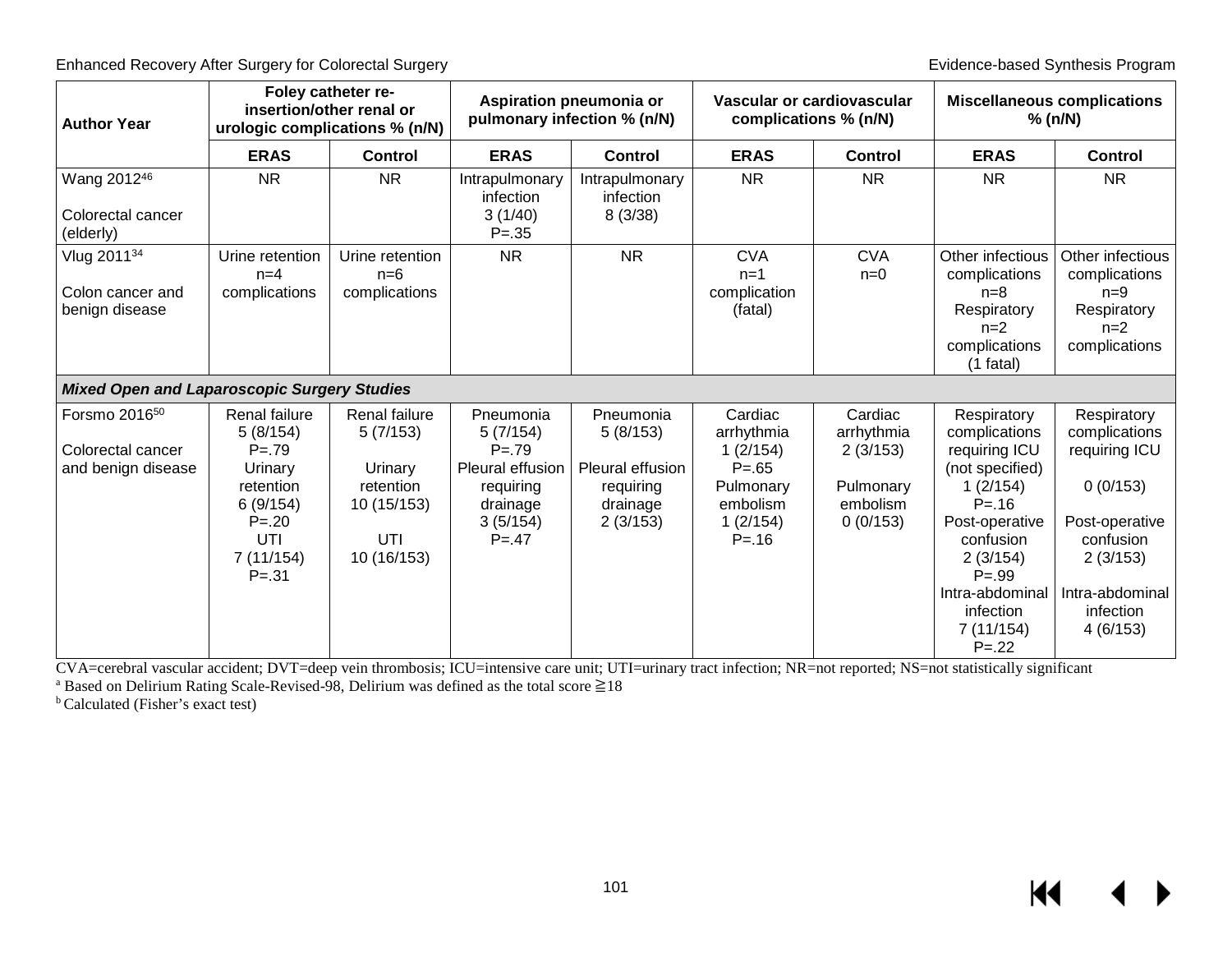| Author Year | Foley catheter re-insertion/other renal or urologic complications % (n/N) | | Aspiration pneumonia or pulmonary infection % (n/N) | | Vascular or cardiovascular complications % (n/N) | | Miscellaneous complications % (n/N) | |
|---|---|---|---|---|---|---|---|---|
| | ERAS | Control | ERAS | Control | ERAS | Control | ERAS | Control |
| Wang 2012[46]<br><br>Colorectal cancer (elderly) | NR | NR | Intrapulmonary infection<br>3 (1/40)<br>P=.35 | Intrapulmonary infection<br>8 (3/38) | NR | NR | NR | NR |
| Vlug 2011[34]<br><br>Colon cancer and benign disease | Urine retention<br>n=4<br>complications | Urine retention<br>n=6<br>complications | NR | NR | CVA<br>n=1<br>complication<br>(fatal) | CVA<br>n=0 | Other infectious complications<br>n=8<br>Respiratory<br>n=2<br>complications<br>(1 fatal) | Other infectious complications<br>n=9<br>Respiratory<br>n=2<br>complications |
| ***Mixed Open and Laparoscopic Surgery Studies*** | | | | | | | | |
| Forsmo 2016[50]<br><br>Colorectal cancer and benign disease | Renal failure<br>5 (8/154)<br>P=.79<br>Urinary retention<br>6 (9/154)<br>P=.20<br>UTI<br>7 (11/154)<br>P=.31 | Renal failure<br>5 (7/153)<br><br>Urinary retention<br>10 (15/153)<br><br>UTI<br>10 (16/153) | Pneumonia<br>5 (7/154)<br>P=.79<br>Pleural effusion requiring drainage<br>3 (5/154)<br>P=.47 | Pneumonia<br>5 (8/153)<br><br>Pleural effusion requiring drainage<br>2 (3/153) | Cardiac arrhythmia<br>1 (2/154)<br>P=.65<br>Pulmonary embolism<br>1 (2/154)<br>P=.16 | Cardiac arrhythmia<br>2 (3/153)<br><br>Pulmonary embolism<br>0 (0/153) | Respiratory complications requiring ICU (not specified)<br>1 (2/154)<br>P=.16<br>Post-operative confusion<br>2 (3/154)<br>P=.99<br>Intra-abdominal infection<br>7 (11/154)<br>P=.22 | Respiratory complications requiring ICU<br><br>0 (0/153)<br><br>Post-operative confusion<br>2 (3/153)<br><br>Intra-abdominal infection<br>4 (6/153) |

CVA=cerebral vascular accident; DVT=deep vein thrombosis; ICU=intensive care unit; UTI=urinary tract infection; NR=not reported; NS=not statistically significant

[a] Based on Delirium Rating Scale-Revised-98, Delirium was defined as the total score ≧18

[b] Calculated (Fisher's exact test)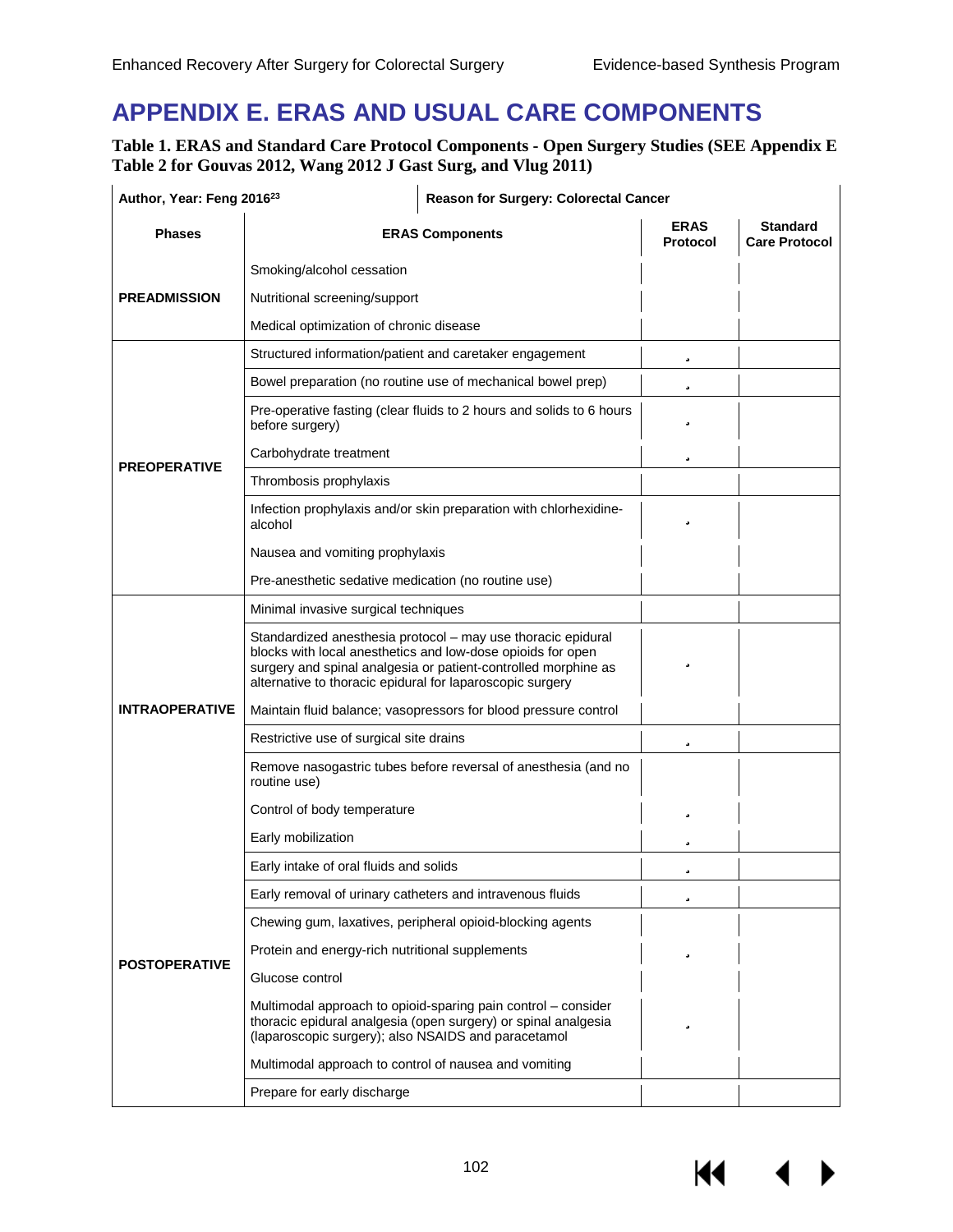# APPENDIX E. ERAS AND USUAL CARE COMPONENTS

**Table 1. ERAS and Standard Care Protocol Components - Open Surgery Studies (SEE Appendix E Table 2 for Gouvas 2012, Wang 2012 J Gast Surg, and Vlug 2011)**

| Author, Year: Feng 2016[23] | Reason for Surgery: Colorectal Cancer | | |
|---|---|---|---|
| **Phases** | **ERAS Components** | **ERAS Protocol** | **Standard Care Protocol** |
| **PREADMISSION** | Smoking/alcohol cessation | | |
| | Nutritional screening/support | | |
| | Medical optimization of chronic disease | | |
| **PREOPERATIVE** | Structured information/patient and caretaker engagement | ✓ | |
| | Bowel preparation (no routine use of mechanical bowel prep) | ✓ | |
| | Pre-operative fasting (clear fluids to 2 hours and solids to 6 hours before surgery) | ✓ | |
| | Carbohydrate treatment | ✓ | |
| | Thrombosis prophylaxis | | |
| | Infection prophylaxis and/or skin preparation with chlorhexidine-alcohol | ✓ | |
| | Nausea and vomiting prophylaxis | | |
| | Pre-anesthetic sedative medication (no routine use) | | |
| **INTRAOPERATIVE** | Minimal invasive surgical techniques | | |
| | Standardized anesthesia protocol – may use thoracic epidural blocks with local anesthetics and low-dose opioids for open surgery and spinal analgesia or patient-controlled morphine as alternative to thoracic epidural for laparoscopic surgery | ✓ | |
| | Maintain fluid balance; vasopressors for blood pressure control | | |
| | Restrictive use of surgical site drains | ✓ | |
| | Remove nasogastric tubes before reversal of anesthesia (and no routine use) | | |
| | Control of body temperature | ✓ | |
| | Early mobilization | ✓ | |
| **POSTOPERATIVE** | Early intake of oral fluids and solids | ✓ | |
| | Early removal of urinary catheters and intravenous fluids | ✓ | |
| | Chewing gum, laxatives, peripheral opioid-blocking agents | | |
| | Protein and energy-rich nutritional supplements | ✓ | |
| | Glucose control | | |
| | Multimodal approach to opioid-sparing pain control – consider thoracic epidural analgesia (open surgery) or spinal analgesia (laparoscopic surgery); also NSAIDS and paracetamol | ✓ | |
| | Multimodal approach to control of nausea and vomiting | | |
| | Prepare for early discharge | | |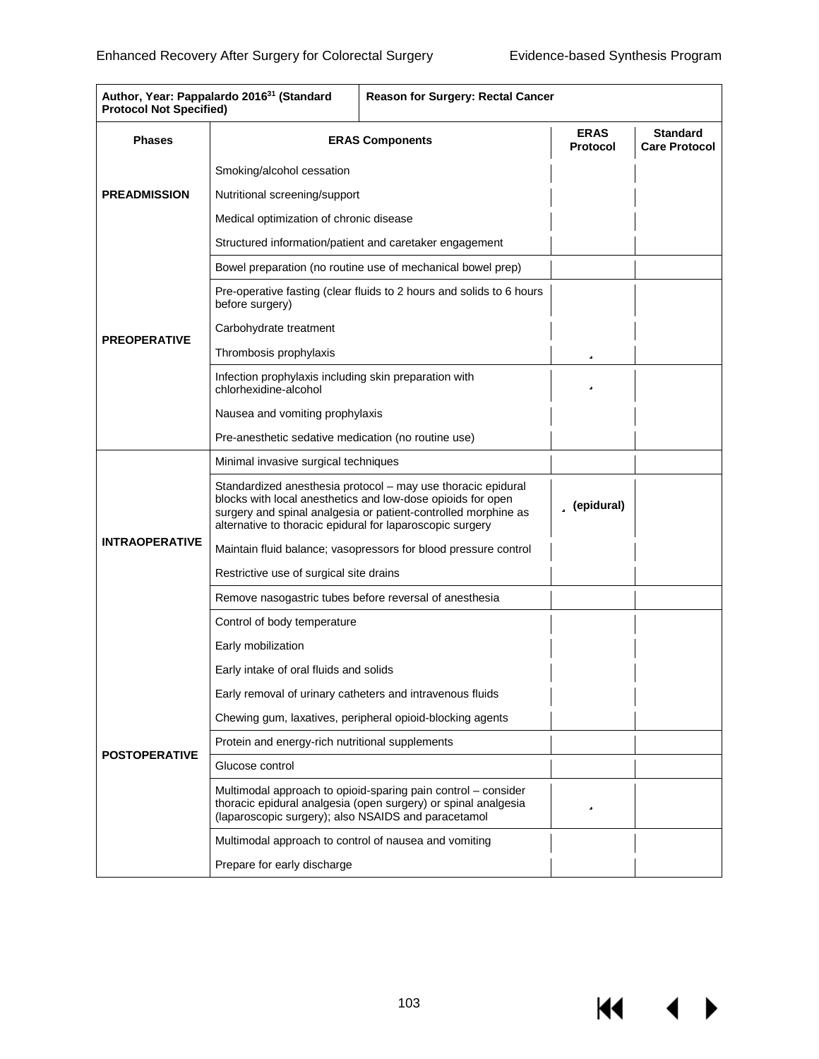| Author, Year: Pappalardo 2016[31] (Standard Protocol Not Specified) | Reason for Surgery: Rectal Cancer | | |
|---|---|---|---|
| **Phases** | **ERAS Components** | **ERAS Protocol** | **Standard Care Protocol** |
| **PREADMISSION** | Smoking/alcohol cessation | | |
| | Nutritional screening/support | | |
| | Medical optimization of chronic disease | | |
| | Structured information/patient and caretaker engagement | | |
| **PREOPERATIVE** | Bowel preparation (no routine use of mechanical bowel prep) | | |
| | Pre-operative fasting (clear fluids to 2 hours and solids to 6 hours before surgery) | | |
| | Carbohydrate treatment | | |
| | Thrombosis prophylaxis | ✓ | |
| | Infection prophylaxis including skin preparation with chlorhexidine-alcohol | ✓ | |
| | Nausea and vomiting prophylaxis | | |
| | Pre-anesthetic sedative medication (no routine use) | | |
| **INTRAOPERATIVE** | Minimal invasive surgical techniques | | |
| | Standardized anesthesia protocol – may use thoracic epidural blocks with local anesthetics and low-dose opioids for open surgery and spinal analgesia or patient-controlled morphine as alternative to thoracic epidural for laparoscopic surgery | ✓ (epidural) | |
| | Maintain fluid balance; vasopressors for blood pressure control | | |
| | Restrictive use of surgical site drains | | |
| | Remove nasogastric tubes before reversal of anesthesia | | |
| **POSTOPERATIVE** | Control of body temperature | | |
| | Early mobilization | | |
| | Early intake of oral fluids and solids | | |
| | Early removal of urinary catheters and intravenous fluids | | |
| | Chewing gum, laxatives, peripheral opioid-blocking agents | | |
| | Protein and energy-rich nutritional supplements | | |
| | Glucose control | | |
| | Multimodal approach to opioid-sparing pain control – consider thoracic epidural analgesia (open surgery) or spinal analgesia (laparoscopic surgery); also NSAIDS and paracetamol | ✓ | |
| | Multimodal approach to control of nausea and vomiting | | |
| | Prepare for early discharge | | |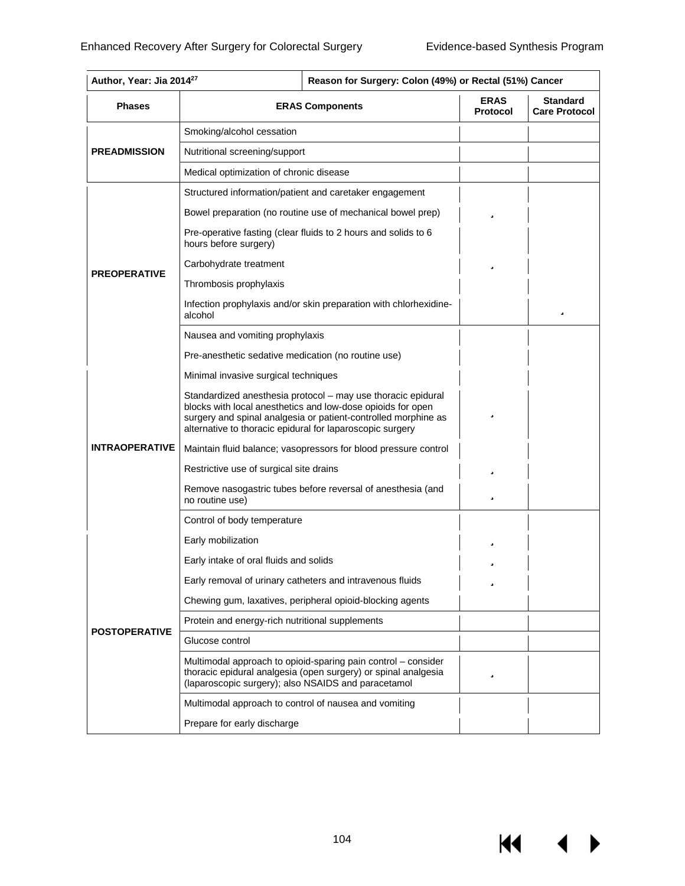| Author, Year: Jia 2014[27] | Reason for Surgery: Colon (49%) or Rectal (51%) Cancer | | |
|---|---|---|---|
| **Phases** | **ERAS Components** | **ERAS Protocol** | **Standard Care Protocol** |
| **PREADMISSION** | Smoking/alcohol cessation | | |
| | Nutritional screening/support | | |
| | Medical optimization of chronic disease | | |
| **PREOPERATIVE** | Structured information/patient and caretaker engagement | | |
| | Bowel preparation (no routine use of mechanical bowel prep) | ✓ | |
| | Pre-operative fasting (clear fluids to 2 hours and solids to 6 hours before surgery) | | |
| | Carbohydrate treatment | ✓ | |
| | Thrombosis prophylaxis | | |
| | Infection prophylaxis and/or skin preparation with chlorhexidine-alcohol | | ✓ |
| | Nausea and vomiting prophylaxis | | |
| | Pre-anesthetic sedative medication (no routine use) | | |
| **INTRAOPERATIVE** | Minimal invasive surgical techniques | | |
| | Standardized anesthesia protocol – may use thoracic epidural blocks with local anesthetics and low-dose opioids for open surgery and spinal analgesia or patient-controlled morphine as alternative to thoracic epidural for laparoscopic surgery | ✓ | |
| | Maintain fluid balance; vasopressors for blood pressure control | | |
| | Restrictive use of surgical site drains | ✓ | |
| | Remove nasogastric tubes before reversal of anesthesia (and no routine use) | ✓ | |
| | Control of body temperature | | |
| **POSTOPERATIVE** | Early mobilization | ✓ | |
| | Early intake of oral fluids and solids | ✓ | |
| | Early removal of urinary catheters and intravenous fluids | ✓ | |
| | Chewing gum, laxatives, peripheral opioid-blocking agents | | |
| | Protein and energy-rich nutritional supplements | | |
| | Glucose control | | |
| | Multimodal approach to opioid-sparing pain control – consider thoracic epidural analgesia (open surgery) or spinal analgesia (laparoscopic surgery); also NSAIDS and paracetamol | ✓ | |
| | Multimodal approach to control of nausea and vomiting | | |
| | Prepare for early discharge | | |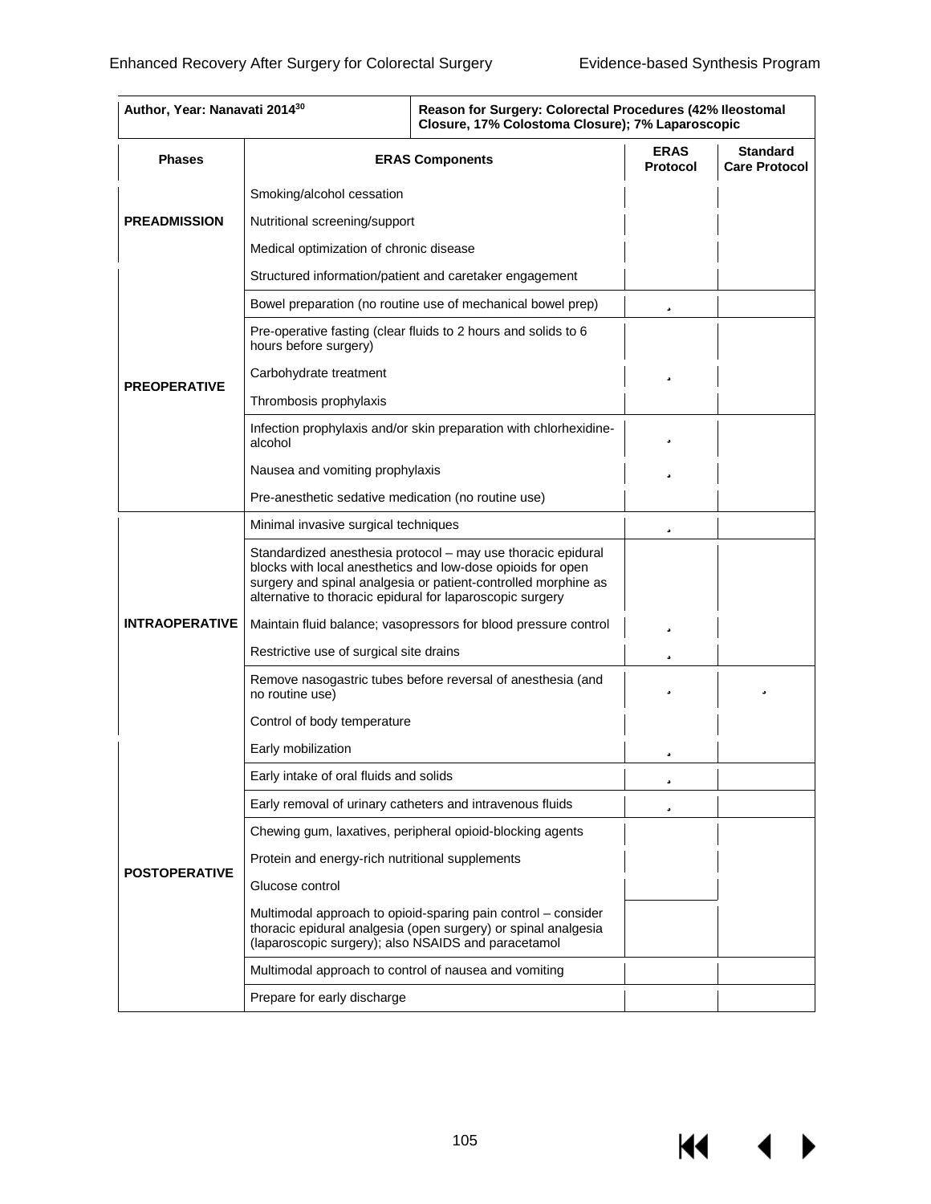| Author, Year: Nanavati 2014[30] | Reason for Surgery: Colorectal Procedures (42% Ileostomal Closure, 17% Colostoma Closure); 7% Laparoscopic | | |
|---|---|---|---|
| **Phases** | **ERAS Components** | **ERAS Protocol** | **Standard Care Protocol** |
| **PREADMISSION** | Smoking/alcohol cessation | | |
| | Nutritional screening/support | | |
| | Medical optimization of chronic disease | | |
| **PREOPERATIVE** | Structured information/patient and caretaker engagement | | |
| | Bowel preparation (no routine use of mechanical bowel prep) | ✓ | |
| | Pre-operative fasting (clear fluids to 2 hours and solids to 6 hours before surgery) | | |
| | Carbohydrate treatment | ✓ | |
| | Thrombosis prophylaxis | | |
| | Infection prophylaxis and/or skin preparation with chlorhexidine-alcohol | ✓ | |
| | Nausea and vomiting prophylaxis | ✓ | |
| | Pre-anesthetic sedative medication (no routine use) | | |
| **INTRAOPERATIVE** | Minimal invasive surgical techniques | ✓ | |
| | Standardized anesthesia protocol – may use thoracic epidural blocks with local anesthetics and low-dose opioids for open surgery and spinal analgesia or patient-controlled morphine as alternative to thoracic epidural for laparoscopic surgery | | |
| | Maintain fluid balance; vasopressors for blood pressure control | ✓ | |
| | Restrictive use of surgical site drains | ✓ | |
| | Remove nasogastric tubes before reversal of anesthesia (and no routine use) | ✓ | ✓ |
| | Control of body temperature | | |
| **POSTOPERATIVE** | Early mobilization | ✓ | |
| | Early intake of oral fluids and solids | ✓ | |
| | Early removal of urinary catheters and intravenous fluids | ✓ | |
| | Chewing gum, laxatives, peripheral opioid-blocking agents | | |
| | Protein and energy-rich nutritional supplements | | |
| | Glucose control | | |
| | Multimodal approach to opioid-sparing pain control – consider thoracic epidural analgesia (open surgery) or spinal analgesia (laparoscopic surgery); also NSAIDS and paracetamol | | |
| | Multimodal approach to control of nausea and vomiting | | |
| | Prepare for early discharge | | |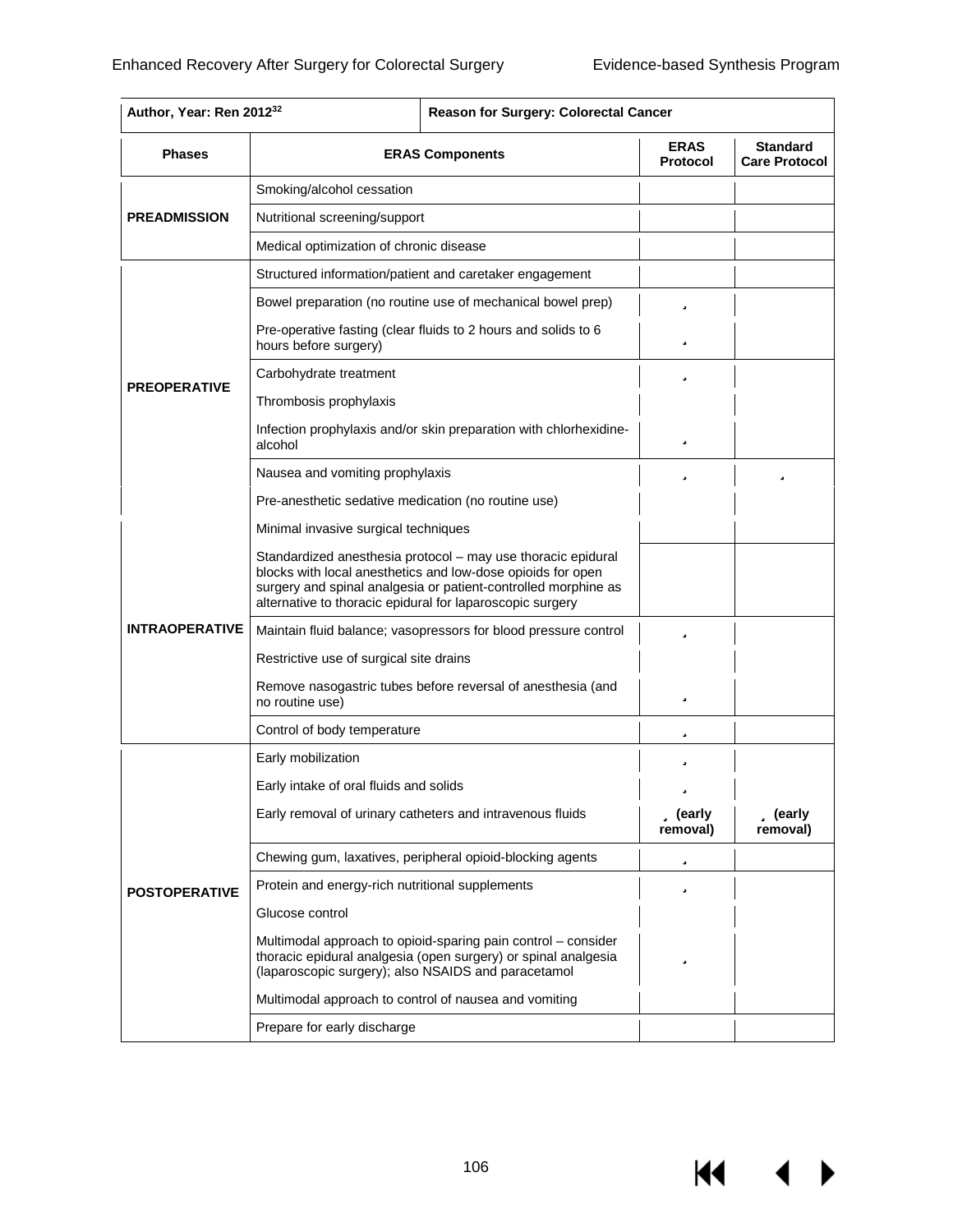| Author, Year: Ren 2012[32] | Reason for Surgery: Colorectal Cancer | | |
|---|---|---|---|
| **Phases** | **ERAS Components** | **ERAS Protocol** | **Standard Care Protocol** |
| **PREADMISSION** | Smoking/alcohol cessation | | |
| | Nutritional screening/support | | |
| | Medical optimization of chronic disease | | |
| **PREOPERATIVE** | Structured information/patient and caretaker engagement | | |
| | Bowel preparation (no routine use of mechanical bowel prep) | ✓ | |
| | Pre-operative fasting (clear fluids to 2 hours and solids to 6 hours before surgery) | ✓ | |
| | Carbohydrate treatment | ✓ | |
| | Thrombosis prophylaxis | | |
| | Infection prophylaxis and/or skin preparation with chlorhexidine-alcohol | ✓ | |
| | Nausea and vomiting prophylaxis | ✓ | ✓ |
| | Pre-anesthetic sedative medication (no routine use) | | |
| **INTRAOPERATIVE** | Minimal invasive surgical techniques | | |
| | Standardized anesthesia protocol – may use thoracic epidural blocks with local anesthetics and low-dose opioids for open surgery and spinal analgesia or patient-controlled morphine as alternative to thoracic epidural for laparoscopic surgery | | |
| | Maintain fluid balance; vasopressors for blood pressure control | ✓ | |
| | Restrictive use of surgical site drains | | |
| | Remove nasogastric tubes before reversal of anesthesia (and no routine use) | ✓ | |
| | Control of body temperature | ✓ | |
| **POSTOPERATIVE** | Early mobilization | ✓ | |
| | Early intake of oral fluids and solids | ✓ | |
| | Early removal of urinary catheters and intravenous fluids | ✓ (early removal) | ✓ (early removal) |
| | Chewing gum, laxatives, peripheral opioid-blocking agents | ✓ | |
| | Protein and energy-rich nutritional supplements | ✓ | |
| | Glucose control | | |
| | Multimodal approach to opioid-sparing pain control – consider thoracic epidural analgesia (open surgery) or spinal analgesia (laparoscopic surgery); also NSAIDS and paracetamol | ✓ | |
| | Multimodal approach to control of nausea and vomiting | | |
| | Prepare for early discharge | | |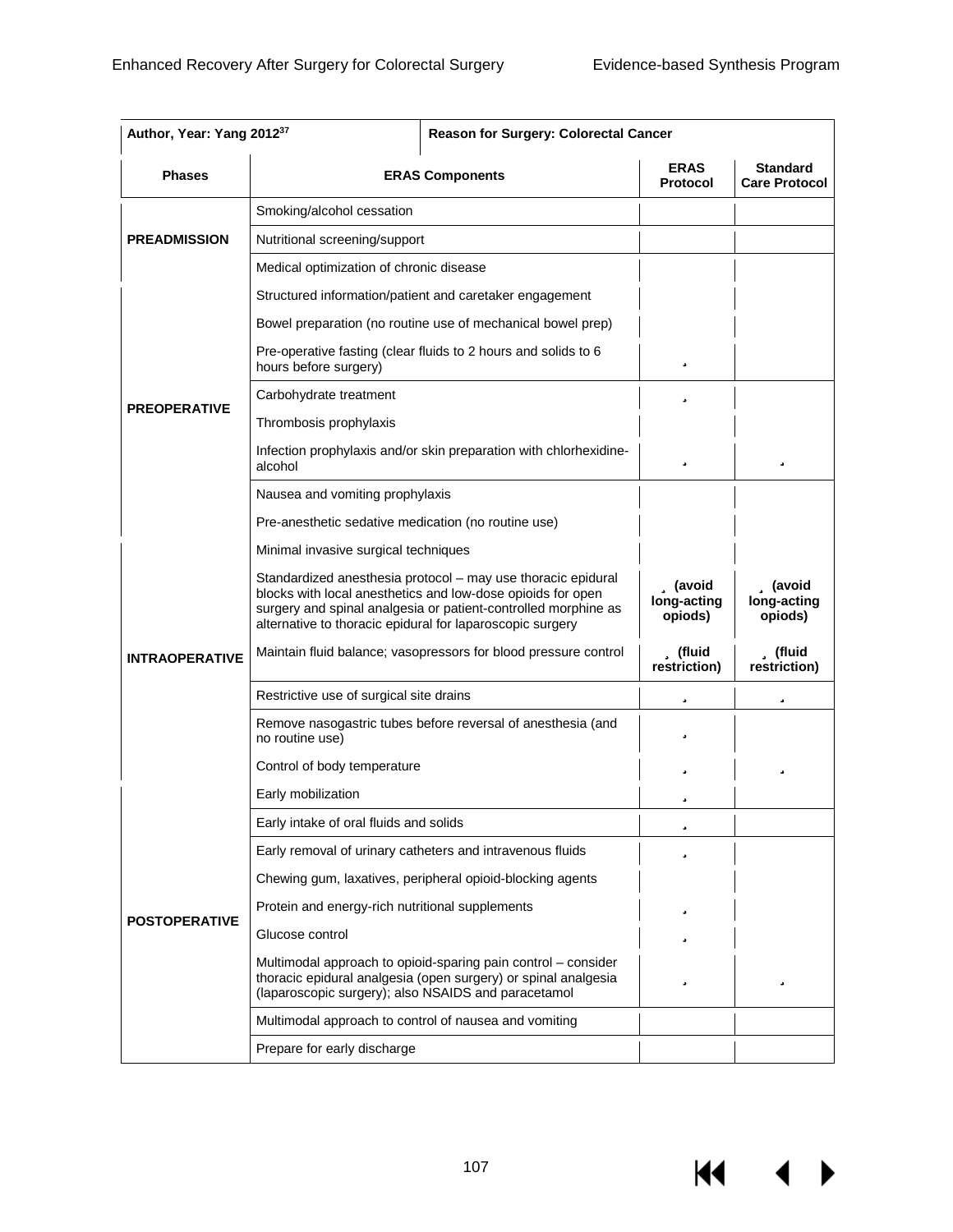| Author, Year: Yang 2012[37] | Reason for Surgery: Colorectal Cancer | | |
|---|---|---|---|
| **Phases** | **ERAS Components** | **ERAS Protocol** | **Standard Care Protocol** |
| **PREADMISSION** | Smoking/alcohol cessation | | |
| | Nutritional screening/support | | |
| | Medical optimization of chronic disease | | |
| **PREOPERATIVE** | Structured information/patient and caretaker engagement | | |
| | Bowel preparation (no routine use of mechanical bowel prep) | | |
| | Pre-operative fasting (clear fluids to 2 hours and solids to 6 hours before surgery) | ✓ | |
| | Carbohydrate treatment | ✓ | |
| | Thrombosis prophylaxis | | |
| | Infection prophylaxis and/or skin preparation with chlorhexidine-alcohol | ✓ | ✓ |
| | Nausea and vomiting prophylaxis | | |
| | Pre-anesthetic sedative medication (no routine use) | | |
| **INTRAOPERATIVE** | Minimal invasive surgical techniques | | |
| | Standardized anesthesia protocol – may use thoracic epidural blocks with local anesthetics and low-dose opioids for open surgery and spinal analgesia or patient-controlled morphine as alternative to thoracic epidural for laparoscopic surgery | ✓ (avoid long-acting opiods) | ✓ (avoid long-acting opiods) |
| | Maintain fluid balance; vasopressors for blood pressure control | ✓ (fluid restriction) | ✓ (fluid restriction) |
| | Restrictive use of surgical site drains | ✓ | ✓ |
| | Remove nasogastric tubes before reversal of anesthesia (and no routine use) | ✓ | |
| | Control of body temperature | ✓ | ✓ |
| **POSTOPERATIVE** | Early mobilization | ✓ | |
| | Early intake of oral fluids and solids | ✓ | |
| | Early removal of urinary catheters and intravenous fluids | ✓ | |
| | Chewing gum, laxatives, peripheral opioid-blocking agents | | |
| | Protein and energy-rich nutritional supplements | ✓ | |
| | Glucose control | ✓ | |
| | Multimodal approach to opioid-sparing pain control – consider thoracic epidural analgesia (open surgery) or spinal analgesia (laparoscopic surgery); also NSAIDS and paracetamol | ✓ | ✓ |
| | Multimodal approach to control of nausea and vomiting | | |
| | Prepare for early discharge | | |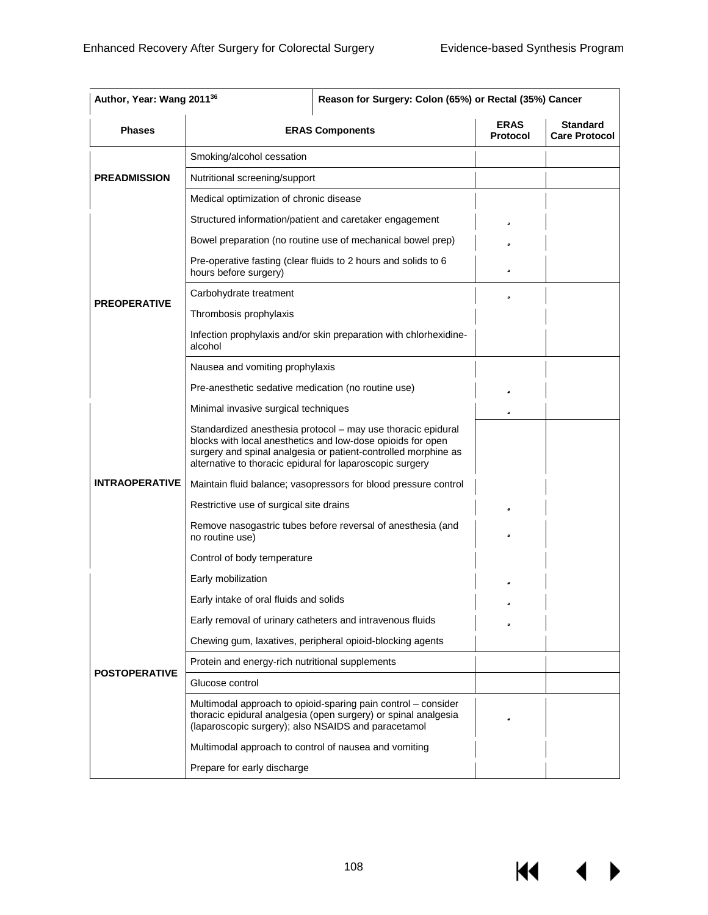| Author, Year: Wang 2011[36] | | Reason for Surgery: Colon (65%) or Rectal (35%) Cancer | |
|---|---|---|---|
| **Phases** | **ERAS Components** | **ERAS Protocol** | **Standard Care Protocol** |
| **PREADMISSION** | Smoking/alcohol cessation | | |
| | Nutritional screening/support | | |
| | Medical optimization of chronic disease | | |
| **PREOPERATIVE** | Structured information/patient and caretaker engagement | ✓ | |
| | Bowel preparation (no routine use of mechanical bowel prep) | ✓ | |
| | Pre-operative fasting (clear fluids to 2 hours and solids to 6 hours before surgery) | ✓ | |
| | Carbohydrate treatment | ✓ | |
| | Thrombosis prophylaxis | | |
| | Infection prophylaxis and/or skin preparation with chlorhexidine-alcohol | | |
| | Nausea and vomiting prophylaxis | | |
| | Pre-anesthetic sedative medication (no routine use) | ✓ | |
| **INTRAOPERATIVE** | Minimal invasive surgical techniques | ✓ | |
| | Standardized anesthesia protocol – may use thoracic epidural blocks with local anesthetics and low-dose opioids for open surgery and spinal analgesia or patient-controlled morphine as alternative to thoracic epidural for laparoscopic surgery | | |
| | Maintain fluid balance; vasopressors for blood pressure control | | |
| | Restrictive use of surgical site drains | ✓ | |
| | Remove nasogastric tubes before reversal of anesthesia (and no routine use) | ✓ | |
| | Control of body temperature | | |
| **POSTOPERATIVE** | Early mobilization | ✓ | |
| | Early intake of oral fluids and solids | ✓ | |
| | Early removal of urinary catheters and intravenous fluids | ✓ | |
| | Chewing gum, laxatives, peripheral opioid-blocking agents | | |
| | Protein and energy-rich nutritional supplements | | |
| | Glucose control | | |
| | Multimodal approach to opioid-sparing pain control – consider thoracic epidural analgesia (open surgery) or spinal analgesia (laparoscopic surgery); also NSAIDS and paracetamol | ✓ | |
| | Multimodal approach to control of nausea and vomiting | | |
| | Prepare for early discharge | | |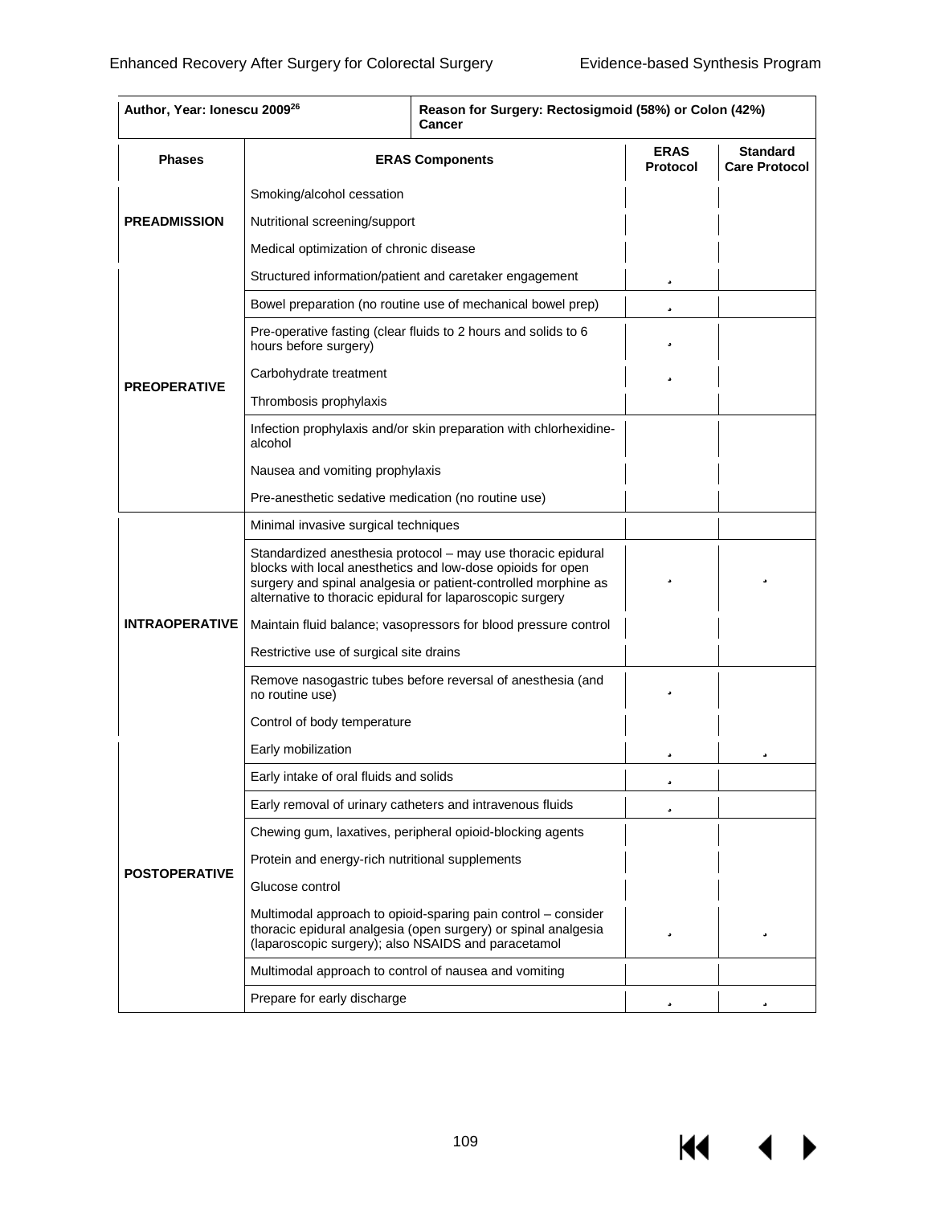| Author, Year: Ionescu 2009[26] | Reason for Surgery: Rectosigmoid (58%) or Colon (42%) Cancer | | |
|---|---|---|---|
| **Phases** | **ERAS Components** | **ERAS Protocol** | **Standard Care Protocol** |
| **PREADMISSION** | Smoking/alcohol cessation | | |
| | Nutritional screening/support | | |
| | Medical optimization of chronic disease | | |
| **PREOPERATIVE** | Structured information/patient and caretaker engagement | • | |
| | Bowel preparation (no routine use of mechanical bowel prep) | • | |
| | Pre-operative fasting (clear fluids to 2 hours and solids to 6 hours before surgery) | • | |
| | Carbohydrate treatment | • | |
| | Thrombosis prophylaxis | | |
| | Infection prophylaxis and/or skin preparation with chlorhexidine-alcohol | | |
| | Nausea and vomiting prophylaxis | | |
| | Pre-anesthetic sedative medication (no routine use) | | |
| **INTRAOPERATIVE** | Minimal invasive surgical techniques | | |
| | Standardized anesthesia protocol – may use thoracic epidural blocks with local anesthetics and low-dose opioids for open surgery and spinal analgesia or patient-controlled morphine as alternative to thoracic epidural for laparoscopic surgery | • | • |
| | Maintain fluid balance; vasopressors for blood pressure control | | |
| | Restrictive use of surgical site drains | | |
| | Remove nasogastric tubes before reversal of anesthesia (and no routine use) | • | |
| | Control of body temperature | | |
| **POSTOPERATIVE** | Early mobilization | • | • |
| | Early intake of oral fluids and solids | • | |
| | Early removal of urinary catheters and intravenous fluids | • | |
| | Chewing gum, laxatives, peripheral opioid-blocking agents | | |
| | Protein and energy-rich nutritional supplements | | |
| | Glucose control | | |
| | Multimodal approach to opioid-sparing pain control – consider thoracic epidural analgesia (open surgery) or spinal analgesia (laparoscopic surgery); also NSAIDS and paracetamol | • | • |
| | Multimodal approach to control of nausea and vomiting | | |
| | Prepare for early discharge | • | • |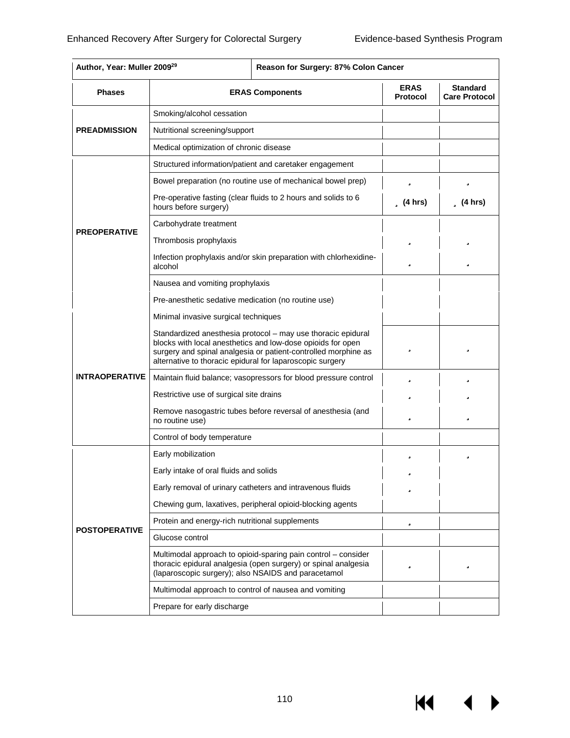| Author, Year: Muller 2009[29] | Reason for Surgery: 87% Colon Cancer | | |
|---|---|---|---|
| **Phases** | **ERAS Components** | **ERAS Protocol** | **Standard Care Protocol** |
| **PREADMISSION** | Smoking/alcohol cessation | | |
| | Nutritional screening/support | | |
| | Medical optimization of chronic disease | | |
| **PREOPERATIVE** | Structured information/patient and caretaker engagement | | |
| | Bowel preparation (no routine use of mechanical bowel prep) | ✓ | ✓ |
| | Pre-operative fasting (clear fluids to 2 hours and solids to 6 hours before surgery) | ✓ (4 hrs) | ✓ (4 hrs) |
| | Carbohydrate treatment | | |
| | Thrombosis prophylaxis | ✓ | ✓ |
| | Infection prophylaxis and/or skin preparation with chlorhexidine-alcohol | ✓ | ✓ |
| | Nausea and vomiting prophylaxis | | |
| | Pre-anesthetic sedative medication (no routine use) | | |
| **INTRAOPERATIVE** | Minimal invasive surgical techniques | | |
| | Standardized anesthesia protocol – may use thoracic epidural blocks with local anesthetics and low-dose opioids for open surgery and spinal analgesia or patient-controlled morphine as alternative to thoracic epidural for laparoscopic surgery | ✓ | ✓ |
| | Maintain fluid balance; vasopressors for blood pressure control | ✓ | ✓ |
| | Restrictive use of surgical site drains | ✓ | ✓ |
| | Remove nasogastric tubes before reversal of anesthesia (and no routine use) | ✓ | ✓ |
| | Control of body temperature | | |
| **POSTOPERATIVE** | Early mobilization | ✓ | ✓ |
| | Early intake of oral fluids and solids | ✓ | |
| | Early removal of urinary catheters and intravenous fluids | ✓ | |
| | Chewing gum, laxatives, peripheral opioid-blocking agents | | |
| | Protein and energy-rich nutritional supplements | ✓ | |
| | Glucose control | | |
| | Multimodal approach to opioid-sparing pain control – consider thoracic epidural analgesia (open surgery) or spinal analgesia (laparoscopic surgery); also NSAIDS and paracetamol | ✓ | ✓ |
| | Multimodal approach to control of nausea and vomiting | | |
| | Prepare for early discharge | | |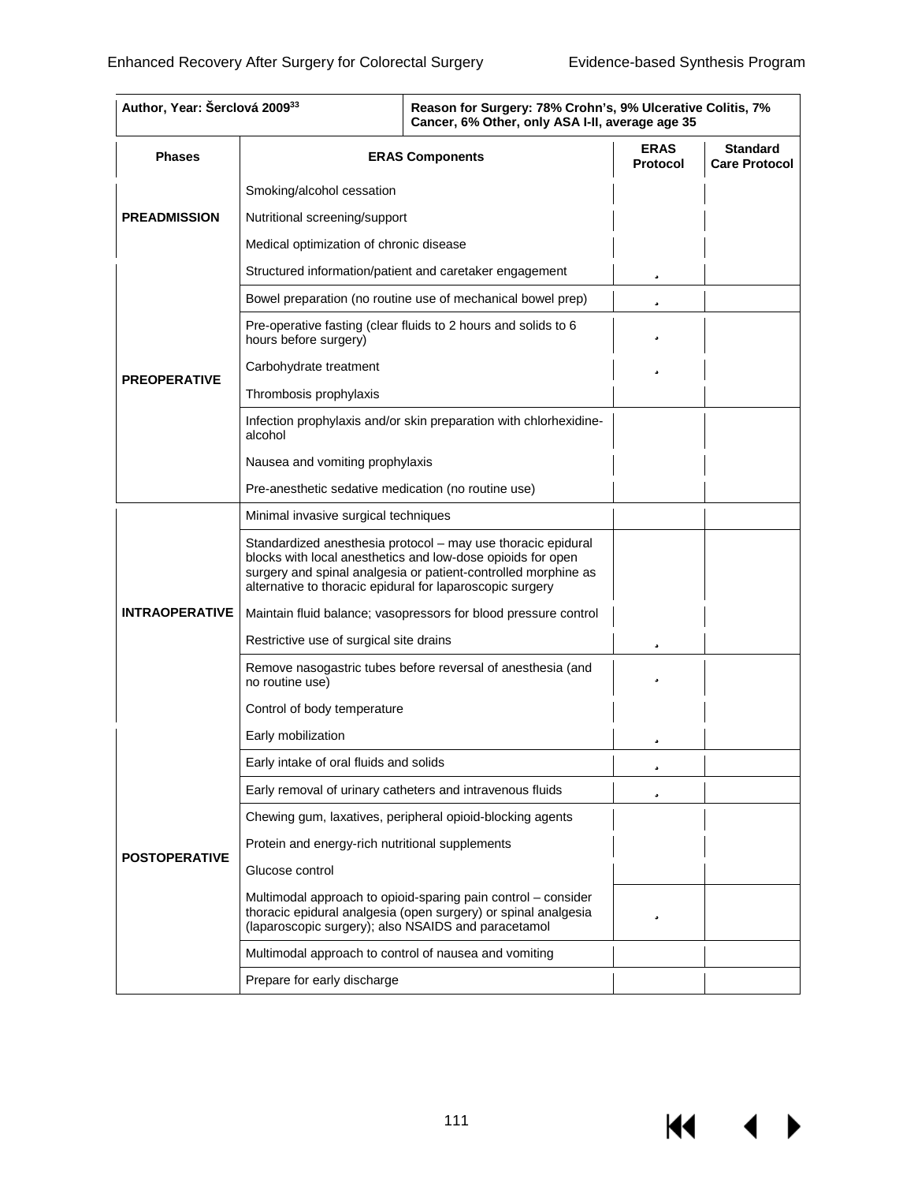| Author, Year: Šerclová 2009[33] | Reason for Surgery: 78% Crohn's, 9% Ulcerative Colitis, 7% Cancer, 6% Other, only ASA I-II, average age 35 | | |
|---|---|---|---|
| **Phases** | **ERAS Components** | **ERAS Protocol** | **Standard Care Protocol** |
| **PREADMISSION** | Smoking/alcohol cessation | | |
| | Nutritional screening/support | | |
| | Medical optimization of chronic disease | | |
| **PREOPERATIVE** | Structured information/patient and caretaker engagement | ˌ | |
| | Bowel preparation (no routine use of mechanical bowel prep) | ˌ | |
| | Pre-operative fasting (clear fluids to 2 hours and solids to 6 hours before surgery) | ˌ | |
| | Carbohydrate treatment | ˌ | |
| | Thrombosis prophylaxis | | |
| | Infection prophylaxis and/or skin preparation with chlorhexidine-alcohol | | |
| | Nausea and vomiting prophylaxis | | |
| | Pre-anesthetic sedative medication (no routine use) | | |
| **INTRAOPERATIVE** | Minimal invasive surgical techniques | | |
| | Standardized anesthesia protocol – may use thoracic epidural blocks with local anesthetics and low-dose opioids for open surgery and spinal analgesia or patient-controlled morphine as alternative to thoracic epidural for laparoscopic surgery | | |
| | Maintain fluid balance; vasopressors for blood pressure control | | |
| | Restrictive use of surgical site drains | ˌ | |
| | Remove nasogastric tubes before reversal of anesthesia (and no routine use) | ˌ | |
| | Control of body temperature | | |
| **POSTOPERATIVE** | Early mobilization | ˌ | |
| | Early intake of oral fluids and solids | ˌ | |
| | Early removal of urinary catheters and intravenous fluids | ˌ | |
| | Chewing gum, laxatives, peripheral opioid-blocking agents | | |
| | Protein and energy-rich nutritional supplements | | |
| | Glucose control | | |
| | Multimodal approach to opioid-sparing pain control – consider thoracic epidural analgesia (open surgery) or spinal analgesia (laparoscopic surgery); also NSAIDS and paracetamol | ˌ | |
| | Multimodal approach to control of nausea and vomiting | | |
| | Prepare for early discharge | | |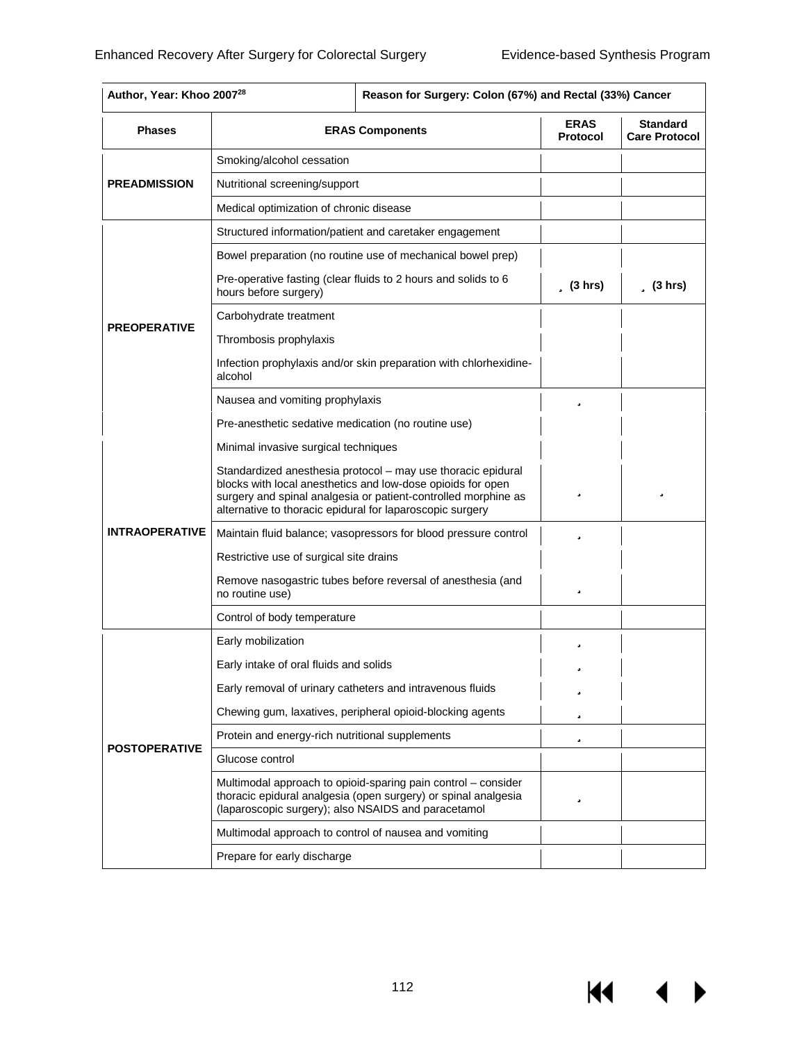| Author, Year: Khoo 2007[28] | Reason for Surgery: Colon (67%) and Rectal (33%) Cancer | | |
|---|---|---|---|
| **Phases** | **ERAS Components** | **ERAS Protocol** | **Standard Care Protocol** |
| **PREADMISSION** | Smoking/alcohol cessation | | |
| | Nutritional screening/support | | |
| | Medical optimization of chronic disease | | |
| **PREOPERATIVE** | Structured information/patient and caretaker engagement | | |
| | Bowel preparation (no routine use of mechanical bowel prep) | | |
| | Pre-operative fasting (clear fluids to 2 hours and solids to 6 hours before surgery) | ✓ (3 hrs) | ✓ (3 hrs) |
| | Carbohydrate treatment | | |
| | Thrombosis prophylaxis | | |
| | Infection prophylaxis and/or skin preparation with chlorhexidine-alcohol | | |
| | Nausea and vomiting prophylaxis | ✓ | |
| | Pre-anesthetic sedative medication (no routine use) | | |
| **INTRAOPERATIVE** | Minimal invasive surgical techniques | | |
| | Standardized anesthesia protocol – may use thoracic epidural blocks with local anesthetics and low-dose opioids for open surgery and spinal analgesia or patient-controlled morphine as alternative to thoracic epidural for laparoscopic surgery | ✓ | ✓ |
| | Maintain fluid balance; vasopressors for blood pressure control | ✓ | |
| | Restrictive use of surgical site drains | | |
| | Remove nasogastric tubes before reversal of anesthesia (and no routine use) | ✓ | |
| | Control of body temperature | | |
| **POSTOPERATIVE** | Early mobilization | ✓ | |
| | Early intake of oral fluids and solids | ✓ | |
| | Early removal of urinary catheters and intravenous fluids | ✓ | |
| | Chewing gum, laxatives, peripheral opioid-blocking agents | ✓ | |
| | Protein and energy-rich nutritional supplements | ✓ | |
| | Glucose control | | |
| | Multimodal approach to opioid-sparing pain control – consider thoracic epidural analgesia (open surgery) or spinal analgesia (laparoscopic surgery); also NSAIDS and paracetamol | ✓ | |
| | Multimodal approach to control of nausea and vomiting | | |
| | Prepare for early discharge | | |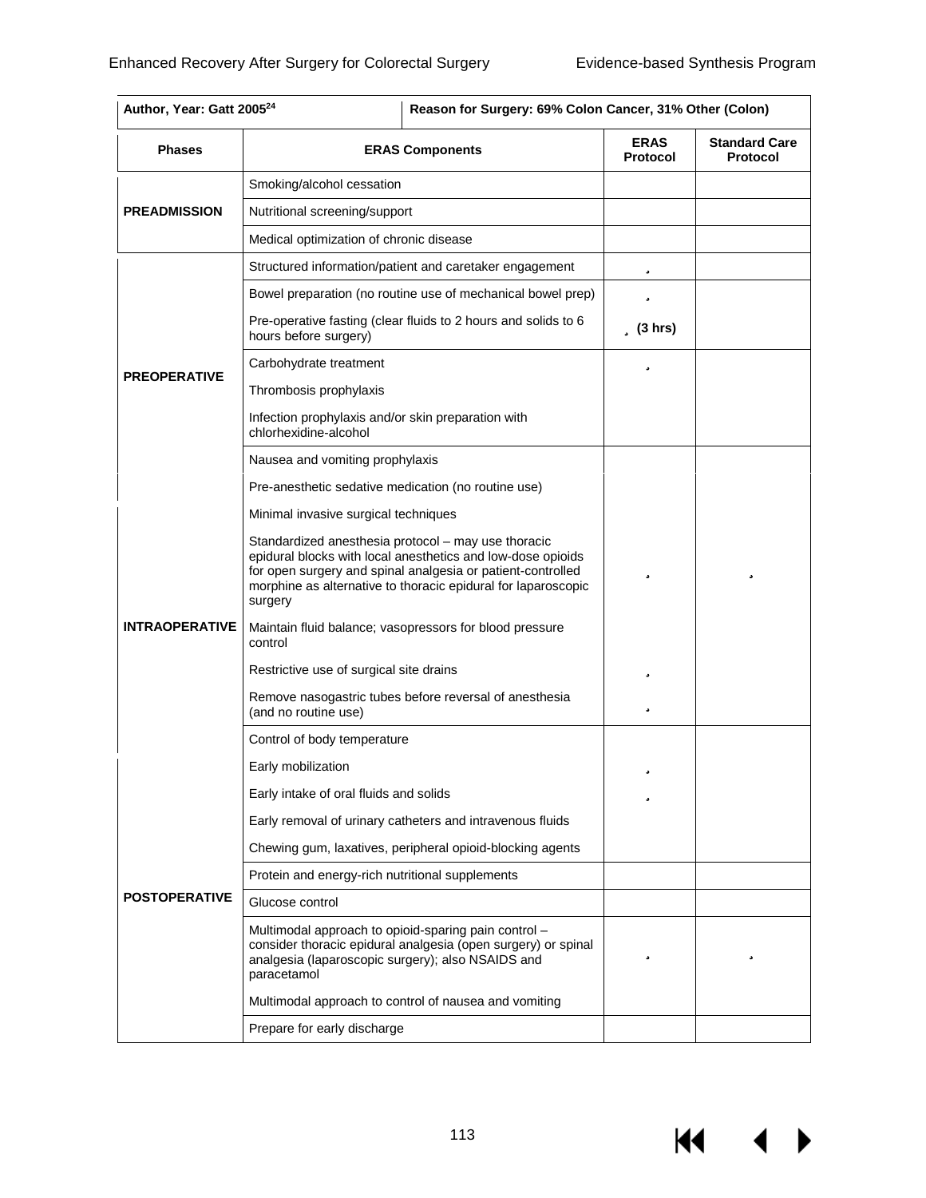| Author, Year: Gatt 2005[24] | Reason for Surgery: 69% Colon Cancer, 31% Other (Colon) | | |
|---|---|---|---|
| **Phases** | **ERAS Components** | **ERAS Protocol** | **Standard Care Protocol** |
| **PREADMISSION** | Smoking/alcohol cessation | | |
| | Nutritional screening/support | | |
| | Medical optimization of chronic disease | | |
| **PREOPERATIVE** | Structured information/patient and caretaker engagement | ✓ | |
| | Bowel preparation (no routine use of mechanical bowel prep) | ✓ | |
| | Pre-operative fasting (clear fluids to 2 hours and solids to 6 hours before surgery) | ✓ (3 hrs) | |
| | Carbohydrate treatment | ✓ | |
| | Thrombosis prophylaxis | | |
| | Infection prophylaxis and/or skin preparation with chlorhexidine-alcohol | | |
| | Nausea and vomiting prophylaxis | | |
| **INTRAOPERATIVE** | Pre-anesthetic sedative medication (no routine use) | | |
| | Minimal invasive surgical techniques | | |
| | Standardized anesthesia protocol – may use thoracic epidural blocks with local anesthetics and low-dose opioids for open surgery and spinal analgesia or patient-controlled morphine as alternative to thoracic epidural for laparoscopic surgery | ✓ | ✓ |
| | Maintain fluid balance; vasopressors for blood pressure control | | |
| | Restrictive use of surgical site drains | ✓ | |
| | Remove nasogastric tubes before reversal of anesthesia (and no routine use) | ✓ | |
| **POSTOPERATIVE** | Control of body temperature | | |
| | Early mobilization | ✓ | |
| | Early intake of oral fluids and solids | ✓ | |
| | Early removal of urinary catheters and intravenous fluids | | |
| | Chewing gum, laxatives, peripheral opioid-blocking agents | | |
| | Protein and energy-rich nutritional supplements | | |
| | Glucose control | | |
| | Multimodal approach to opioid-sparing pain control – consider thoracic epidural analgesia (open surgery) or spinal analgesia (laparoscopic surgery); also NSAIDS and paracetamol | ✓ | ✓ |
| | Multimodal approach to control of nausea and vomiting | | |
| | Prepare for early discharge | | |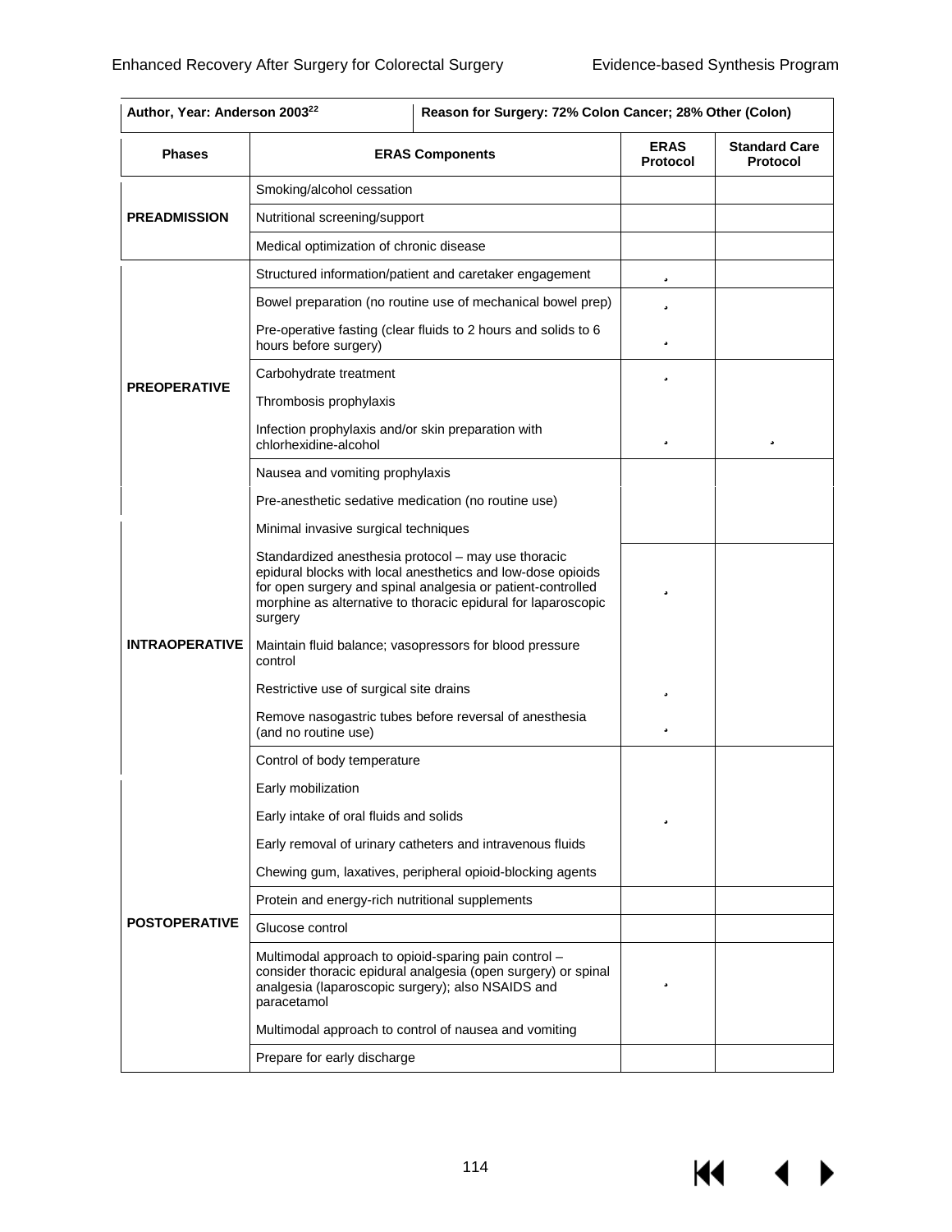| Author, Year: Anderson 2003[22] | Reason for Surgery: 72% Colon Cancer; 28% Other (Colon) | | |
|---|---|---|---|
| **Phases** | **ERAS Components** | **ERAS Protocol** | **Standard Care Protocol** |
| **PREADMISSION** | Smoking/alcohol cessation | | |
| | Nutritional screening/support | | |
| | Medical optimization of chronic disease | | |
| **PREOPERATIVE** | Structured information/patient and caretaker engagement | ✓ | |
| | Bowel preparation (no routine use of mechanical bowel prep) | ✓ | |
| | Pre-operative fasting (clear fluids to 2 hours and solids to 6 hours before surgery) | ✓ | |
| | Carbohydrate treatment | ✓ | |
| | Thrombosis prophylaxis | | |
| | Infection prophylaxis and/or skin preparation with chlorhexidine-alcohol | ✓ | ✓ |
| **INTRAOPERATIVE** | Nausea and vomiting prophylaxis | | |
| | Pre-anesthetic sedative medication (no routine use) | | |
| | Minimal invasive surgical techniques | | |
| | Standardized anesthesia protocol – may use thoracic epidural blocks with local anesthetics and low-dose opioids for open surgery and spinal analgesia or patient-controlled morphine as alternative to thoracic epidural for laparoscopic surgery | ✓ | |
| | Maintain fluid balance; vasopressors for blood pressure control | | |
| | Restrictive use of surgical site drains | ✓ | |
| | Remove nasogastric tubes before reversal of anesthesia (and no routine use) | ✓ | |
| **POSTOPERATIVE** | Control of body temperature | | |
| | Early mobilization | | |
| | Early intake of oral fluids and solids | ✓ | |
| | Early removal of urinary catheters and intravenous fluids | | |
| | Chewing gum, laxatives, peripheral opioid-blocking agents | | |
| | Protein and energy-rich nutritional supplements | | |
| | Glucose control | | |
| | Multimodal approach to opioid-sparing pain control – consider thoracic epidural analgesia (open surgery) or spinal analgesia (laparoscopic surgery); also NSAIDS and paracetamol | ✓ | |
| | Multimodal approach to control of nausea and vomiting | | |
| | Prepare for early discharge | | |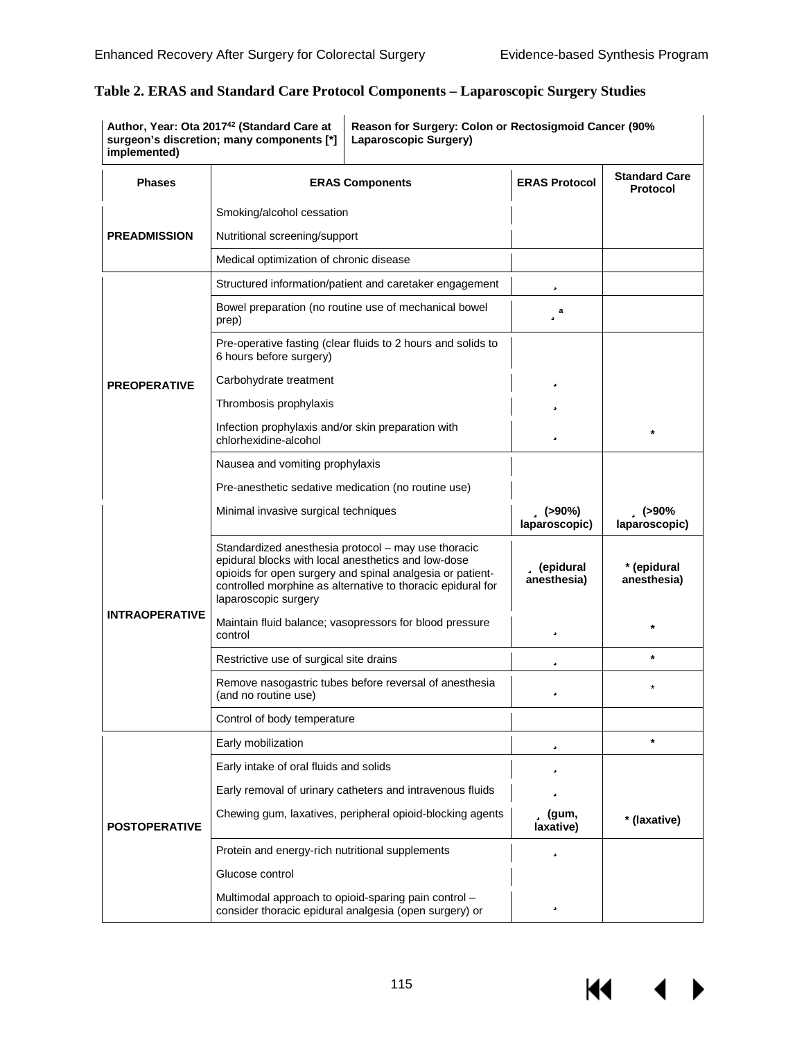## Table 2. ERAS and Standard Care Protocol Components – Laparoscopic Surgery Studies

| Author, Year: Ota 2017[42] (Standard Care at surgeon's discretion; many components [*] implemented) | Reason for Surgery: Colon or Rectosigmoid Cancer (90% Laparoscopic Surgery) | | |
|---|---|---|---|
| **Phases** | **ERAS Components** | **ERAS Protocol** | **Standard Care Protocol** |
| **PREADMISSION** | Smoking/alcohol cessation | | |
| | Nutritional screening/support | | |
| | Medical optimization of chronic disease | | |
| **PREOPERATIVE** | Structured information/patient and caretaker engagement | ✓ | |
| | Bowel preparation (no routine use of mechanical bowel prep) | ✓[a] | |
| | Pre-operative fasting (clear fluids to 2 hours and solids to 6 hours before surgery) | | |
| | Carbohydrate treatment | ✓ | |
| | Thrombosis prophylaxis | ✓ | |
| | Infection prophylaxis and/or skin preparation with chlorhexidine-alcohol | ✓ | * |
| | Nausea and vomiting prophylaxis | | |
| | Pre-anesthetic sedative medication (no routine use) | | |
| **INTRAOPERATIVE** | Minimal invasive surgical techniques | ✓ (>90%) laparoscopic) | ✓ (>90% laparoscopic) |
| | Standardized anesthesia protocol – may use thoracic epidural blocks with local anesthetics and low-dose opioids for open surgery and spinal analgesia or patient-controlled morphine as alternative to thoracic epidural for laparoscopic surgery | ✓ (epidural anesthesia) | * (epidural anesthesia) |
| | Maintain fluid balance; vasopressors for blood pressure control | ✓ | * |
| | Restrictive use of surgical site drains | ✓ | * |
| | Remove nasogastric tubes before reversal of anesthesia (and no routine use) | ✓ | * |
| | Control of body temperature | | |
| **POSTOPERATIVE** | Early mobilization | ✓ | * |
| | Early intake of oral fluids and solids | ✓ | |
| | Early removal of urinary catheters and intravenous fluids | ✓ | |
| | Chewing gum, laxatives, peripheral opioid-blocking agents | ✓ (gum, laxative) | * (laxative) |
| | Protein and energy-rich nutritional supplements | ✓ | |
| | Glucose control | | |
| | Multimodal approach to opioid-sparing pain control – consider thoracic epidural analgesia (open surgery) or | ✓ | |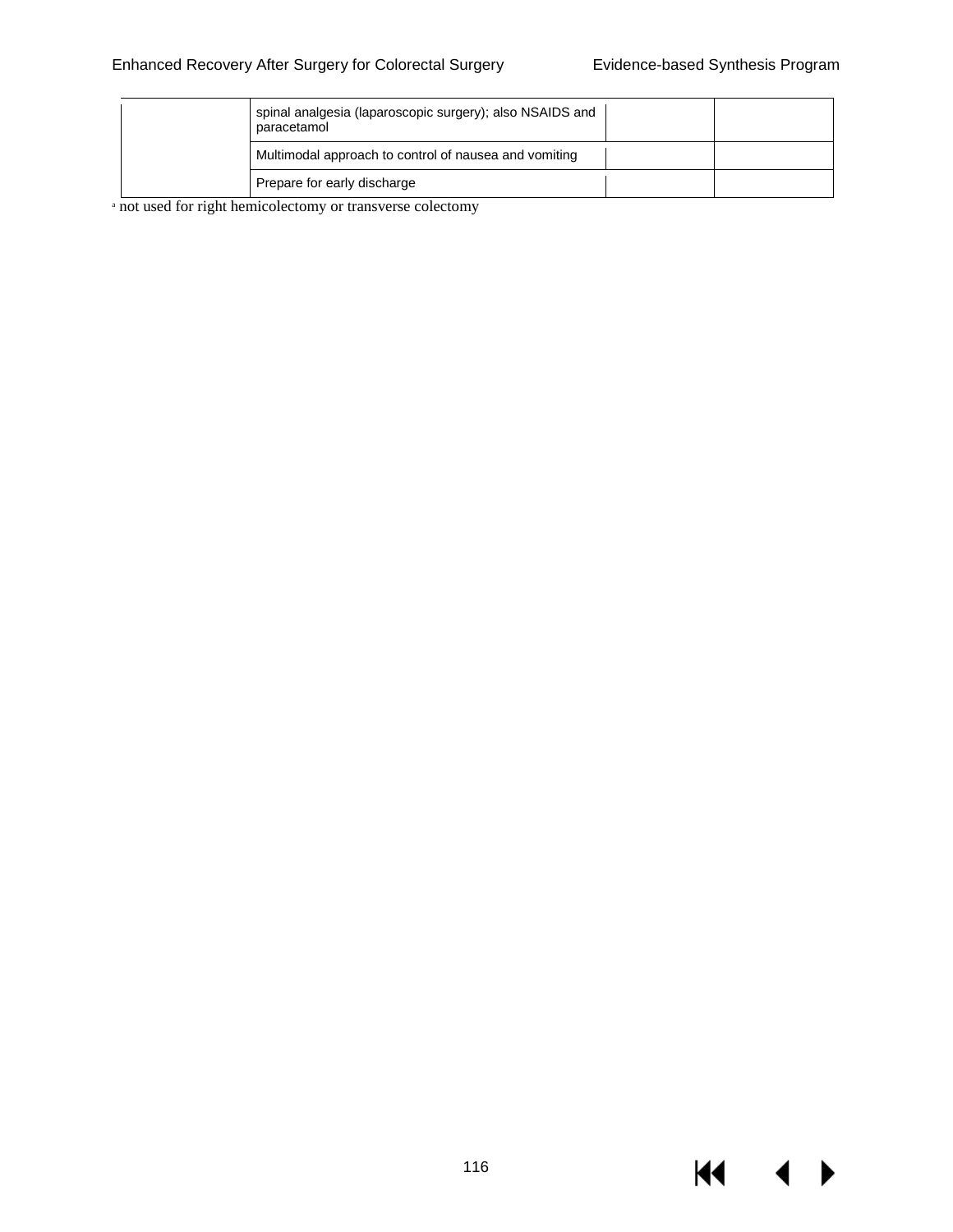| | | | |
|---|---|---|---|
| | spinal analgesia (laparoscopic surgery); also NSAIDS and paracetamol | | |
| | Multimodal approach to control of nausea and vomiting | | |
| | Prepare for early discharge | | |

[a] not used for right hemicolectomy or transverse colectomy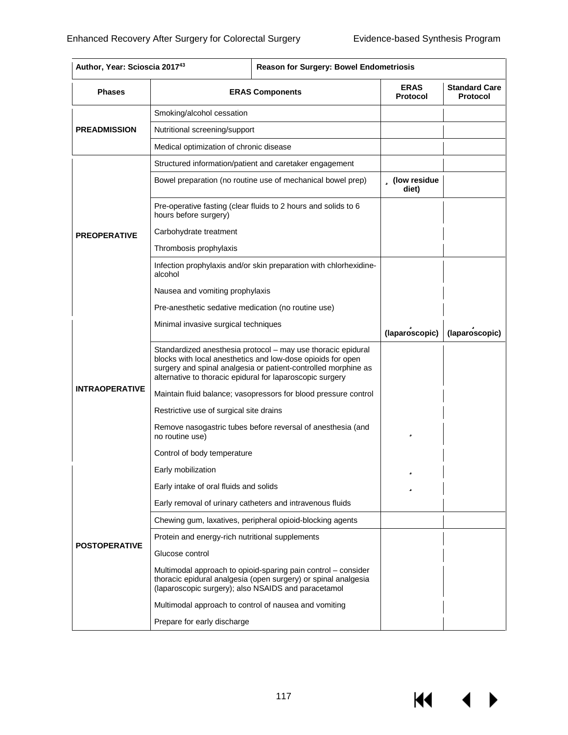| Author, Year: Scioscia 2017[43] | | Reason for Surgery: Bowel Endometriosis | |
|---|---|---|---|
| **Phases** | **ERAS Components** | **ERAS Protocol** | **Standard Care Protocol** |
| **PREADMISSION** | Smoking/alcohol cessation | | |
| | Nutritional screening/support | | |
| | Medical optimization of chronic disease | | |
| **PREOPERATIVE** | Structured information/patient and caretaker engagement | | |
| | Bowel preparation (no routine use of mechanical bowel prep) | ✓ (low residue diet) | |
| | Pre-operative fasting (clear fluids to 2 hours and solids to 6 hours before surgery) | | |
| | Carbohydrate treatment | | |
| | Thrombosis prophylaxis | | |
| | Infection prophylaxis and/or skin preparation with chlorhexidine-alcohol | | |
| | Nausea and vomiting prophylaxis | | |
| | Pre-anesthetic sedative medication (no routine use) | | |
| **INTRAOPERATIVE** | Minimal invasive surgical techniques | ✓ (laparoscopic) | ✓ (laparoscopic) |
| | Standardized anesthesia protocol – may use thoracic epidural blocks with local anesthetics and low-dose opioids for open surgery and spinal analgesia or patient-controlled morphine as alternative to thoracic epidural for laparoscopic surgery | | |
| | Maintain fluid balance; vasopressors for blood pressure control | | |
| | Restrictive use of surgical site drains | | |
| | Remove nasogastric tubes before reversal of anesthesia (and no routine use) | ✓ | |
| | Control of body temperature | | |
| **POSTOPERATIVE** | Early mobilization | ✓ | |
| | Early intake of oral fluids and solids | ✓ | |
| | Early removal of urinary catheters and intravenous fluids | | |
| | Chewing gum, laxatives, peripheral opioid-blocking agents | | |
| | Protein and energy-rich nutritional supplements | | |
| | Glucose control | | |
| | Multimodal approach to opioid-sparing pain control – consider thoracic epidural analgesia (open surgery) or spinal analgesia (laparoscopic surgery); also NSAIDS and paracetamol | | |
| | Multimodal approach to control of nausea and vomiting | | |
| | Prepare for early discharge | | |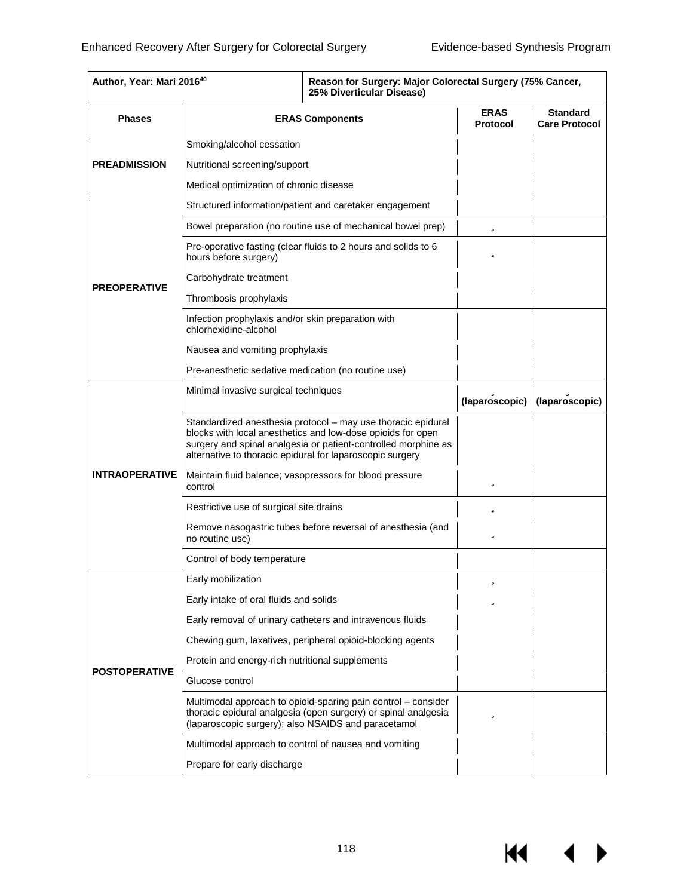| Author, Year: Mari 2016[40] | Reason for Surgery: Major Colorectal Surgery (75% Cancer, 25% Diverticular Disease) | | |
|---|---|---|---|
| **Phases** | **ERAS Components** | **ERAS Protocol** | **Standard Care Protocol** |
| **PREADMISSION** | Smoking/alcohol cessation | | |
| | Nutritional screening/support | | |
| | Medical optimization of chronic disease | | |
| **PREOPERATIVE** | Structured information/patient and caretaker engagement | | |
| | Bowel preparation (no routine use of mechanical bowel prep) | ✓ | |
| | Pre-operative fasting (clear fluids to 2 hours and solids to 6 hours before surgery) | ✓ | |
| | Carbohydrate treatment | | |
| | Thrombosis prophylaxis | | |
| | Infection prophylaxis and/or skin preparation with chlorhexidine-alcohol | | |
| | Nausea and vomiting prophylaxis | | |
| | Pre-anesthetic sedative medication (no routine use) | | |
| **INTRAOPERATIVE** | Minimal invasive surgical techniques | ✓ (laparoscopic) | ✓ (laparoscopic) |
| | Standardized anesthesia protocol – may use thoracic epidural blocks with local anesthetics and low-dose opioids for open surgery and spinal analgesia or patient-controlled morphine as alternative to thoracic epidural for laparoscopic surgery | | |
| | Maintain fluid balance; vasopressors for blood pressure control | ✓ | |
| | Restrictive use of surgical site drains | ✓ | |
| | Remove nasogastric tubes before reversal of anesthesia (and no routine use) | ✓ | |
| | Control of body temperature | | |
| **POSTOPERATIVE** | Early mobilization | ✓ | |
| | Early intake of oral fluids and solids | ✓ | |
| | Early removal of urinary catheters and intravenous fluids | | |
| | Chewing gum, laxatives, peripheral opioid-blocking agents | | |
| | Protein and energy-rich nutritional supplements | | |
| | Glucose control | | |
| | Multimodal approach to opioid-sparing pain control – consider thoracic epidural analgesia (open surgery) or spinal analgesia (laparoscopic surgery); also NSAIDS and paracetamol | ✓ | |
| | Multimodal approach to control of nausea and vomiting | | |
| | Prepare for early discharge | | |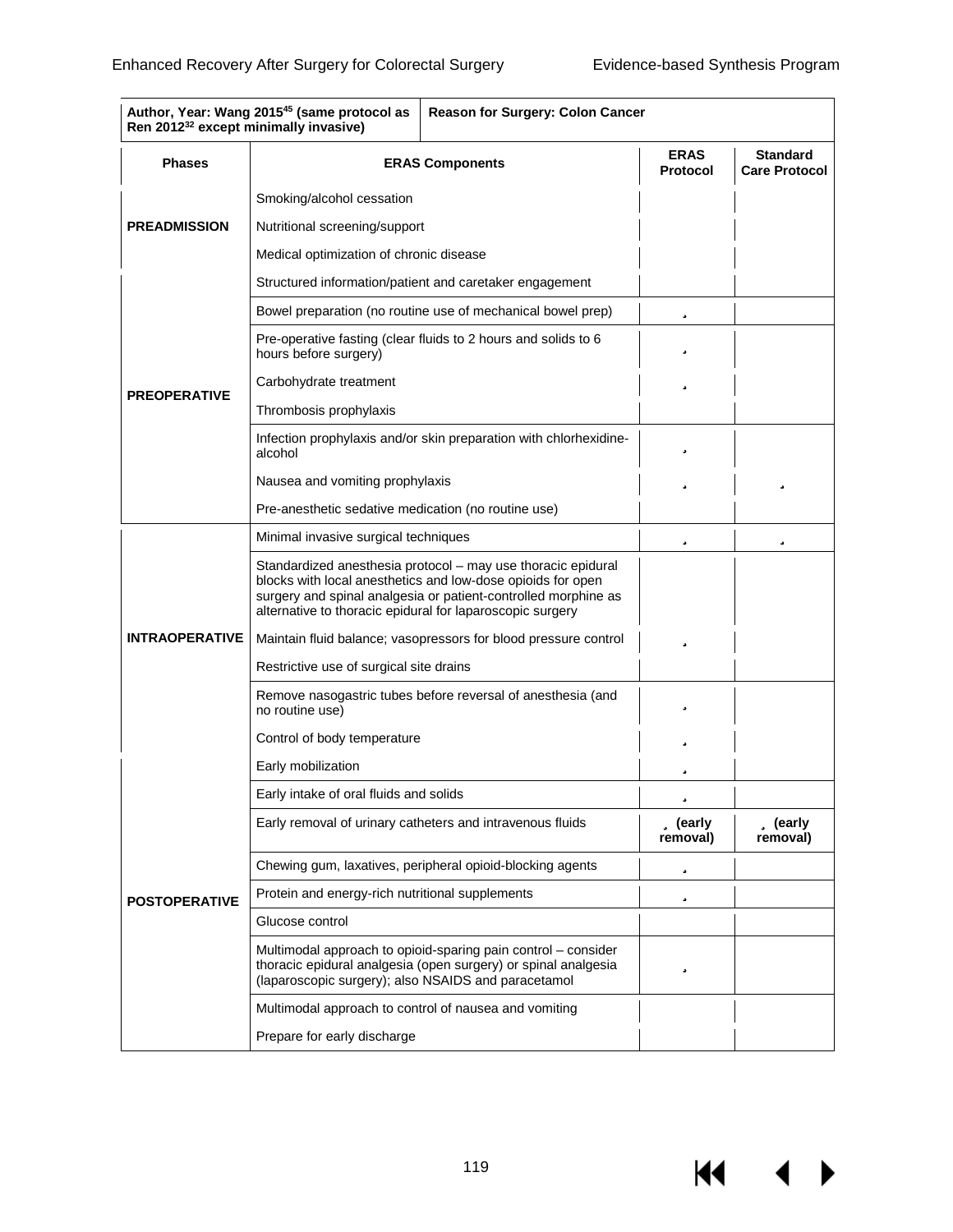| Author, Year: Wang 2015[45] (same protocol as Ren 2012[32] except minimally invasive) | Reason for Surgery: Colon Cancer | | |
|---|---|---|---|
| **Phases** | **ERAS Components** | **ERAS Protocol** | **Standard Care Protocol** |
| **PREADMISSION** | Smoking/alcohol cessation | | |
| | Nutritional screening/support | | |
| | Medical optimization of chronic disease | | |
| **PREOPERATIVE** | Structured information/patient and caretaker engagement | | |
| | Bowel preparation (no routine use of mechanical bowel prep) | ✓ | |
| | Pre-operative fasting (clear fluids to 2 hours and solids to 6 hours before surgery) | ✓ | |
| | Carbohydrate treatment | ✓ | |
| | Thrombosis prophylaxis | | |
| | Infection prophylaxis and/or skin preparation with chlorhexidine-alcohol | ✓ | |
| | Nausea and vomiting prophylaxis | ✓ | ✓ |
| | Pre-anesthetic sedative medication (no routine use) | | |
| **INTRAOPERATIVE** | Minimal invasive surgical techniques | ✓ | ✓ |
| | Standardized anesthesia protocol – may use thoracic epidural blocks with local anesthetics and low-dose opioids for open surgery and spinal analgesia or patient-controlled morphine as alternative to thoracic epidural for laparoscopic surgery | | |
| | Maintain fluid balance; vasopressors for blood pressure control | ✓ | |
| | Restrictive use of surgical site drains | | |
| | Remove nasogastric tubes before reversal of anesthesia (and no routine use) | ✓ | |
| | Control of body temperature | ✓ | |
| **POSTOPERATIVE** | Early mobilization | ✓ | |
| | Early intake of oral fluids and solids | ✓ | |
| | Early removal of urinary catheters and intravenous fluids | ✓ (early removal) | ✓ (early removal) |
| | Chewing gum, laxatives, peripheral opioid-blocking agents | ✓ | |
| | Protein and energy-rich nutritional supplements | ✓ | |
| | Glucose control | | |
| | Multimodal approach to opioid-sparing pain control – consider thoracic epidural analgesia (open surgery) or spinal analgesia (laparoscopic surgery); also NSAIDS and paracetamol | ✓ | |
| | Multimodal approach to control of nausea and vomiting | | |
| | Prepare for early discharge | | |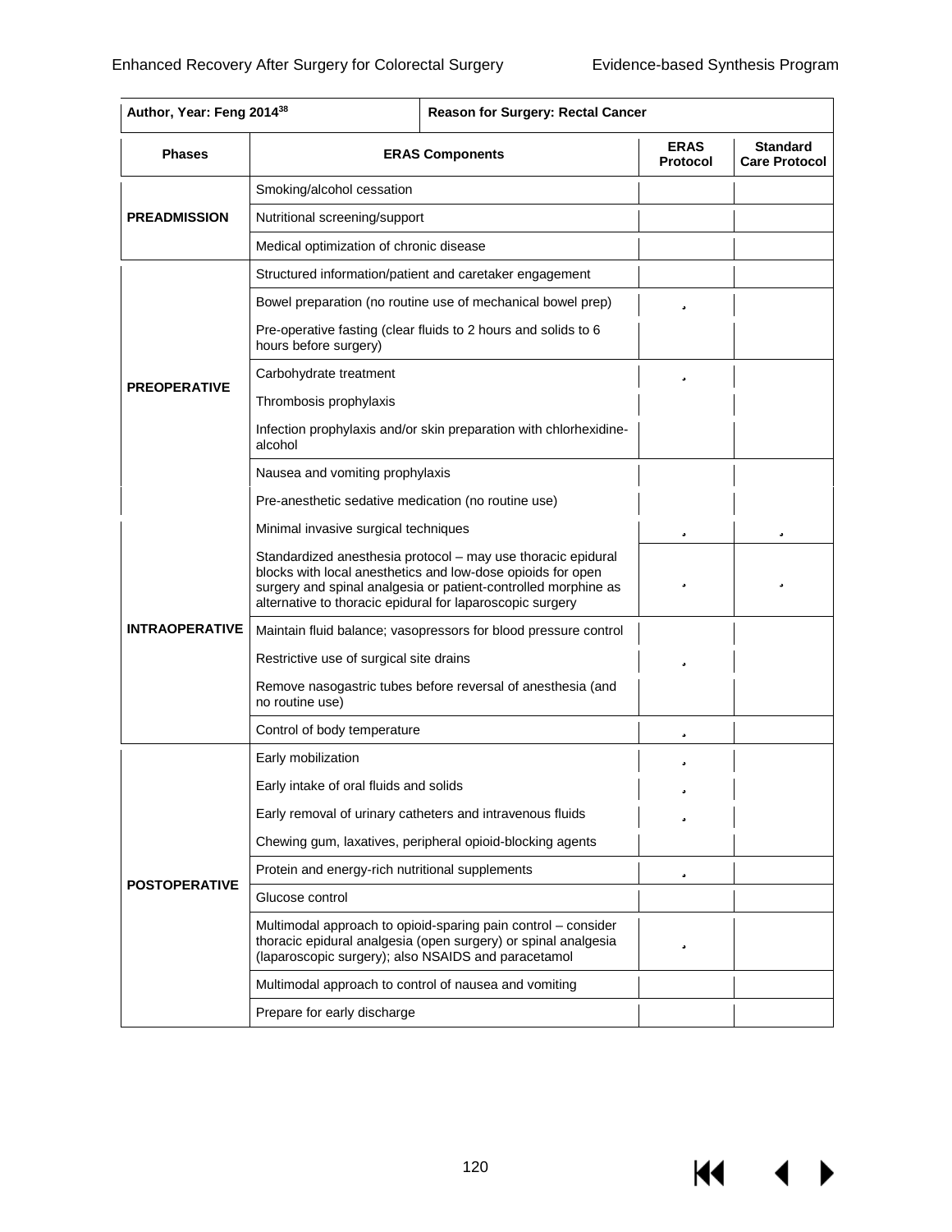| Author, Year: Feng 2014[38] | Reason for Surgery: Rectal Cancer | | |
|---|---|---|---|
| **Phases** | **ERAS Components** | **ERAS Protocol** | **Standard Care Protocol** |
| **PREADMISSION** | Smoking/alcohol cessation | | |
| | Nutritional screening/support | | |
| | Medical optimization of chronic disease | | |
| **PREOPERATIVE** | Structured information/patient and caretaker engagement | | |
| | Bowel preparation (no routine use of mechanical bowel prep) | ✓ | |
| | Pre-operative fasting (clear fluids to 2 hours and solids to 6 hours before surgery) | | |
| | Carbohydrate treatment | ✓ | |
| | Thrombosis prophylaxis | | |
| | Infection prophylaxis and/or skin preparation with chlorhexidine-alcohol | | |
| | Nausea and vomiting prophylaxis | | |
| | Pre-anesthetic sedative medication (no routine use) | | |
| **INTRAOPERATIVE** | Minimal invasive surgical techniques | ✓ | ✓ |
| | Standardized anesthesia protocol – may use thoracic epidural blocks with local anesthetics and low-dose opioids for open surgery and spinal analgesia or patient-controlled morphine as alternative to thoracic epidural for laparoscopic surgery | ✓ | ✓ |
| | Maintain fluid balance; vasopressors for blood pressure control | | |
| | Restrictive use of surgical site drains | ✓ | |
| | Remove nasogastric tubes before reversal of anesthesia (and no routine use) | | |
| | Control of body temperature | ✓ | |
| **POSTOPERATIVE** | Early mobilization | ✓ | |
| | Early intake of oral fluids and solids | ✓ | |
| | Early removal of urinary catheters and intravenous fluids | ✓ | |
| | Chewing gum, laxatives, peripheral opioid-blocking agents | | |
| | Protein and energy-rich nutritional supplements | ✓ | |
| | Glucose control | | |
| | Multimodal approach to opioid-sparing pain control – consider thoracic epidural analgesia (open surgery) or spinal analgesia (laparoscopic surgery); also NSAIDS and paracetamol | ✓ | |
| | Multimodal approach to control of nausea and vomiting | | |
| | Prepare for early discharge | | |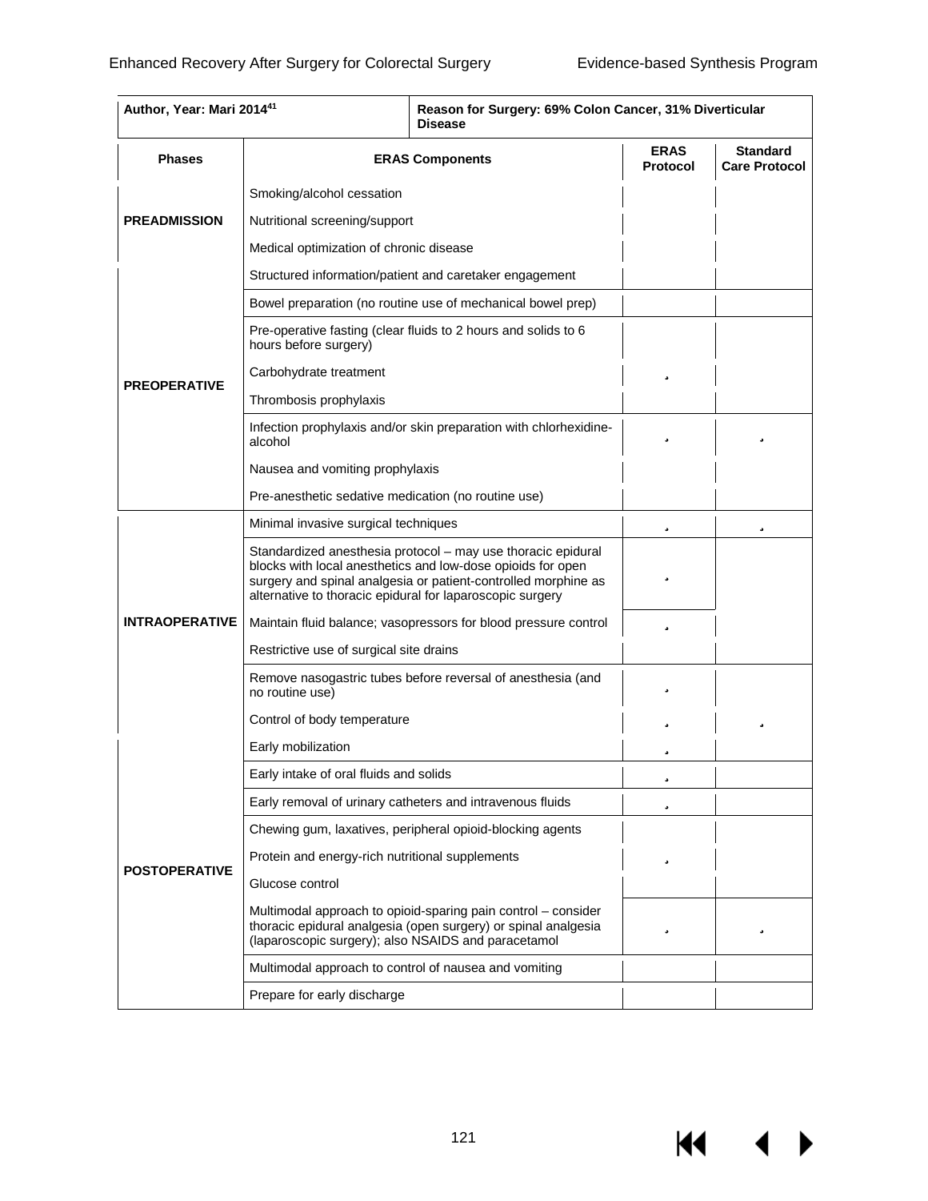| Author, Year: Mari 2014[41] | | Reason for Surgery: 69% Colon Cancer, 31% Diverticular Disease | |
|---|---|---|---|
| **Phases** | **ERAS Components** | **ERAS Protocol** | **Standard Care Protocol** |
| **PREADMISSION** | Smoking/alcohol cessation | | |
| | Nutritional screening/support | | |
| | Medical optimization of chronic disease | | |
| **PREOPERATIVE** | Structured information/patient and caretaker engagement | | |
| | Bowel preparation (no routine use of mechanical bowel prep) | | |
| | Pre-operative fasting (clear fluids to 2 hours and solids to 6 hours before surgery) | | |
| | Carbohydrate treatment | ✓ | |
| | Thrombosis prophylaxis | | |
| | Infection prophylaxis and/or skin preparation with chlorhexidine-alcohol | ✓ | ✓ |
| | Nausea and vomiting prophylaxis | | |
| | Pre-anesthetic sedative medication (no routine use) | | |
| **INTRAOPERATIVE** | Minimal invasive surgical techniques | ✓ | ✓ |
| | Standardized anesthesia protocol – may use thoracic epidural blocks with local anesthetics and low-dose opioids for open surgery and spinal analgesia or patient-controlled morphine as alternative to thoracic epidural for laparoscopic surgery | ✓ | |
| | Maintain fluid balance; vasopressors for blood pressure control | ✓ | |
| | Restrictive use of surgical site drains | | |
| | Remove nasogastric tubes before reversal of anesthesia (and no routine use) | ✓ | |
| | Control of body temperature | ✓ | ✓ |
| **POSTOPERATIVE** | Early mobilization | ✓ | |
| | Early intake of oral fluids and solids | ✓ | |
| | Early removal of urinary catheters and intravenous fluids | ✓ | |
| | Chewing gum, laxatives, peripheral opioid-blocking agents | | |
| | Protein and energy-rich nutritional supplements | ✓ | |
| | Glucose control | | |
| | Multimodal approach to opioid-sparing pain control – consider thoracic epidural analgesia (open surgery) or spinal analgesia (laparoscopic surgery); also NSAIDS and paracetamol | ✓ | ✓ |
| | Multimodal approach to control of nausea and vomiting | | |
| | Prepare for early discharge | | |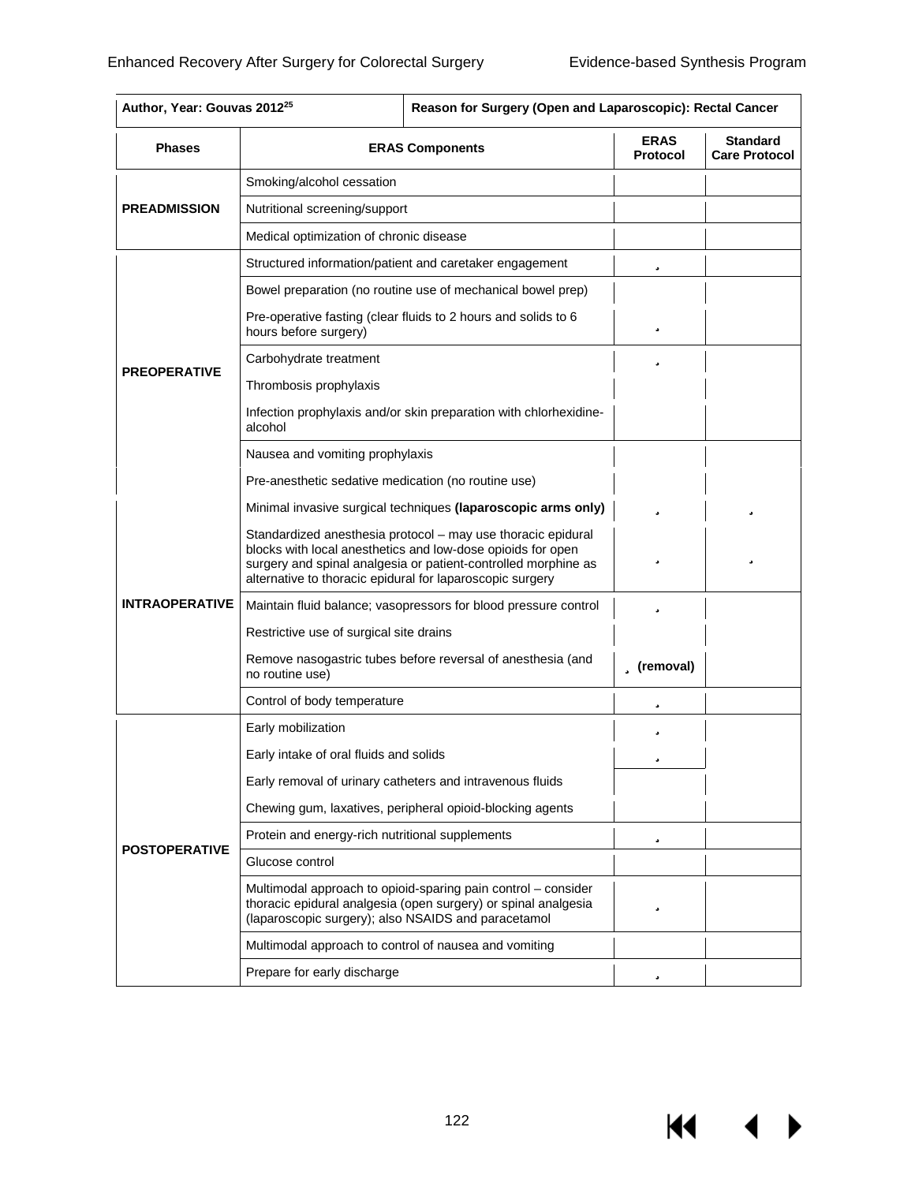| Author, Year: Gouvas 2012[25] | Reason for Surgery (Open and Laparoscopic): Rectal Cancer | | |
|---|---|---|---|
| **Phases** | **ERAS Components** | **ERAS Protocol** | **Standard Care Protocol** |
| **PREADMISSION** | Smoking/alcohol cessation | | |
| | Nutritional screening/support | | |
| | Medical optimization of chronic disease | | |
| **PREOPERATIVE** | Structured information/patient and caretaker engagement | ✓ | |
| | Bowel preparation (no routine use of mechanical bowel prep) | | |
| | Pre-operative fasting (clear fluids to 2 hours and solids to 6 hours before surgery) | ✓ | |
| | Carbohydrate treatment | ✓ | |
| | Thrombosis prophylaxis | | |
| | Infection prophylaxis and/or skin preparation with chlorhexidine-alcohol | | |
| | Nausea and vomiting prophylaxis | | |
| | Pre-anesthetic sedative medication (no routine use) | | |
| **INTRAOPERATIVE** | Minimal invasive surgical techniques **(laparoscopic arms only)** | ✓ | ✓ |
| | Standardized anesthesia protocol – may use thoracic epidural blocks with local anesthetics and low-dose opioids for open surgery and spinal analgesia or patient-controlled morphine as alternative to thoracic epidural for laparoscopic surgery | ✓ | ✓ |
| | Maintain fluid balance; vasopressors for blood pressure control | ✓ | |
| | Restrictive use of surgical site drains | | |
| | Remove nasogastric tubes before reversal of anesthesia (and no routine use) | ✓ (removal) | |
| | Control of body temperature | ✓ | |
| **POSTOPERATIVE** | Early mobilization | ✓ | |
| | Early intake of oral fluids and solids | ✓ | |
| | Early removal of urinary catheters and intravenous fluids | | |
| | Chewing gum, laxatives, peripheral opioid-blocking agents | | |
| | Protein and energy-rich nutritional supplements | ✓ | |
| | Glucose control | | |
| | Multimodal approach to opioid-sparing pain control – consider thoracic epidural analgesia (open surgery) or spinal analgesia (laparoscopic surgery); also NSAIDS and paracetamol | ✓ | |
| | Multimodal approach to control of nausea and vomiting | | |
| | Prepare for early discharge | ✓ | |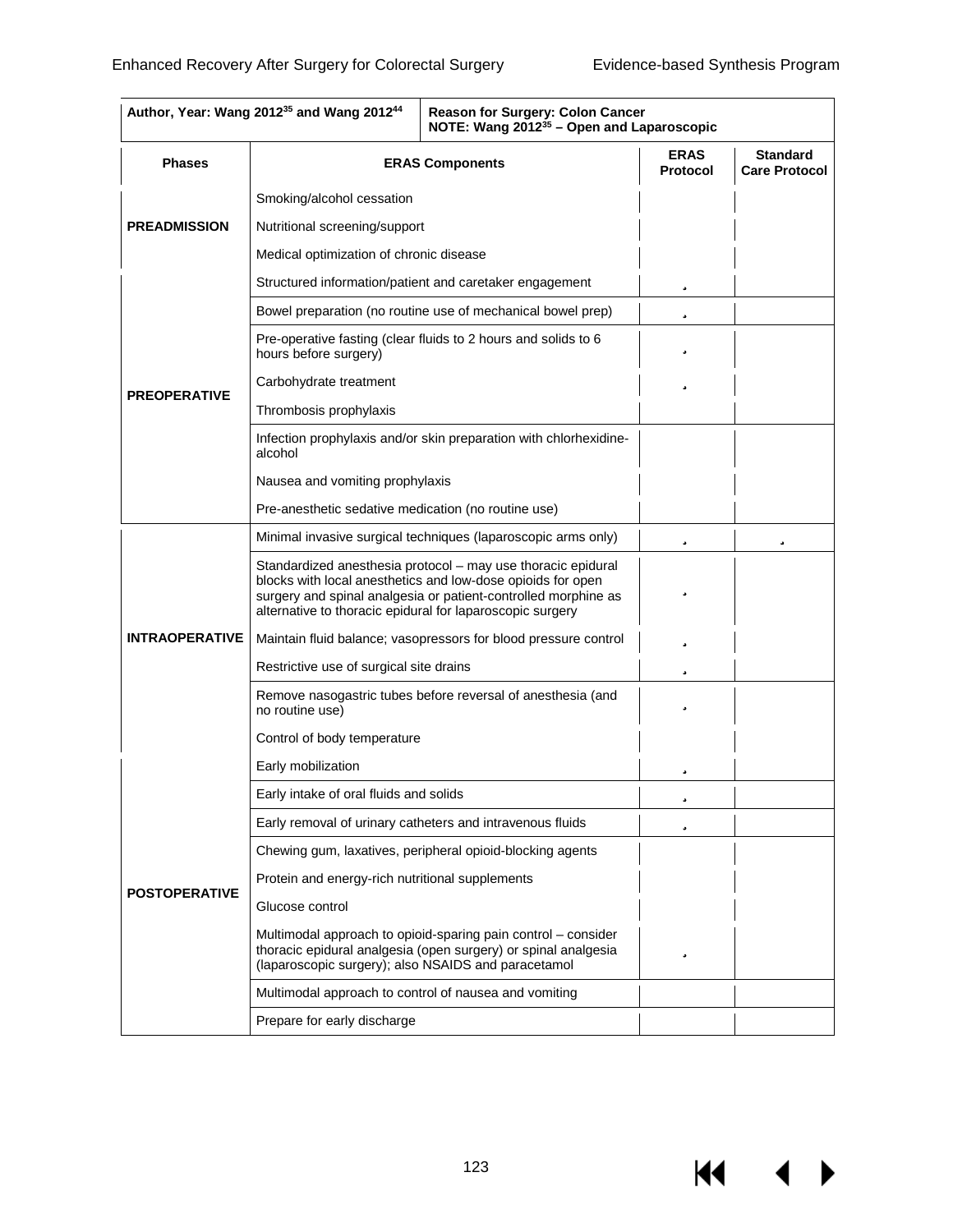| Author, Year: Wang 2012[35] and Wang 2012[44] | Reason for Surgery: Colon Cancer NOTE: Wang 2012[35] – Open and Laparoscopic | | |
|---|---|---|---|
| **Phases** | **ERAS Components** | **ERAS Protocol** | **Standard Care Protocol** |
| **PREADMISSION** | Smoking/alcohol cessation | | |
| | Nutritional screening/support | | |
| | Medical optimization of chronic disease | | |
| **PREOPERATIVE** | Structured information/patient and caretaker engagement | ✓ | |
| | Bowel preparation (no routine use of mechanical bowel prep) | ✓ | |
| | Pre-operative fasting (clear fluids to 2 hours and solids to 6 hours before surgery) | ✓ | |
| | Carbohydrate treatment | ✓ | |
| | Thrombosis prophylaxis | | |
| | Infection prophylaxis and/or skin preparation with chlorhexidine-alcohol | | |
| | Nausea and vomiting prophylaxis | | |
| | Pre-anesthetic sedative medication (no routine use) | | |
| **INTRAOPERATIVE** | Minimal invasive surgical techniques (laparoscopic arms only) | ✓ | ✓ |
| | Standardized anesthesia protocol – may use thoracic epidural blocks with local anesthetics and low-dose opioids for open surgery and spinal analgesia or patient-controlled morphine as alternative to thoracic epidural for laparoscopic surgery | ✓ | |
| | Maintain fluid balance; vasopressors for blood pressure control | ✓ | |
| | Restrictive use of surgical site drains | ✓ | |
| | Remove nasogastric tubes before reversal of anesthesia (and no routine use) | ✓ | |
| | Control of body temperature | | |
| **POSTOPERATIVE** | Early mobilization | ✓ | |
| | Early intake of oral fluids and solids | ✓ | |
| | Early removal of urinary catheters and intravenous fluids | ✓ | |
| | Chewing gum, laxatives, peripheral opioid-blocking agents | | |
| | Protein and energy-rich nutritional supplements | | |
| | Glucose control | | |
| | Multimodal approach to opioid-sparing pain control – consider thoracic epidural analgesia (open surgery) or spinal analgesia (laparoscopic surgery); also NSAIDS and paracetamol | ✓ | |
| | Multimodal approach to control of nausea and vomiting | | |
| | Prepare for early discharge | | |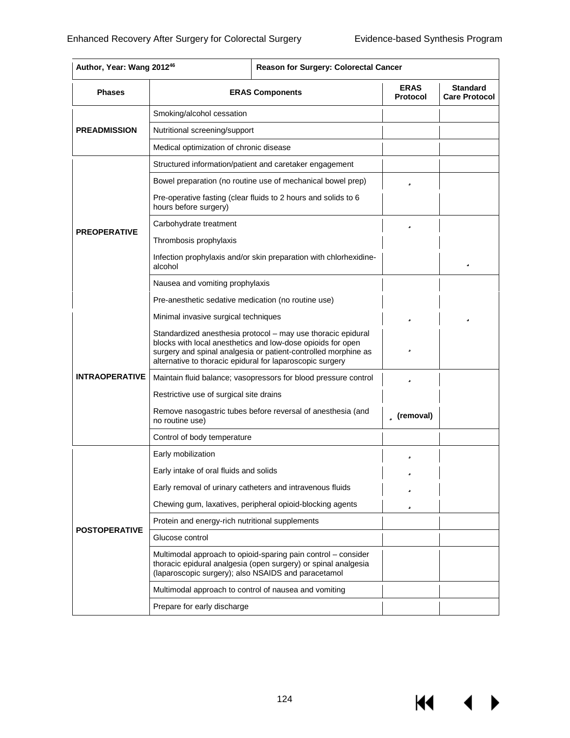| Author, Year: Wang 2012[46] | Reason for Surgery: Colorectal Cancer | | |
|---|---|---|---|
| **Phases** | **ERAS Components** | **ERAS Protocol** | **Standard Care Protocol** |
| **PREADMISSION** | Smoking/alcohol cessation | | |
| | Nutritional screening/support | | |
| | Medical optimization of chronic disease | | |
| **PREOPERATIVE** | Structured information/patient and caretaker engagement | | |
| | Bowel preparation (no routine use of mechanical bowel prep) | ✓ | |
| | Pre-operative fasting (clear fluids to 2 hours and solids to 6 hours before surgery) | | |
| | Carbohydrate treatment | ✓ | |
| | Thrombosis prophylaxis | | |
| | Infection prophylaxis and/or skin preparation with chlorhexidine-alcohol | | ✓ |
| | Nausea and vomiting prophylaxis | | |
| | Pre-anesthetic sedative medication (no routine use) | | |
| **INTRAOPERATIVE** | Minimal invasive surgical techniques | ✓ | ✓ |
| | Standardized anesthesia protocol – may use thoracic epidural blocks with local anesthetics and low-dose opioids for open surgery and spinal analgesia or patient-controlled morphine as alternative to thoracic epidural for laparoscopic surgery | ✓ | |
| | Maintain fluid balance; vasopressors for blood pressure control | ✓ | |
| | Restrictive use of surgical site drains | | |
| | Remove nasogastric tubes before reversal of anesthesia (and no routine use) | ✓ (removal) | |
| | Control of body temperature | | |
| **POSTOPERATIVE** | Early mobilization | ✓ | |
| | Early intake of oral fluids and solids | ✓ | |
| | Early removal of urinary catheters and intravenous fluids | ✓ | |
| | Chewing gum, laxatives, peripheral opioid-blocking agents | ✓ | |
| | Protein and energy-rich nutritional supplements | | |
| | Glucose control | | |
| | Multimodal approach to opioid-sparing pain control – consider thoracic epidural analgesia (open surgery) or spinal analgesia (laparoscopic surgery); also NSAIDS and paracetamol | | |
| | Multimodal approach to control of nausea and vomiting | | |
| | Prepare for early discharge | | |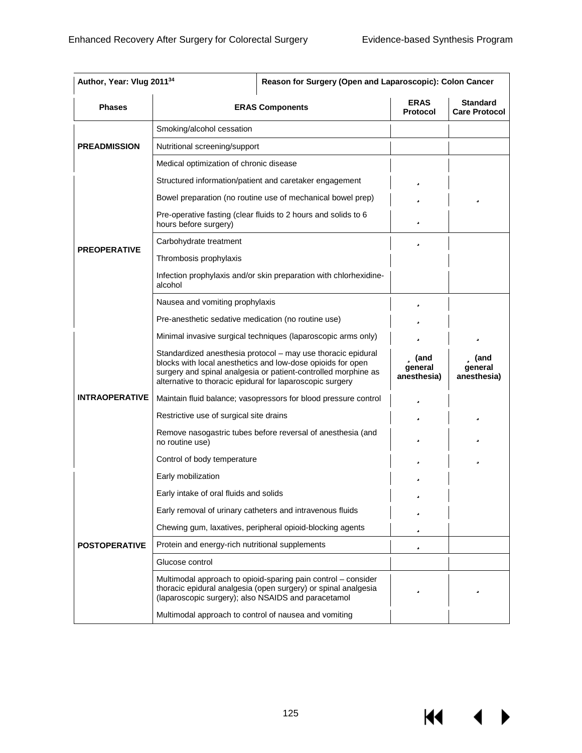| Author, Year: Vlug 2011[34] | Reason for Surgery (Open and Laparoscopic): Colon Cancer | | |
|---|---|---|---|
| **Phases** | **ERAS Components** | **ERAS Protocol** | **Standard Care Protocol** |
| **PREADMISSION** | Smoking/alcohol cessation | | |
| | Nutritional screening/support | | |
| | Medical optimization of chronic disease | | |
| **PREOPERATIVE** | Structured information/patient and caretaker engagement | ✓ | |
| | Bowel preparation (no routine use of mechanical bowel prep) | ✓ | ✓ |
| | Pre-operative fasting (clear fluids to 2 hours and solids to 6 hours before surgery) | ✓ | |
| | Carbohydrate treatment | ✓ | |
| | Thrombosis prophylaxis | | |
| | Infection prophylaxis and/or skin preparation with chlorhexidine-alcohol | | |
| | Nausea and vomiting prophylaxis | ✓ | |
| | Pre-anesthetic sedative medication (no routine use) | ✓ | |
| **INTRAOPERATIVE** | Minimal invasive surgical techniques (laparoscopic arms only) | ✓ | ✓ |
| | Standardized anesthesia protocol – may use thoracic epidural blocks with local anesthetics and low-dose opioids for open surgery and spinal analgesia or patient-controlled morphine as alternative to thoracic epidural for laparoscopic surgery | ✓ (and general anesthesia) | ✓ (and general anesthesia) |
| | Maintain fluid balance; vasopressors for blood pressure control | ✓ | |
| | Restrictive use of surgical site drains | ✓ | ✓ |
| | Remove nasogastric tubes before reversal of anesthesia (and no routine use) | ✓ | ✓ |
| | Control of body temperature | ✓ | ✓ |
| **POSTOPERATIVE** | Early mobilization | ✓ | |
| | Early intake of oral fluids and solids | ✓ | |
| | Early removal of urinary catheters and intravenous fluids | ✓ | |
| | Chewing gum, laxatives, peripheral opioid-blocking agents | ✓ | |
| | Protein and energy-rich nutritional supplements | ✓ | |
| | Glucose control | | |
| | Multimodal approach to opioid-sparing pain control – consider thoracic epidural analgesia (open surgery) or spinal analgesia (laparoscopic surgery); also NSAIDS and paracetamol | ✓ | ✓ |
| | Multimodal approach to control of nausea and vomiting | | |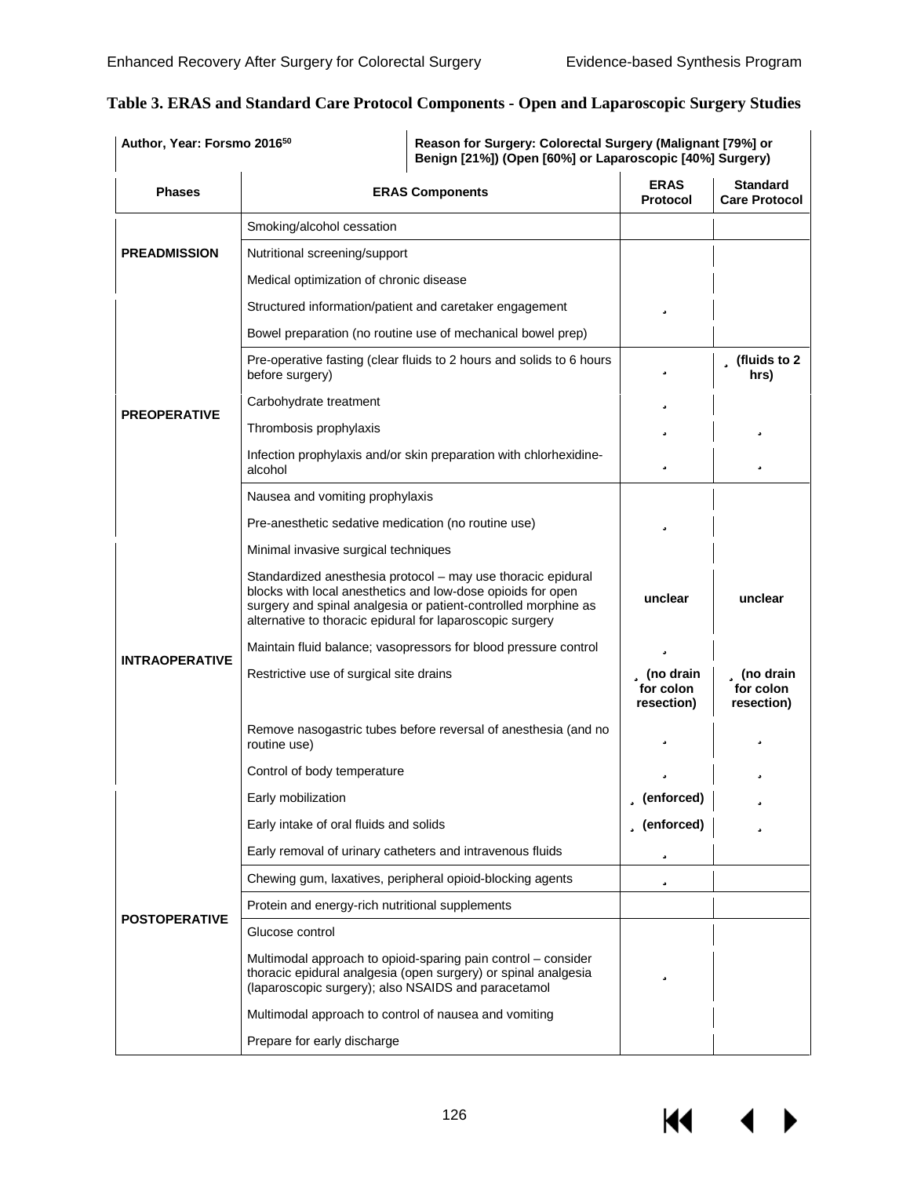## Table 3. ERAS and Standard Care Protocol Components - Open and Laparoscopic Surgery Studies

| Author, Year: Forsmo 2016[50] | Reason for Surgery: Colorectal Surgery (Malignant [79%] or Benign [21%]) (Open [60%] or Laparoscopic [40%] Surgery) | | |
|---|---|---|---|
| **Phases** | **ERAS Components** | **ERAS Protocol** | **Standard Care Protocol** |
| **PREADMISSION** | Smoking/alcohol cessation | | |
| | Nutritional screening/support | | |
| | Medical optimization of chronic disease | | |
| | Structured information/patient and caretaker engagement | ✓ | |
| **PREOPERATIVE** | Bowel preparation (no routine use of mechanical bowel prep) | | |
| | Pre-operative fasting (clear fluids to 2 hours and solids to 6 hours before surgery) | ✓ | ✓ (fluids to 2 hrs) |
| | Carbohydrate treatment | ✓ | |
| | Thrombosis prophylaxis | ✓ | ✓ |
| | Infection prophylaxis and/or skin preparation with chlorhexidine-alcohol | ✓ | ✓ |
| | Nausea and vomiting prophylaxis | | |
| | Pre-anesthetic sedative medication (no routine use) | ✓ | |
| **INTRAOPERATIVE** | Minimal invasive surgical techniques | | |
| | Standardized anesthesia protocol – may use thoracic epidural blocks with local anesthetics and low-dose opioids for open surgery and spinal analgesia or patient-controlled morphine as alternative to thoracic epidural for laparoscopic surgery | unclear | unclear |
| | Maintain fluid balance; vasopressors for blood pressure control | ✓ | |
| | Restrictive use of surgical site drains | ✓ (no drain for colon resection) | ✓ (no drain for colon resection) |
| | Remove nasogastric tubes before reversal of anesthesia (and no routine use) | ✓ | ✓ |
| | Control of body temperature | ✓ | ✓ |
| **POSTOPERATIVE** | Early mobilization | ✓ (enforced) | ✓ |
| | Early intake of oral fluids and solids | ✓ (enforced) | ✓ |
| | Early removal of urinary catheters and intravenous fluids | ✓ | |
| | Chewing gum, laxatives, peripheral opioid-blocking agents | ✓ | |
| | Protein and energy-rich nutritional supplements | | |
| | Glucose control | | |
| | Multimodal approach to opioid-sparing pain control – consider thoracic epidural analgesia (open surgery) or spinal analgesia (laparoscopic surgery); also NSAIDS and paracetamol | ✓ | |
| | Multimodal approach to control of nausea and vomiting | | |
| | Prepare for early discharge | | |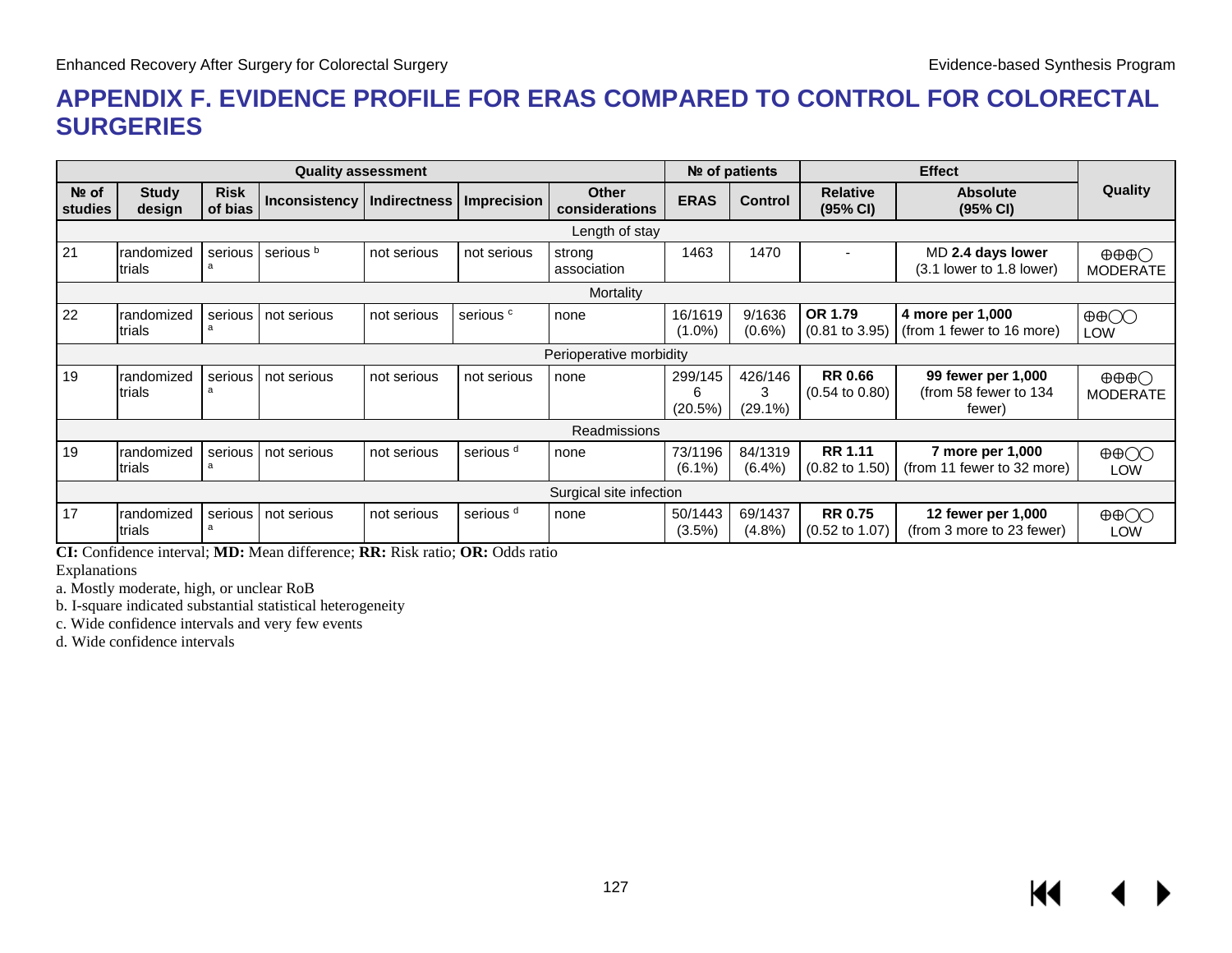# APPENDIX F. EVIDENCE PROFILE FOR ERAS COMPARED TO CONTROL FOR COLORECTAL SURGERIES

| Quality assessment | | | | | | | № of patients | | Effect | | Quality |
|---|---|---|---|---|---|---|---|---|---|---|---|
| № of studies | Study design | Risk of bias | Inconsistency | Indirectness | Imprecision | Other considerations | ERAS | Control | Relative (95% CI) | Absolute (95% CI) | |
| **Length of stay** | | | | | | | | | | | |
| 21 | randomized trials | serious [a] | serious [b] | not serious | not serious | strong association | 1463 | 1470 | - | MD **2.4 days lower** (3.1 lower to 1.8 lower) | ⊕⊕⊕◯ MODERATE |
| **Mortality** | | | | | | | | | | | |
| 22 | randomized trials | serious [a] | not serious | not serious | serious [c] | none | 16/1619 (1.0%) | 9/1636 (0.6%) | **OR 1.79** (0.81 to 3.95) | **4 more per 1,000** (from 1 fewer to 16 more) | ⊕⊕◯◯ LOW |
| **Perioperative morbidity** | | | | | | | | | | | |
| 19 | randomized trials | serious [a] | not serious | not serious | not serious | none | 299/1456 (20.5%) | 426/1463 (29.1%) | **RR 0.66** (0.54 to 0.80) | **99 fewer per 1,000** (from 58 fewer to 134 fewer) | ⊕⊕⊕◯ MODERATE |
| **Readmissions** | | | | | | | | | | | |
| 19 | randomized trials | serious [a] | not serious | not serious | serious [d] | none | 73/1196 (6.1%) | 84/1319 (6.4%) | **RR 1.11** (0.82 to 1.50) | **7 more per 1,000** (from 11 fewer to 32 more) | ⊕⊕◯◯ LOW |
| **Surgical site infection** | | | | | | | | | | | |
| 17 | randomized trials | serious [a] | not serious | not serious | serious [d] | none | 50/1443 (3.5%) | 69/1437 (4.8%) | **RR 0.75** (0.52 to 1.07) | **12 fewer per 1,000** (from 3 more to 23 fewer) | ⊕⊕◯◯ LOW |

**CI:** Confidence interval; **MD:** Mean difference; **RR:** Risk ratio; **OR:** Odds ratio

Explanations

a. Mostly moderate, high, or unclear RoB

b. I-square indicated substantial statistical heterogeneity

c. Wide confidence intervals and very few events

d. Wide confidence intervals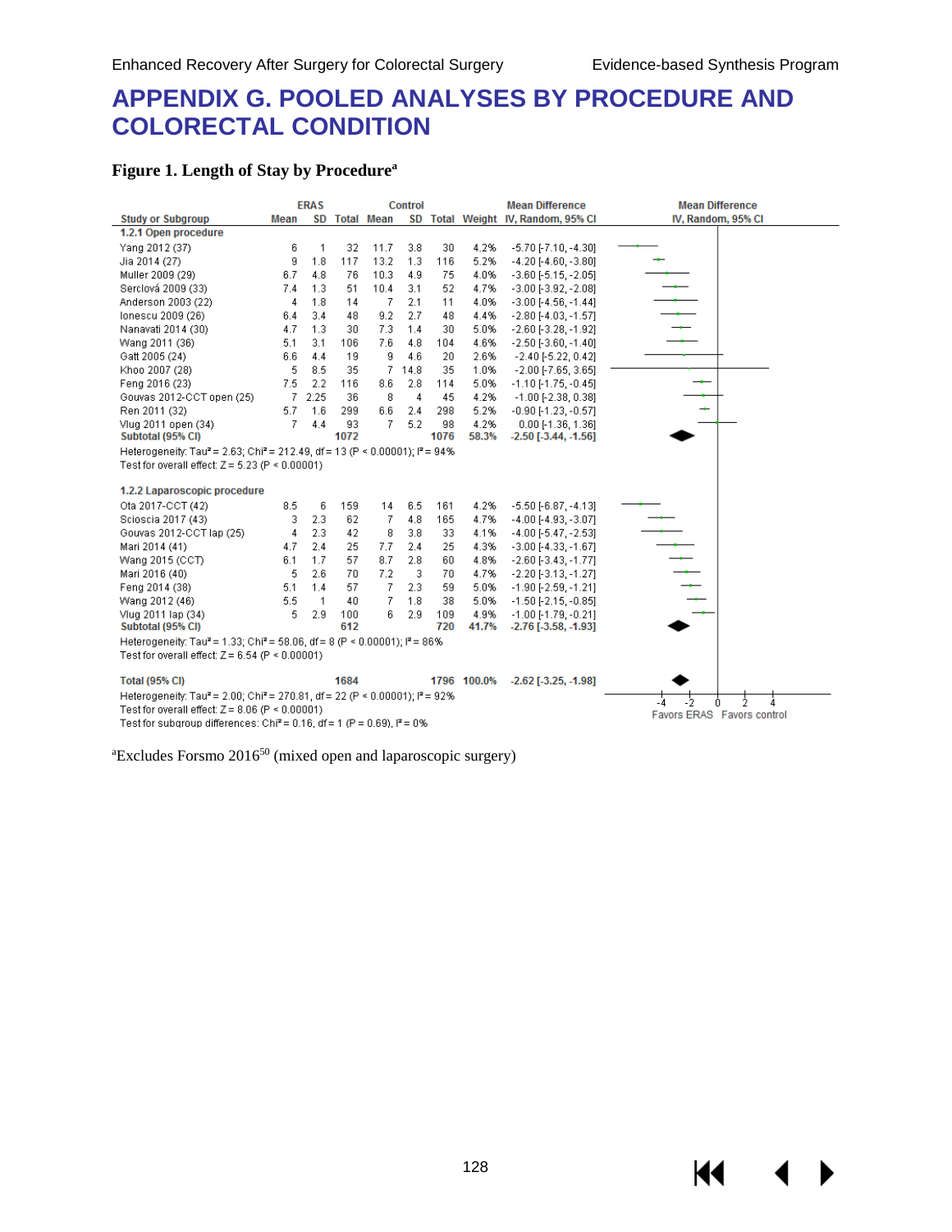# APPENDIX G. POOLED ANALYSES BY PROCEDURE AND COLORECTAL CONDITION

**Figure 1. Length of Stay by Procedure**[a]

| Study or Subgroup | ERAS Mean | ERAS SD | ERAS Total | Control Mean | Control SD | Control Total | Weight | Mean Difference IV, Random, 95% CI |
|---|---|---|---|---|---|---|---|---|
| **1.2.1 Open procedure** | | | | | | | | |
| Yang 2012 (37) | 6 | 1 | 32 | 11.7 | 3.8 | 30 | 4.2% | -5.70 [-7.10, -4.30] |
| Jia 2014 (27) | 9 | 1.8 | 117 | 13.2 | 1.3 | 116 | 5.2% | -4.20 [-4.60, -3.80] |
| Muller 2009 (29) | 6.7 | 4.8 | 76 | 10.3 | 4.9 | 75 | 4.0% | -3.60 [-5.15, -2.05] |
| Serclová 2009 (33) | 7.4 | 1.3 | 51 | 10.4 | 3.1 | 52 | 4.7% | -3.00 [-3.92, -2.08] |
| Anderson 2003 (22) | 4 | 1.8 | 14 | 7 | 2.1 | 11 | 4.0% | -3.00 [-4.56, -1.44] |
| Ionescu 2009 (26) | 6.4 | 3.4 | 48 | 9.2 | 2.7 | 48 | 4.4% | -2.80 [-4.03, -1.57] |
| Nanavati 2014 (30) | 4.7 | 1.3 | 30 | 7.3 | 1.4 | 30 | 5.0% | -2.60 [-3.28, -1.92] |
| Wang 2011 (36) | 5.1 | 3.1 | 106 | 7.6 | 4.8 | 104 | 4.6% | -2.50 [-3.60, -1.40] |
| Gatt 2005 (24) | 6.6 | 4.4 | 19 | 9 | 4.6 | 20 | 2.6% | -2.40 [-5.22, 0.42] |
| Khoo 2007 (28) | 5 | 8.5 | 35 | 7 | 14.8 | 35 | 1.0% | -2.00 [-7.65, 3.65] |
| Feng 2016 (23) | 7.5 | 2.2 | 116 | 8.6 | 2.8 | 114 | 5.0% | -1.10 [-1.75, -0.45] |
| Gouvas 2012-CCT open (25) | 7 | 2.25 | 36 | 8 | 4 | 45 | 4.2% | -1.00 [-2.38, 0.38] |
| Ren 2011 (32) | 5.7 | 1.6 | 299 | 6.6 | 2.4 | 298 | 5.2% | -0.90 [-1.23, -0.57] |
| Vlug 2011 open (34) | 7 | 4.4 | 93 | 7 | 5.2 | 98 | 4.2% | 0.00 [-1.36, 1.36] |
| **Subtotal (95% CI)** | | | **1072** | | | **1076** | **58.3%** | **-2.50 [-3.44, -1.56]** |
| Heterogeneity: Tau² = 2.63; Chi² = 212.49, df = 13 (P < 0.00001); I² = 94% | | | | | | | | |
| Test for overall effect: Z = 5.23 (P < 0.00001) | | | | | | | | |
| **1.2.2 Laparoscopic procedure** | | | | | | | | |
| Ota 2017-CCT (42) | 8.5 | 6 | 159 | 14 | 6.5 | 161 | 4.2% | -5.50 [-6.87, -4.13] |
| Scioscia 2017 (43) | 3 | 2.3 | 62 | 7 | 4.8 | 165 | 4.7% | -4.00 [-4.93, -3.07] |
| Gouvas 2012-CCT lap (25) | 4 | 2.3 | 42 | 8 | 3.8 | 33 | 4.1% | -4.00 [-5.47, -2.53] |
| Mari 2014 (41) | 4.7 | 2.4 | 25 | 7.7 | 2.4 | 25 | 4.3% | -3.00 [-4.33, -1.67] |
| Wang 2015 (CCT) | 6.1 | 1.7 | 57 | 8.7 | 2.8 | 60 | 4.8% | -2.60 [-3.43, -1.77] |
| Mari 2016 (40) | 5 | 2.6 | 70 | 7.2 | 3 | 70 | 4.7% | -2.20 [-3.13, -1.27] |
| Feng 2014 (38) | 5.1 | 1.4 | 57 | 7 | 2.3 | 59 | 5.0% | -1.90 [-2.59, -1.21] |
| Wang 2012 (46) | 5.5 | 1 | 40 | 7 | 1.8 | 38 | 5.0% | -1.50 [-2.15, -0.85] |
| Vlug 2011 lap (34) | 5 | 2.9 | 100 | 6 | 2.9 | 109 | 4.9% | -1.00 [-1.79, -0.21] |
| **Subtotal (95% CI)** | | | **612** | | | **720** | **41.7%** | **-2.76 [-3.58, -1.93]** |
| Heterogeneity: Tau² = 1.33; Chi² = 58.06, df = 8 (P < 0.00001); I² = 86% | | | | | | | | |
| Test for overall effect: Z = 6.54 (P < 0.00001) | | | | | | | | |
| **Total (95% CI)** | | | **1684** | | | **1796** | **100.0%** | **-2.62 [-3.25, -1.98]** |
| Heterogeneity: Tau² = 2.00; Chi² = 270.81, df = 22 (P < 0.00001); I² = 92% | | | | | | | | |
| Test for overall effect: Z = 8.06 (P < 0.00001) | | | | | | | | |
| Test for subgroup differences: Chi² = 0.16, df = 1 (P = 0.69), I² = 0% | | | | | | | | |

Mean Difference IV, Random, 95% CI — axis: -4, -2, 0, 2, 4; Favors ERAS / Favors control

[a]Excludes Forsmo 2016[50] (mixed open and laparoscopic surgery)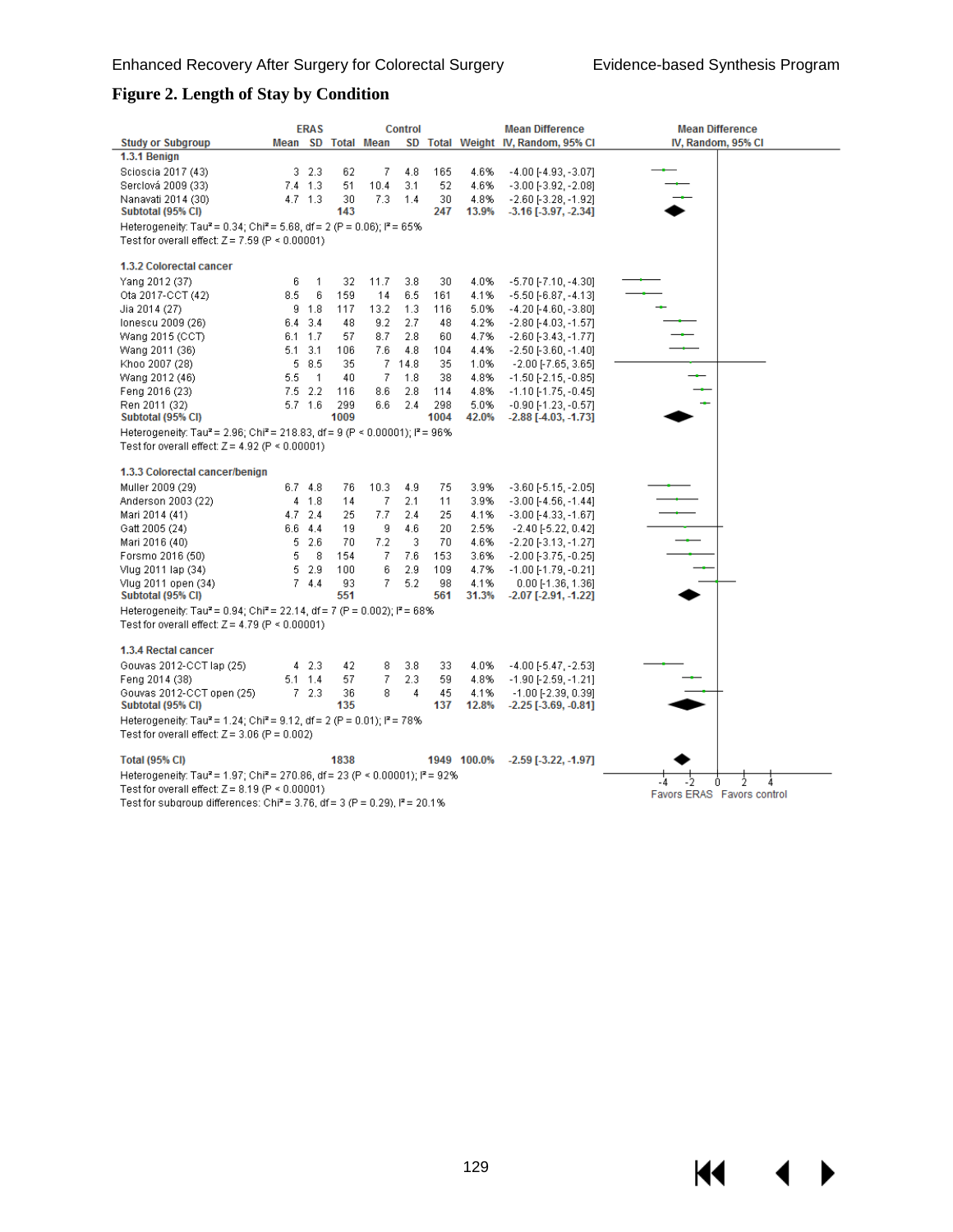## Figure 2. Length of Study by Condition

| Study or Subgroup | ERAS Mean | ERAS SD | ERAS Total | Control Mean | Control SD | Control Total | Weight | Mean Difference IV, Random, 95% CI |
|---|---|---|---|---|---|---|---|---|
| **1.3.1 Benign** | | | | | | | | |
| Scioscia 2017 (43) | 3 | 2.3 | 62 | 7 | 4.8 | 165 | 4.6% | -4.00 [-4.93, -3.07] |
| Serclová 2009 (33) | 7.4 | 1.3 | 51 | 10.4 | 3.1 | 52 | 4.6% | -3.00 [-3.92, -2.08] |
| Nanavati 2014 (30) | 4.7 | 1.3 | 30 | 7.3 | 1.4 | 30 | 4.8% | -2.60 [-3.28, -1.92] |
| **Subtotal (95% CI)** | | | **143** | | | **247** | **13.9%** | **-3.16 [-3.97, -2.34]** |
| Heterogeneity: $Tau^2 = 0.34$; $Chi^2 = 5.68$, df = 2 (P = 0.06); $I^2 = 65\%$ | | | | | | | | |
| Test for overall effect: Z = 7.59 (P < 0.00001) | | | | | | | | |
| **1.3.2 Colorectal cancer** | | | | | | | | |
| Yang 2012 (37) | 6 | 1 | 32 | 11.7 | 3.8 | 30 | 4.0% | -5.70 [-7.10, -4.30] |
| Ota 2017-CCT (42) | 8.5 | 6 | 159 | 14 | 6.5 | 161 | 4.1% | -5.50 [-6.87, -4.13] |
| Jia 2014 (27) | 9 | 1.8 | 117 | 13.2 | 1.3 | 116 | 5.0% | -4.20 [-4.60, -3.80] |
| Ionescu 2009 (26) | 6.4 | 3.4 | 48 | 9.2 | 2.7 | 48 | 4.2% | -2.80 [-4.03, -1.57] |
| Wang 2015 (CCT) | 6.1 | 1.7 | 57 | 8.7 | 2.8 | 60 | 4.7% | -2.60 [-3.43, -1.77] |
| Wang 2011 (36) | 5.1 | 3.1 | 106 | 7.6 | 4.8 | 104 | 4.4% | -2.50 [-3.60, -1.40] |
| Khoo 2007 (28) | 5 | 8.5 | 35 | 7 | 14.8 | 35 | 1.0% | -2.00 [-7.65, 3.65] |
| Wang 2012 (46) | 5.5 | 1 | 40 | 7 | 1.8 | 38 | 4.8% | -1.50 [-2.15, -0.85] |
| Feng 2016 (23) | 7.5 | 2.2 | 116 | 8.6 | 2.8 | 114 | 4.8% | -1.10 [-1.75, -0.45] |
| Ren 2011 (32) | 5.7 | 1.6 | 299 | 6.6 | 2.4 | 298 | 5.0% | -0.90 [-1.23, -0.57] |
| **Subtotal (95% CI)** | | | **1009** | | | **1004** | **42.0%** | **-2.88 [-4.03, -1.73]** |
| Heterogeneity: $Tau^2 = 2.96$; $Chi^2 = 218.83$, df = 9 (P < 0.00001); $I^2 = 96\%$ | | | | | | | | |
| Test for overall effect: Z = 4.92 (P < 0.00001) | | | | | | | | |
| **1.3.3 Colorectal cancer/benign** | | | | | | | | |
| Muller 2009 (29) | 6.7 | 4.8 | 76 | 10.3 | 4.9 | 75 | 3.9% | -3.60 [-5.15, -2.05] |
| Anderson 2003 (22) | 4 | 1.8 | 14 | 7 | 2.1 | 11 | 3.9% | -3.00 [-4.56, -1.44] |
| Mari 2014 (41) | 4.7 | 2.4 | 25 | 7.7 | 2.4 | 25 | 4.1% | -3.00 [-4.33, -1.67] |
| Gatt 2005 (24) | 6.6 | 4.4 | 19 | 9 | 4.6 | 20 | 2.5% | -2.40 [-5.22, 0.42] |
| Mari 2016 (40) | 5 | 2.6 | 70 | 7.2 | 3 | 70 | 4.6% | -2.20 [-3.13, -1.27] |
| Forsmo 2016 (50) | 5 | 8 | 154 | 7 | 7.6 | 153 | 3.6% | -2.00 [-3.75, -0.25] |
| Vlug 2011 lap (34) | 5 | 2.9 | 100 | 6 | 2.9 | 109 | 4.7% | -1.00 [-1.79, -0.21] |
| Vlug 2011 open (34) | 7 | 4.4 | 93 | 7 | 5.2 | 98 | 4.1% | 0.00 [-1.36, 1.36] |
| **Subtotal (95% CI)** | | | **551** | | | **561** | **31.3%** | **-2.07 [-2.91, -1.22]** |
| Heterogeneity: $Tau^2 = 0.94$; $Chi^2 = 22.14$, df = 7 (P = 0.002); $I^2 = 68\%$ | | | | | | | | |
| Test for overall effect: Z = 4.79 (P < 0.00001) | | | | | | | | |
| **1.3.4 Rectal cancer** | | | | | | | | |
| Gouvas 2012-CCT lap (25) | 4 | 2.3 | 42 | 8 | 3.8 | 33 | 4.0% | -4.00 [-5.47, -2.53] |
| Feng 2014 (38) | 5.1 | 1.4 | 57 | 7 | 2.3 | 59 | 4.8% | -1.90 [-2.59, -1.21] |
| Gouvas 2012-CCT open (25) | 7 | 2.3 | 36 | 8 | 4 | 45 | 4.1% | -1.00 [-2.39, 0.39] |
| **Subtotal (95% CI)** | | | **135** | | | **137** | **12.8%** | **-2.25 [-3.69, -0.81]** |
| Heterogeneity: $Tau^2 = 1.24$; $Chi^2 = 9.12$, df = 2 (P = 0.01); $I^2 = 78\%$ | | | | | | | | |
| Test for overall effect: Z = 3.06 (P = 0.002) | | | | | | | | |
| **Total (95% CI)** | | | **1838** | | | **1949** | **100.0%** | **-2.59 [-3.22, -1.97]** |
| Heterogeneity: $Tau^2 = 1.97$; $Chi^2 = 270.86$, df = 23 (P < 0.00001); $I^2 = 92\%$ | | | | | | | | |
| Test for overall effect: Z = 8.19 (P < 0.00001) | | | | | | | | |
| Test for subgroup differences: $Chi^2 = 3.76$, df = 3 (P = 0.29), $I^2 = 20.1\%$ | | | | | | | | |

Forest plot axis: -4, -2, 0, 2, 4; Favors ERAS | Favors control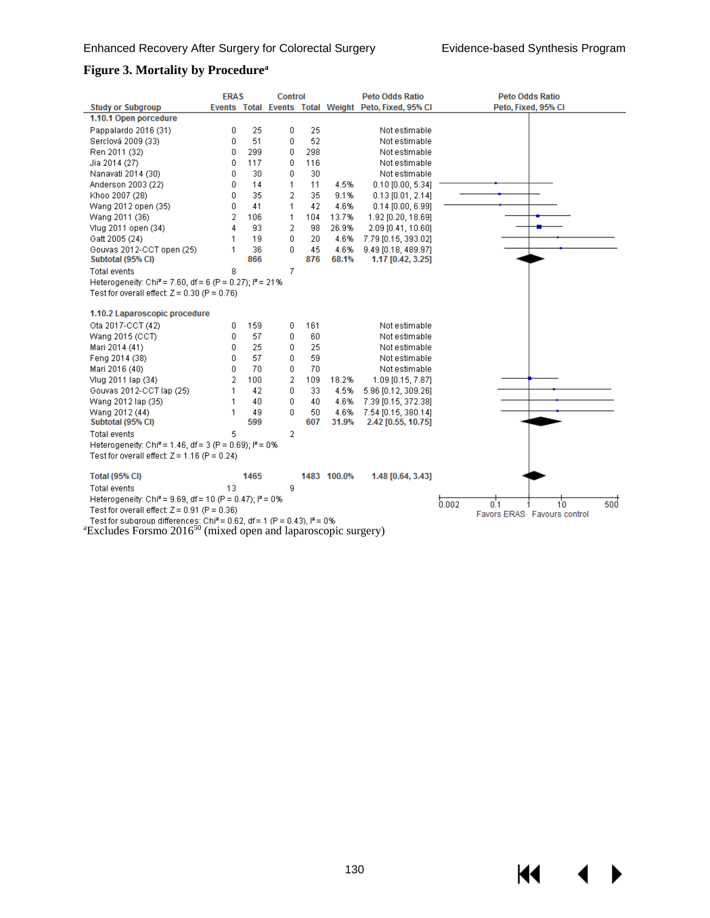## Figure 3. Mortality by Procedure[a]

| Study or Subgroup | ERAS Events | ERAS Total | Control Events | Control Total | Weight | Peto Odds Ratio Peto, Fixed, 95% CI |
|---|---|---|---|---|---|---|
| **1.10.1 Open porcedure** | | | | | | |
| Pappalardo 2016 (31) | 0 | 25 | 0 | 25 | | Not estimable |
| Serclová 2009 (33) | 0 | 51 | 0 | 52 | | Not estimable |
| Ren 2011 (32) | 0 | 299 | 0 | 298 | | Not estimable |
| Jia 2014 (27) | 0 | 117 | 0 | 116 | | Not estimable |
| Nanavati 2014 (30) | 0 | 30 | 0 | 30 | | Not estimable |
| Anderson 2003 (22) | 0 | 14 | 1 | 11 | 4.5% | 0.10 [0.00, 5.34] |
| Khoo 2007 (28) | 0 | 35 | 2 | 35 | 9.1% | 0.13 [0.01, 2.14] |
| Wang 2012 open (35) | 0 | 41 | 1 | 42 | 4.6% | 0.14 [0.00, 6.99] |
| Wang 2011 (36) | 2 | 106 | 1 | 104 | 13.7% | 1.92 [0.20, 18.69] |
| Vlug 2011 open (34) | 4 | 93 | 2 | 98 | 26.9% | 2.09 [0.41, 10.60] |
| Gatt 2005 (24) | 1 | 19 | 0 | 20 | 4.6% | 7.79 [0.15, 393.02] |
| Gouvas 2012-CCT open (25) | 1 | 36 | 0 | 45 | 4.6% | 9.49 [0.18, 489.97] |
| **Subtotal (95% CI)** | | **866** | | **876** | **68.1%** | **1.17 [0.42, 3.25]** |
| Total events | 8 | | 7 | | | |
| Heterogeneity: Chi² = 7.60, df = 6 (P = 0.27); I² = 21% | | | | | | |
| Test for overall effect: Z = 0.30 (P = 0.76) | | | | | | |
| **1.10.2 Laparoscopic procedure** | | | | | | |
| Ota 2017-CCT (42) | 0 | 159 | 0 | 161 | | Not estimable |
| Wang 2015 (CCT) | 0 | 57 | 0 | 60 | | Not estimable |
| Mari 2014 (41) | 0 | 25 | 0 | 25 | | Not estimable |
| Feng 2014 (38) | 0 | 57 | 0 | 59 | | Not estimable |
| Mari 2016 (40) | 0 | 70 | 0 | 70 | | Not estimable |
| Vlug 2011 lap (34) | 2 | 100 | 2 | 109 | 18.2% | 1.09 [0.15, 7.87] |
| Gouvas 2012-CCT lap (25) | 1 | 42 | 0 | 33 | 4.5% | 5.96 [0.12, 309.26] |
| Wang 2012 lap (35) | 1 | 40 | 0 | 40 | 4.6% | 7.39 [0.15, 372.38] |
| Wang 2012 (44) | 1 | 49 | 0 | 50 | 4.6% | 7.54 [0.15, 380.14] |
| **Subtotal (95% CI)** | | **599** | | **607** | **31.9%** | **2.42 [0.55, 10.75]** |
| Total events | 5 | | 2 | | | |
| Heterogeneity: Chi² = 1.46, df = 3 (P = 0.69); I² = 0% | | | | | | |
| Test for overall effect: Z = 1.16 (P = 0.24) | | | | | | |
| **Total (95% CI)** | | **1465** | | **1483** | **100.0%** | **1.48 [0.64, 3.43]** |
| Total events | 13 | | 9 | | | |
| Heterogeneity: Chi² = 9.69, df = 10 (P = 0.47); I² = 0% | | | | | | |
| Test for overall effect: Z = 0.91 (P = 0.36) | | | | | | |
| Test for subgroup differences: Chi² = 0.62, df = 1 (P = 0.43), I² = 0% | | | | | | |

Peto Odds Ratio, Peto, Fixed, 95% CI (axis: 0.002, 0.1, 1, 10, 500; Favors ERAS / Favours control)

[a]Excludes Forsmo 2016[50] (mixed open and laparoscopic surgery)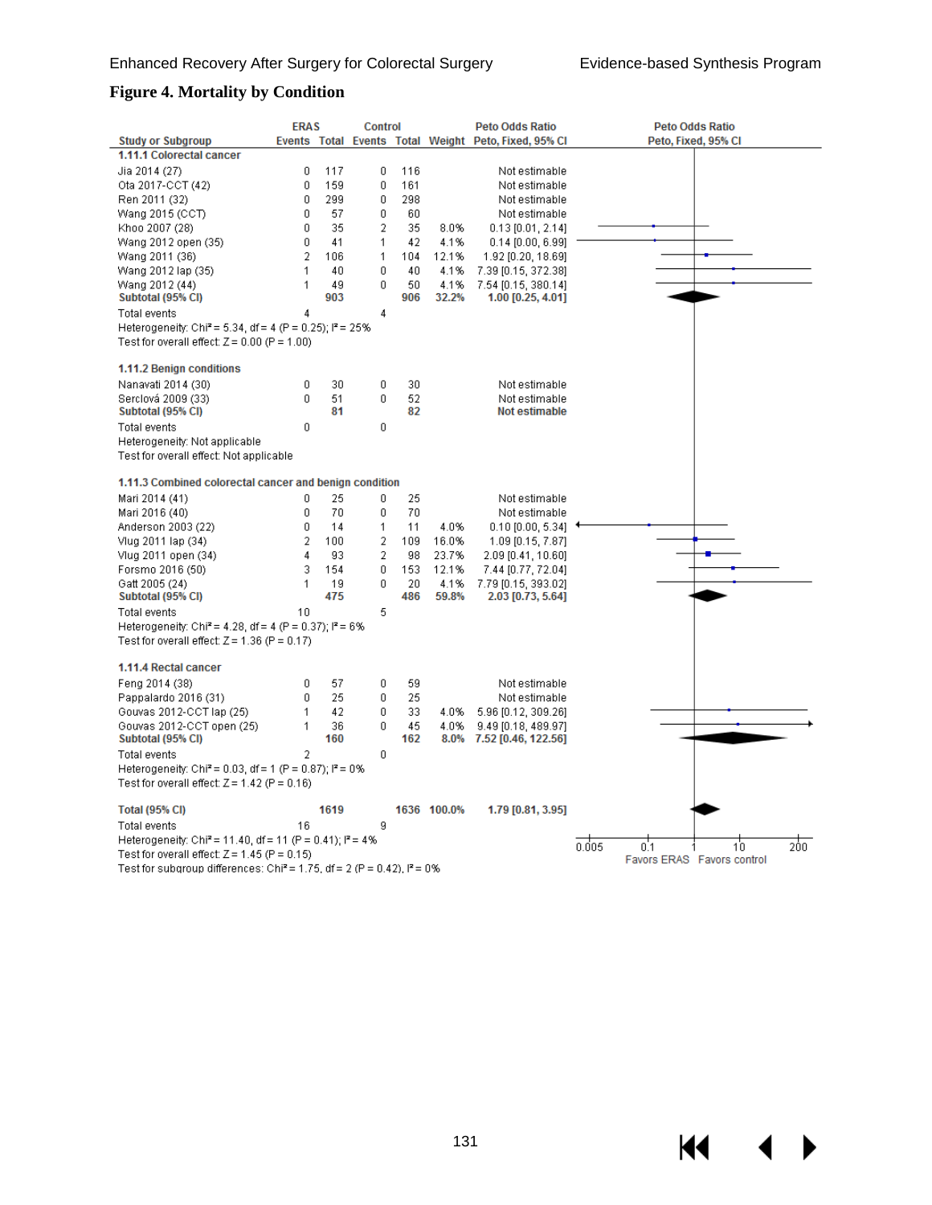## Figure 4. Mortality by Condition

| Study or Subgroup | ERAS Events | ERAS Total | Control Events | Control Total | Weight | Peto Odds Ratio Peto, Fixed, 95% CI |
|---|---|---|---|---|---|---|
| **1.11.1 Colorectal cancer** | | | | | | |
| Jia 2014 (27) | 0 | 117 | 0 | 116 | | Not estimable |
| Ota 2017-CCT (42) | 0 | 159 | 0 | 161 | | Not estimable |
| Ren 2011 (32) | 0 | 299 | 0 | 298 | | Not estimable |
| Wang 2015 (CCT) | 0 | 57 | 0 | 60 | | Not estimable |
| Khoo 2007 (28) | 0 | 35 | 2 | 35 | 8.0% | 0.13 [0.01, 2.14] |
| Wang 2012 open (35) | 0 | 41 | 1 | 42 | 4.1% | 0.14 [0.00, 6.99] |
| Wang 2011 (36) | 2 | 106 | 1 | 104 | 12.1% | 1.92 [0.20, 18.69] |
| Wang 2012 lap (35) | 1 | 40 | 0 | 40 | 4.1% | 7.39 [0.15, 372.38] |
| Wang 2012 (44) | 1 | 49 | 0 | 50 | 4.1% | 7.54 [0.15, 380.14] |
| **Subtotal (95% CI)** | | **903** | | **906** | **32.2%** | **1.00 [0.25, 4.01]** |
| Total events | 4 | | 4 | | | |
| Heterogeneity: $Chi^2 = 5.34$, df = 4 (P = 0.25); $I^2 = 25\%$ | | | | | | |
| Test for overall effect: Z = 0.00 (P = 1.00) | | | | | | |
| **1.11.2 Benign conditions** | | | | | | |
| Nanavati 2014 (30) | 0 | 30 | 0 | 30 | | Not estimable |
| Serclová 2009 (33) | 0 | 51 | 0 | 52 | | Not estimable |
| **Subtotal (95% CI)** | | **81** | | **82** | | **Not estimable** |
| Total events | 0 | | 0 | | | |
| Heterogeneity: Not applicable | | | | | | |
| Test for overall effect: Not applicable | | | | | | |
| **1.11.3 Combined colorectal cancer and benign condition** | | | | | | |
| Mari 2014 (41) | 0 | 25 | 0 | 25 | | Not estimable |
| Mari 2016 (40) | 0 | 70 | 0 | 70 | | Not estimable |
| Anderson 2003 (22) | 0 | 14 | 1 | 11 | 4.0% | 0.10 [0.00, 5.34] |
| Vlug 2011 lap (34) | 2 | 100 | 2 | 109 | 16.0% | 1.09 [0.15, 7.87] |
| Vlug 2011 open (34) | 4 | 93 | 2 | 98 | 23.7% | 2.09 [0.41, 10.60] |
| Forsmo 2016 (50) | 3 | 154 | 0 | 153 | 12.1% | 7.44 [0.77, 72.04] |
| Gatt 2005 (24) | 1 | 19 | 0 | 20 | 4.1% | 7.79 [0.15, 393.02] |
| **Subtotal (95% CI)** | | **475** | | **486** | **59.8%** | **2.03 [0.73, 5.64]** |
| Total events | 10 | | 5 | | | |
| Heterogeneity: $Chi^2 = 4.28$, df = 4 (P = 0.37); $I^2 = 6\%$ | | | | | | |
| Test for overall effect: Z = 1.36 (P = 0.17) | | | | | | |
| **1.11.4 Rectal cancer** | | | | | | |
| Feng 2014 (38) | 0 | 57 | 0 | 59 | | Not estimable |
| Pappalardo 2016 (31) | 0 | 25 | 0 | 25 | | Not estimable |
| Gouvas 2012-CCT lap (25) | 1 | 42 | 0 | 33 | 4.0% | 5.96 [0.12, 309.26] |
| Gouvas 2012-CCT open (25) | 1 | 36 | 0 | 45 | 4.0% | 9.49 [0.18, 489.97] |
| **Subtotal (95% CI)** | | **160** | | **162** | **8.0%** | **7.52 [0.46, 122.56]** |
| Total events | 2 | | 0 | | | |
| Heterogeneity: $Chi^2 = 0.03$, df = 1 (P = 0.87); $I^2 = 0\%$ | | | | | | |
| Test for overall effect: Z = 1.42 (P = 0.16) | | | | | | |
| **Total (95% CI)** | | **1619** | | **1636** | **100.0%** | **1.79 [0.81, 3.95]** |
| Total events | 16 | | 9 | | | |
| Heterogeneity: $Chi^2 = 11.40$, df = 11 (P = 0.41); $I^2 = 4\%$ | | | | | | |
| Test for overall effect: Z = 1.45 (P = 0.15) | | | | | | |
| Test for subgroup differences: $Chi^2 = 1.75$, df = 2 (P = 0.42), $I^2 = 0\%$ | | | | | | |

Peto Odds Ratio, Peto, Fixed, 95% CI — axis: 0.005, 0.1, 1, 10, 200; Favors ERAS / Favors control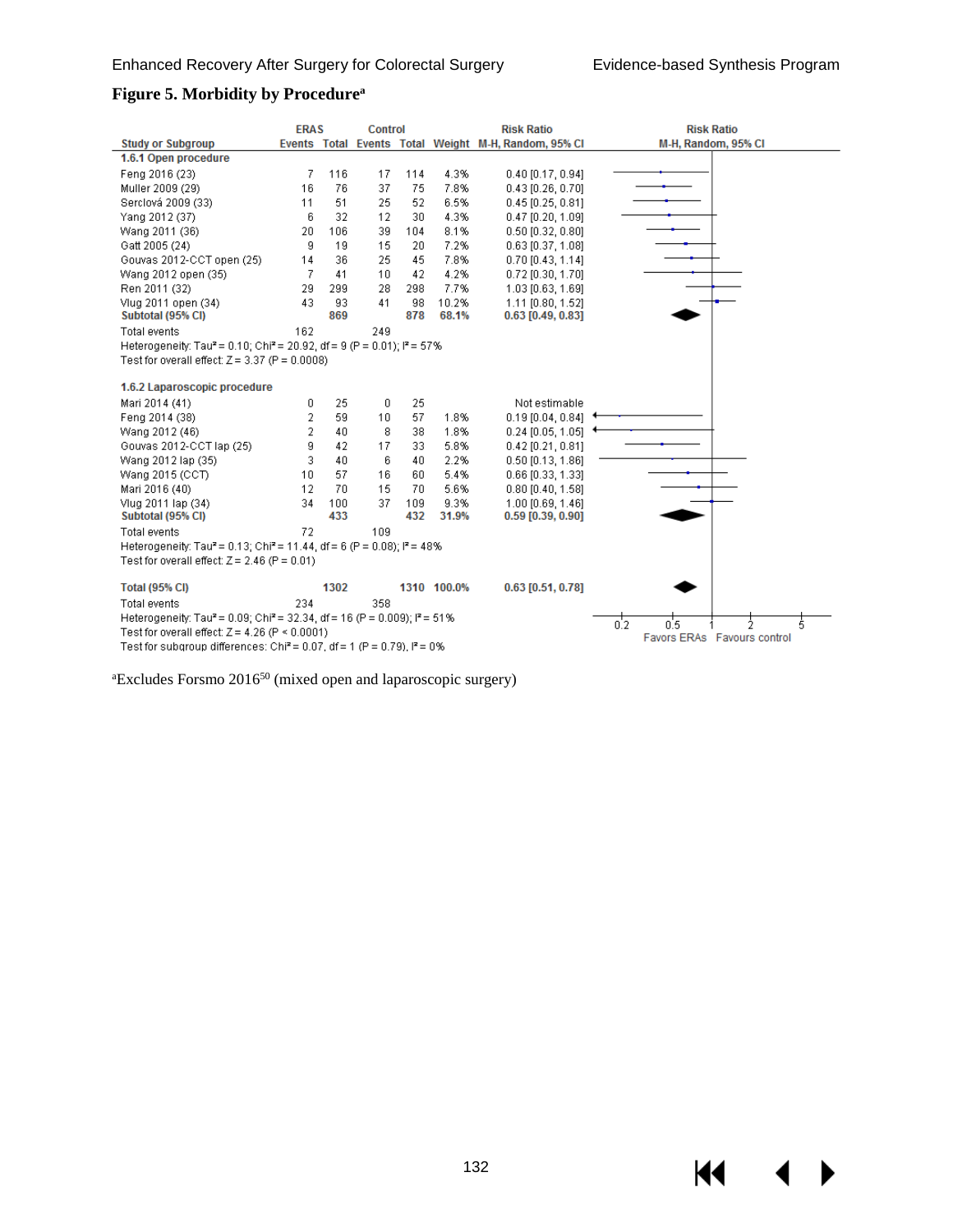**Figure 5. Morbidity by Procedure[a]**

| Study or Subgroup | ERAS Events | ERAS Total | Control Events | Control Total | Weight | Risk Ratio M-H, Random, 95% CI |
|---|---|---|---|---|---|---|
| **1.6.1 Open procedure** | | | | | | |
| Feng 2016 (23) | 7 | 116 | 17 | 114 | 4.3% | 0.40 [0.17, 0.94] |
| Muller 2009 (29) | 16 | 76 | 37 | 75 | 7.8% | 0.43 [0.26, 0.70] |
| Serclová 2009 (33) | 11 | 51 | 25 | 52 | 6.5% | 0.45 [0.25, 0.81] |
| Yang 2012 (37) | 6 | 32 | 12 | 30 | 4.3% | 0.47 [0.20, 1.09] |
| Wang 2011 (36) | 20 | 106 | 39 | 104 | 8.1% | 0.50 [0.32, 0.80] |
| Gatt 2005 (24) | 9 | 19 | 15 | 20 | 7.2% | 0.63 [0.37, 1.08] |
| Gouvas 2012-CCT open (25) | 14 | 36 | 25 | 45 | 7.8% | 0.70 [0.43, 1.14] |
| Wang 2012 open (35) | 7 | 41 | 10 | 42 | 4.2% | 0.72 [0.30, 1.70] |
| Ren 2011 (32) | 29 | 299 | 28 | 298 | 7.7% | 1.03 [0.63, 1.69] |
| Vlug 2011 open (34) | 43 | 93 | 41 | 98 | 10.2% | 1.11 [0.80, 1.52] |
| **Subtotal (95% CI)** | | **869** | | **878** | **68.1%** | **0.63 [0.49, 0.83]** |
| Total events | 162 | | 249 | | | |
| Heterogeneity: Tau² = 0.10; Chi² = 20.92, df = 9 (P = 0.01); I² = 57% | | | | | | |
| Test for overall effect: Z = 3.37 (P = 0.0008) | | | | | | |
| **1.6.2 Laparoscopic procedure** | | | | | | |
| Mari 2014 (41) | 0 | 25 | 0 | 25 | | Not estimable |
| Feng 2014 (38) | 2 | 59 | 10 | 57 | 1.8% | 0.19 [0.04, 0.84] |
| Wang 2012 (46) | 2 | 40 | 8 | 38 | 1.8% | 0.24 [0.05, 1.05] |
| Gouvas 2012-CCT lap (25) | 9 | 42 | 17 | 33 | 5.8% | 0.42 [0.21, 0.81] |
| Wang 2012 lap (35) | 3 | 40 | 6 | 40 | 2.2% | 0.50 [0.13, 1.86] |
| Wang 2015 (CCT) | 10 | 57 | 16 | 60 | 5.4% | 0.66 [0.33, 1.33] |
| Mari 2016 (40) | 12 | 70 | 15 | 70 | 5.6% | 0.80 [0.40, 1.58] |
| Vlug 2011 lap (34) | 34 | 100 | 37 | 109 | 9.3% | 1.00 [0.69, 1.46] |
| **Subtotal (95% CI)** | | **433** | | **432** | **31.9%** | **0.59 [0.39, 0.90]** |
| Total events | 72 | | 109 | | | |
| Heterogeneity: Tau² = 0.13; Chi² = 11.44, df = 6 (P = 0.08); I² = 48% | | | | | | |
| Test for overall effect: Z = 2.46 (P = 0.01) | | | | | | |
| **Total (95% CI)** | | **1302** | | **1310** | **100.0%** | **0.63 [0.51, 0.78]** |
| Total events | 234 | | 358 | | | |
| Heterogeneity: Tau² = 0.09; Chi² = 32.34, df = 16 (P = 0.009); I² = 51% | | | | | | |
| Test for overall effect: Z = 4.26 (P < 0.0001) | | | | | | |
| Test for subgroup differences: Chi² = 0.07, df = 1 (P = 0.79), I² = 0% | | | | | | |

Axis: 0.2, 0.5, 1, 2, 5 — Favors ERAs / Favours control

[a]Excludes Forsmo 2016[50] (mixed open and laparoscopic surgery)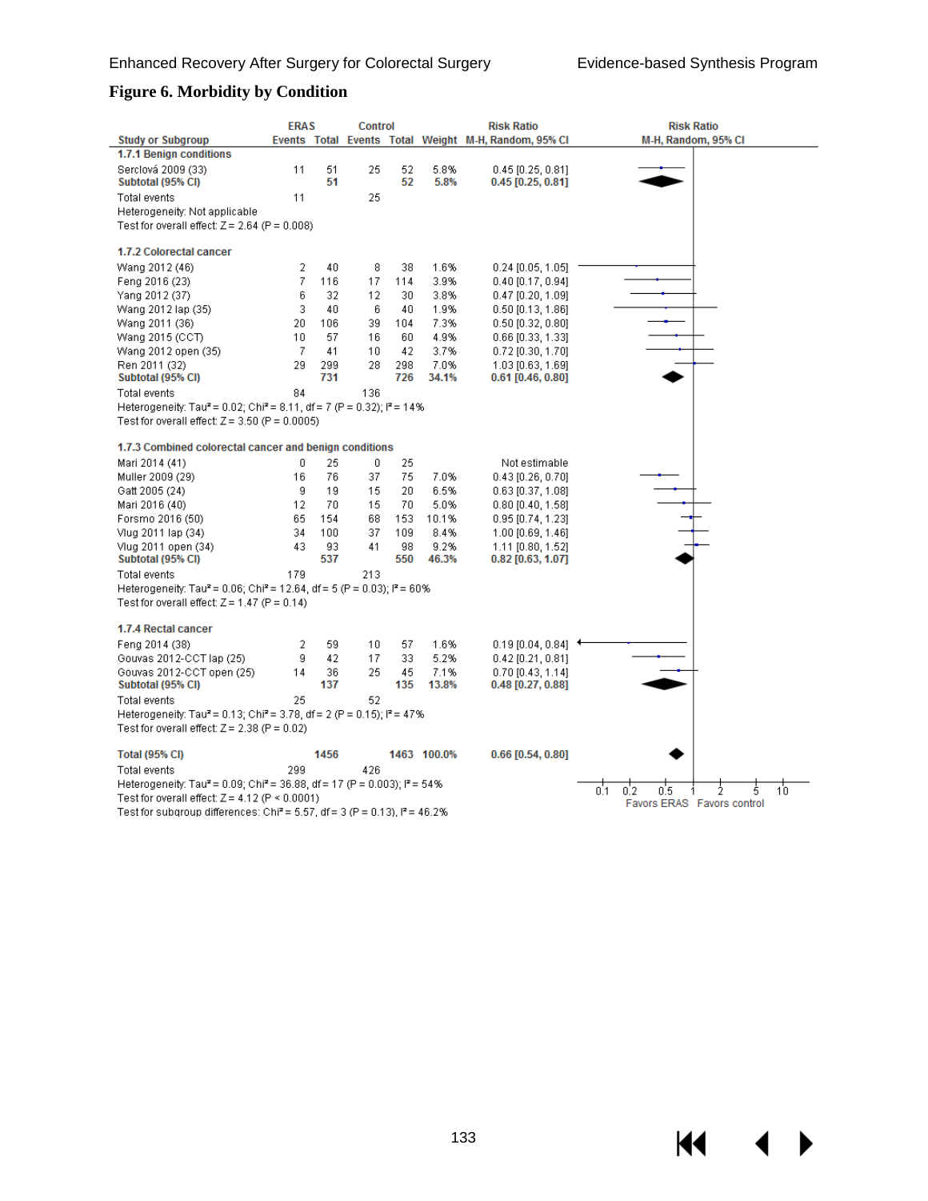## Figure 6. Morbidity by Condition

| Study or Subgroup | ERAS Events | ERAS Total | Control Events | Control Total | Weight | Risk Ratio M-H, Random, 95% CI |
|---|---|---|---|---|---|---|
| **1.7.1 Benign conditions** | | | | | | |
| Serclová 2009 (33) | 11 | 51 | 25 | 52 | 5.8% | 0.45 [0.25, 0.81] |
| **Subtotal (95% CI)** | | **51** | | **52** | **5.8%** | **0.45 [0.25, 0.81]** |
| Total events | 11 | | 25 | | | |
| Heterogeneity: Not applicable | | | | | | |
| Test for overall effect: Z = 2.64 (P = 0.008) | | | | | | |
| **1.7.2 Colorectal cancer** | | | | | | |
| Wang 2012 (46) | 2 | 40 | 8 | 38 | 1.6% | 0.24 [0.05, 1.05] |
| Feng 2016 (23) | 7 | 116 | 17 | 114 | 3.9% | 0.40 [0.17, 0.94] |
| Yang 2012 (37) | 6 | 32 | 12 | 30 | 3.8% | 0.47 [0.20, 1.09] |
| Wang 2012 lap (35) | 3 | 40 | 6 | 40 | 1.9% | 0.50 [0.13, 1.86] |
| Wang 2011 (36) | 20 | 106 | 39 | 104 | 7.3% | 0.50 [0.32, 0.80] |
| Wang 2015 (CCT) | 10 | 57 | 16 | 60 | 4.9% | 0.66 [0.33, 1.33] |
| Wang 2012 open (35) | 7 | 41 | 10 | 42 | 3.7% | 0.72 [0.30, 1.70] |
| Ren 2011 (32) | 29 | 299 | 28 | 298 | 7.0% | 1.03 [0.63, 1.69] |
| **Subtotal (95% CI)** | | **731** | | **726** | **34.1%** | **0.61 [0.46, 0.80]** |
| Total events | 84 | | 136 | | | |
| Heterogeneity: Tau² = 0.02; Chi² = 8.11, df = 7 (P = 0.32); I² = 14% | | | | | | |
| Test for overall effect: Z = 3.50 (P = 0.0005) | | | | | | |
| **1.7.3 Combined colorectal cancer and benign conditions** | | | | | | |
| Mari 2014 (41) | 0 | 25 | 0 | 25 | | Not estimable |
| Muller 2009 (29) | 16 | 76 | 37 | 75 | 7.0% | 0.43 [0.26, 0.70] |
| Gatt 2005 (24) | 9 | 19 | 15 | 20 | 6.5% | 0.63 [0.37, 1.08] |
| Mari 2016 (40) | 12 | 70 | 15 | 70 | 5.0% | 0.80 [0.40, 1.58] |
| Forsmo 2016 (50) | 65 | 154 | 68 | 153 | 10.1% | 0.95 [0.74, 1.23] |
| Vlug 2011 lap (34) | 34 | 100 | 37 | 109 | 8.4% | 1.00 [0.69, 1.46] |
| Vlug 2011 open (34) | 43 | 93 | 41 | 98 | 9.2% | 1.11 [0.80, 1.52] |
| **Subtotal (95% CI)** | | **537** | | **550** | **46.3%** | **0.82 [0.63, 1.07]** |
| Total events | 179 | | 213 | | | |
| Heterogeneity: Tau² = 0.06; Chi² = 12.64, df = 5 (P = 0.03); I² = 60% | | | | | | |
| Test for overall effect: Z = 1.47 (P = 0.14) | | | | | | |
| **1.7.4 Rectal cancer** | | | | | | |
| Feng 2014 (38) | 2 | 59 | 10 | 57 | 1.6% | 0.19 [0.04, 0.84] |
| Gouvas 2012-CCT lap (25) | 9 | 42 | 17 | 33 | 5.2% | 0.42 [0.21, 0.81] |
| Gouvas 2012-CCT open (25) | 14 | 36 | 25 | 45 | 7.1% | 0.70 [0.43, 1.14] |
| **Subtotal (95% CI)** | | **137** | | **135** | **13.8%** | **0.48 [0.27, 0.88]** |
| Total events | 25 | | 52 | | | |
| Heterogeneity: Tau² = 0.13; Chi² = 3.78, df = 2 (P = 0.15); I² = 47% | | | | | | |
| Test for overall effect: Z = 2.38 (P = 0.02) | | | | | | |
| **Total (95% CI)** | | **1456** | | **1463** | **100.0%** | **0.66 [0.54, 0.80]** |
| Total events | 299 | | 426 | | | |
| Heterogeneity: Tau² = 0.09; Chi² = 36.88, df = 17 (P = 0.003); I² = 54% | | | | | | |
| Test for overall effect: Z = 4.12 (P < 0.0001) | | | | | | |
| Test for subgroup differences: Chi² = 5.57, df = 3 (P = 0.13), I² = 46.2% | | | | | | |

Risk Ratio M-H, Random, 95% CI (axis: 0.1, 0.2, 0.5, 1, 2, 5, 10) — Favors ERAS / Favors control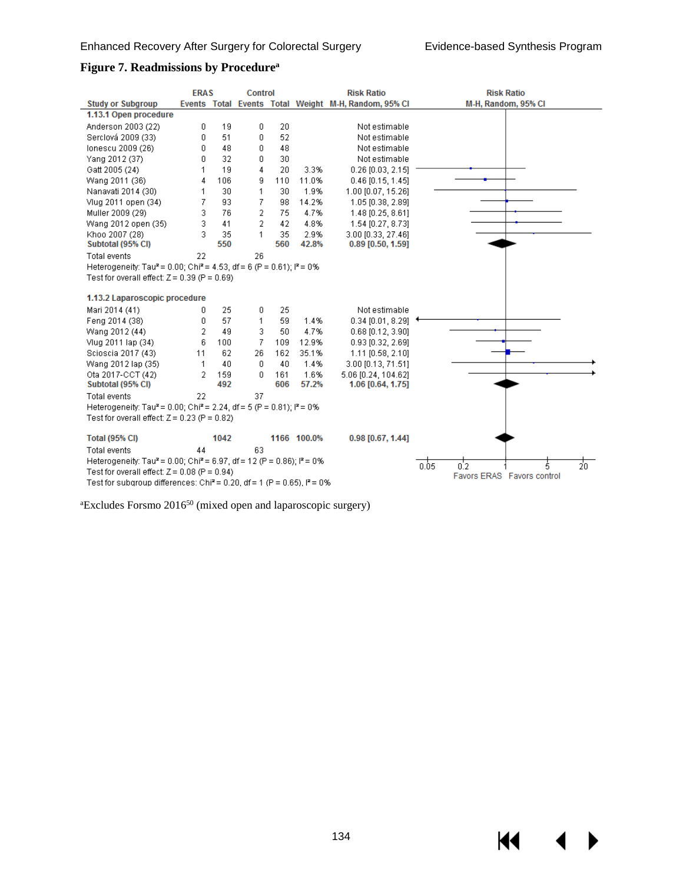**Figure 7. Readmissions by Procedure[a]**

| Study or Subgroup | ERAS Events | ERAS Total | Control Events | Control Total | Weight | Risk Ratio M-H, Random, 95% CI |
|---|---|---|---|---|---|---|
| **1.13.1 Open procedure** | | | | | | |
| Anderson 2003 (22) | 0 | 19 | 0 | 20 | | Not estimable |
| Serclová 2009 (33) | 0 | 51 | 0 | 52 | | Not estimable |
| Ionescu 2009 (26) | 0 | 48 | 0 | 48 | | Not estimable |
| Yang 2012 (37) | 0 | 32 | 0 | 30 | | Not estimable |
| Gatt 2005 (24) | 1 | 19 | 4 | 20 | 3.3% | 0.26 [0.03, 2.15] |
| Wang 2011 (36) | 4 | 106 | 9 | 110 | 11.0% | 0.46 [0.15, 1.45] |
| Nanavati 2014 (30) | 1 | 30 | 1 | 30 | 1.9% | 1.00 [0.07, 15.26] |
| Vlug 2011 open (34) | 7 | 93 | 7 | 98 | 14.2% | 1.05 [0.38, 2.89] |
| Muller 2009 (29) | 3 | 76 | 2 | 75 | 4.7% | 1.48 [0.25, 8.61] |
| Wang 2012 open (35) | 3 | 41 | 2 | 42 | 4.8% | 1.54 [0.27, 8.73] |
| Khoo 2007 (28) | 3 | 35 | 1 | 35 | 2.9% | 3.00 [0.33, 27.46] |
| **Subtotal (95% CI)** | | **550** | | **560** | **42.8%** | **0.89 [0.50, 1.59]** |
| Total events | 22 | | 26 | | | |
| Heterogeneity: Tau² = 0.00; Chi² = 4.53, df = 6 (P = 0.61); I² = 0% | | | | | | |
| Test for overall effect: Z = 0.39 (P = 0.69) | | | | | | |
| **1.13.2 Laparoscopic procedure** | | | | | | |
| Mari 2014 (41) | 0 | 25 | 0 | 25 | | Not estimable |
| Feng 2014 (38) | 0 | 57 | 1 | 59 | 1.4% | 0.34 [0.01, 8.29] |
| Wang 2012 (44) | 2 | 49 | 3 | 50 | 4.7% | 0.68 [0.12, 3.90] |
| Vlug 2011 lap (34) | 6 | 100 | 7 | 109 | 12.9% | 0.93 [0.32, 2.69] |
| Scioscia 2017 (43) | 11 | 62 | 26 | 162 | 35.1% | 1.11 [0.58, 2.10] |
| Wang 2012 lap (35) | 1 | 40 | 0 | 40 | 1.4% | 3.00 [0.13, 71.51] |
| Ota 2017-CCT (42) | 2 | 159 | 0 | 161 | 1.6% | 5.06 [0.24, 104.62] |
| **Subtotal (95% CI)** | | **492** | | **606** | **57.2%** | **1.06 [0.64, 1.75]** |
| Total events | 22 | | 37 | | | |
| Heterogeneity: Tau² = 0.00; Chi² = 2.24, df = 5 (P = 0.81); I² = 0% | | | | | | |
| Test for overall effect: Z = 0.23 (P = 0.82) | | | | | | |
| **Total (95% CI)** | | **1042** | | **1166** | **100.0%** | **0.98 [0.67, 1.44]** |
| Total events | 44 | | 63 | | | |
| Heterogeneity: Tau² = 0.00; Chi² = 6.97, df = 12 (P = 0.86); I² = 0% | | | | | | |
| Test for overall effect: Z = 0.08 (P = 0.94) | | | | | | |
| Test for subgroup differences: Chi² = 0.20, df = 1 (P = 0.65), I² = 0% | | | | | | |

Risk Ratio M-H, Random, 95% CI (axis: 0.05, 0.2, 1, 5, 20) — Favors ERAS / Favors control

[a]Excludes Forsmo 2016[50] (mixed open and laparoscopic surgery)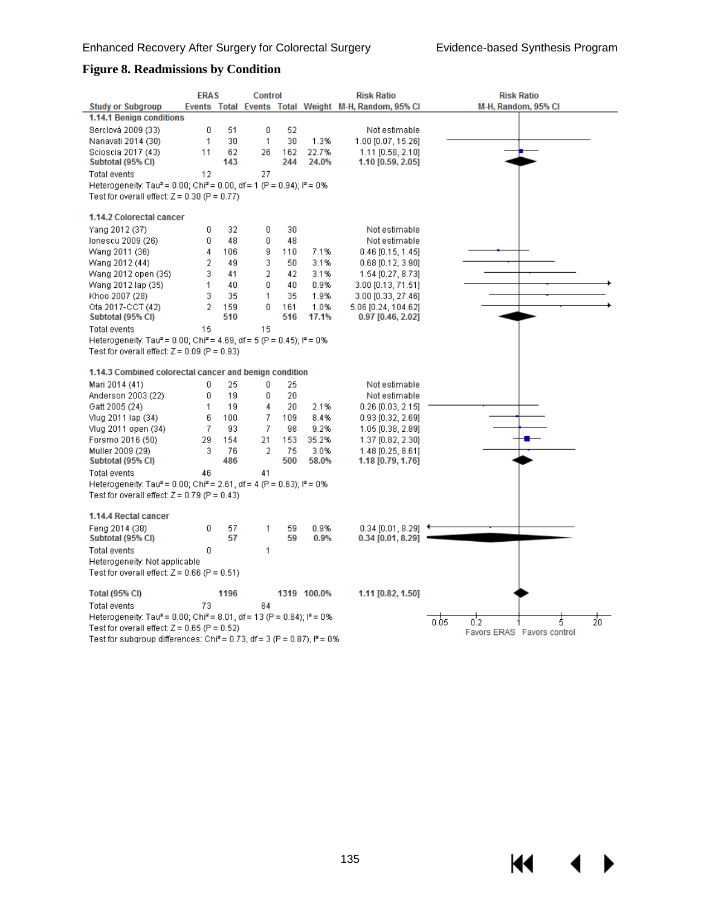**Figure 8. Readmissions by Condition**

| Study or Subgroup | ERAS Events | ERAS Total | Control Events | Control Total | Weight | Risk Ratio M-H, Random, 95% CI |
|---|---|---|---|---|---|---|
| **1.14.1 Benign conditions** | | | | | | |
| Serclová 2009 (33) | 0 | 51 | 0 | 52 | | Not estimable |
| Nanavati 2014 (30) | 1 | 30 | 1 | 30 | 1.3% | 1.00 [0.07, 15.26] |
| Scioscia 2017 (43) | 11 | 62 | 26 | 162 | 22.7% | 1.11 [0.58, 2.10] |
| **Subtotal (95% CI)** | | **143** | | **244** | **24.0%** | **1.10 [0.59, 2.05]** |
| Total events | 12 | | 27 | | | |
| Heterogeneity: Tau² = 0.00; Chi² = 0.00, df = 1 (P = 0.94); I² = 0% | | | | | | |
| Test for overall effect: Z = 0.30 (P = 0.77) | | | | | | |
| **1.14.2 Colorectal cancer** | | | | | | |
| Yang 2012 (37) | 0 | 32 | 0 | 30 | | Not estimable |
| Ionescu 2009 (26) | 0 | 48 | 0 | 48 | | Not estimable |
| Wang 2011 (36) | 4 | 106 | 9 | 110 | 7.1% | 0.46 [0.15, 1.45] |
| Wang 2012 (44) | 2 | 49 | 3 | 50 | 3.1% | 0.68 [0.12, 3.90] |
| Wang 2012 open (35) | 3 | 41 | 2 | 42 | 3.1% | 1.54 [0.27, 8.73] |
| Wang 2012 lap (35) | 1 | 40 | 0 | 40 | 0.9% | 3.00 [0.13, 71.51] |
| Khoo 2007 (28) | 3 | 35 | 1 | 35 | 1.9% | 3.00 [0.33, 27.46] |
| Ota 2017-CCT (42) | 2 | 159 | 0 | 161 | 1.0% | 5.06 [0.24, 104.62] |
| **Subtotal (95% CI)** | | **510** | | **516** | **17.1%** | **0.97 [0.46, 2.02]** |
| Total events | 15 | | 15 | | | |
| Heterogeneity: Tau² = 0.00; Chi² = 4.69, df = 5 (P = 0.45); I² = 0% | | | | | | |
| Test for overall effect: Z = 0.09 (P = 0.93) | | | | | | |
| **1.14.3 Combined colorectal cancer and benign condition** | | | | | | |
| Mari 2014 (41) | 0 | 25 | 0 | 25 | | Not estimable |
| Anderson 2003 (22) | 0 | 19 | 0 | 20 | | Not estimable |
| Gatt 2005 (24) | 1 | 19 | 4 | 20 | 2.1% | 0.26 [0.03, 2.15] |
| Vlug 2011 lap (34) | 6 | 100 | 7 | 109 | 8.4% | 0.93 [0.32, 2.69] |
| Vlug 2011 open (34) | 7 | 93 | 7 | 98 | 9.2% | 1.05 [0.38, 2.89] |
| Forsmo 2016 (50) | 29 | 154 | 21 | 153 | 35.2% | 1.37 [0.82, 2.30] |
| Muller 2009 (29) | 3 | 76 | 2 | 75 | 3.0% | 1.48 [0.25, 8.61] |
| **Subtotal (95% CI)** | | **486** | | **500** | **58.0%** | **1.18 [0.79, 1.76]** |
| Total events | 46 | | 41 | | | |
| Heterogeneity: Tau² = 0.00; Chi² = 2.61, df = 4 (P = 0.63); I² = 0% | | | | | | |
| Test for overall effect: Z = 0.79 (P = 0.43) | | | | | | |
| **1.14.4 Rectal cancer** | | | | | | |
| Feng 2014 (38) | 0 | 57 | 1 | 59 | 0.9% | 0.34 [0.01, 8.29] |
| **Subtotal (95% CI)** | | **57** | | **59** | **0.9%** | **0.34 [0.01, 8.29]** |
| Total events | 0 | | 1 | | | |
| Heterogeneity: Not applicable | | | | | | |
| Test for overall effect: Z = 0.66 (P = 0.51) | | | | | | |
| **Total (95% CI)** | | **1196** | | **1319** | **100.0%** | **1.11 [0.82, 1.50]** |
| Total events | 73 | | 84 | | | |
| Heterogeneity: Tau² = 0.00; Chi² = 8.01, df = 13 (P = 0.84); I² = 0% | | | | | | |
| Test for overall effect: Z = 0.65 (P = 0.52) | | | | | | |
| Test for subgroup differences: Chi² = 0.73, df = 3 (P = 0.87), I² = 0% | | | | | | |

Risk Ratio M-H, Random, 95% CI — axis: 0.05, 0.2, 1, 5, 20; Favors ERAS / Favors control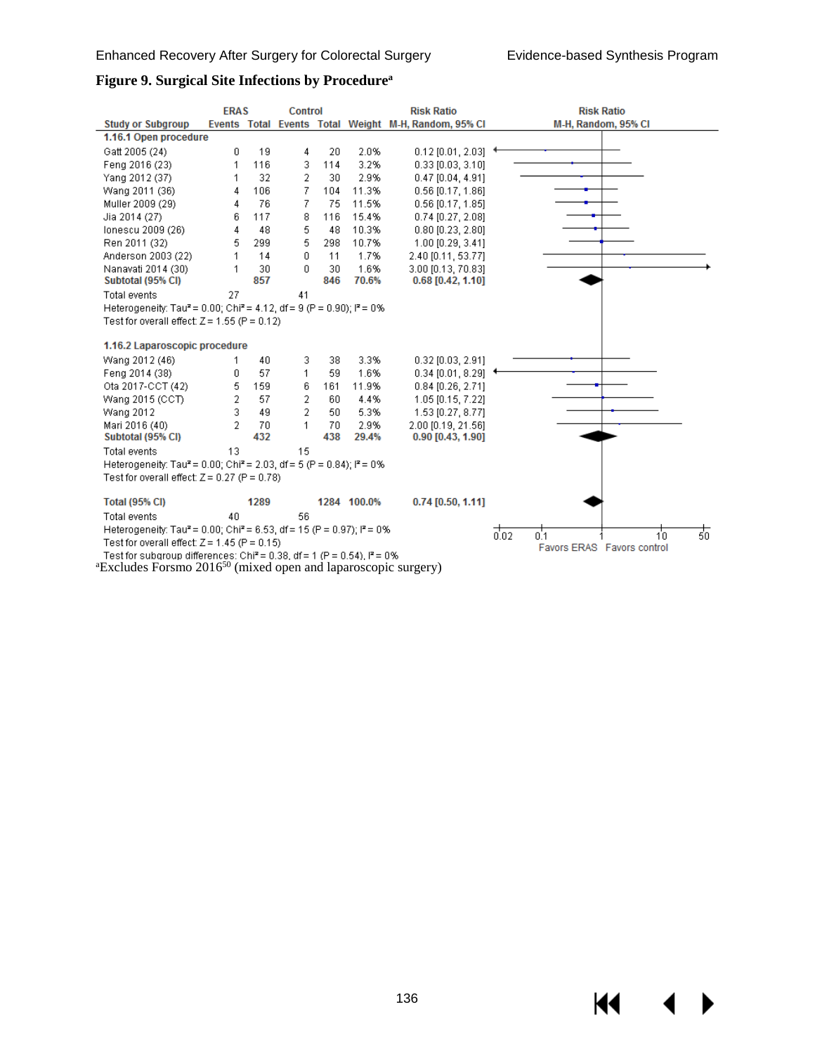**Figure 9. Surgical Site Infections by Procedure[a]**

| Study or Subgroup | ERAS Events | ERAS Total | Control Events | Control Total | Weight | Risk Ratio M-H, Random, 95% CI |
|---|---|---|---|---|---|---|
| **1.16.1 Open procedure** | | | | | | |
| Gatt 2005 (24) | 0 | 19 | 4 | 20 | 2.0% | 0.12 [0.01, 2.03] |
| Feng 2016 (23) | 1 | 116 | 3 | 114 | 3.2% | 0.33 [0.03, 3.10] |
| Yang 2012 (37) | 1 | 32 | 2 | 30 | 2.9% | 0.47 [0.04, 4.91] |
| Wang 2011 (36) | 4 | 106 | 7 | 104 | 11.3% | 0.56 [0.17, 1.86] |
| Muller 2009 (29) | 4 | 76 | 7 | 75 | 11.5% | 0.56 [0.17, 1.85] |
| Jia 2014 (27) | 6 | 117 | 8 | 116 | 15.4% | 0.74 [0.27, 2.08] |
| Ionescu 2009 (26) | 4 | 48 | 5 | 48 | 10.3% | 0.80 [0.23, 2.80] |
| Ren 2011 (32) | 5 | 299 | 5 | 298 | 10.7% | 1.00 [0.29, 3.41] |
| Anderson 2003 (22) | 1 | 14 | 0 | 11 | 1.7% | 2.40 [0.11, 53.77] |
| Nanavati 2014 (30) | 1 | 30 | 0 | 30 | 1.6% | 3.00 [0.13, 70.83] |
| **Subtotal (95% CI)** | | **857** | | **846** | **70.6%** | **0.68 [0.42, 1.10]** |
| Total events | 27 | | 41 | | | |
| Heterogeneity: Tau² = 0.00; Chi² = 4.12, df = 9 (P = 0.90); I² = 0% | | | | | | |
| Test for overall effect: Z = 1.55 (P = 0.12) | | | | | | |
| **1.16.2 Laparoscopic procedure** | | | | | | |
| Wang 2012 (46) | 1 | 40 | 3 | 38 | 3.3% | 0.32 [0.03, 2.91] |
| Feng 2014 (38) | 0 | 57 | 1 | 59 | 1.6% | 0.34 [0.01, 8.29] |
| Ota 2017-CCT (42) | 5 | 159 | 6 | 161 | 11.9% | 0.84 [0.26, 2.71] |
| Wang 2015 (CCT) | 2 | 57 | 2 | 60 | 4.4% | 1.05 [0.15, 7.22] |
| Wang 2012 | 3 | 49 | 2 | 50 | 5.3% | 1.53 [0.27, 8.77] |
| Mari 2016 (40) | 2 | 70 | 1 | 70 | 2.9% | 2.00 [0.19, 21.56] |
| **Subtotal (95% CI)** | | **432** | | **438** | **29.4%** | **0.90 [0.43, 1.90]** |
| Total events | 13 | | 15 | | | |
| Heterogeneity: Tau² = 0.00; Chi² = 2.03, df = 5 (P = 0.84); I² = 0% | | | | | | |
| Test for overall effect: Z = 0.27 (P = 0.78) | | | | | | |
| **Total (95% CI)** | | **1289** | | **1284** | **100.0%** | **0.74 [0.50, 1.11]** |
| Total events | 40 | | 56 | | | |
| Heterogeneity: Tau² = 0.00; Chi² = 6.53, df = 15 (P = 0.97); I² = 0% | | | | | | |
| Test for overall effect: Z = 1.45 (P = 0.15) | | | | | | |
| Test for subgroup differences: Chi² = 0.38, df = 1 (P = 0.54), I² = 0% | | | | | | |

Risk Ratio M-H, Random, 95% CI (axis: 0.02, 0.1, 1, 10, 50) — Favors ERAS / Favors control

[a]Excludes Forsmo 2016[50] (mixed open and laparoscopic surgery)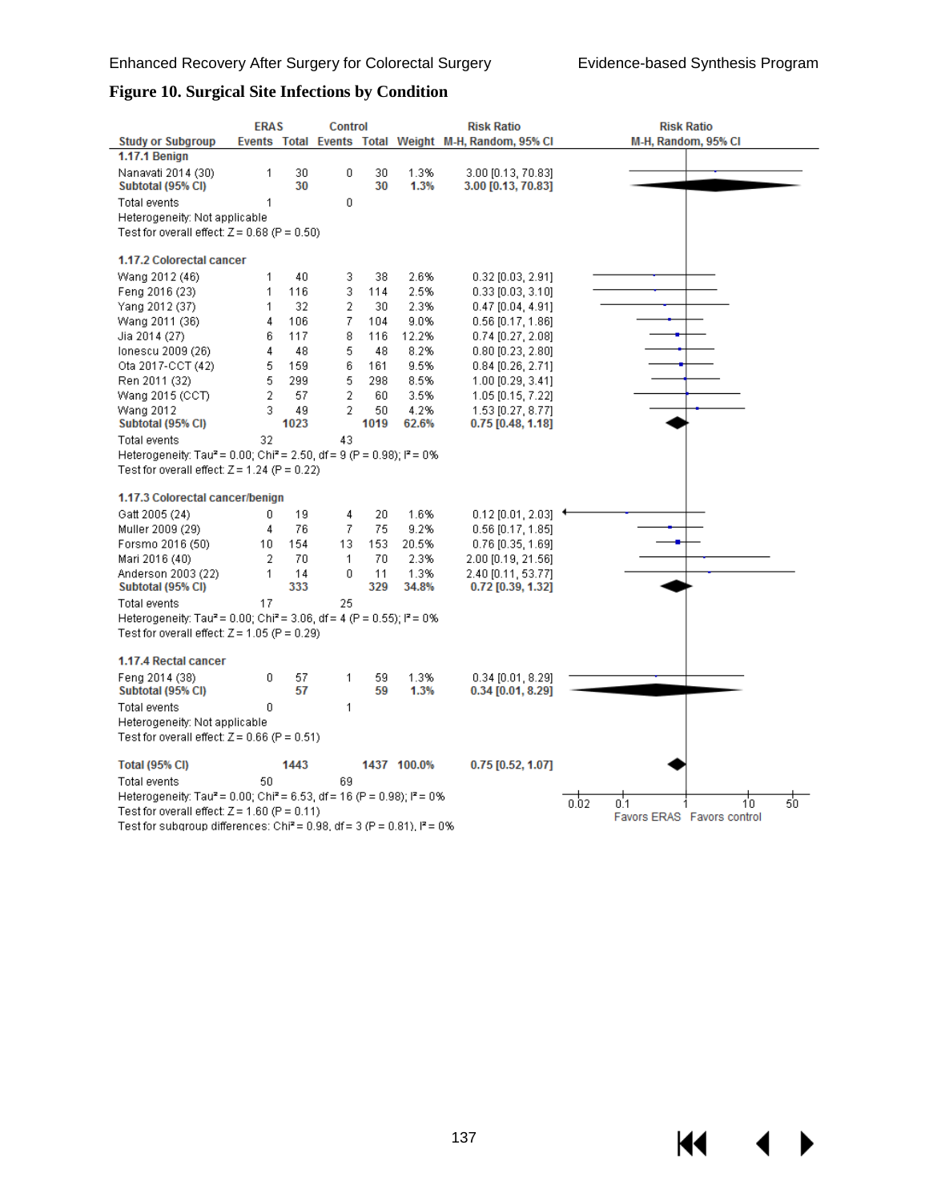**Figure 10. Surgical Site Infections by Condition**

| Study or Subgroup | ERAS Events | ERAS Total | Control Events | Control Total | Weight | Risk Ratio M-H, Random, 95% CI |
|---|---|---|---|---|---|---|
| **1.17.1 Benign** | | | | | | |
| Nanavati 2014 (30) | 1 | 30 | 0 | 30 | 1.3% | 3.00 [0.13, 70.83] |
| **Subtotal (95% CI)** | | **30** | | **30** | **1.3%** | **3.00 [0.13, 70.83]** |
| Total events | 1 | | 0 | | | |
| Heterogeneity: Not applicable | | | | | | |
| Test for overall effect: Z = 0.68 (P = 0.50) | | | | | | |
| **1.17.2 Colorectal cancer** | | | | | | |
| Wang 2012 (46) | 1 | 40 | 3 | 38 | 2.6% | 0.32 [0.03, 2.91] |
| Feng 2016 (23) | 1 | 116 | 3 | 114 | 2.5% | 0.33 [0.03, 3.10] |
| Yang 2012 (37) | 1 | 32 | 2 | 30 | 2.3% | 0.47 [0.04, 4.91] |
| Wang 2011 (36) | 4 | 106 | 7 | 104 | 9.0% | 0.56 [0.17, 1.86] |
| Jia 2014 (27) | 6 | 117 | 8 | 116 | 12.2% | 0.74 [0.27, 2.08] |
| Ionescu 2009 (26) | 4 | 48 | 5 | 48 | 8.2% | 0.80 [0.23, 2.80] |
| Ota 2017-CCT (42) | 5 | 159 | 6 | 161 | 9.5% | 0.84 [0.26, 2.71] |
| Ren 2011 (32) | 5 | 299 | 5 | 298 | 8.5% | 1.00 [0.29, 3.41] |
| Wang 2015 (CCT) | 2 | 57 | 2 | 60 | 3.5% | 1.05 [0.15, 7.22] |
| Wang 2012 | 3 | 49 | 2 | 50 | 4.2% | 1.53 [0.27, 8.77] |
| **Subtotal (95% CI)** | | **1023** | | **1019** | **62.6%** | **0.75 [0.48, 1.18]** |
| Total events | 32 | | 43 | | | |
| Heterogeneity: Tau² = 0.00; Chi² = 2.50, df = 9 (P = 0.98); I² = 0% | | | | | | |
| Test for overall effect: Z = 1.24 (P = 0.22) | | | | | | |
| **1.17.3 Colorectal cancer/benign** | | | | | | |
| Gatt 2005 (24) | 0 | 19 | 4 | 20 | 1.6% | 0.12 [0.01, 2.03] |
| Muller 2009 (29) | 4 | 76 | 7 | 75 | 9.2% | 0.56 [0.17, 1.85] |
| Forsmo 2016 (50) | 10 | 154 | 13 | 153 | 20.5% | 0.76 [0.35, 1.69] |
| Mari 2016 (40) | 2 | 70 | 1 | 70 | 2.3% | 2.00 [0.19, 21.56] |
| Anderson 2003 (22) | 1 | 14 | 0 | 11 | 1.3% | 2.40 [0.11, 53.77] |
| **Subtotal (95% CI)** | | **333** | | **329** | **34.8%** | **0.72 [0.39, 1.32]** |
| Total events | 17 | | 25 | | | |
| Heterogeneity: Tau² = 0.00; Chi² = 3.06, df = 4 (P = 0.55); I² = 0% | | | | | | |
| Test for overall effect: Z = 1.05 (P = 0.29) | | | | | | |
| **1.17.4 Rectal cancer** | | | | | | |
| Feng 2014 (38) | 0 | 57 | 1 | 59 | 1.3% | 0.34 [0.01, 8.29] |
| **Subtotal (95% CI)** | | **57** | | **59** | **1.3%** | **0.34 [0.01, 8.29]** |
| Total events | 0 | | 1 | | | |
| Heterogeneity: Not applicable | | | | | | |
| Test for overall effect: Z = 0.66 (P = 0.51) | | | | | | |
| **Total (95% CI)** | | **1443** | | **1437** | **100.0%** | **0.75 [0.52, 1.07]** |
| Total events | 50 | | 69 | | | |
| Heterogeneity: Tau² = 0.00; Chi² = 6.53, df = 16 (P = 0.98); I² = 0% | | | | | | |
| Test for overall effect: Z = 1.60 (P = 0.11) | | | | | | |
| Test for subgroup differences: Chi² = 0.98, df = 3 (P = 0.81), I² = 0% | | | | | | |

Risk Ratio
M-H, Random, 95% CI

0.02 0.1 1 10 50

Favors ERAS Favors control